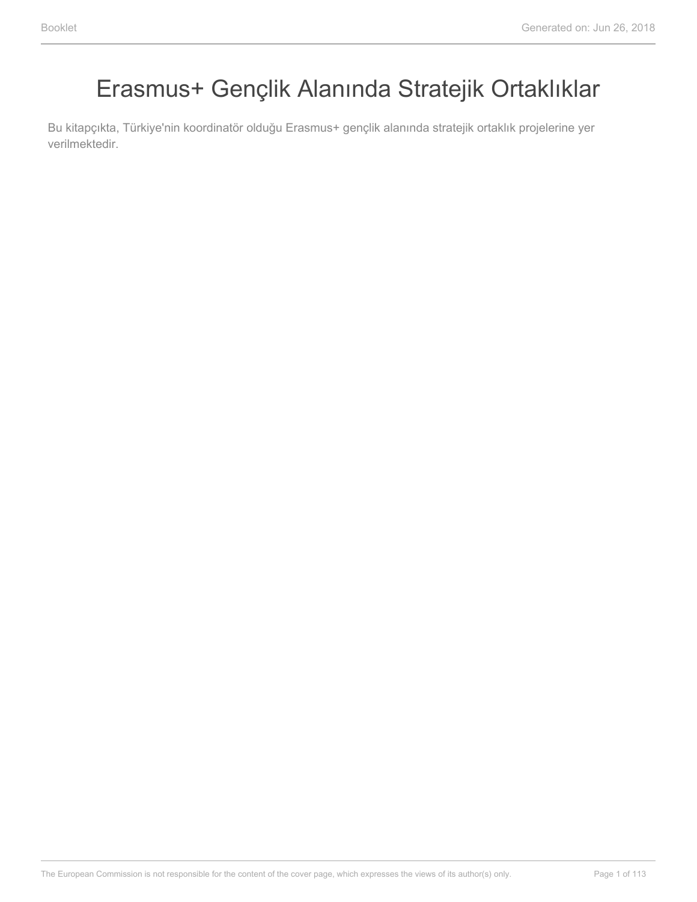# Erasmus+ Gençlik Alanında Stratejik Ortaklıklar

Bu kitapçıkta, Türkiye'nin koordinatör olduğu Erasmus+ gençlik alanında stratejik ortaklık projelerine yer verilmektedir.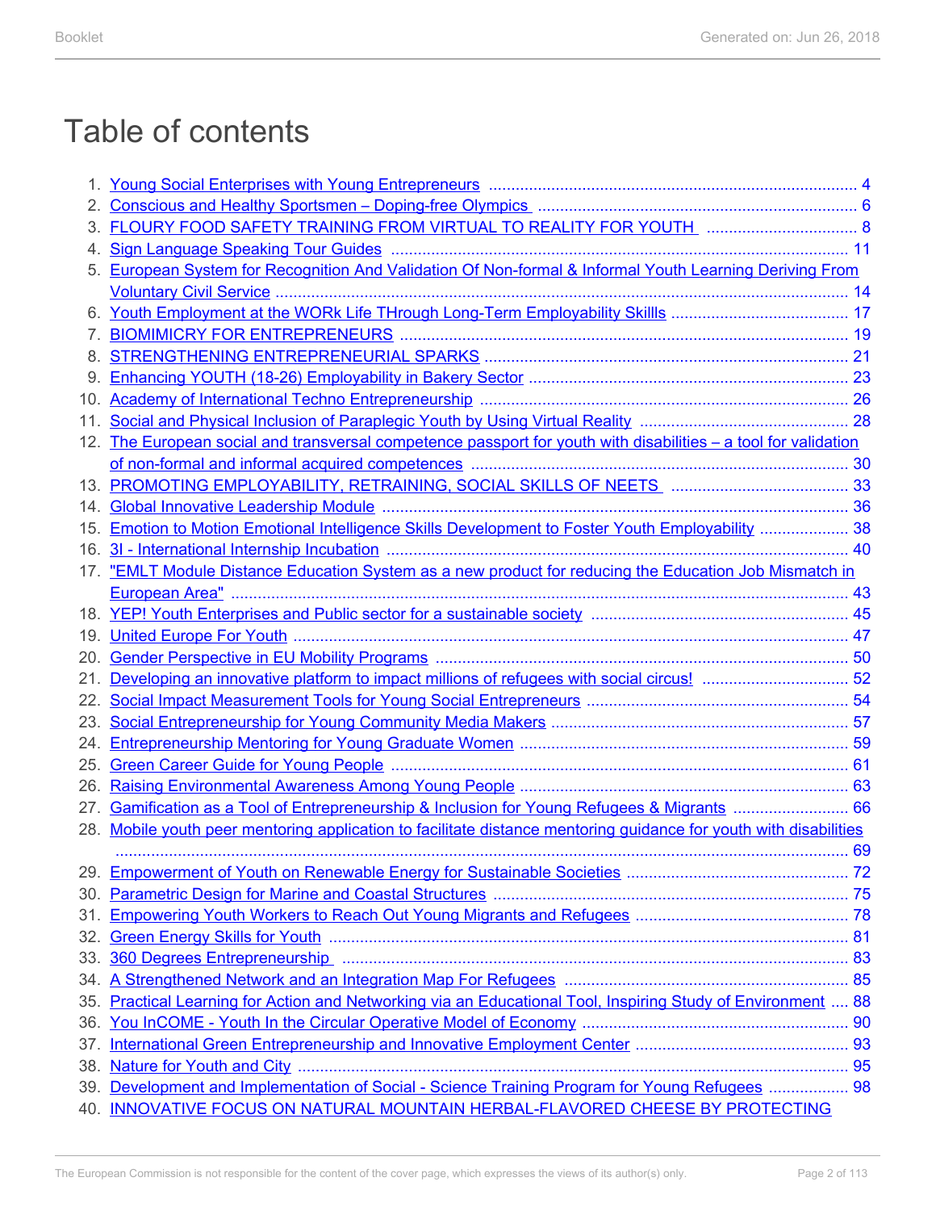# Table of contents

1. Young Social Enterprises with Young Entrepreneurs ........ 4
2. Conscious and Healthy Sportsmen – Doping-free Olympics ........ 6
3. FLOURY FOOD SAFETY TRAINING FROM VIRTUAL TO REALITY FOR YOUTH ........ 8
4. Sign Language Speaking Tour Guides ........ 11
5. European System for Recognition And Validation Of Non-formal & Informal Youth Learning Deriving From Voluntary Civil Service ........ 14
6. Youth Employment at the WORk Life THrough Long-Term Employability Skillls ........ 17
7. BIOMIMICRY FOR ENTREPRENEURS ........ 19
8. STRENGTHENING ENTREPRENEURIAL SPARKS ........ 21
9. Enhancing YOUTH (18-26) Employability in Bakery Sector ........ 23
10. Academy of International Techno Entrepreneurship ........ 26
11. Social and Physical Inclusion of Paraplegic Youth by Using Virtual Reality ........ 28
12. The European social and transversal competence passport for youth with disabilities – a tool for validation of non-formal and informal acquired competences ........ 30
13. PROMOTING EMPLOYABILITY, RETRAINING, SOCIAL SKILLS OF NEETS ........ 33
14. Global Innovative Leadership Module ........ 36
15. Emotion to Motion Emotional Intelligence Skills Development to Foster Youth Employability ........ 38
16. 3I - International Internship Incubation ........ 40
17. "EMLT Module Distance Education System as a new product for reducing the Education Job Mismatch in European Area" ........ 43
18. YEP! Youth Enterprises and Public sector for a sustainable society ........ 45
19. United Europe For Youth ........ 47
20. Gender Perspective in EU Mobility Programs ........ 50
21. Developing an innovative platform to impact millions of refugees with social circus! ........ 52
22. Social Impact Measurement Tools for Young Social Entrepreneurs ........ 54
23. Social Entrepreneurship for Young Community Media Makers ........ 57
24. Entrepreneurship Mentoring for Young Graduate Women ........ 59
25. Green Career Guide for Young People ........ 61
26. Raising Environmental Awareness Among Young People ........ 63
27. Gamification as a Tool of Entrepreneurship & Inclusion for Young Refugees & Migrants ........ 66
28. Mobile youth peer mentoring application to facilitate distance mentoring guidance for youth with disabilities ........ 69
29. Empowerment of Youth on Renewable Energy for Sustainable Societies ........ 72
30. Parametric Design for Marine and Coastal Structures ........ 75
31. Empowering Youth Workers to Reach Out Young Migrants and Refugees ........ 78
32. Green Energy Skills for Youth ........ 81
33. 360 Degrees Entrepreneurship ........ 83
34. A Strengthened Network and an Integration Map For Refugees ........ 85
35. Practical Learning for Action and Networking via an Educational Tool, Inspiring Study of Environment ........ 88
36. You InCOME - Youth In the Circular Operative Model of Economy ........ 90
37. International Green Entrepreneurship and Innovative Employment Center ........ 93
38. Nature for Youth and City ........ 95
39. Development and Implementation of Social - Science Training Program for Young Refugees ........ 98
40. INNOVATIVE FOCUS ON NATURAL MOUNTAIN HERBAL-FLAVORED CHEESE BY PROTECTING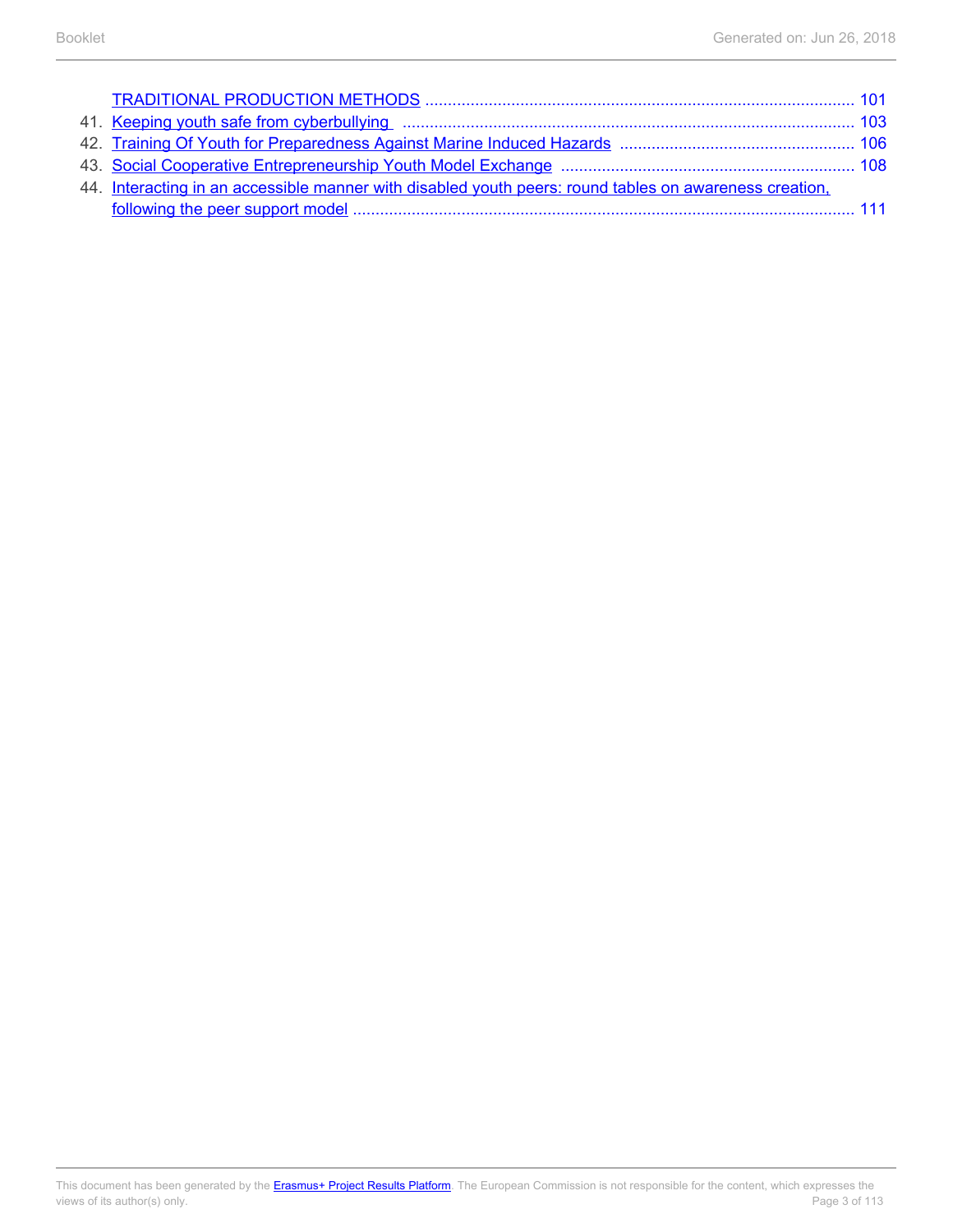TRADITIONAL PRODUCTION METHODS ........................................................................................ 101

41. Keeping youth safe from cyberbullying ........................................................................................ 103
42. Training Of Youth for Preparedness Against Marine Induced Hazards .................................................... 106
43. Social Cooperative Entrepreneurship Youth Model Exchange ................................................................ 108
44. Interacting in an accessible manner with disabled youth peers: round tables on awareness creation, following the peer support model ........................................................................................................ 111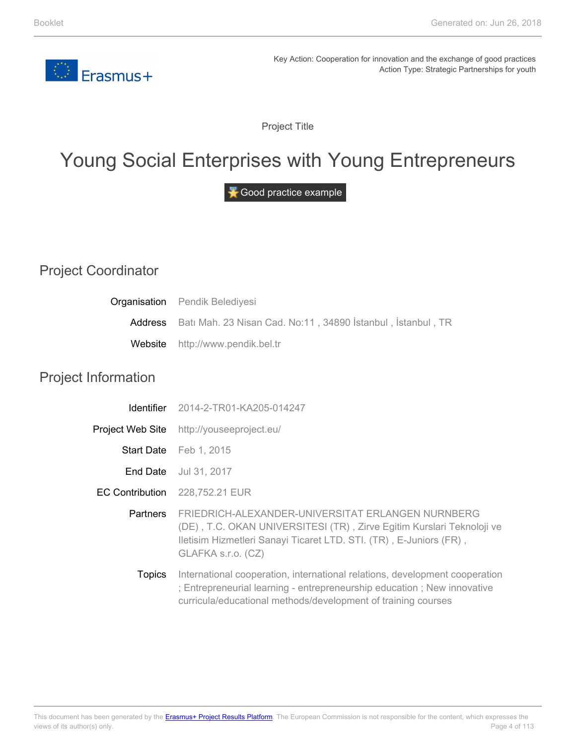Key Action: Cooperation for innovation and the exchange of good practices
Action Type: Strategic Partnerships for youth

Project Title

# Young Social Enterprises with Young Entrepreneurs

Good practice example

## Project Coordinator

| | |
|---|---|
| Organisation | Pendik Belediyesi |
| Address | Batı Mah. 23 Nisan Cad. No:11 , 34890 İstanbul , İstanbul , TR |
| Website | http://www.pendik.bel.tr |

## Project Information

| | |
|---|---|
| Identifier | 2014-2-TR01-KA205-014247 |
| Project Web Site | http://youseeproject.eu/ |
| Start Date | Feb 1, 2015 |
| End Date | Jul 31, 2017 |
| EC Contribution | 228,752.21 EUR |
| Partners | FRIEDRICH-ALEXANDER-UNIVERSITAT ERLANGEN NURNBERG (DE) , T.C. OKAN UNIVERSITESI (TR) , Zirve Egitim Kurslari Teknoloji ve Iletisim Hizmetleri Sanayi Ticaret LTD. STI. (TR) , E-Juniors (FR) , GLAFKA s.r.o. (CZ) |
| Topics | International cooperation, international relations, development cooperation ; Entrepreneurial learning - entrepreneurship education ; New innovative curricula/educational methods/development of training courses |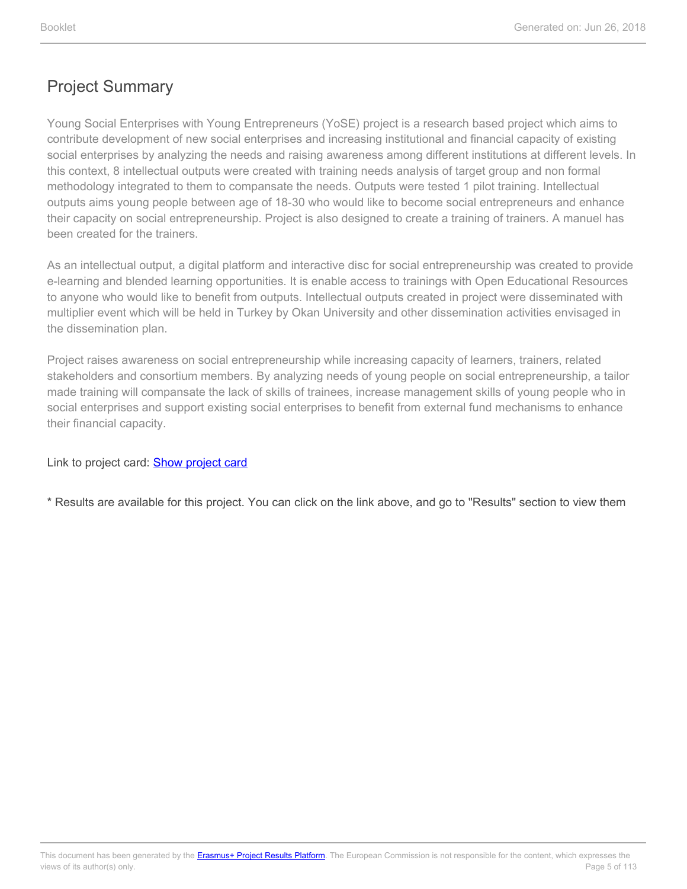## Project Summary

Young Social Enterprises with Young Entrepreneurs (YoSE) project is a research based project which aims to contribute development of new social enterprises and increasing institutional and financial capacity of existing social enterprises by analyzing the needs and raising awareness among different institutions at different levels. In this context, 8 intellectual outputs were created with training needs analysis of target group and non formal methodology integrated to them to compansate the needs. Outputs were tested 1 pilot training. Intellectual outputs aims young people between age of 18-30 who would like to become social entrepreneurs and enhance their capacity on social entrepreneurship. Project is also designed to create a training of trainers. A manuel has been created for the trainers.

As an intellectual output, a digital platform and interactive disc for social entrepreneurship was created to provide e-learning and blended learning opportunities. It is enable access to trainings with Open Educational Resources to anyone who would like to benefit from outputs. Intellectual outputs created in project were disseminated with multiplier event which will be held in Turkey by Okan University and other dissemination activities envisaged in the dissemination plan.

Project raises awareness on social entrepreneurship while increasing capacity of learners, trainers, related stakeholders and consortium members. By analyzing needs of young people on social entrepreneurship, a tailor made training will compansate the lack of skills of trainees, increase management skills of young people who in social enterprises and support existing social enterprises to benefit from external fund mechanisms to enhance their financial capacity.

Link to project card: Show project card

* Results are available for this project. You can click on the link above, and go to "Results" section to view them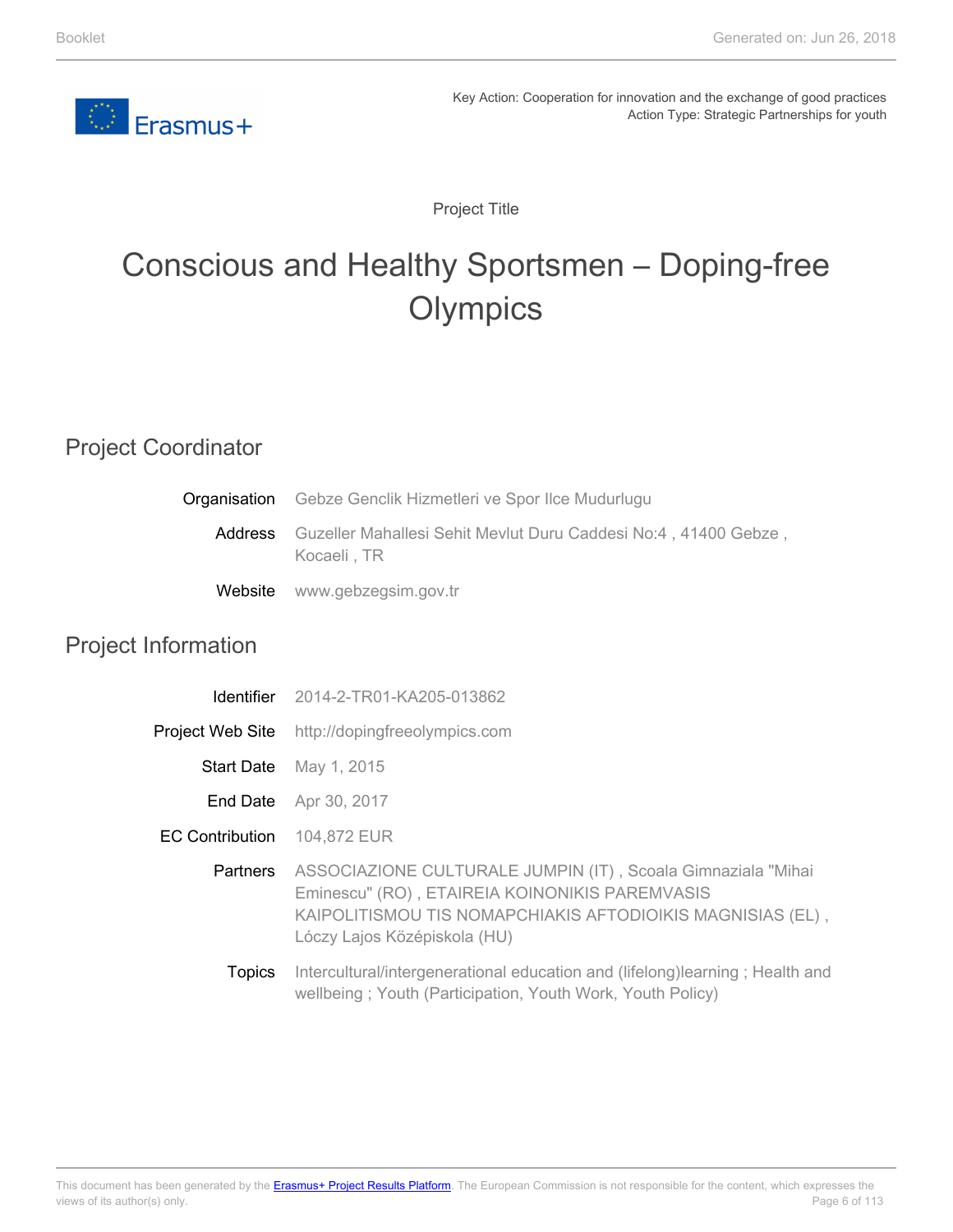Key Action: Cooperation for innovation and the exchange of good practices
Action Type: Strategic Partnerships for youth

Project Title

# Conscious and Healthy Sportsmen – Doping-free Olympics

## Project Coordinator

| | |
|---|---|
| Organisation | Gebze Genclik Hizmetleri ve Spor Ilce Mudurlugu |
| Address | Guzeller Mahallesi Sehit Mevlut Duru Caddesi No:4 , 41400 Gebze , Kocaeli , TR |
| Website | www.gebzegsim.gov.tr |

## Project Information

| | |
|---|---|
| Identifier | 2014-2-TR01-KA205-013862 |
| Project Web Site | http://dopingfreeolympics.com |
| Start Date | May 1, 2015 |
| End Date | Apr 30, 2017 |
| EC Contribution | 104,872 EUR |
| Partners | ASSOCIAZIONE CULTURALE JUMPIN (IT) , Scoala Gimnaziala "Mihai Eminescu" (RO) , ETAIREIA KOINONIKIS PAREMVASIS KAIPOLITISMOU TIS NOMAPCHIAKIS AFTODIOIKIS MAGNISIAS (EL) , Lóczy Lajos Középiskola (HU) |
| Topics | Intercultural/intergenerational education and (lifelong)learning ; Health and wellbeing ; Youth (Participation, Youth Work, Youth Policy) |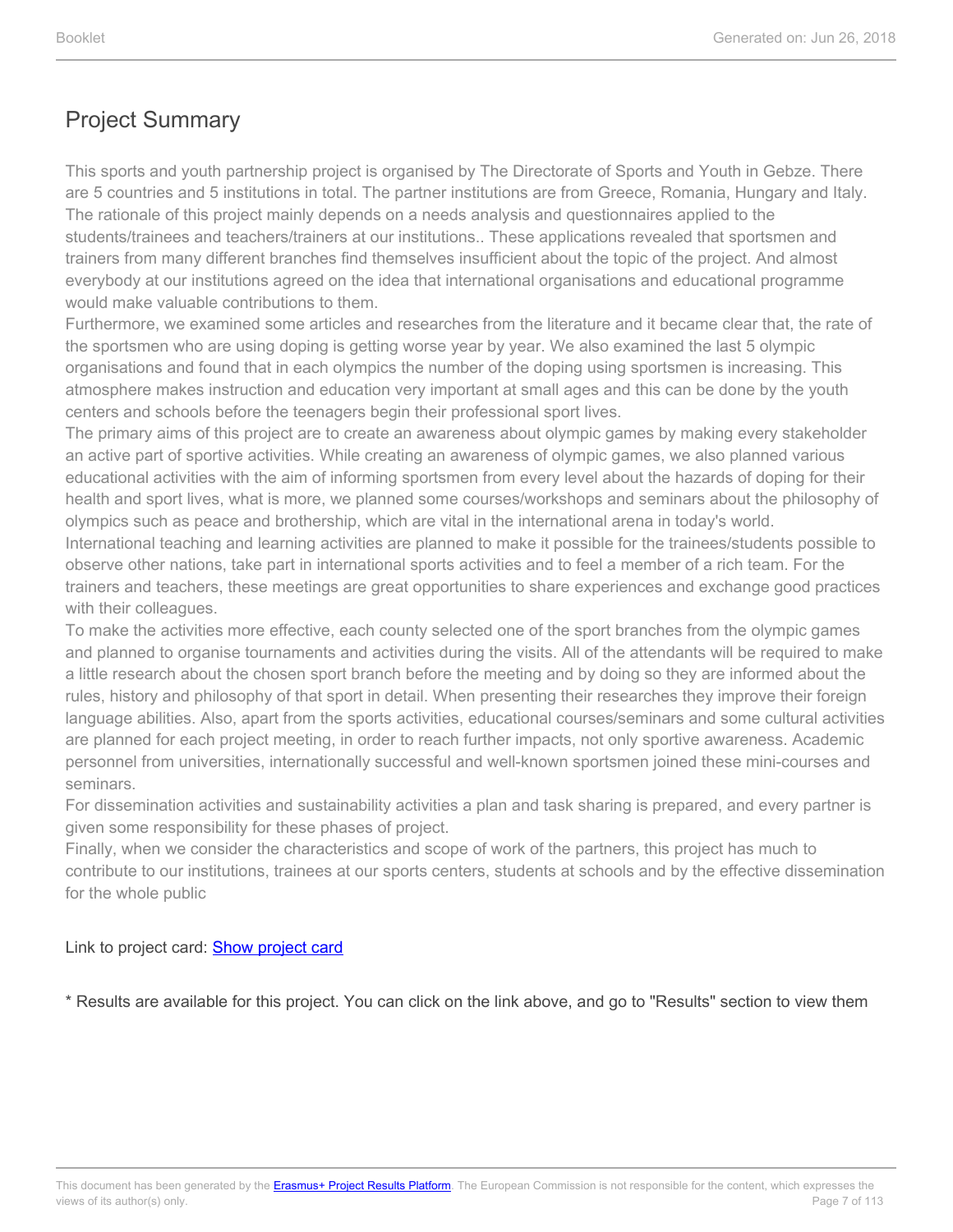## Project Summary

This sports and youth partnership project is organised by The Directorate of Sports and Youth in Gebze. There are 5 countries and 5 institutions in total. The partner institutions are from Greece, Romania, Hungary and Italy. The rationale of this project mainly depends on a needs analysis and questionnaires applied to the students/trainees and teachers/trainers at our institutions.. These applications revealed that sportsmen and trainers from many different branches find themselves insufficient about the topic of the project. And almost everybody at our institutions agreed on the idea that international organisations and educational programme would make valuable contributions to them.
Furthermore, we examined some articles and researches from the literature and it became clear that, the rate of the sportsmen who are using doping is getting worse year by year. We also examined the last 5 olympic organisations and found that in each olympics the number of the doping using sportsmen is increasing. This atmosphere makes instruction and education very important at small ages and this can be done by the youth centers and schools before the teenagers begin their professional sport lives.
The primary aims of this project are to create an awareness about olympic games by making every stakeholder an active part of sportive activities. While creating an awareness of olympic games, we also planned various educational activities with the aim of informing sportsmen from every level about the hazards of doping for their health and sport lives, what is more, we planned some courses/workshops and seminars about the philosophy of olympics such as peace and brothership, which are vital in the international arena in today's world.
International teaching and learning activities are planned to make it possible for the trainees/students possible to observe other nations, take part in international sports activities and to feel a member of a rich team. For the trainers and teachers, these meetings are great opportunities to share experiences and exchange good practices with their colleagues.
To make the activities more effective, each county selected one of the sport branches from the olympic games and planned to organise tournaments and activities during the visits. All of the attendants will be required to make a little research about the chosen sport branch before the meeting and by doing so they are informed about the rules, history and philosophy of that sport in detail. When presenting their researches they improve their foreign language abilities. Also, apart from the sports activities, educational courses/seminars and some cultural activities are planned for each project meeting, in order to reach further impacts, not only sportive awareness. Academic personnel from universities, internationally successful and well-known sportsmen joined these mini-courses and seminars.
For dissemination activities and sustainability activities a plan and task sharing is prepared, and every partner is given some responsibility for these phases of project.
Finally, when we consider the characteristics and scope of work of the partners, this project has much to contribute to our institutions, trainees at our sports centers, students at schools and by the effective dissemination for the whole public

Link to project card: [Show project card]()

* Results are available for this project. You can click on the link above, and go to "Results" section to view them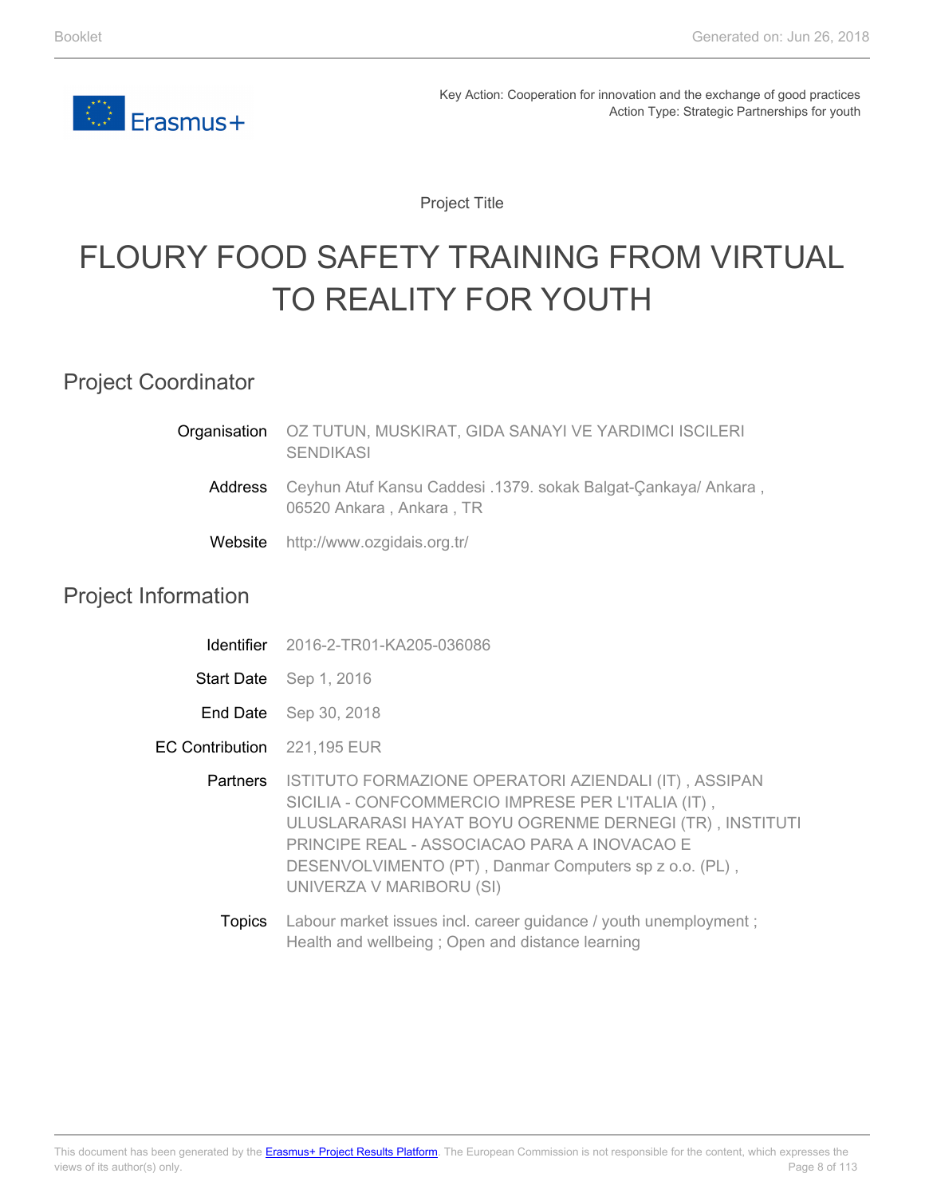Key Action: Cooperation for innovation and the exchange of good practices
Action Type: Strategic Partnerships for youth

Project Title

# FLOURY FOOD SAFETY TRAINING FROM VIRTUAL TO REALITY FOR YOUTH

## Project Coordinator

| | |
|---|---|
| Organisation | OZ TUTUN, MUSKIRAT, GIDA SANAYI VE YARDIMCI ISCILERI SENDIKASI |
| Address | Ceyhun Atuf Kansu Caddesi .1379. sokak Balgat-Çankaya/ Ankara , 06520 Ankara , Ankara , TR |
| Website | http://www.ozgidais.org.tr/ |

## Project Information

| | |
|---|---|
| Identifier | 2016-2-TR01-KA205-036086 |
| Start Date | Sep 1, 2016 |
| End Date | Sep 30, 2018 |
| EC Contribution | 221,195 EUR |
| Partners | ISTITUTO FORMAZIONE OPERATORI AZIENDALI (IT) , ASSIPAN SICILIA - CONFCOMMERCIO IMPRESE PER L'ITALIA (IT) , ULUSLARARASI HAYAT BOYU OGRENME DERNEGI (TR) , INSTITUTI PRINCIPE REAL - ASSOCIACAO PARA A INOVACAO E DESENVOLVIMENTO (PT) , Danmar Computers sp z o.o. (PL) , UNIVERZA V MARIBORU (SI) |
| Topics | Labour market issues incl. career guidance / youth unemployment ; Health and wellbeing ; Open and distance learning |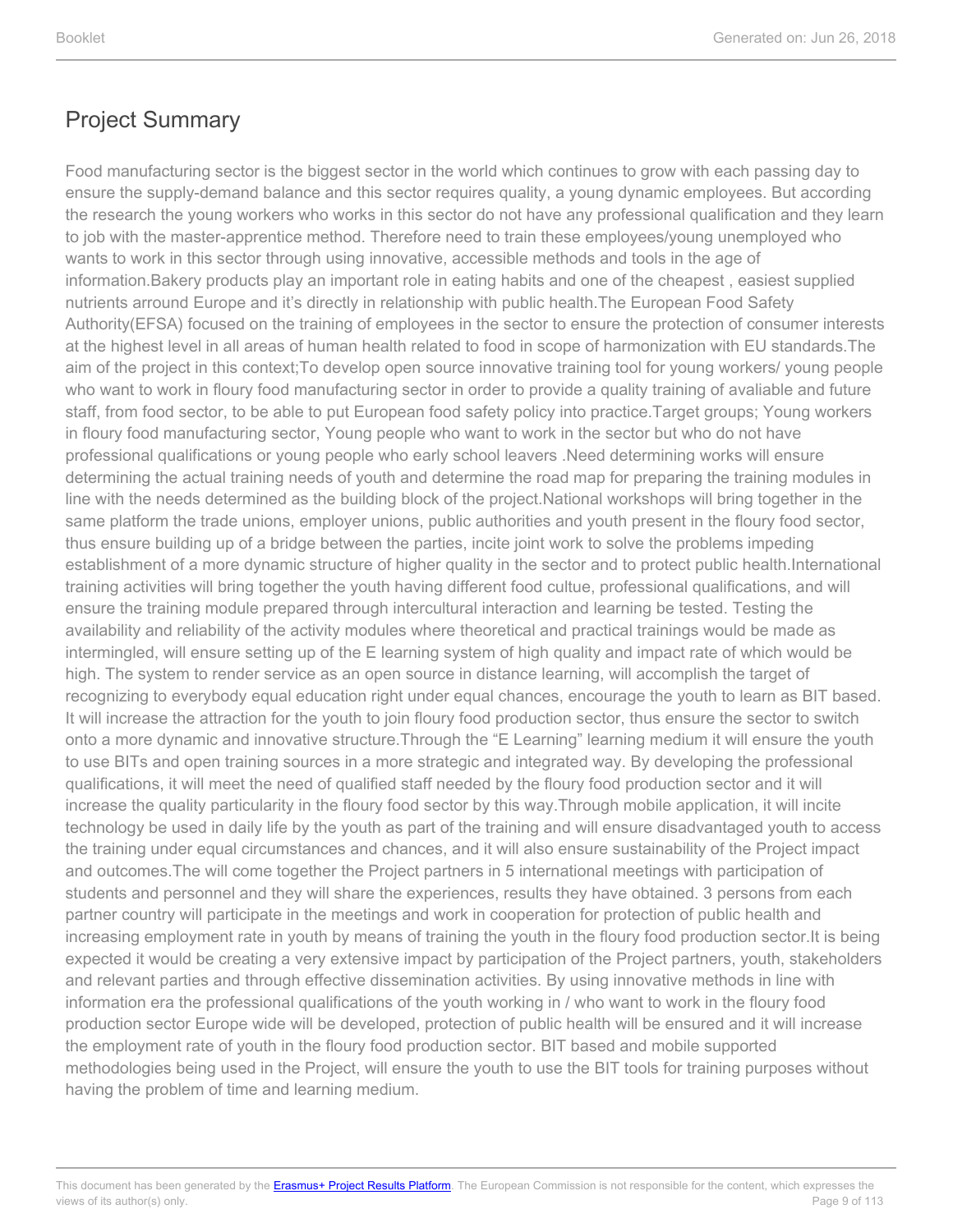# Project Summary

Food manufacturing sector is the biggest sector in the world which continues to grow with each passing day to ensure the supply-demand balance and this sector requires quality, a young dynamic employees. But according the research the young workers who works in this sector do not have any professional qualification and they learn to job with the master-apprentice method. Therefore need to train these employees/young unemployed who wants to work in this sector through using innovative, accessible methods and tools in the age of information.Bakery products play an important role in eating habits and one of the cheapest , easiest supplied nutrients arround Europe and it's directly in relationship with public health.The European Food Safety Authority(EFSA) focused on the training of employees in the sector to ensure the protection of consumer interests at the highest level in all areas of human health related to food in scope of harmonization with EU standards.The aim of the project in this context;To develop open source innovative training tool for young workers/ young people who want to work in floury food manufacturing sector in order to provide a quality training of avaliable and future staff, from food sector, to be able to put European food safety policy into practice.Target groups; Young workers in floury food manufacturing sector, Young people who want to work in the sector but who do not have professional qualifications or young people who early school leavers .Need determining works will ensure determining the actual training needs of youth and determine the road map for preparing the training modules in line with the needs determined as the building block of the project.National workshops will bring together in the same platform the trade unions, employer unions, public authorities and youth present in the floury food sector, thus ensure building up of a bridge between the parties, incite joint work to solve the problems impeding establishment of a more dynamic structure of higher quality in the sector and to protect public health.International training activities will bring together the youth having different food cultue, professional qualifications, and will ensure the training module prepared through intercultural interaction and learning be tested. Testing the availability and reliability of the activity modules where theoretical and practical trainings would be made as intermingled, will ensure setting up of the E learning system of high quality and impact rate of which would be high. The system to render service as an open source in distance learning, will accomplish the target of recognizing to everybody equal education right under equal chances, encourage the youth to learn as BIT based. It will increase the attraction for the youth to join floury food production sector, thus ensure the sector to switch onto a more dynamic and innovative structure.Through the "E Learning" learning medium it will ensure the youth to use BITs and open training sources in a more strategic and integrated way. By developing the professional qualifications, it will meet the need of qualified staff needed by the floury food production sector and it will increase the quality particularity in the floury food sector by this way.Through mobile application, it will incite technology be used in daily life by the youth as part of the training and will ensure disadvantaged youth to access the training under equal circumstances and chances, and it will also ensure sustainability of the Project impact and outcomes.The will come together the Project partners in 5 international meetings with participation of students and personnel and they will share the experiences, results they have obtained. 3 persons from each partner country will participate in the meetings and work in cooperation for protection of public health and increasing employment rate in youth by means of training the youth in the floury food production sector.It is being expected it would be creating a very extensive impact by participation of the Project partners, youth, stakeholders and relevant parties and through effective dissemination activities. By using innovative methods in line with information era the professional qualifications of the youth working in / who want to work in the floury food production sector Europe wide will be developed, protection of public health will be ensured and it will increase the employment rate of youth in the floury food production sector. BIT based and mobile supported methodologies being used in the Project, will ensure the youth to use the BIT tools for training purposes without having the problem of time and learning medium.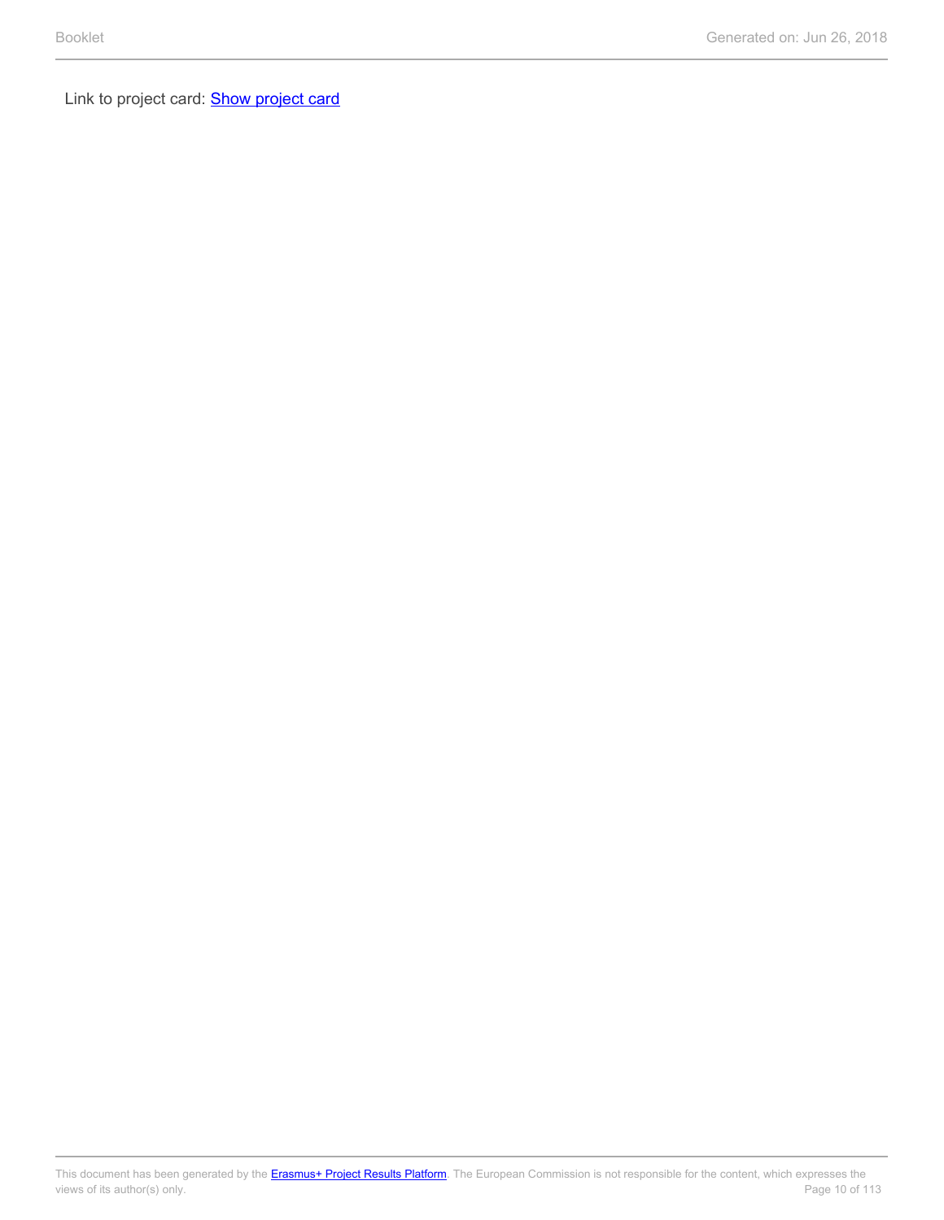Link to project card: [Show project card]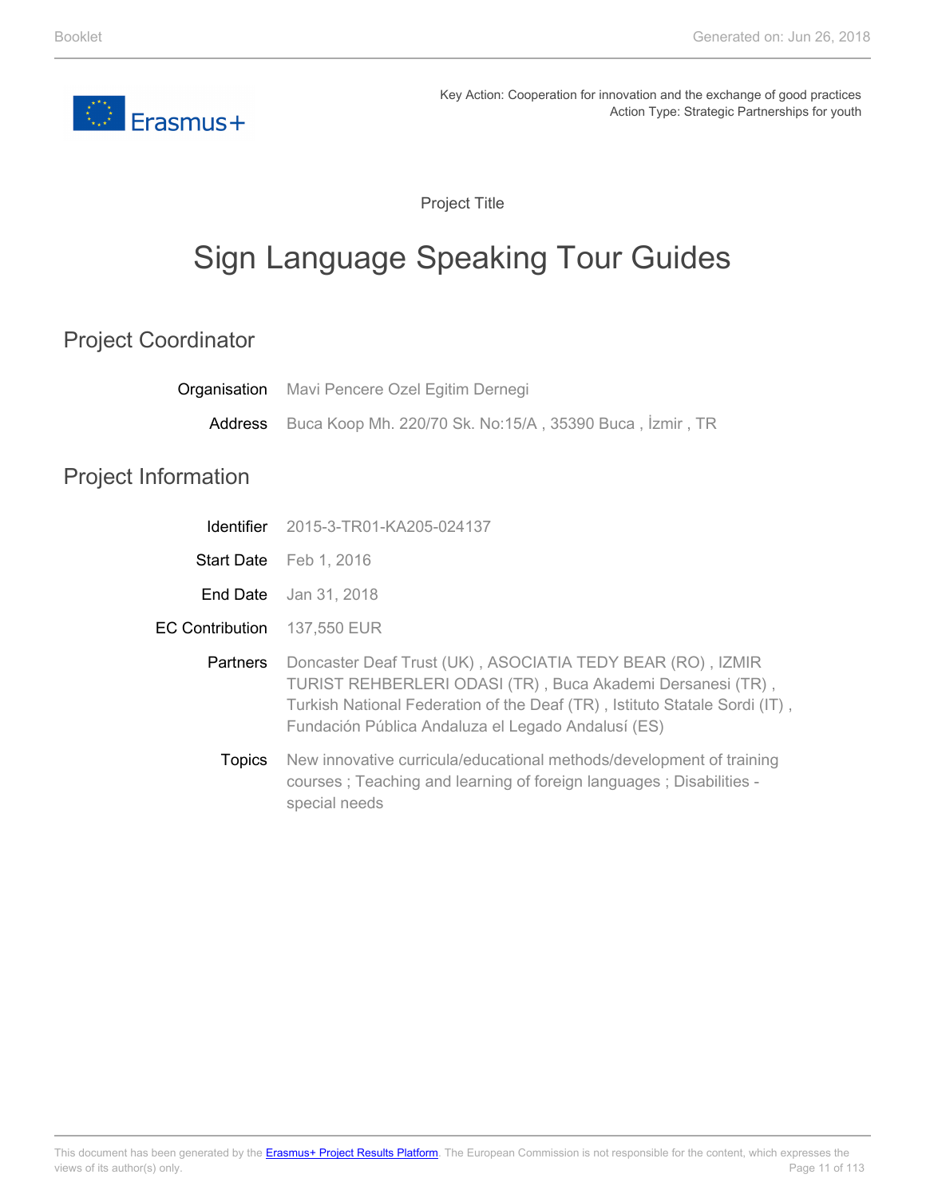Key Action: Cooperation for innovation and the exchange of good practices
Action Type: Strategic Partnerships for youth

Project Title

# Sign Language Speaking Tour Guides

## Project Coordinator

**Organisation** Mavi Pencere Ozel Egitim Dernegi

**Address** Buca Koop Mh. 220/70 Sk. No:15/A , 35390 Buca , İzmir , TR

## Project Information

**Identifier** 2015-3-TR01-KA205-024137

**Start Date** Feb 1, 2016

**End Date** Jan 31, 2018

**EC Contribution** 137,550 EUR

**Partners** Doncaster Deaf Trust (UK) , ASOCIATIA TEDY BEAR (RO) , IZMIR TURIST REHBERLERI ODASI (TR) , Buca Akademi Dersanesi (TR) , Turkish National Federation of the Deaf (TR) , Istituto Statale Sordi (IT) , Fundación Pública Andaluza el Legado Andalusí (ES)

**Topics** New innovative curricula/educational methods/development of training courses ; Teaching and learning of foreign languages ; Disabilities - special needs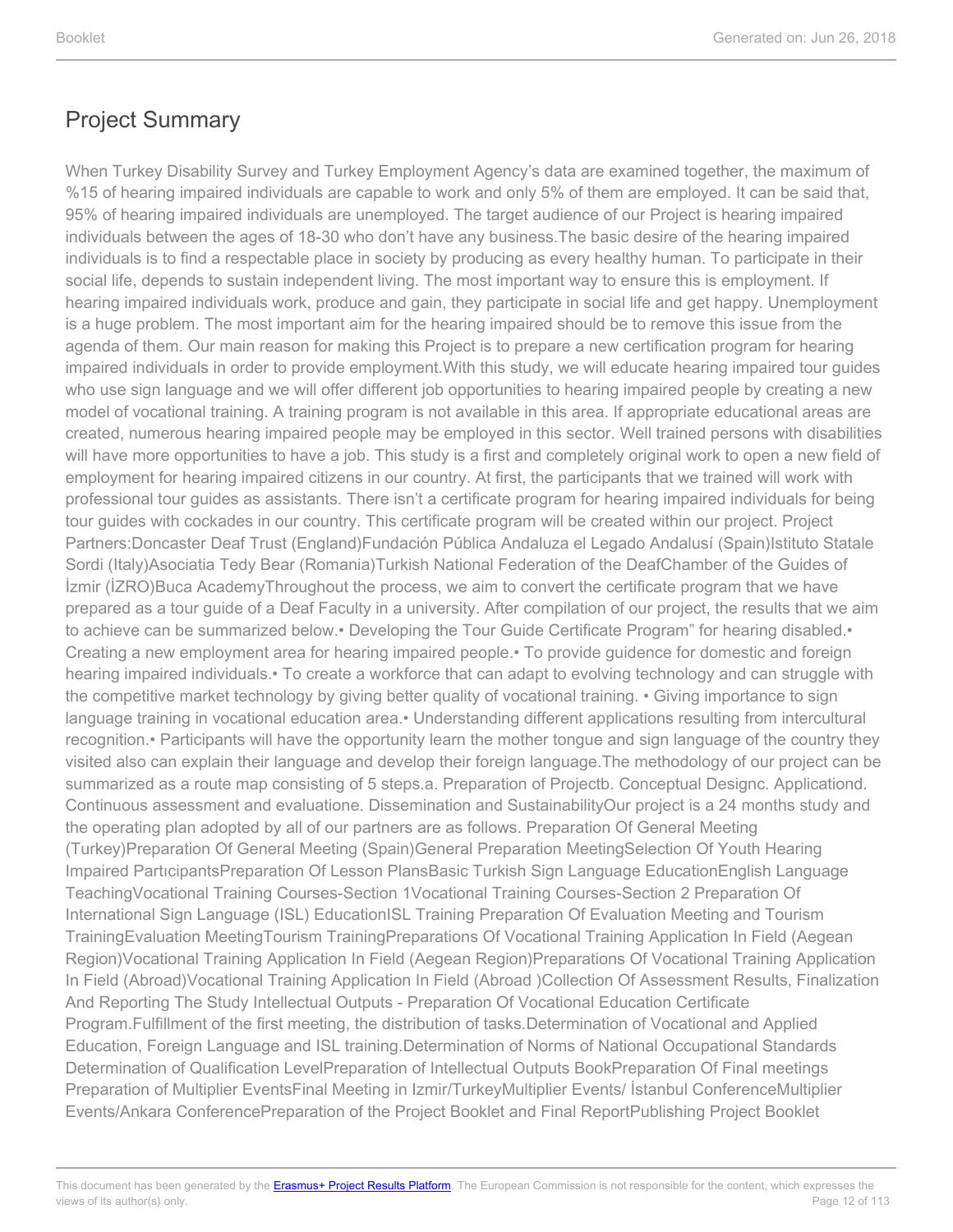## Project Summary

When Turkey Disability Survey and Turkey Employment Agency's data are examined together, the maximum of %15 of hearing impaired individuals are capable to work and only 5% of them are employed. It can be said that, 95% of hearing impaired individuals are unemployed. The target audience of our Project is hearing impaired individuals between the ages of 18-30 who don't have any business.The basic desire of the hearing impaired individuals is to find a respectable place in society by producing as every healthy human. To participate in their social life, depends to sustain independent living. The most important way to ensure this is employment. If hearing impaired individuals work, produce and gain, they participate in social life and get happy. Unemployment is a huge problem. The most important aim for the hearing impaired should be to remove this issue from the agenda of them. Our main reason for making this Project is to prepare a new certification program for hearing impaired individuals in order to provide employment.With this study, we will educate hearing impaired tour guides who use sign language and we will offer different job opportunities to hearing impaired people by creating a new model of vocational training. A training program is not available in this area. If appropriate educational areas are created, numerous hearing impaired people may be employed in this sector. Well trained persons with disabilities will have more opportunities to have a job. This study is a first and completely original work to open a new field of employment for hearing impaired citizens in our country. At first, the participants that we trained will work with professional tour guides as assistants. There isn't a certificate program for hearing impaired individuals for being tour guides with cockades in our country. This certificate program will be created within our project. Project Partners:Doncaster Deaf Trust (England)Fundación Pública Andaluza el Legado Andalusí (Spain)Istituto Statale Sordi (Italy)Asociatia Tedy Bear (Romania)Turkish National Federation of the DeafChamber of the Guides of İzmir (İZRO)Buca AcademyThroughout the process, we aim to convert the certificate program that we have prepared as a tour guide of a Deaf Faculty in a university. After compilation of our project, the results that we aim to achieve can be summarized below.• Developing the Tour Guide Certificate Program" for hearing disabled.• Creating a new employment area for hearing impaired people.• To provide guidence for domestic and foreign hearing impaired individuals.• To create a workforce that can adapt to evolving technology and can struggle with the competitive market technology by giving better quality of vocational training. • Giving importance to sign language training in vocational education area.• Understanding different applications resulting from intercultural recognition.• Participants will have the opportunity learn the mother tongue and sign language of the country they visited also can explain their language and develop their foreign language.The methodology of our project can be summarized as a route map consisting of 5 steps.a. Preparation of Projectb. Conceptual Designc. Applicationd. Continuous assessment and evaluatione. Dissemination and SustainabilityOur project is a 24 months study and the operating plan adopted by all of our partners are as follows. Preparation Of General Meeting (Turkey)Preparation Of General Meeting (Spain)General Preparation MeetingSelection Of Youth Hearing Impaired PartıcipantsPreparation Of Lesson PlansBasic Turkish Sign Language EducationEnglish Language TeachingVocational Training Courses-Section 1Vocational Training Courses-Section 2 Preparation Of International Sign Language (ISL) EducationISL Training Preparation Of Evaluation Meeting and Tourism TrainingEvaluation MeetingTourism TrainingPreparations Of Vocational Training Application In Field (Aegean Region)Vocational Training Application In Field (Aegean Region)Preparations Of Vocational Training Application In Field (Abroad)Vocational Training Application In Field (Abroad )Collection Of Assessment Results, Finalization And Reporting The Study Intellectual Outputs - Preparation Of Vocational Education Certificate Program.Fulfillment of the first meeting, the distribution of tasks.Determination of Vocational and Applied Education, Foreign Language and ISL training.Determination of Norms of National Occupational Standards Determination of Qualification LevelPreparation of Intellectual Outputs BookPreparation Of Final meetings Preparation of Multiplier EventsFinal Meeting in Izmir/TurkeyMultiplier Events/ İstanbul ConferenceMultiplier Events/Ankara ConferencePreparation of the Project Booklet and Final ReportPublishing Project Booklet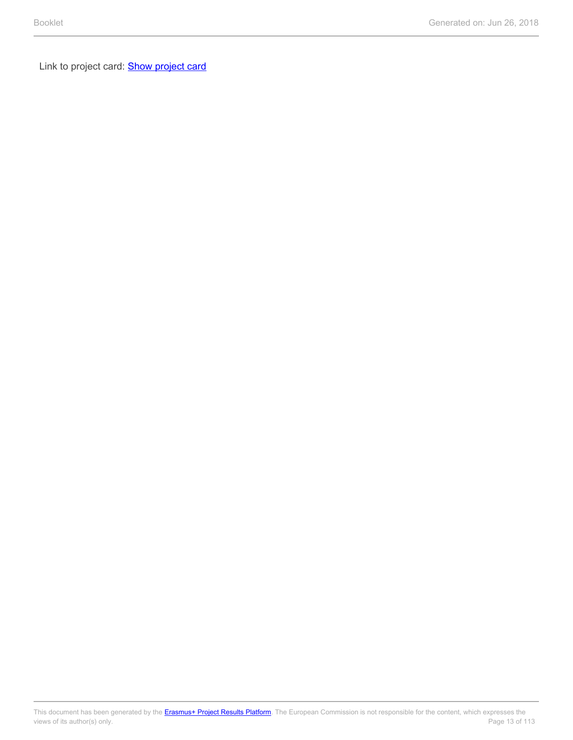Link to project card: [Show project card]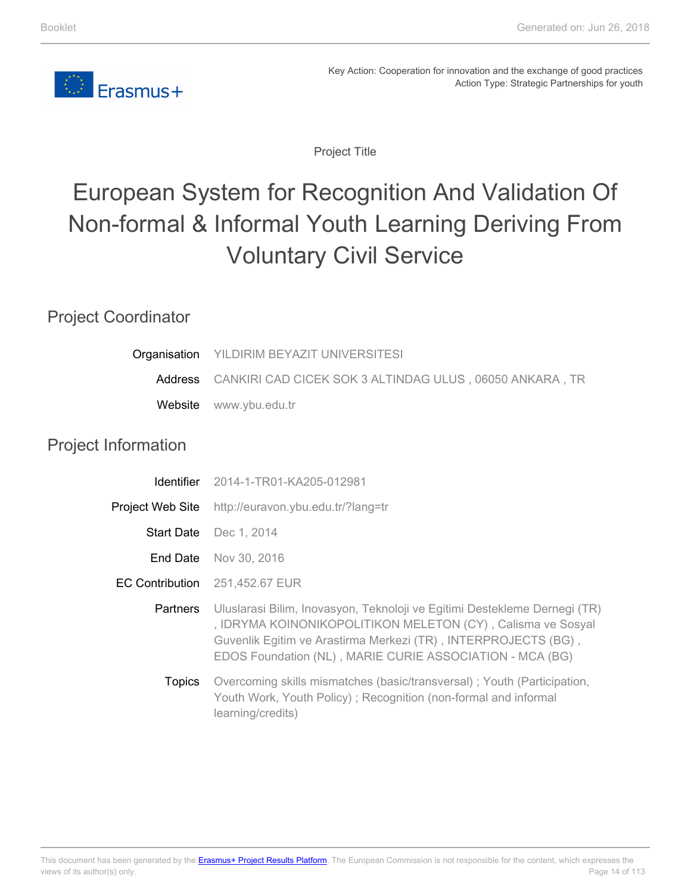Key Action: Cooperation for innovation and the exchange of good practices
Action Type: Strategic Partnerships for youth

Project Title

# European System for Recognition And Validation Of Non-formal & Informal Youth Learning Deriving From Voluntary Civil Service

## Project Coordinator

| | |
|---|---|
| Organisation | YILDIRIM BEYAZIT UNIVERSITESI |
| Address | CANKIRI CAD CICEK SOK 3 ALTINDAG ULUS , 06050 ANKARA , TR |
| Website | www.ybu.edu.tr |

## Project Information

| | |
|---|---|
| Identifier | 2014-1-TR01-KA205-012981 |
| Project Web Site | http://euravon.ybu.edu.tr/?lang=tr |
| Start Date | Dec 1, 2014 |
| End Date | Nov 30, 2016 |
| EC Contribution | 251,452.67 EUR |
| Partners | Uluslarasi Bilim, Inovasyon, Teknoloji ve Egitimi Destekleme Dernegi (TR) , IDRYMA KOINONIKOPOLITIKON MELETON (CY) , Calisma ve Sosyal Guvenlik Egitim ve Arastirma Merkezi (TR) , INTERPROJECTS (BG) , EDOS Foundation (NL) , MARIE CURIE ASSOCIATION - MCA (BG) |
| Topics | Overcoming skills mismatches (basic/transversal) ; Youth (Participation, Youth Work, Youth Policy) ; Recognition (non-formal and informal learning/credits) |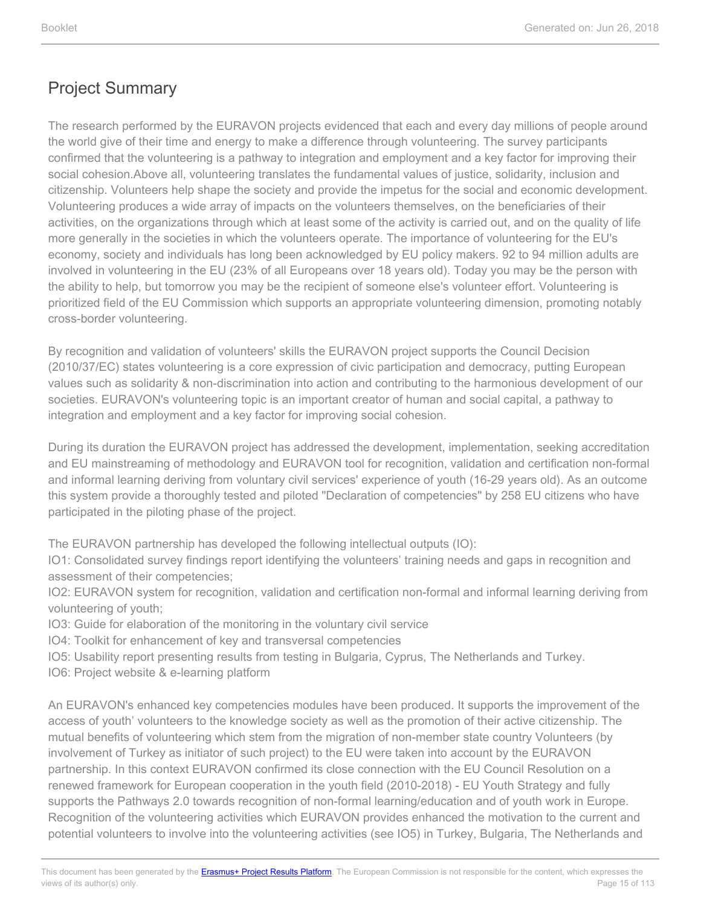## Project Summary

The research performed by the EURAVON projects evidenced that each and every day millions of people around the world give of their time and energy to make a difference through volunteering. The survey participants confirmed that the volunteering is a pathway to integration and employment and a key factor for improving their social cohesion.Above all, volunteering translates the fundamental values of justice, solidarity, inclusion and citizenship. Volunteers help shape the society and provide the impetus for the social and economic development. Volunteering produces a wide array of impacts on the volunteers themselves, on the beneficiaries of their activities, on the organizations through which at least some of the activity is carried out, and on the quality of life more generally in the societies in which the volunteers operate. The importance of volunteering for the EU's economy, society and individuals has long been acknowledged by EU policy makers. 92 to 94 million adults are involved in volunteering in the EU (23% of all Europeans over 18 years old). Today you may be the person with the ability to help, but tomorrow you may be the recipient of someone else's volunteer effort. Volunteering is prioritized field of the EU Commission which supports an appropriate volunteering dimension, promoting notably cross-border volunteering.

By recognition and validation of volunteers' skills the EURAVON project supports the Council Decision (2010/37/EC) states volunteering is a core expression of civic participation and democracy, putting European values such as solidarity & non-discrimination into action and contributing to the harmonious development of our societies. EURAVON's volunteering topic is an important creator of human and social capital, a pathway to integration and employment and a key factor for improving social cohesion.

During its duration the EURAVON project has addressed the development, implementation, seeking accreditation and EU mainstreaming of methodology and EURAVON tool for recognition, validation and certification non-formal and informal learning deriving from voluntary civil services' experience of youth (16-29 years old). As an outcome this system provide a thoroughly tested and piloted "Declaration of competencies" by 258 EU citizens who have participated in the piloting phase of the project.

The EURAVON partnership has developed the following intellectual outputs (IO):
IO1: Consolidated survey findings report identifying the volunteers' training needs and gaps in recognition and assessment of their competencies;
IO2: EURAVON system for recognition, validation and certification non-formal and informal learning deriving from volunteering of youth;
IO3: Guide for elaboration of the monitoring in the voluntary civil service
IO4: Toolkit for enhancement of key and transversal competencies
IO5: Usability report presenting results from testing in Bulgaria, Cyprus, The Netherlands and Turkey.
IO6: Project website & e-learning platform

An EURAVON's enhanced key competencies modules have been produced. It supports the improvement of the access of youth' volunteers to the knowledge society as well as the promotion of their active citizenship. The mutual benefits of volunteering which stem from the migration of non-member state country Volunteers (by involvement of Turkey as initiator of such project) to the EU were taken into account by the EURAVON partnership. In this context EURAVON confirmed its close connection with the EU Council Resolution on a renewed framework for European cooperation in the youth field (2010-2018) - EU Youth Strategy and fully supports the Pathways 2.0 towards recognition of non-formal learning/education and of youth work in Europe. Recognition of the volunteering activities which EURAVON provides enhanced the motivation to the current and potential volunteers to involve into the volunteering activities (see IO5) in Turkey, Bulgaria, The Netherlands and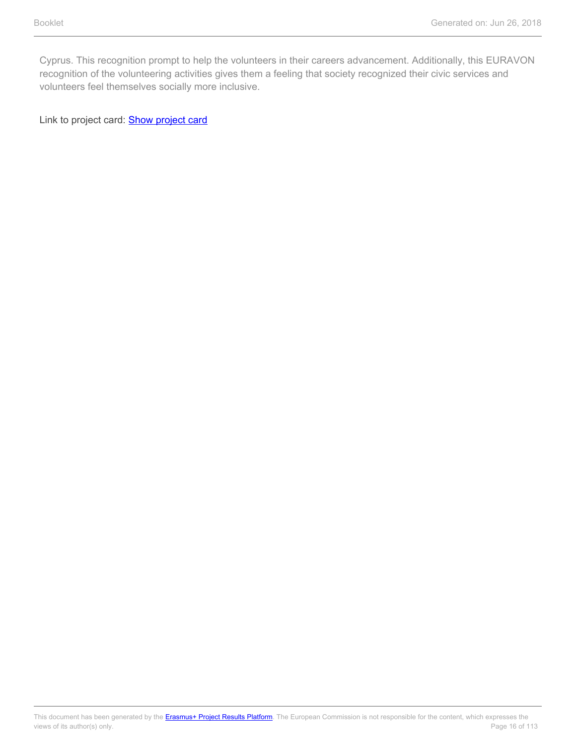Cyprus. This recognition prompt to help the volunteers in their careers advancement. Additionally, this EURAVON recognition of the volunteering activities gives them a feeling that society recognized their civic services and volunteers feel themselves socially more inclusive.

Link to project card: Show project card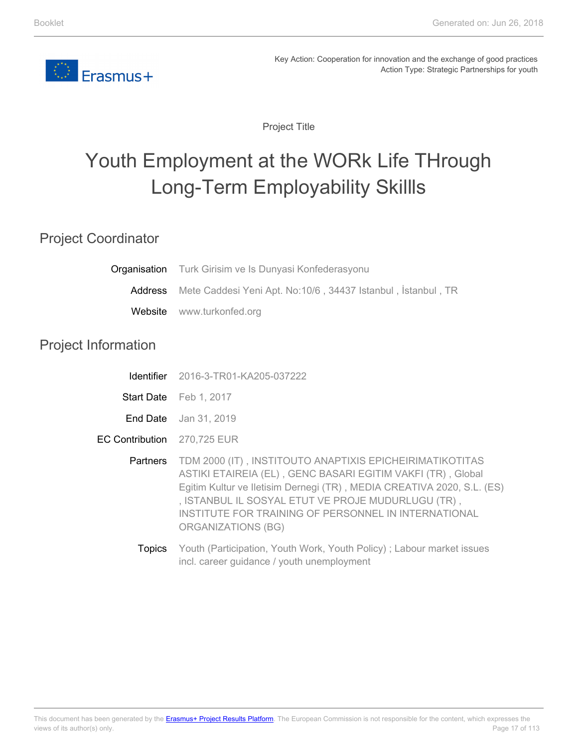Key Action: Cooperation for innovation and the exchange of good practices
Action Type: Strategic Partnerships for youth

Project Title

# Youth Employment at the WORk Life THrough Long-Term Employability Skillls

## Project Coordinator

| | |
|---|---|
| Organisation | Turk Girisim ve Is Dunyasi Konfederasyonu |
| Address | Mete Caddesi Yeni Apt. No:10/6 , 34437 Istanbul , İstanbul , TR |
| Website | www.turkonfed.org |

## Project Information

| | |
|---|---|
| Identifier | 2016-3-TR01-KA205-037222 |
| Start Date | Feb 1, 2017 |
| End Date | Jan 31, 2019 |
| EC Contribution | 270,725 EUR |
| Partners | TDM 2000 (IT) , INSTITOUTO ANAPTIXIS EPICHEIRIMATIKOTITAS ASTIKI ETAIREIA (EL) , GENC BASARI EGITIM VAKFI (TR) , Global Egitim Kultur ve Iletisim Dernegi (TR) , MEDIA CREATIVA 2020, S.L. (ES) , ISTANBUL IL SOSYAL ETUT VE PROJE MUDURLUGU (TR) , INSTITUTE FOR TRAINING OF PERSONNEL IN INTERNATIONAL ORGANIZATIONS (BG) |
| Topics | Youth (Participation, Youth Work, Youth Policy) ; Labour market issues incl. career guidance / youth unemployment |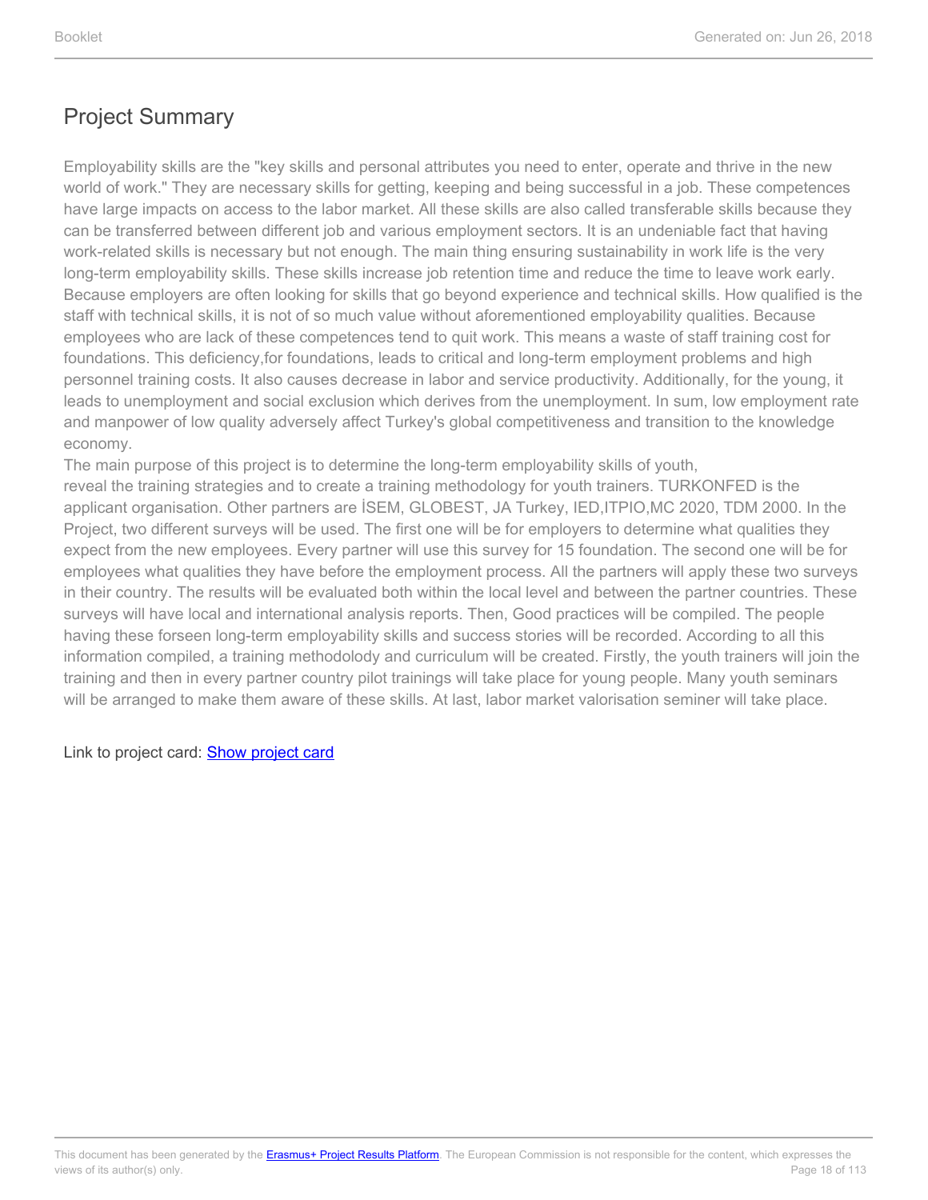## Project Summary

Employability skills are the "key skills and personal attributes you need to enter, operate and thrive in the new world of work." They are necessary skills for getting, keeping and being successful in a job. These competences have large impacts on access to the labor market. All these skills are also called transferable skills because they can be transferred between different job and various employment sectors. It is an undeniable fact that having work-related skills is necessary but not enough. The main thing ensuring sustainability in work life is the very long-term employability skills. These skills increase job retention time and reduce the time to leave work early. Because employers are often looking for skills that go beyond experience and technical skills. How qualified is the staff with technical skills, it is not of so much value without aforementioned employability qualities. Because employees who are lack of these competences tend to quit work. This means a waste of staff training cost for foundations. This deficiency,for foundations, leads to critical and long-term employment problems and high personnel training costs. It also causes decrease in labor and service productivity. Additionally, for the young, it leads to unemployment and social exclusion which derives from the unemployment. In sum, low employment rate and manpower of low quality adversely affect Turkey's global competitiveness and transition to the knowledge economy.

The main purpose of this project is to determine the long-term employability skills of youth, reveal the training strategies and to create a training methodology for youth trainers. TURKONFED is the applicant organisation. Other partners are İSEM, GLOBEST, JA Turkey, IED,ITPIO,MC 2020, TDM 2000. In the Project, two different surveys will be used. The first one will be for employers to determine what qualities they expect from the new employees. Every partner will use this survey for 15 foundation. The second one will be for employees what qualities they have before the employment process. All the partners will apply these two surveys in their country. The results will be evaluated both within the local level and between the partner countries. These surveys will have local and international analysis reports. Then, Good practices will be compiled. The people having these forseen long-term employability skills and success stories will be recorded. According to all this information compiled, a training methodolody and curriculum will be created. Firstly, the youth trainers will join the training and then in every partner country pilot trainings will take place for young people. Many youth seminars will be arranged to make them aware of these skills. At last, labor market valorisation seminer will take place.

Link to project card: Show project card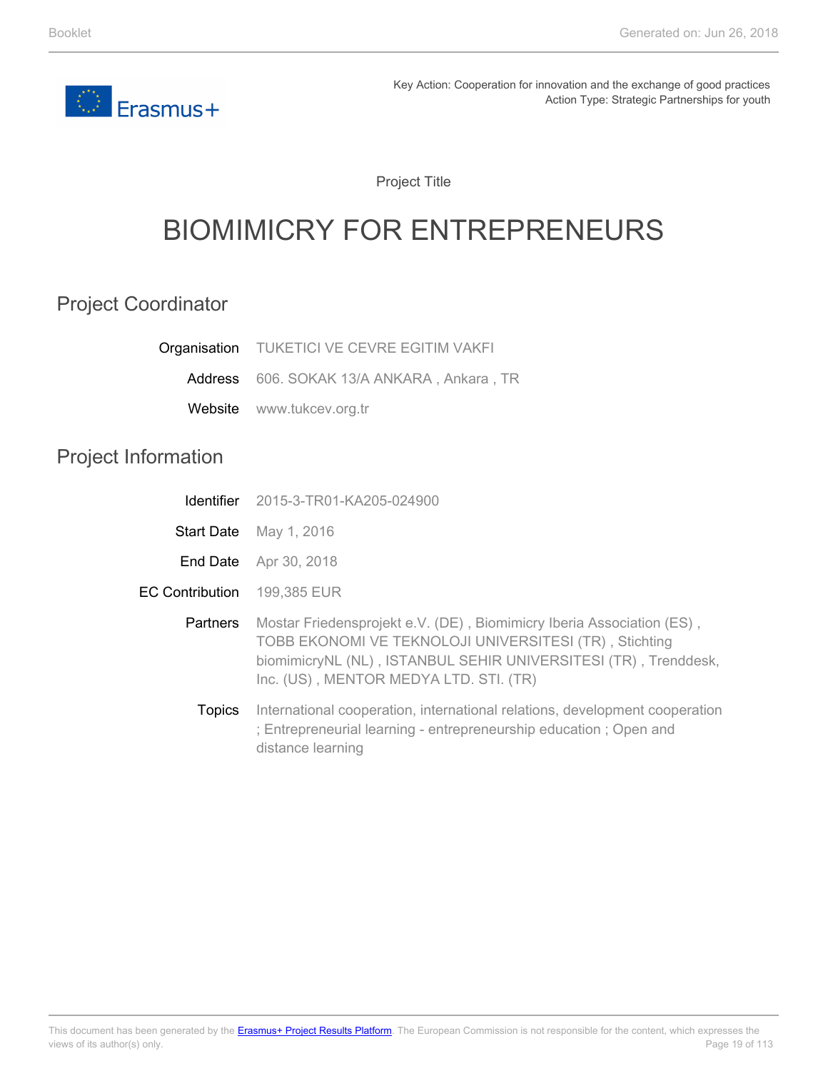Key Action: Cooperation for innovation and the exchange of good practices
Action Type: Strategic Partnerships for youth

Project Title

# BIOMIMICRY FOR ENTREPRENEURS

## Project Coordinator

**Organisation** TUKETICI VE CEVRE EGITIM VAKFI

**Address** 606. SOKAK 13/A ANKARA , Ankara , TR

**Website** www.tukcev.org.tr

## Project Information

**Identifier** 2015-3-TR01-KA205-024900

**Start Date** May 1, 2016

**End Date** Apr 30, 2018

**EC Contribution** 199,385 EUR

**Partners** Mostar Friedensprojekt e.V. (DE) , Biomimicry Iberia Association (ES) , TOBB EKONOMI VE TEKNOLOJI UNIVERSITESI (TR) , Stichting biomimicryNL (NL) , ISTANBUL SEHIR UNIVERSITESI (TR) , Trenddesk, Inc. (US) , MENTOR MEDYA LTD. STI. (TR)

**Topics** International cooperation, international relations, development cooperation ; Entrepreneurial learning - entrepreneurship education ; Open and distance learning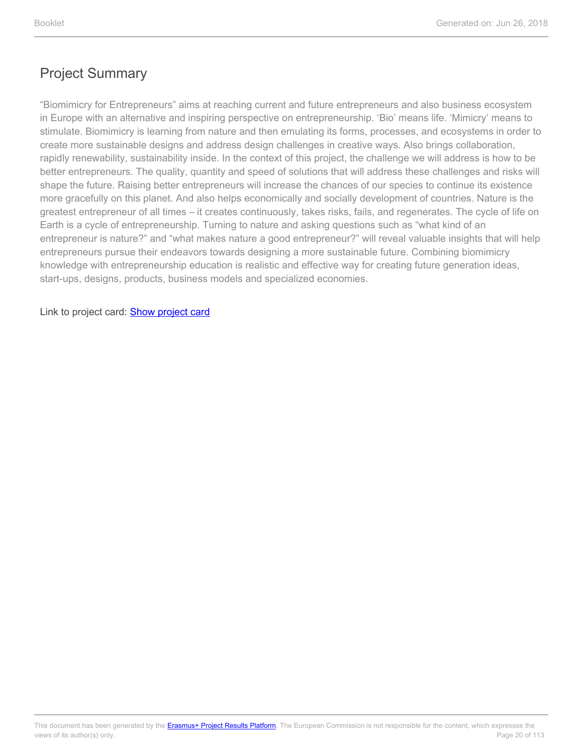## Project Summary

“Biomimicry for Entrepreneurs” aims at reaching current and future entrepreneurs and also business ecosystem in Europe with an alternative and inspiring perspective on entrepreneurship. ‘Bio’ means life. ‘Mimicry’ means to stimulate. Biomimicry is learning from nature and then emulating its forms, processes, and ecosystems in order to create more sustainable designs and address design challenges in creative ways. Also brings collaboration, rapidly renewability, sustainability inside. In the context of this project, the challenge we will address is how to be better entrepreneurs. The quality, quantity and speed of solutions that will address these challenges and risks will shape the future. Raising better entrepreneurs will increase the chances of our species to continue its existence more gracefully on this planet. And also helps economically and socially development of countries. Nature is the greatest entrepreneur of all times – it creates continuously, takes risks, fails, and regenerates. The cycle of life on Earth is a cycle of entrepreneurship. Turning to nature and asking questions such as “what kind of an entrepreneur is nature?” and “what makes nature a good entrepreneur?” will reveal valuable insights that will help entrepreneurs pursue their endeavors towards designing a more sustainable future. Combining biomimicry knowledge with entrepreneurship education is realistic and effective way for creating future generation ideas, start-ups, designs, products, business models and specialized economies.

Link to project card: Show project card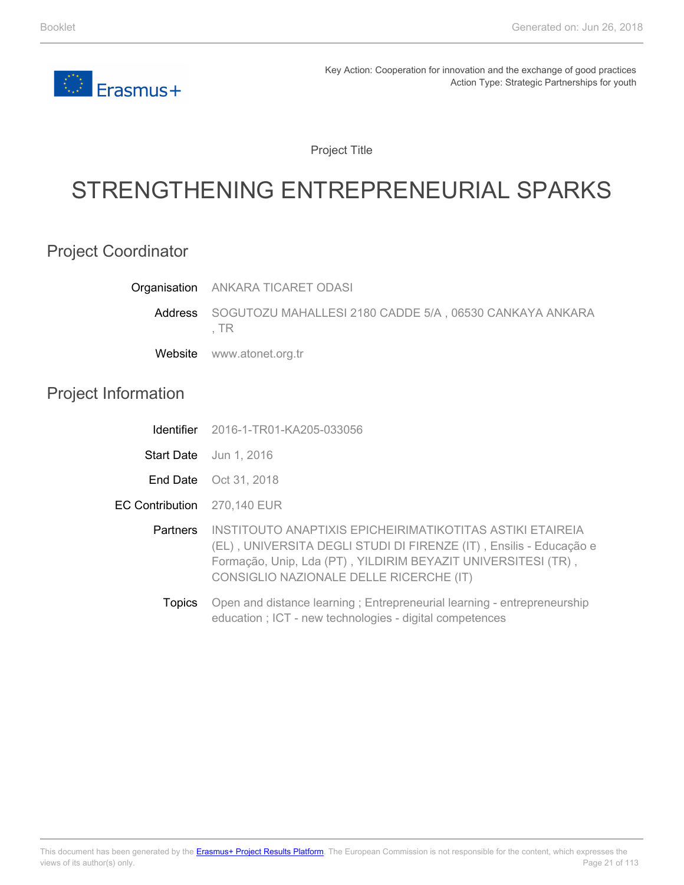Key Action: Cooperation for innovation and the exchange of good practices
Action Type: Strategic Partnerships for youth

Project Title

# STRENGTHENING ENTREPRENEURIAL SPARKS

## Project Coordinator

**Organisation** ANKARA TICARET ODASI

**Address** SOGUTOZU MAHALLESI 2180 CADDE 5/A , 06530 CANKAYA ANKARA , TR

**Website** www.atonet.org.tr

## Project Information

**Identifier** 2016-1-TR01-KA205-033056

**Start Date** Jun 1, 2016

**End Date** Oct 31, 2018

**EC Contribution** 270,140 EUR

**Partners** INSTITOUTO ANAPTIXIS EPICHEIRIMATIKOTITAS ASTIKI ETAIREIA (EL) , UNIVERSITA DEGLI STUDI DI FIRENZE (IT) , Ensilis - Educação e Formação, Unip, Lda (PT) , YILDIRIM BEYAZIT UNIVERSITESI (TR) , CONSIGLIO NAZIONALE DELLE RICERCHE (IT)

**Topics** Open and distance learning ; Entrepreneurial learning - entrepreneurship education ; ICT - new technologies - digital competences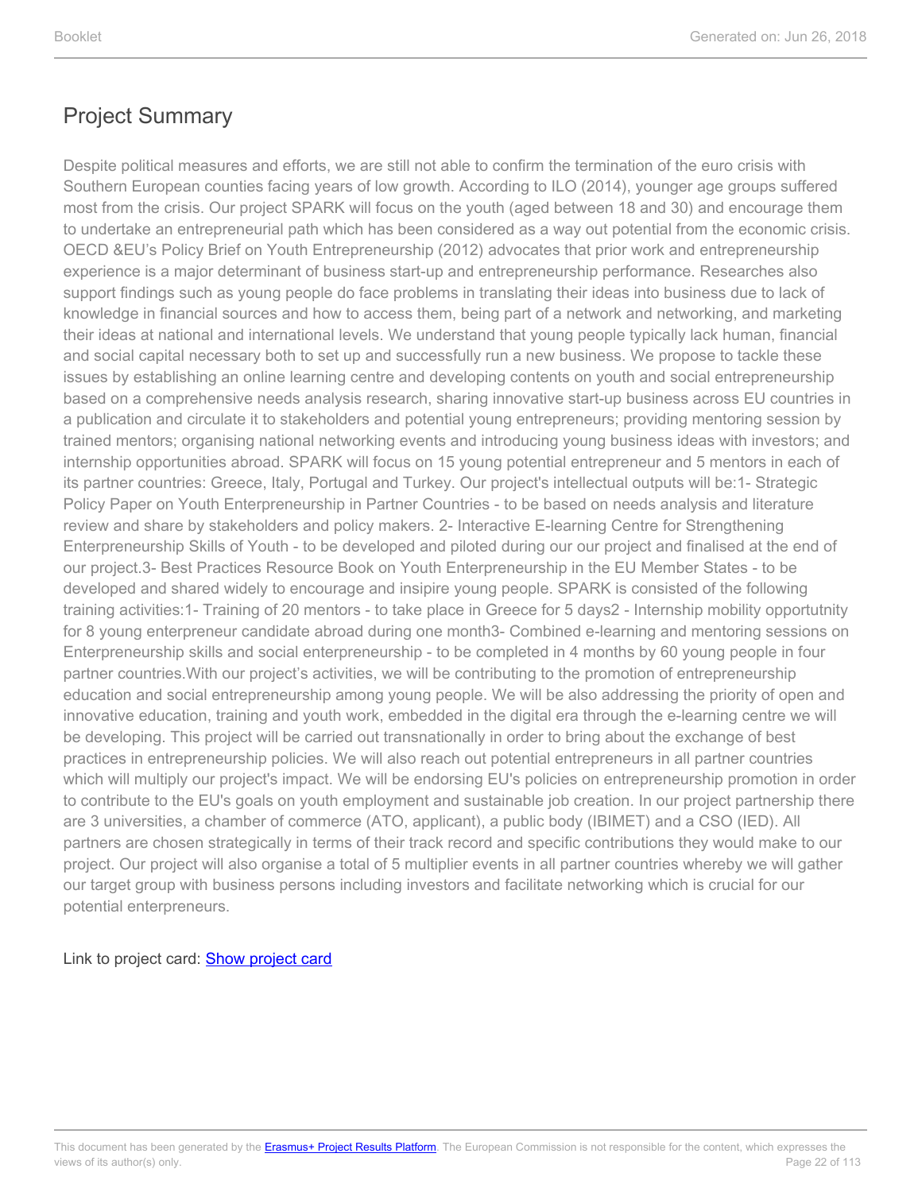## Project Summary

Despite political measures and efforts, we are still not able to confirm the termination of the euro crisis with Southern European counties facing years of low growth. According to ILO (2014), younger age groups suffered most from the crisis. Our project SPARK will focus on the youth (aged between 18 and 30) and encourage them to undertake an entrepreneurial path which has been considered as a way out potential from the economic crisis. OECD &EU's Policy Brief on Youth Entrepreneurship (2012) advocates that prior work and entrepreneurship experience is a major determinant of business start-up and entrepreneurship performance. Researches also support findings such as young people do face problems in translating their ideas into business due to lack of knowledge in financial sources and how to access them, being part of a network and networking, and marketing their ideas at national and international levels. We understand that young people typically lack human, financial and social capital necessary both to set up and successfully run a new business. We propose to tackle these issues by establishing an online learning centre and developing contents on youth and social entrepreneurship based on a comprehensive needs analysis research, sharing innovative start-up business across EU countries in a publication and circulate it to stakeholders and potential young entrepreneurs; providing mentoring session by trained mentors; organising national networking events and introducing young business ideas with investors; and internship opportunities abroad. SPARK will focus on 15 young potential entrepreneur and 5 mentors in each of its partner countries: Greece, Italy, Portugal and Turkey. Our project's intellectual outputs will be:1- Strategic Policy Paper on Youth Enterpreneurship in Partner Countries - to be based on needs analysis and literature review and share by stakeholders and policy makers. 2- Interactive E-learning Centre for Strengthening Enterpreneurship Skills of Youth - to be developed and piloted during our our project and finalised at the end of our project.3- Best Practices Resource Book on Youth Enterpreneurship in the EU Member States - to be developed and shared widely to encourage and insipire young people. SPARK is consisted of the following training activities:1- Training of 20 mentors - to take place in Greece for 5 days2 - Internship mobility opportutnity for 8 young enterpreneur candidate abroad during one month3- Combined e-learning and mentoring sessions on Enterpreneurship skills and social entrepreneurship - to be completed in 4 months by 60 young people in four partner countries.With our project's activities, we will be contributing to the promotion of entrepreneurship education and social entrepreneurship among young people. We will be also addressing the priority of open and innovative education, training and youth work, embedded in the digital era through the e-learning centre we will be developing. This project will be carried out transnationally in order to bring about the exchange of best practices in entrepreneurship policies. We will also reach out potential entrepreneurs in all partner countries which will multiply our project's impact. We will be endorsing EU's policies on entrepreneurship promotion in order to contribute to the EU's goals on youth employment and sustainable job creation. In our project partnership there are 3 universities, a chamber of commerce (ATO, applicant), a public body (IBIMET) and a CSO (IED). All partners are chosen strategically in terms of their track record and specific contributions they would make to our project. Our project will also organise a total of 5 multiplier events in all partner countries whereby we will gather our target group with business persons including investors and facilitate networking which is crucial for our potential enterpreneurs.

Link to project card: Show project card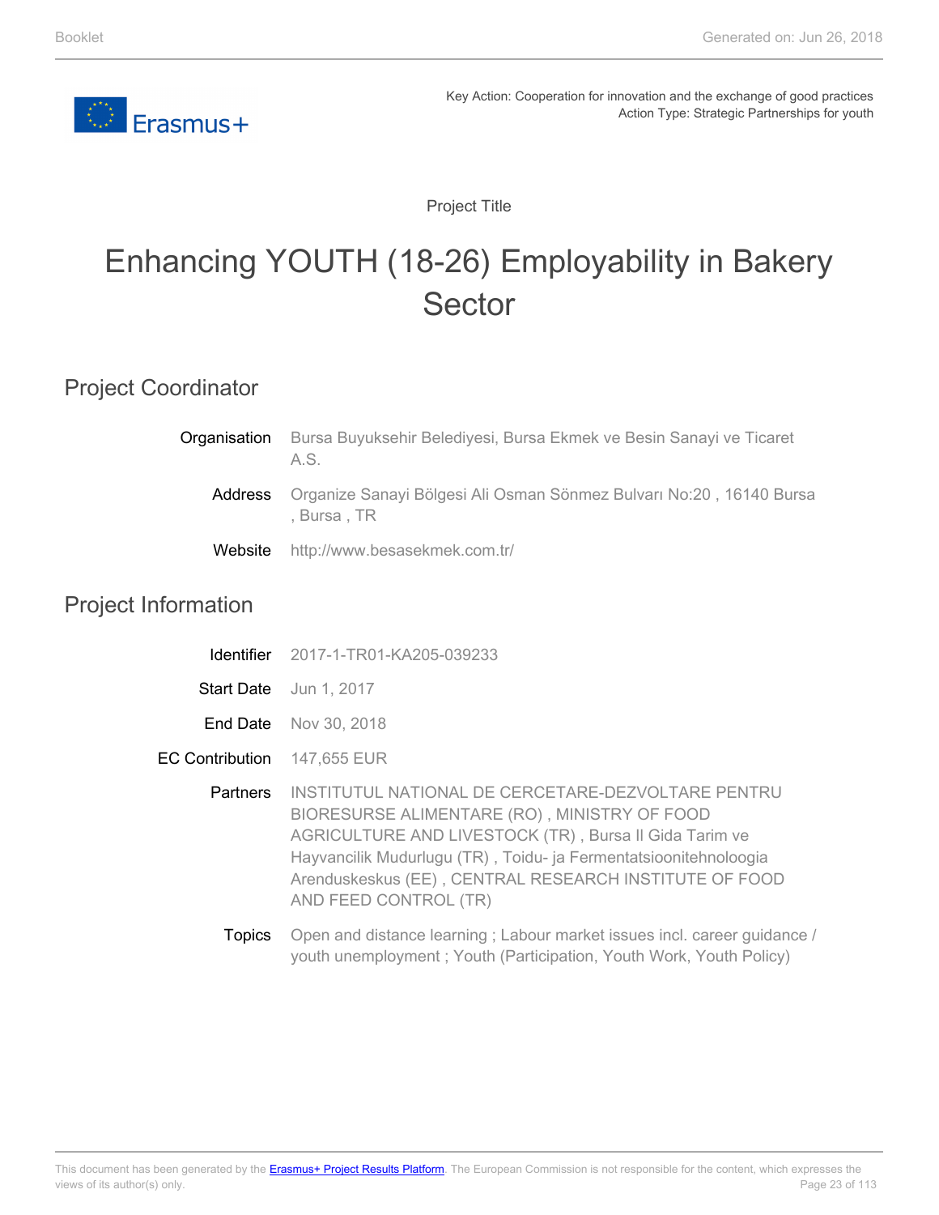Key Action: Cooperation for innovation and the exchange of good practices
Action Type: Strategic Partnerships for youth

Project Title

# Enhancing YOUTH (18-26) Employability in Bakery Sector

## Project Coordinator

**Organisation** Bursa Buyuksehir Belediyesi, Bursa Ekmek ve Besin Sanayi ve Ticaret A.S.

**Address** Organize Sanayi Bölgesi Ali Osman Sönmez Bulvarı No:20 , 16140 Bursa , Bursa , TR

**Website** http://www.besasekmek.com.tr/

## Project Information

**Identifier** 2017-1-TR01-KA205-039233

**Start Date** Jun 1, 2017

**End Date** Nov 30, 2018

**EC Contribution** 147,655 EUR

**Partners** INSTITUTUL NATIONAL DE CERCETARE-DEZVOLTARE PENTRU BIORESURSE ALIMENTARE (RO) , MINISTRY OF FOOD AGRICULTURE AND LIVESTOCK (TR) , Bursa Il Gida Tarim ve Hayvancilik Mudurlugu (TR) , Toidu- ja Fermentatsioonitehnoloogia Arenduskeskus (EE) , CENTRAL RESEARCH INSTITUTE OF FOOD AND FEED CONTROL (TR)

**Topics** Open and distance learning ; Labour market issues incl. career guidance / youth unemployment ; Youth (Participation, Youth Work, Youth Policy)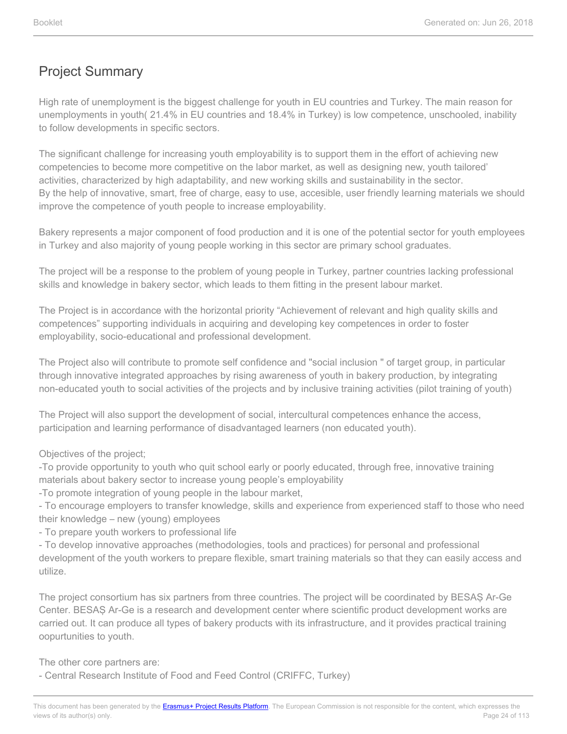## Project Summary

High rate of unemployment is the biggest challenge for youth in EU countries and Turkey. The main reason for unemployments in youth( 21.4% in EU countries and 18.4% in Turkey) is low competence, unschooled, inability to follow developments in specific sectors.

The significant challenge for increasing youth employability is to support them in the effort of achieving new competencies to become more competitive on the labor market, as well as designing new, youth tailored' activities, characterized by high adaptability, and new working skills and sustainability in the sector.
By the help of innovative, smart, free of charge, easy to use, accesible, user friendly learning materials we should improve the competence of youth people to increase employability.

Bakery represents a major component of food production and it is one of the potential sector for youth employees in Turkey and also majority of young people working in this sector are primary school graduates.

The project will be a response to the problem of young people in Turkey, partner countries lacking professional skills and knowledge in bakery sector, which leads to them fitting in the present labour market.

The Project is in accordance with the horizontal priority “Achievement of relevant and high quality skills and competences” supporting individuals in acquiring and developing key competences in order to foster employability, socio-educational and professional development.

The Project also will contribute to promote self confidence and "social inclusion " of target group, in particular through innovative integrated approaches by rising awareness of youth in bakery production, by integrating non-educated youth to social activities of the projects and by inclusive training activities (pilot training of youth)

The Project will also support the development of social, intercultural competences enhance the access, participation and learning performance of disadvantaged learners (non educated youth).

Objectives of the project;
-To provide opportunity to youth who quit school early or poorly educated, through free, innovative training materials about bakery sector to increase young people’s employability
-To promote integration of young people in the labour market,
- To encourage employers to transfer knowledge, skills and experience from experienced staff to those who need their knowledge – new (young) employees
- To prepare youth workers to professional life
- To develop innovative approaches (methodologies, tools and practices) for personal and professional development of the youth workers to prepare flexible, smart training materials so that they can easily access and utilize.

The project consortium has six partners from three countries. The project will be coordinated by BESAŞ Ar-Ge Center. BESAŞ Ar-Ge is a research and development center where scientific product development works are carried out. It can produce all types of bakery products with its infrastructure, and it provides practical training oopurtunities to youth.

The other core partners are:
- Central Research Institute of Food and Feed Control (CRIFFC, Turkey)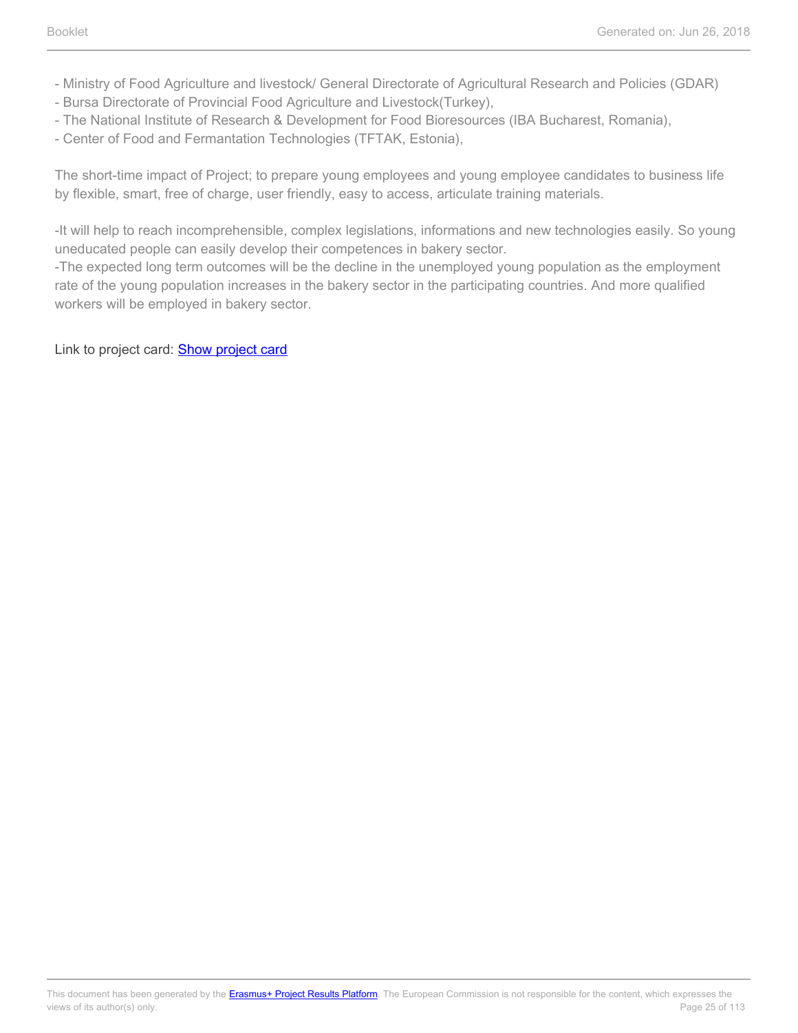- Ministry of Food Agriculture and livestock/ General Directorate of Agricultural Research and Policies (GDAR)
- Bursa Directorate of Provincial Food Agriculture and Livestock(Turkey),
- The National Institute of Research & Development for Food Bioresources (IBA Bucharest, Romania),
- Center of Food and Fermantation Technologies (TFTAK, Estonia),

The short-time impact of Project; to prepare young employees and young employee candidates to business life by flexible, smart, free of charge, user friendly, easy to access, articulate training materials.

-It will help to reach incomprehensible, complex legislations, informations and new technologies easily. So young uneducated people can easily develop their competences in bakery sector.
-The expected long term outcomes will be the decline in the unemployed young population as the employment rate of the young population increases in the bakery sector in the participating countries. And more qualified workers will be employed in bakery sector.

Link to project card: Show project card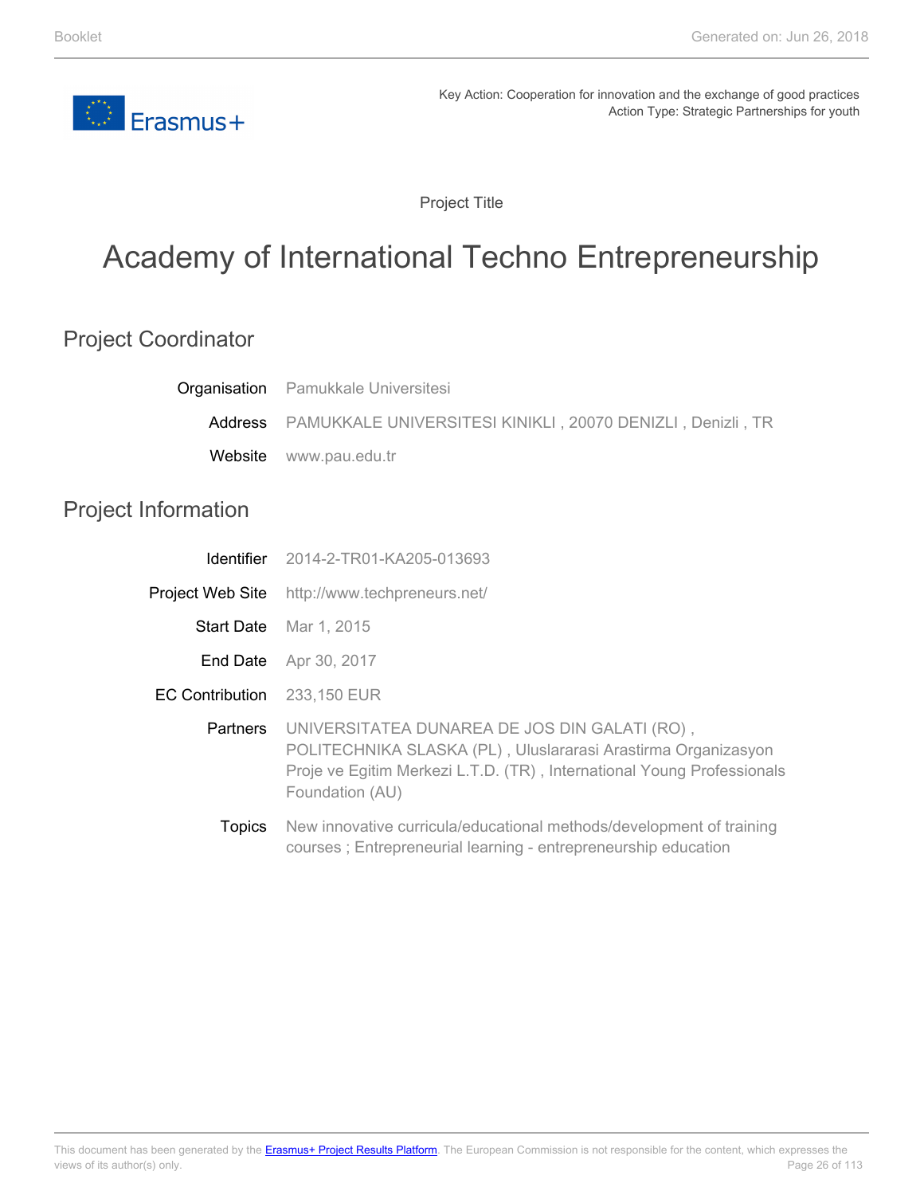Key Action: Cooperation for innovation and the exchange of good practices
Action Type: Strategic Partnerships for youth

Project Title

# Academy of International Techno Entrepreneurship

## Project Coordinator

| | |
|---|---|
| Organisation | Pamukkale Universitesi |
| Address | PAMUKKALE UNIVERSITESI KINIKLI , 20070 DENIZLI , Denizli , TR |
| Website | www.pau.edu.tr |

## Project Information

| | |
|---|---|
| Identifier | 2014-2-TR01-KA205-013693 |
| Project Web Site | http://www.techpreneurs.net/ |
| Start Date | Mar 1, 2015 |
| End Date | Apr 30, 2017 |
| EC Contribution | 233,150 EUR |
| Partners | UNIVERSITATEA DUNAREA DE JOS DIN GALATI (RO) , POLITECHNIKA SLASKA (PL) , Uluslararasi Arastirma Organizasyon Proje ve Egitim Merkezi L.T.D. (TR) , International Young Professionals Foundation (AU) |
| Topics | New innovative curricula/educational methods/development of training courses ; Entrepreneurial learning - entrepreneurship education |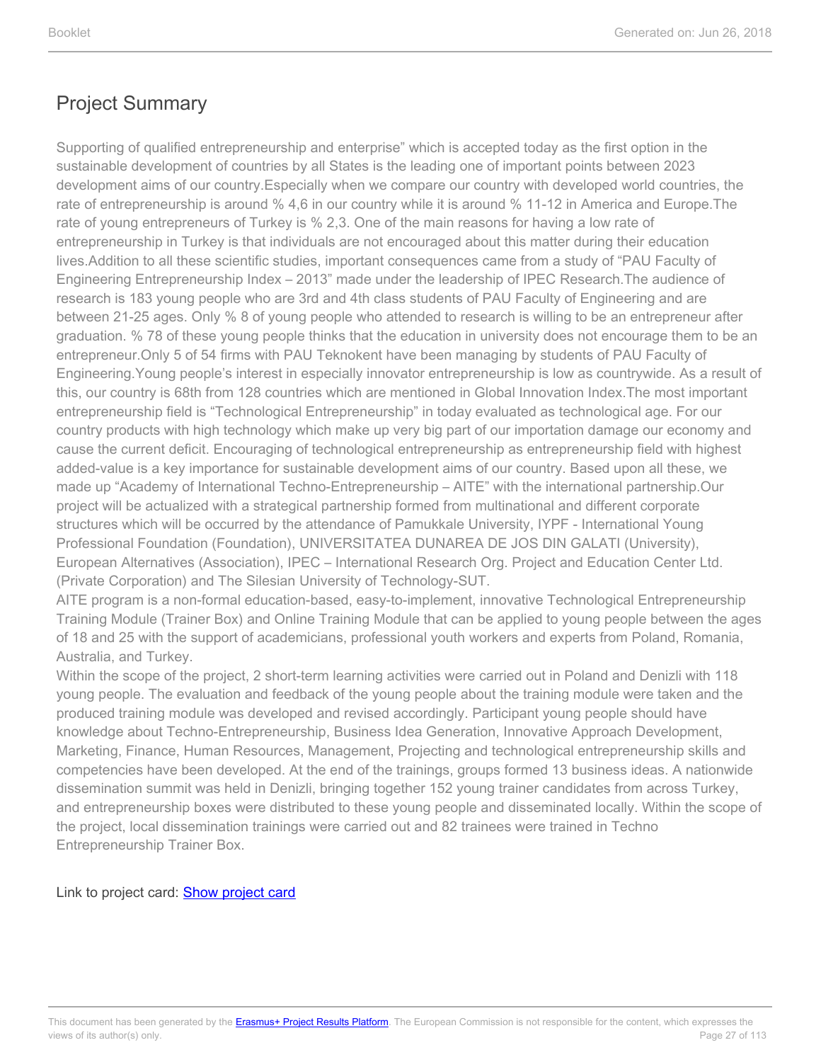## Project Summary

Supporting of qualified entrepreneurship and enterprise" which is accepted today as the first option in the sustainable development of countries by all States is the leading one of important points between 2023 development aims of our country.Especially when we compare our country with developed world countries, the rate of entrepreneurship is around % 4,6 in our country while it is around % 11-12 in America and Europe.The rate of young entrepreneurs of Turkey is % 2,3. One of the main reasons for having a low rate of entrepreneurship in Turkey is that individuals are not encouraged about this matter during their education lives.Addition to all these scientific studies, important consequences came from a study of "PAU Faculty of Engineering Entrepreneurship Index – 2013" made under the leadership of IPEC Research.The audience of research is 183 young people who are 3rd and 4th class students of PAU Faculty of Engineering and are between 21-25 ages. Only % 8 of young people who attended to research is willing to be an entrepreneur after graduation. % 78 of these young people thinks that the education in university does not encourage them to be an entrepreneur.Only 5 of 54 firms with PAU Teknokent have been managing by students of PAU Faculty of Engineering.Young people's interest in especially innovator entrepreneurship is low as countrywide. As a result of this, our country is 68th from 128 countries which are mentioned in Global Innovation Index.The most important entrepreneurship field is "Technological Entrepreneurship" in today evaluated as technological age. For our country products with high technology which make up very big part of our importation damage our economy and cause the current deficit. Encouraging of technological entrepreneurship as entrepreneurship field with highest added-value is a key importance for sustainable development aims of our country. Based upon all these, we made up "Academy of International Techno-Entrepreneurship – AITE" with the international partnership.Our project will be actualized with a strategical partnership formed from multinational and different corporate structures which will be occurred by the attendance of Pamukkale University, IYPF - International Young Professional Foundation (Foundation), UNIVERSITATEA DUNAREA DE JOS DIN GALATI (University), European Alternatives (Association), IPEC – International Research Org. Project and Education Center Ltd. (Private Corporation) and The Silesian University of Technology-SUT.

AITE program is a non-formal education-based, easy-to-implement, innovative Technological Entrepreneurship Training Module (Trainer Box) and Online Training Module that can be applied to young people between the ages of 18 and 25 with the support of academicians, professional youth workers and experts from Poland, Romania, Australia, and Turkey.

Within the scope of the project, 2 short-term learning activities were carried out in Poland and Denizli with 118 young people. The evaluation and feedback of the young people about the training module were taken and the produced training module was developed and revised accordingly. Participant young people should have knowledge about Techno-Entrepreneurship, Business Idea Generation, Innovative Approach Development, Marketing, Finance, Human Resources, Management, Projecting and technological entrepreneurship skills and competencies have been developed. At the end of the trainings, groups formed 13 business ideas. A nationwide dissemination summit was held in Denizli, bringing together 152 young trainer candidates from across Turkey, and entrepreneurship boxes were distributed to these young people and disseminated locally. Within the scope of the project, local dissemination trainings were carried out and 82 trainees were trained in Techno Entrepreneurship Trainer Box.

Link to project card: [Show project card]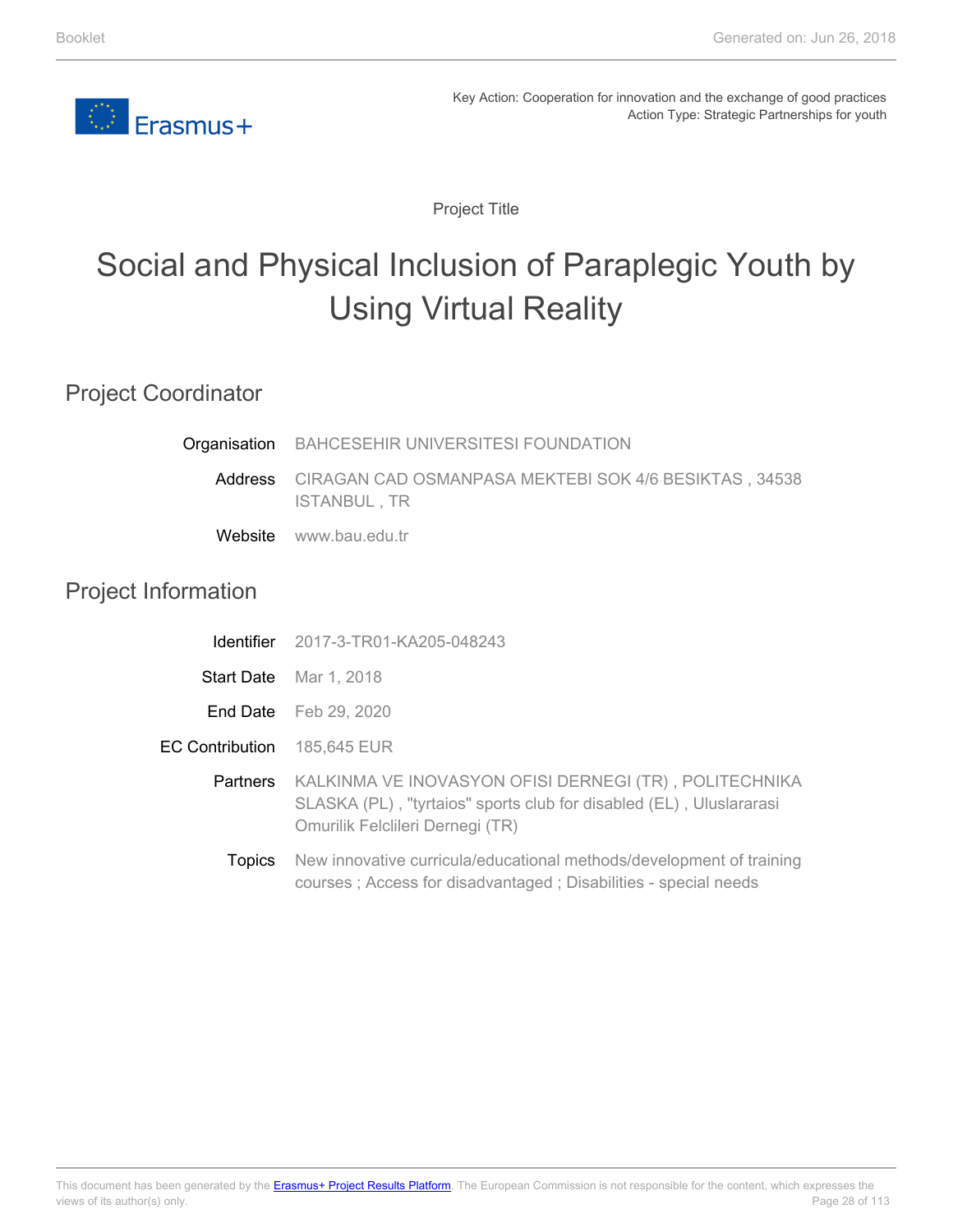Key Action: Cooperation for innovation and the exchange of good practices
Action Type: Strategic Partnerships for youth

Project Title

# Social and Physical Inclusion of Paraplegic Youth by Using Virtual Reality

## Project Coordinator

| | |
|---|---|
| Organisation | BAHCESEHIR UNIVERSITESI FOUNDATION |
| Address | CIRAGAN CAD OSMANPASA MEKTEBI SOK 4/6 BESIKTAS , 34538 ISTANBUL , TR |
| Website | www.bau.edu.tr |

## Project Information

| | |
|---|---|
| Identifier | 2017-3-TR01-KA205-048243 |
| Start Date | Mar 1, 2018 |
| End Date | Feb 29, 2020 |
| EC Contribution | 185,645 EUR |
| Partners | KALKINMA VE INOVASYON OFISI DERNEGI (TR) , POLITECHNIKA SLASKA (PL) , "tyrtaios" sports club for disabled (EL) , Uluslararasi Omurilik Felclileri Dernegi (TR) |
| Topics | New innovative curricula/educational methods/development of training courses ; Access for disadvantaged ; Disabilities - special needs |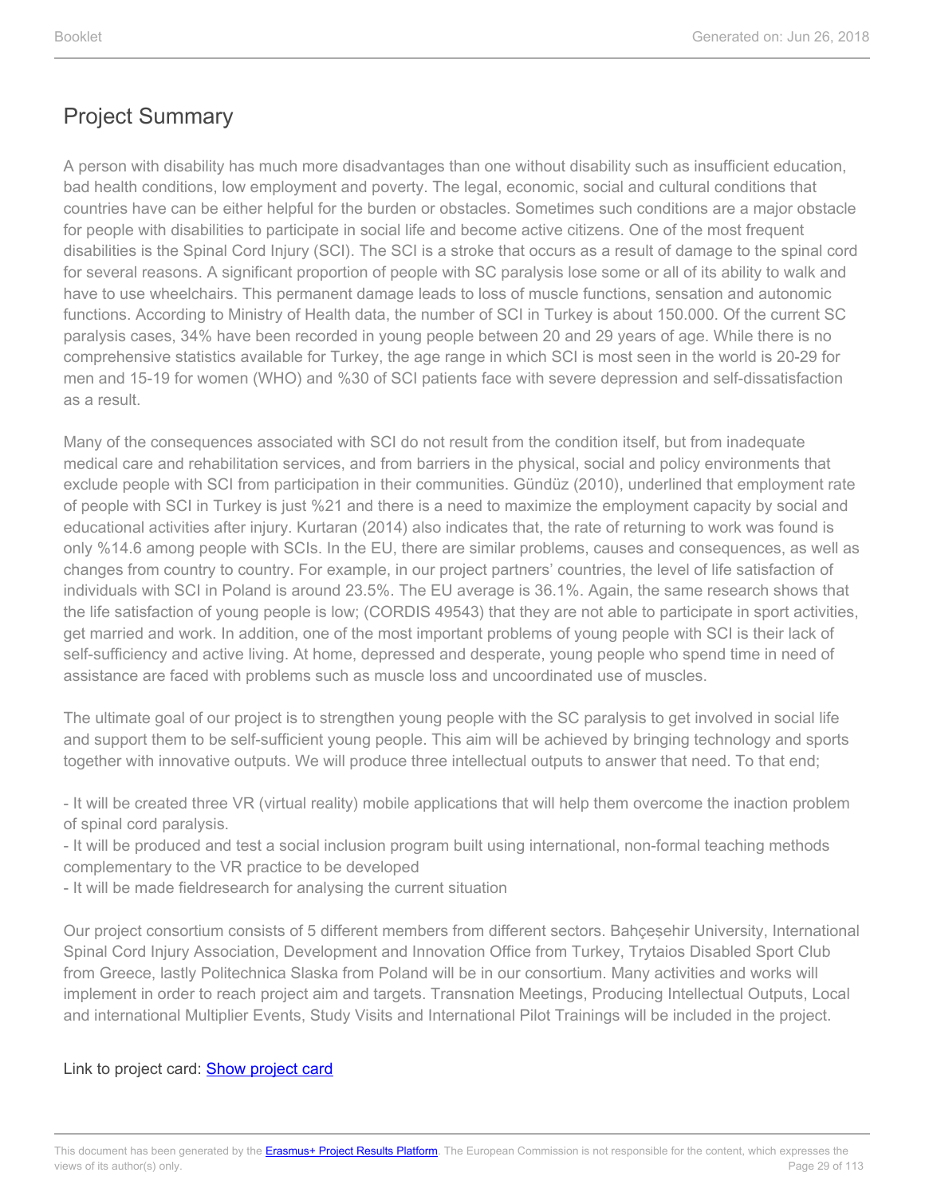## Project Summary

A person with disability has much more disadvantages than one without disability such as insufficient education, bad health conditions, low employment and poverty. The legal, economic, social and cultural conditions that countries have can be either helpful for the burden or obstacles. Sometimes such conditions are a major obstacle for people with disabilities to participate in social life and become active citizens. One of the most frequent disabilities is the Spinal Cord Injury (SCI). The SCI is a stroke that occurs as a result of damage to the spinal cord for several reasons. A significant proportion of people with SC paralysis lose some or all of its ability to walk and have to use wheelchairs. This permanent damage leads to loss of muscle functions, sensation and autonomic functions. According to Ministry of Health data, the number of SCI in Turkey is about 150.000. Of the current SC paralysis cases, 34% have been recorded in young people between 20 and 29 years of age. While there is no comprehensive statistics available for Turkey, the age range in which SCI is most seen in the world is 20-29 for men and 15-19 for women (WHO) and %30 of SCI patients face with severe depression and self-dissatisfaction as a result.

Many of the consequences associated with SCI do not result from the condition itself, but from inadequate medical care and rehabilitation services, and from barriers in the physical, social and policy environments that exclude people with SCI from participation in their communities. Gündüz (2010), underlined that employment rate of people with SCI in Turkey is just %21 and there is a need to maximize the employment capacity by social and educational activities after injury. Kurtaran (2014) also indicates that, the rate of returning to work was found is only %14.6 among people with SCIs. In the EU, there are similar problems, causes and consequences, as well as changes from country to country. For example, in our project partners' countries, the level of life satisfaction of individuals with SCI in Poland is around 23.5%. The EU average is 36.1%. Again, the same research shows that the life satisfaction of young people is low; (CORDIS 49543) that they are not able to participate in sport activities, get married and work. In addition, one of the most important problems of young people with SCI is their lack of self-sufficiency and active living. At home, depressed and desperate, young people who spend time in need of assistance are faced with problems such as muscle loss and uncoordinated use of muscles.

The ultimate goal of our project is to strengthen young people with the SC paralysis to get involved in social life and support them to be self-sufficient young people. This aim will be achieved by bringing technology and sports together with innovative outputs. We will produce three intellectual outputs to answer that need. To that end;

- It will be created three VR (virtual reality) mobile applications that will help them overcome the inaction problem of spinal cord paralysis.
- It will be produced and test a social inclusion program built using international, non-formal teaching methods complementary to the VR practice to be developed
- It will be made fieldresearch for analysing the current situation

Our project consortium consists of 5 different members from different sectors. Bahçeşehir University, International Spinal Cord Injury Association, Development and Innovation Office from Turkey, Trytaios Disabled Sport Club from Greece, lastly Politechnica Slaska from Poland will be in our consortium. Many activities and works will implement in order to reach project aim and targets. Transnation Meetings, Producing Intellectual Outputs, Local and international Multiplier Events, Study Visits and International Pilot Trainings will be included in the project.

Link to project card: Show project card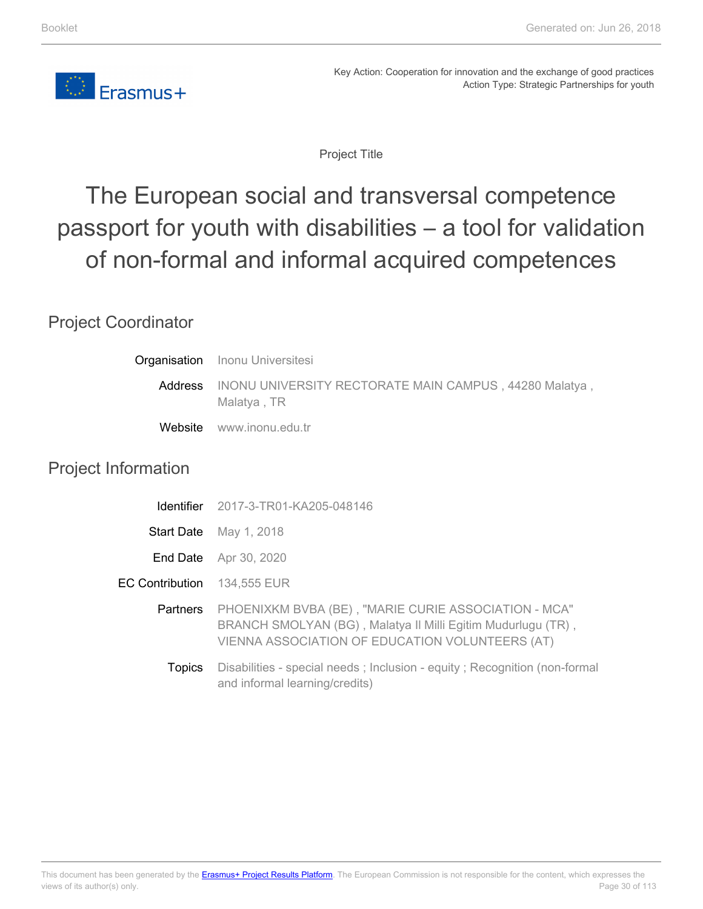Key Action: Cooperation for innovation and the exchange of good practices
Action Type: Strategic Partnerships for youth

Project Title

# The European social and transversal competence passport for youth with disabilities – a tool for validation of non-formal and informal acquired competences

## Project Coordinator

| | |
|---|---|
| Organisation | Inonu Universitesi |
| Address | INONU UNIVERSITY RECTORATE MAIN CAMPUS , 44280 Malatya , Malatya , TR |
| Website | www.inonu.edu.tr |

## Project Information

| | |
|---|---|
| Identifier | 2017-3-TR01-KA205-048146 |
| Start Date | May 1, 2018 |
| End Date | Apr 30, 2020 |
| EC Contribution | 134,555 EUR |
| Partners | PHOENIXKM BVBA (BE) , "MARIE CURIE ASSOCIATION - MCA" BRANCH SMOLYAN (BG) , Malatya Il Milli Egitim Mudurlugu (TR) , VIENNA ASSOCIATION OF EDUCATION VOLUNTEERS (AT) |
| Topics | Disabilities - special needs ; Inclusion - equity ; Recognition (non-formal and informal learning/credits) |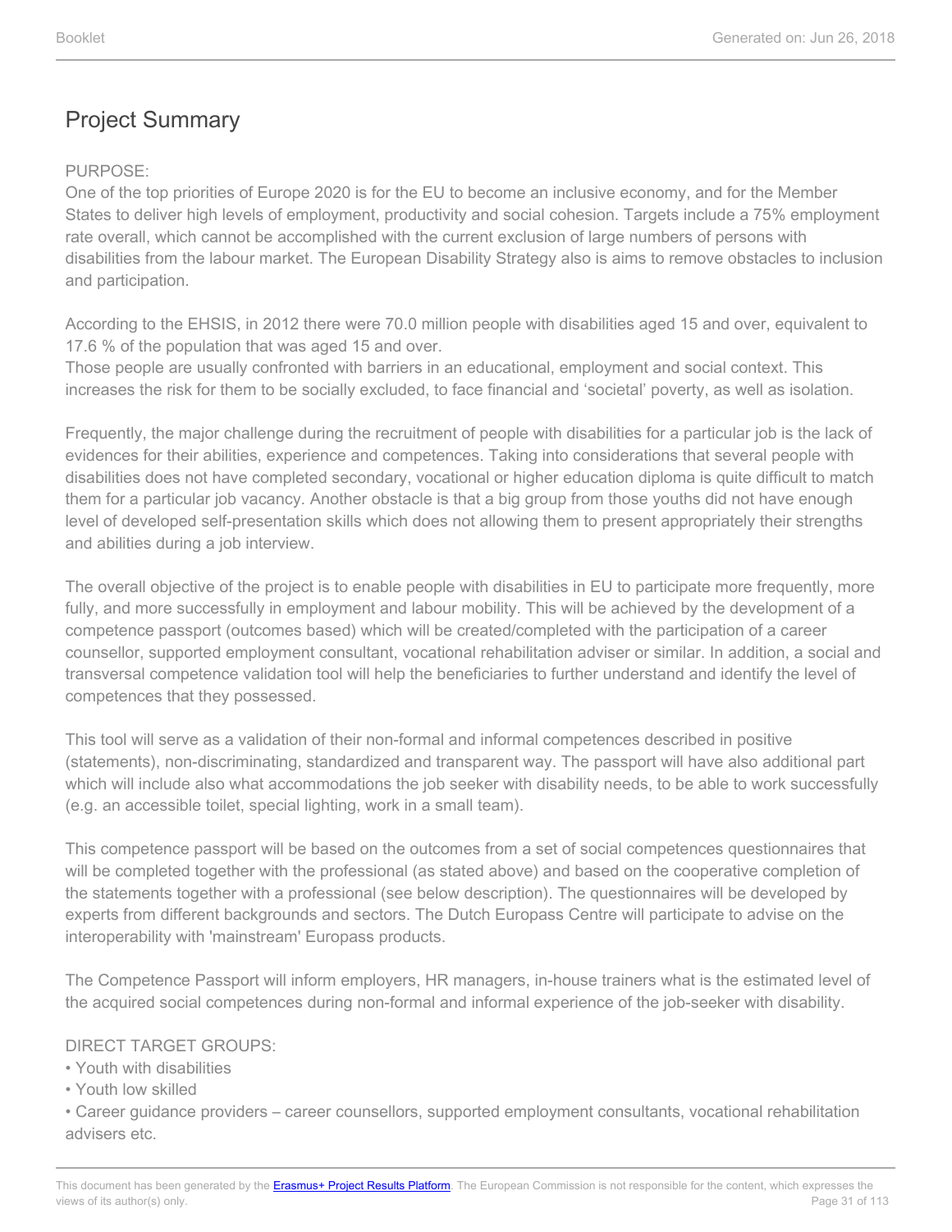## Project Summary

PURPOSE:
One of the top priorities of Europe 2020 is for the EU to become an inclusive economy, and for the Member States to deliver high levels of employment, productivity and social cohesion. Targets include a 75% employment rate overall, which cannot be accomplished with the current exclusion of large numbers of persons with disabilities from the labour market. The European Disability Strategy also is aims to remove obstacles to inclusion and participation.

According to the EHSIS, in 2012 there were 70.0 million people with disabilities aged 15 and over, equivalent to 17.6 % of the population that was aged 15 and over.
Those people are usually confronted with barriers in an educational, employment and social context. This increases the risk for them to be socially excluded, to face financial and 'societal' poverty, as well as isolation.

Frequently, the major challenge during the recruitment of people with disabilities for a particular job is the lack of evidences for their abilities, experience and competences. Taking into considerations that several people with disabilities does not have completed secondary, vocational or higher education diploma is quite difficult to match them for a particular job vacancy. Another obstacle is that a big group from those youths did not have enough level of developed self-presentation skills which does not allowing them to present appropriately their strengths and abilities during a job interview.

The overall objective of the project is to enable people with disabilities in EU to participate more frequently, more fully, and more successfully in employment and labour mobility. This will be achieved by the development of a competence passport (outcomes based) which will be created/completed with the participation of a career counsellor, supported employment consultant, vocational rehabilitation adviser or similar. In addition, a social and transversal competence validation tool will help the beneficiaries to further understand and identify the level of competences that they possessed.

This tool will serve as a validation of their non-formal and informal competences described in positive (statements), non-discriminating, standardized and transparent way. The passport will have also additional part which will include also what accommodations the job seeker with disability needs, to be able to work successfully (e.g. an accessible toilet, special lighting, work in a small team).

This competence passport will be based on the outcomes from a set of social competences questionnaires that will be completed together with the professional (as stated above) and based on the cooperative completion of the statements together with a professional (see below description). The questionnaires will be developed by experts from different backgrounds and sectors. The Dutch Europass Centre will participate to advise on the interoperability with 'mainstream' Europass products.

The Competence Passport will inform employers, HR managers, in-house trainers what is the estimated level of the acquired social competences during non-formal and informal experience of the job-seeker with disability.

DIRECT TARGET GROUPS:
- Youth with disabilities
- Youth low skilled
- Career guidance providers – career counsellors, supported employment consultants, vocational rehabilitation advisers etc.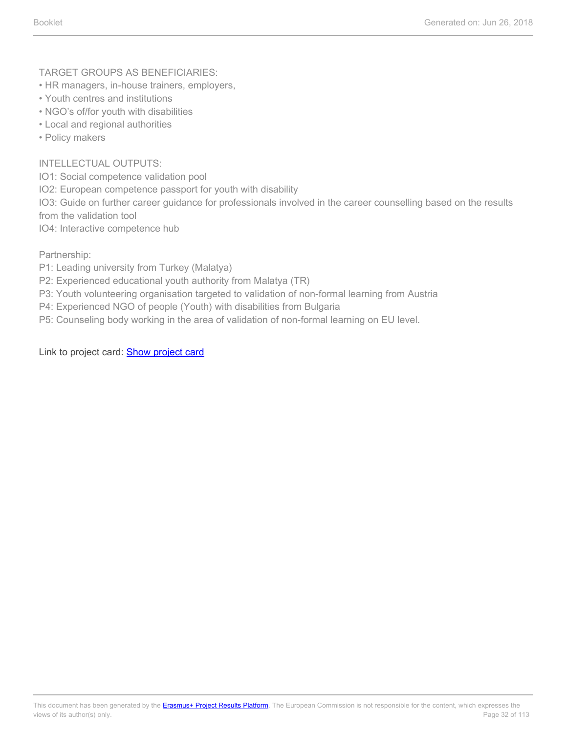TARGET GROUPS AS BENEFICIARIES:

- HR managers, in-house trainers, employers,
- Youth centres and institutions
- NGO's of/for youth with disabilities
- Local and regional authorities
- Policy makers

INTELLECTUAL OUTPUTS:
IO1: Social competence validation pool
IO2: European competence passport for youth with disability
IO3: Guide on further career guidance for professionals involved in the career counselling based on the results from the validation tool
IO4: Interactive competence hub

Partnership:
P1: Leading university from Turkey (Malatya)
P2: Experienced educational youth authority from Malatya (TR)
P3: Youth volunteering organisation targeted to validation of non-formal learning from Austria
P4: Experienced NGO of people (Youth) with disabilities from Bulgaria
P5: Counseling body working in the area of validation of non-formal learning on EU level.

Link to project card: Show project card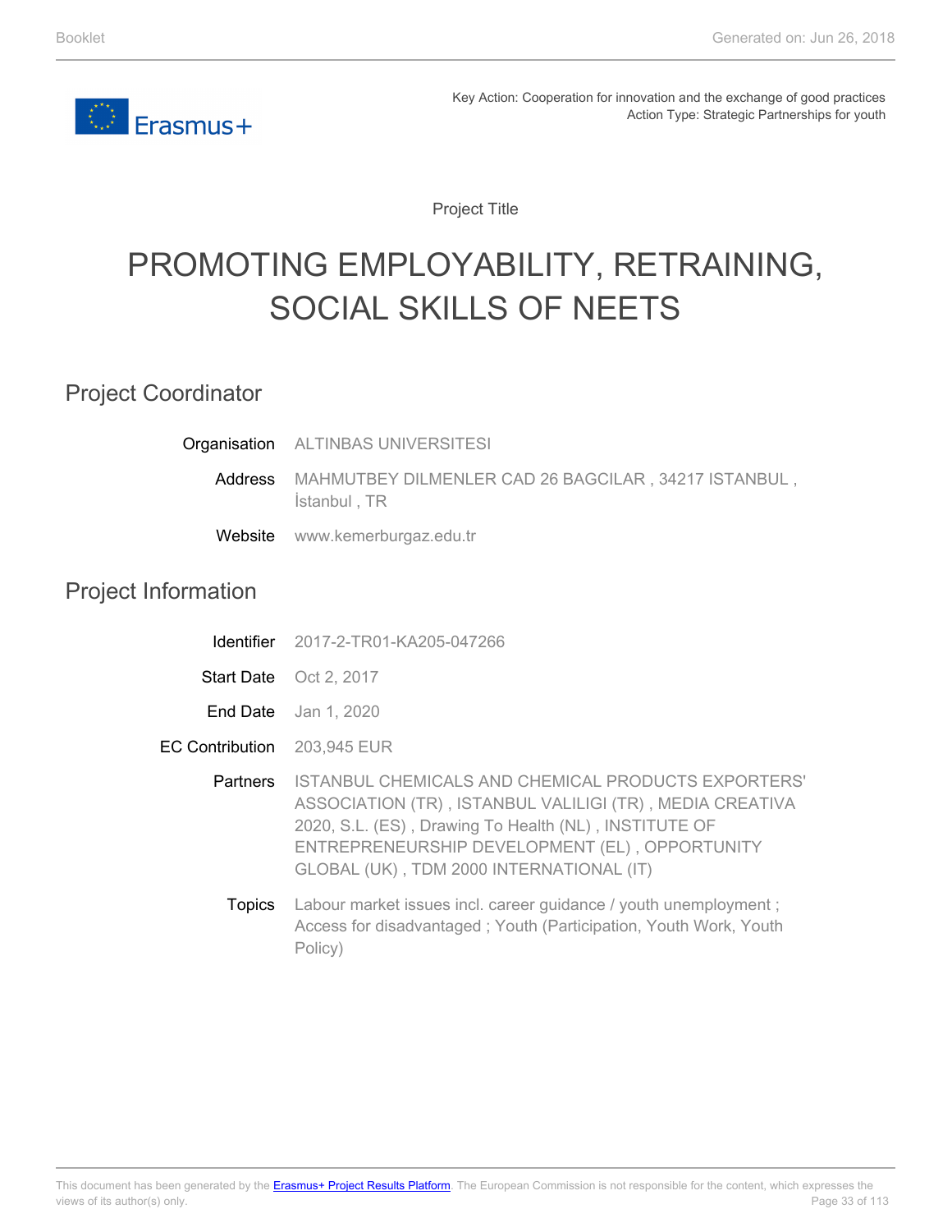Key Action: Cooperation for innovation and the exchange of good practices
Action Type: Strategic Partnerships for youth

Project Title

# PROMOTING EMPLOYABILITY, RETRAINING, SOCIAL SKILLS OF NEETS

## Project Coordinator

| | |
|---|---|
| Organisation | ALTINBAS UNIVERSITESI |
| Address | MAHMUTBEY DILMENLER CAD 26 BAGCILAR , 34217 ISTANBUL , İstanbul , TR |
| Website | www.kemerburgaz.edu.tr |

## Project Information

| | |
|---|---|
| Identifier | 2017-2-TR01-KA205-047266 |
| Start Date | Oct 2, 2017 |
| End Date | Jan 1, 2020 |
| EC Contribution | 203,945 EUR |
| Partners | ISTANBUL CHEMICALS AND CHEMICAL PRODUCTS EXPORTERS' ASSOCIATION (TR) , ISTANBUL VALILIGI (TR) , MEDIA CREATIVA 2020, S.L. (ES) , Drawing To Health (NL) , INSTITUTE OF ENTREPRENEURSHIP DEVELOPMENT (EL) , OPPORTUNITY GLOBAL (UK) , TDM 2000 INTERNATIONAL (IT) |
| Topics | Labour market issues incl. career guidance / youth unemployment ; Access for disadvantaged ; Youth (Participation, Youth Work, Youth Policy) |

This document has been generated by the Erasmus+ Project Results Platform. The European Commission is not responsible for the content, which expresses the views of its author(s) only.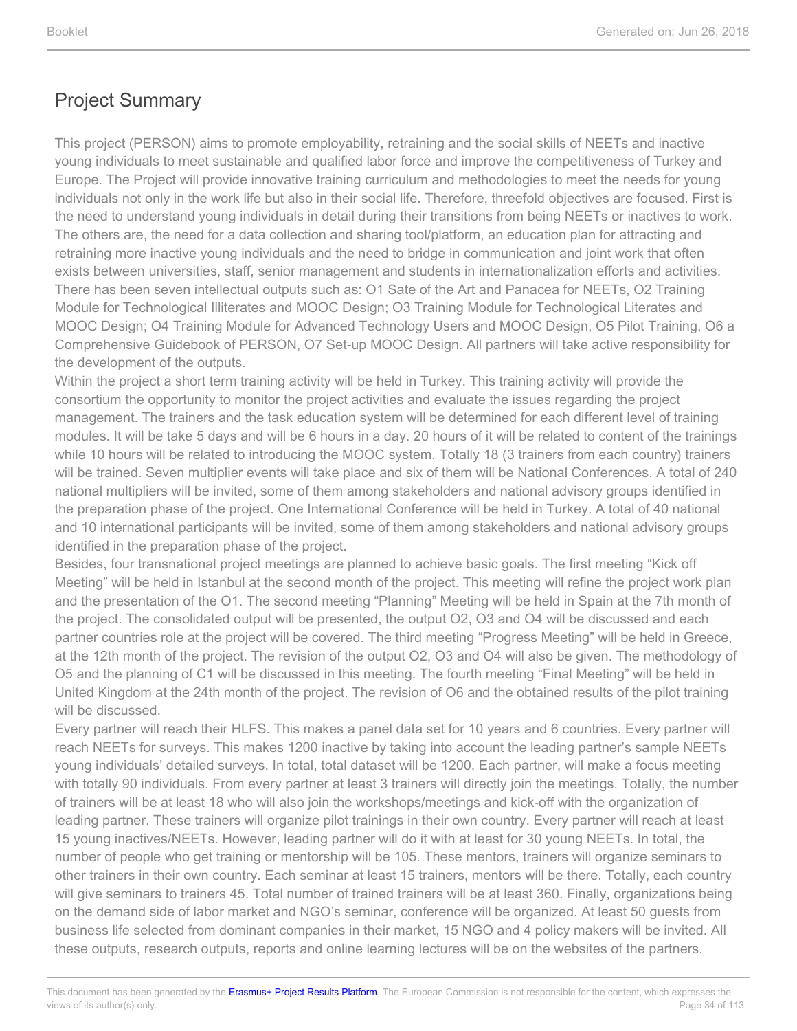# Project Summary

This project (PERSON) aims to promote employability, retraining and the social skills of NEETs and inactive young individuals to meet sustainable and qualified labor force and improve the competitiveness of Turkey and Europe. The Project will provide innovative training curriculum and methodologies to meet the needs for young individuals not only in the work life but also in their social life. Therefore, threefold objectives are focused. First is the need to understand young individuals in detail during their transitions from being NEETs or inactives to work. The others are, the need for a data collection and sharing tool/platform, an education plan for attracting and retraining more inactive young individuals and the need to bridge in communication and joint work that often exists between universities, staff, senior management and students in internationalization efforts and activities. There has been seven intellectual outputs such as: O1 Sate of the Art and Panacea for NEETs, O2 Training Module for Technological Illiterates and MOOC Design; O3 Training Module for Technological Literates and MOOC Design; O4 Training Module for Advanced Technology Users and MOOC Design, O5 Pilot Training, O6 a Comprehensive Guidebook of PERSON, O7 Set-up MOOC Design. All partners will take active responsibility for the development of the outputs.
Within the project a short term training activity will be held in Turkey. This training activity will provide the consortium the opportunity to monitor the project activities and evaluate the issues regarding the project management. The trainers and the task education system will be determined for each different level of training modules. It will be take 5 days and will be 6 hours in a day. 20 hours of it will be related to content of the trainings while 10 hours will be related to introducing the MOOC system. Totally 18 (3 trainers from each country) trainers will be trained. Seven multiplier events will take place and six of them will be National Conferences. A total of 240 national multipliers will be invited, some of them among stakeholders and national advisory groups identified in the preparation phase of the project. One International Conference will be held in Turkey. A total of 40 national and 10 international participants will be invited, some of them among stakeholders and national advisory groups identified in the preparation phase of the project.
Besides, four transnational project meetings are planned to achieve basic goals. The first meeting "Kick off Meeting" will be held in Istanbul at the second month of the project. This meeting will refine the project work plan and the presentation of the O1. The second meeting "Planning" Meeting will be held in Spain at the 7th month of the project. The consolidated output will be presented, the output O2, O3 and O4 will be discussed and each partner countries role at the project will be covered. The third meeting "Progress Meeting" will be held in Greece, at the 12th month of the project. The revision of the output O2, O3 and O4 will also be given. The methodology of O5 and the planning of C1 will be discussed in this meeting. The fourth meeting "Final Meeting" will be held in United Kingdom at the 24th month of the project. The revision of O6 and the obtained results of the pilot training will be discussed.
Every partner will reach their HLFS. This makes a panel data set for 10 years and 6 countries. Every partner will reach NEETs for surveys. This makes 1200 inactive by taking into account the leading partner's sample NEETs young individuals' detailed surveys. In total, total dataset will be 1200. Each partner, will make a focus meeting with totally 90 individuals. From every partner at least 3 trainers will directly join the meetings. Totally, the number of trainers will be at least 18 who will also join the workshops/meetings and kick-off with the organization of leading partner. These trainers will organize pilot trainings in their own country. Every partner will reach at least 15 young inactives/NEETs. However, leading partner will do it with at least for 30 young NEETs. In total, the number of people who get training or mentorship will be 105. These mentors, trainers will organize seminars to other trainers in their own country. Each seminar at least 15 trainers, mentors will be there. Totally, each country will give seminars to trainers 45. Total number of trained trainers will be at least 360. Finally, organizations being on the demand side of labor market and NGO's seminar, conference will be organized. At least 50 guests from business life selected from dominant companies in their market, 15 NGO and 4 policy makers will be invited. All these outputs, research outputs, reports and online learning lectures will be on the websites of the partners.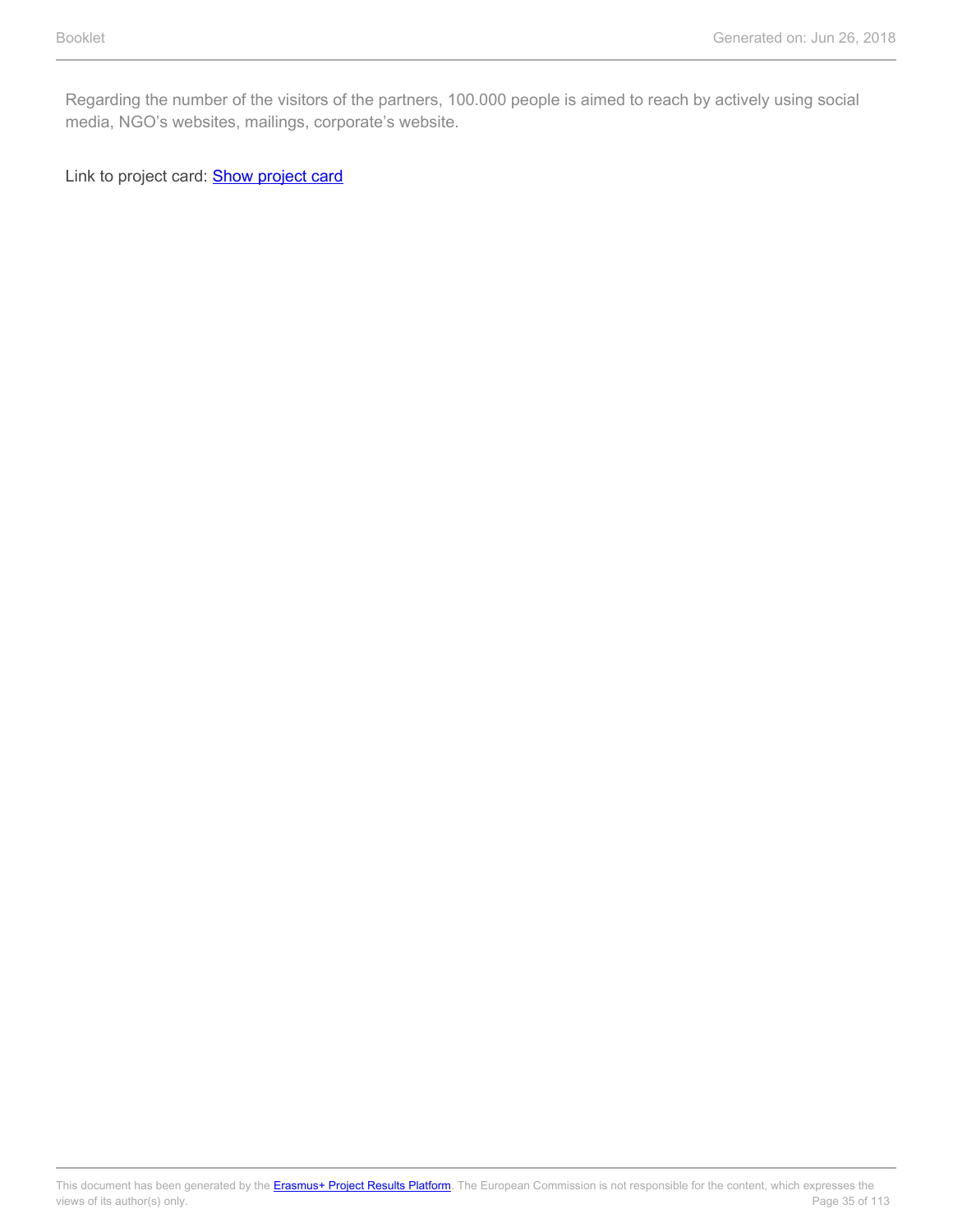Regarding the number of the visitors of the partners, 100.000 people is aimed to reach by actively using social media, NGO’s websites, mailings, corporate’s website.

Link to project card: [Show project card]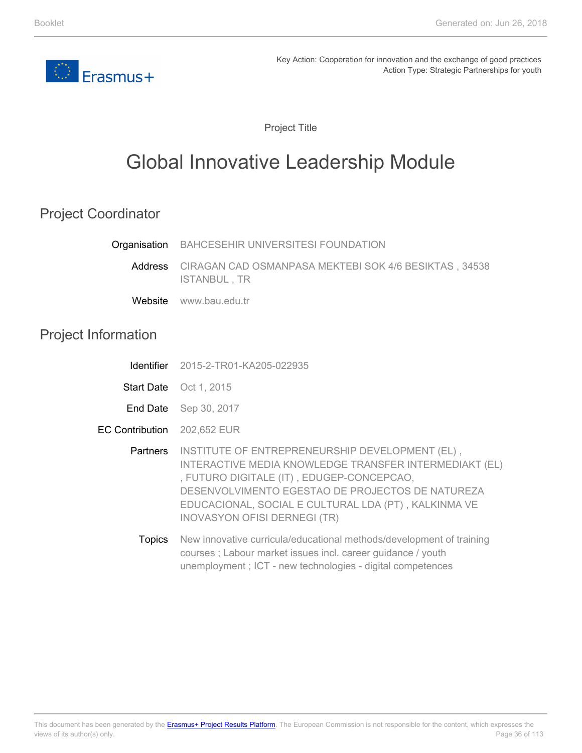Key Action: Cooperation for innovation and the exchange of good practices
Action Type: Strategic Partnerships for youth

Project Title

# Global Innovative Leadership Module

## Project Coordinator

| | |
|---|---|
| Organisation | BAHCESEHIR UNIVERSITESI FOUNDATION |
| Address | CIRAGAN CAD OSMANPASA MEKTEBI SOK 4/6 BESIKTAS , 34538 ISTANBUL , TR |
| Website | www.bau.edu.tr |

## Project Information

| | |
|---|---|
| Identifier | 2015-2-TR01-KA205-022935 |
| Start Date | Oct 1, 2015 |
| End Date | Sep 30, 2017 |
| EC Contribution | 202,652 EUR |
| Partners | INSTITUTE OF ENTREPRENEURSHIP DEVELOPMENT (EL) , INTERACTIVE MEDIA KNOWLEDGE TRANSFER INTERMEDIAKT (EL) , FUTURO DIGITALE (IT) , EDUGEP-CONCEPCAO, DESENVOLVIMENTO EGESTAO DE PROJECTOS DE NATUREZA EDUCACIONAL, SOCIAL E CULTURAL LDA (PT) , KALKINMA VE INOVASYON OFISI DERNEGI (TR) |
| Topics | New innovative curricula/educational methods/development of training courses ; Labour market issues incl. career guidance / youth unemployment ; ICT - new technologies - digital competences |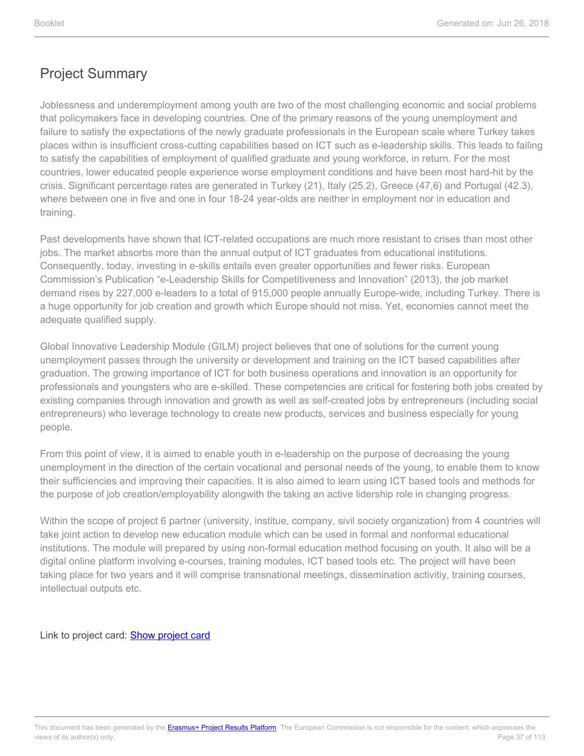## Project Summary

Joblessness and underemployment among youth are two of the most challenging economic and social problems that policymakers face in developing countries. One of the primary reasons of the young unemployment and failure to satisfy the expectations of the newly graduate professionals in the European scale where Turkey takes places within is insufficient cross-cutting capabilities based on ICT such as e-leadership skills. This leads to failing to satisfy the capabilities of employment of qualified graduate and young workforce, in return. For the most countries, lower educated people experience worse employment conditions and have been most hard-hit by the crisis. Significant percentage rates are generated in Turkey (21), Italy (25.2), Greece (47,6) and Portugal (42.3), where between one in five and one in four 18-24 year-olds are neither in employment nor in education and training.

Past developments have shown that ICT-related occupations are much more resistant to crises than most other jobs. The market absorbs more than the annual output of ICT graduates from educational institutions. Consequently, today, investing in e-skills entails even greater opportunities and fewer risks. European Commission's Publication "e-Leadership Skills for Competitiveness and Innovation" (2013), the job market demand rises by 227,000 e-leaders to a total of 915,000 people annually Europe-wide, including Turkey. There is a huge opportunity for job creation and growth which Europe should not miss. Yet, economies cannot meet the adequate qualified supply.

Global Innovative Leadership Module (GILM) project believes that one of solutions for the current young unemployment passes through the university or development and training on the ICT based capabilities after graduation. The growing importance of ICT for both business operations and innovation is an opportunity for professionals and youngsters who are e-skilled. These competencies are critical for fostering both jobs created by existing companies through innovation and growth as well as self-created jobs by entrepreneurs (including social entrepreneurs) who leverage technology to create new products, services and business especially for young people.

From this point of view, it is aimed to enable youth in e-leadership on the purpose of decreasing the young unemployment in the direction of the certain vocational and personal needs of the young, to enable them to know their sufficiencies and improving their capacities. It is also aimed to learn using ICT based tools and methods for the purpose of job creation/employability alongwith the taking an active lidership role in changing progress.

Within the scope of project 6 partner (university, institue, company, sivil society organization) from 4 countries will take joint action to develop new education module which can be used in formal and nonformal educational institutions. The module will prepared by using non-formal education method focusing on youth. It also will be a digital online platform involving e-courses, training modules, ICT based tools etc. The project will have been taking place for two years and it will comprise transnational meetings, dissemination activitiy, training courses, intellectual outputs etc.

Link to project card: Show project card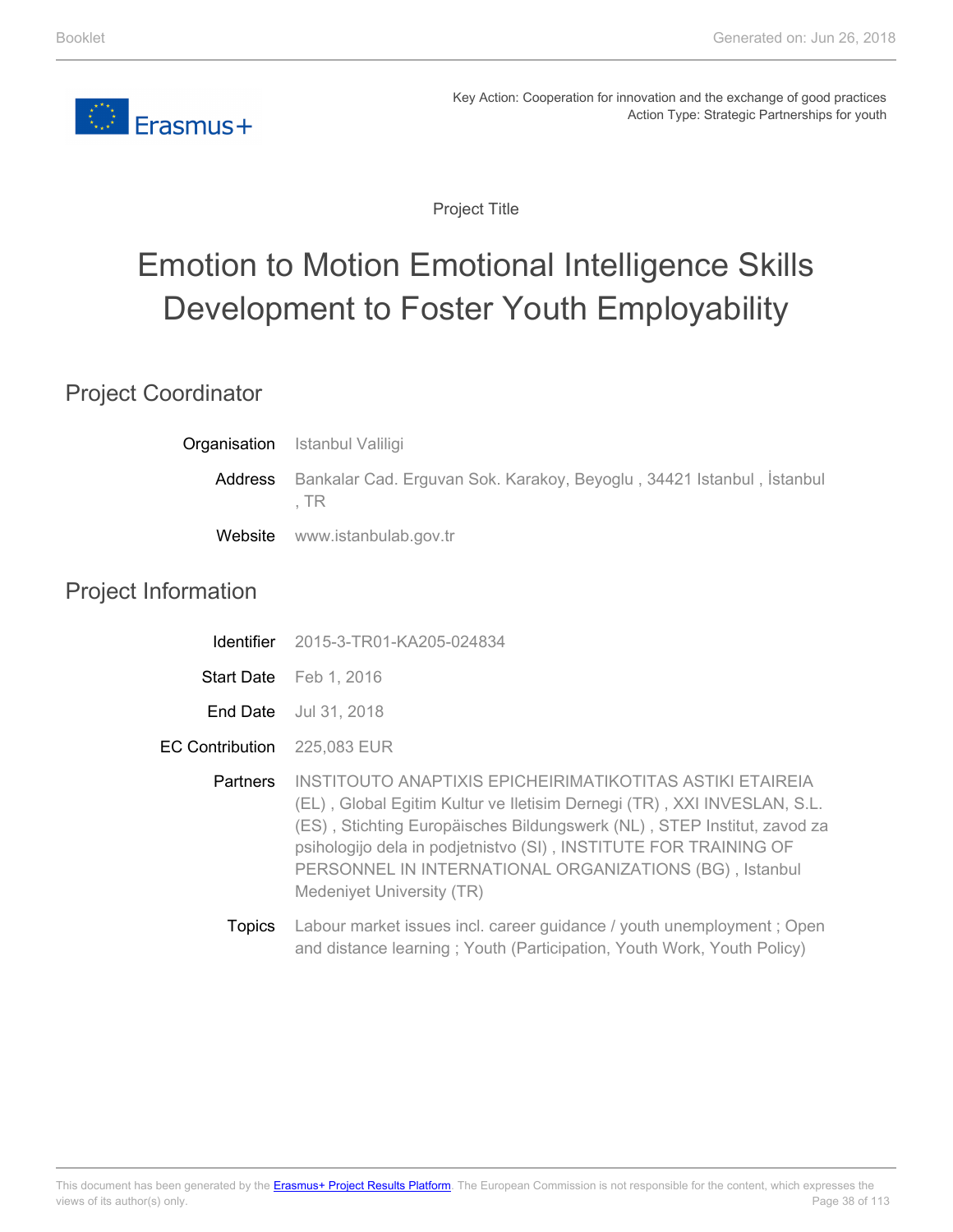Key Action: Cooperation for innovation and the exchange of good practices
Action Type: Strategic Partnerships for youth

Project Title

# Emotion to Motion Emotional Intelligence Skills Development to Foster Youth Employability

## Project Coordinator

**Organisation** Istanbul Valiligi

**Address** Bankalar Cad. Erguvan Sok. Karakoy, Beyoglu , 34421 Istanbul , İstanbul , TR

**Website** www.istanbulab.gov.tr

## Project Information

**Identifier** 2015-3-TR01-KA205-024834

**Start Date** Feb 1, 2016

**End Date** Jul 31, 2018

**EC Contribution** 225,083 EUR

**Partners** INSTITOUTO ANAPTIXIS EPICHEIRIMATIKOTITAS ASTIKI ETAIREIA (EL) , Global Egitim Kultur ve Iletisim Dernegi (TR) , XXI INVESLAN, S.L. (ES) , Stichting Europäisches Bildungswerk (NL) , STEP Institut, zavod za psihologijo dela in podjetnistvo (SI) , INSTITUTE FOR TRAINING OF PERSONNEL IN INTERNATIONAL ORGANIZATIONS (BG) , Istanbul Medeniyet University (TR)

**Topics** Labour market issues incl. career guidance / youth unemployment ; Open and distance learning ; Youth (Participation, Youth Work, Youth Policy)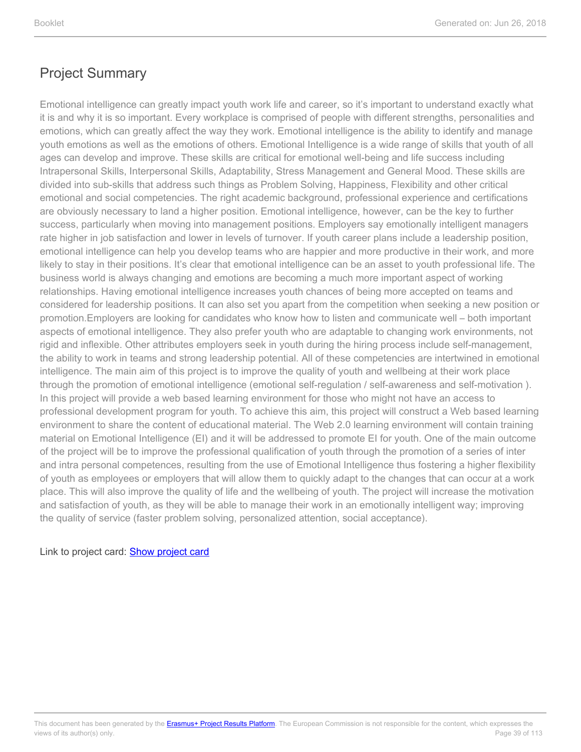## Project Summary

Emotional intelligence can greatly impact youth work life and career, so it's important to understand exactly what it is and why it is so important. Every workplace is comprised of people with different strengths, personalities and emotions, which can greatly affect the way they work. Emotional intelligence is the ability to identify and manage youth emotions as well as the emotions of others. Emotional Intelligence is a wide range of skills that youth of all ages can develop and improve. These skills are critical for emotional well-being and life success including Intrapersonal Skills, Interpersonal Skills, Adaptability, Stress Management and General Mood. These skills are divided into sub-skills that address such things as Problem Solving, Happiness, Flexibility and other critical emotional and social competencies. The right academic background, professional experience and certifications are obviously necessary to land a higher position. Emotional intelligence, however, can be the key to further success, particularly when moving into management positions. Employers say emotionally intelligent managers rate higher in job satisfaction and lower in levels of turnover. If youth career plans include a leadership position, emotional intelligence can help you develop teams who are happier and more productive in their work, and more likely to stay in their positions. It's clear that emotional intelligence can be an asset to youth professional life. The business world is always changing and emotions are becoming a much more important aspect of working relationships. Having emotional intelligence increases youth chances of being more accepted on teams and considered for leadership positions. It can also set you apart from the competition when seeking a new position or promotion.Employers are looking for candidates who know how to listen and communicate well – both important aspects of emotional intelligence. They also prefer youth who are adaptable to changing work environments, not rigid and inflexible. Other attributes employers seek in youth during the hiring process include self-management, the ability to work in teams and strong leadership potential. All of these competencies are intertwined in emotional intelligence. The main aim of this project is to improve the quality of youth and wellbeing at their work place through the promotion of emotional intelligence (emotional self-regulation / self-awareness and self-motivation ). In this project will provide a web based learning environment for those who might not have an access to professional development program for youth. To achieve this aim, this project will construct a Web based learning environment to share the content of educational material. The Web 2.0 learning environment will contain training material on Emotional Intelligence (EI) and it will be addressed to promote EI for youth. One of the main outcome of the project will be to improve the professional qualification of youth through the promotion of a series of inter and intra personal competences, resulting from the use of Emotional Intelligence thus fostering a higher flexibility of youth as employees or employers that will allow them to quickly adapt to the changes that can occur at a work place. This will also improve the quality of life and the wellbeing of youth. The project will increase the motivation and satisfaction of youth, as they will be able to manage their work in an emotionally intelligent way; improving the quality of service (faster problem solving, personalized attention, social acceptance).

Link to project card: Show project card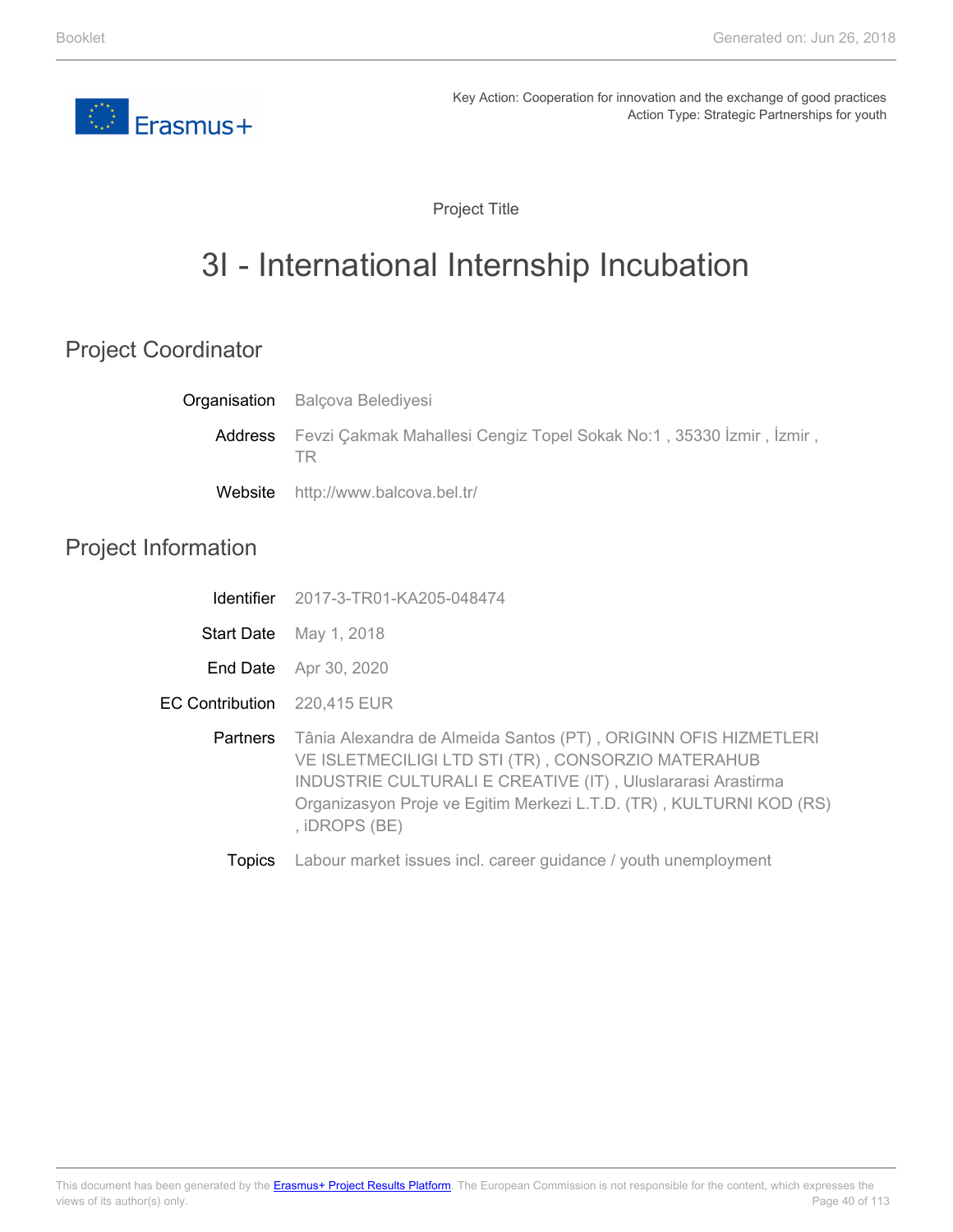Key Action: Cooperation for innovation and the exchange of good practices
Action Type: Strategic Partnerships for youth

Project Title

# 3I - International Internship Incubation

## Project Coordinator

**Organisation** Balçova Belediyesi

**Address** Fevzi Çakmak Mahallesi Cengiz Topel Sokak No:1 , 35330 İzmir , İzmir , TR

**Website** http://www.balcova.bel.tr/

## Project Information

**Identifier** 2017-3-TR01-KA205-048474

**Start Date** May 1, 2018

**End Date** Apr 30, 2020

**EC Contribution** 220,415 EUR

**Partners** Tânia Alexandra de Almeida Santos (PT) , ORIGINN OFIS HIZMETLERI VE ISLETMECILIGI LTD STI (TR) , CONSORZIO MATERAHUB INDUSTRIE CULTURALI E CREATIVE (IT) , Uluslararasi Arastirma Organizasyon Proje ve Egitim Merkezi L.T.D. (TR) , KULTURNI KOD (RS) , iDROPS (BE)

**Topics** Labour market issues incl. career guidance / youth unemployment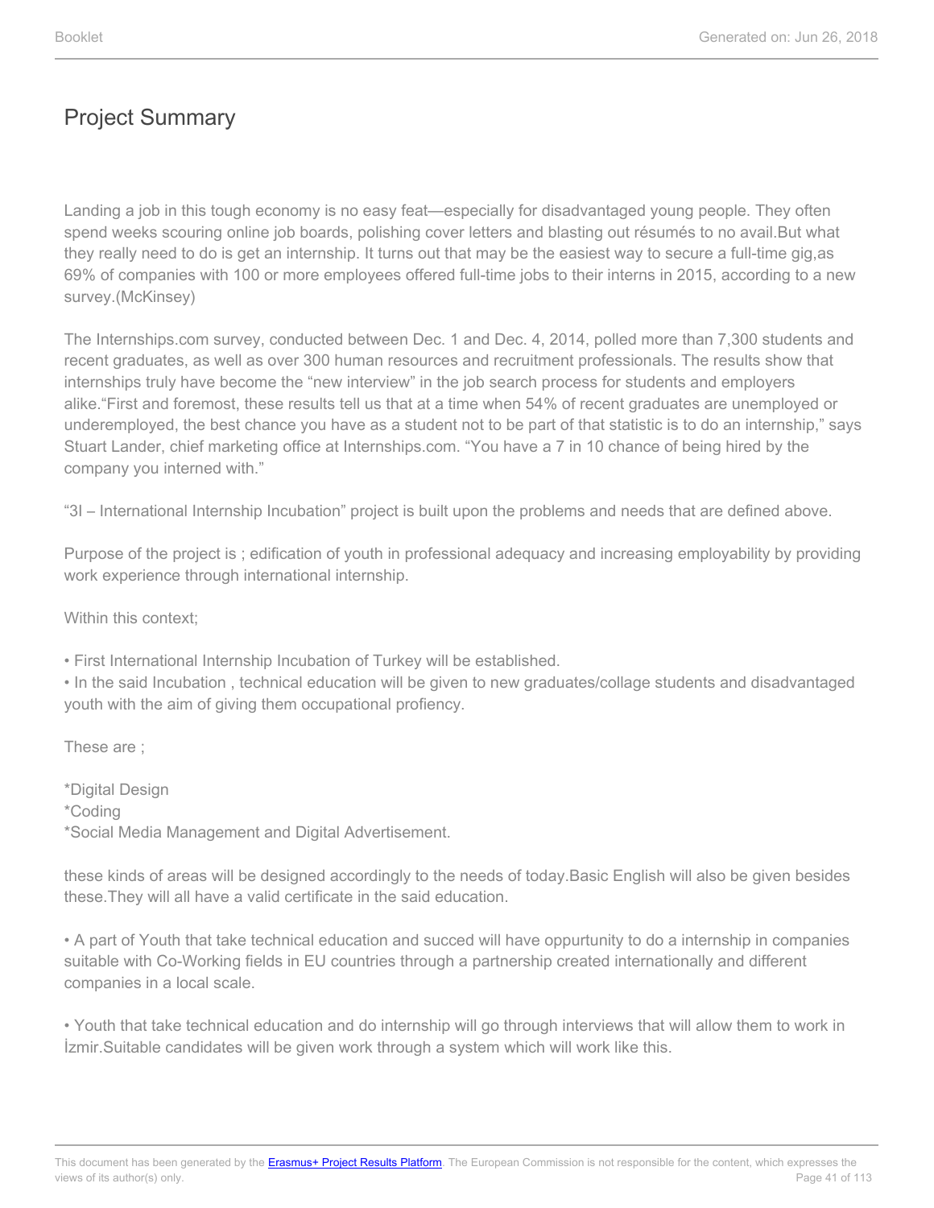# Project Summary

Landing a job in this tough economy is no easy feat—especially for disadvantaged young people. They often spend weeks scouring online job boards, polishing cover letters and blasting out résumés to no avail.But what they really need to do is get an internship. It turns out that may be the easiest way to secure a full-time gig,as 69% of companies with 100 or more employees offered full-time jobs to their interns in 2015, according to a new survey.(McKinsey)

The Internships.com survey, conducted between Dec. 1 and Dec. 4, 2014, polled more than 7,300 students and recent graduates, as well as over 300 human resources and recruitment professionals. The results show that internships truly have become the "new interview" in the job search process for students and employers alike."First and foremost, these results tell us that at a time when 54% of recent graduates are unemployed or underemployed, the best chance you have as a student not to be part of that statistic is to do an internship," says Stuart Lander, chief marketing office at Internships.com. "You have a 7 in 10 chance of being hired by the company you interned with."

"3I – International Internship Incubation" project is built upon the problems and needs that are defined above.

Purpose of the project is ; edification of youth in professional adequacy and increasing employability by providing work experience through international internship.

Within this context;

• First International Internship Incubation of Turkey will be established.
• In the said Incubation , technical education will be given to new graduates/collage students and disadvantaged youth with the aim of giving them occupational profiency.

These are ;

*Digital Design
*Coding
*Social Media Management and Digital Advertisement.

these kinds of areas will be designed accordingly to the needs of today.Basic English will also be given besides these.They will all have a valid certificate in the said education.

• A part of Youth that take technical education and succed will have oppurtunity to do a internship in companies suitable with Co-Working fields in EU countries through a partnership created internationally and different companies in a local scale.

• Youth that take technical education and do internship will go through interviews that will allow them to work in İzmir.Suitable candidates will be given work through a system which will work like this.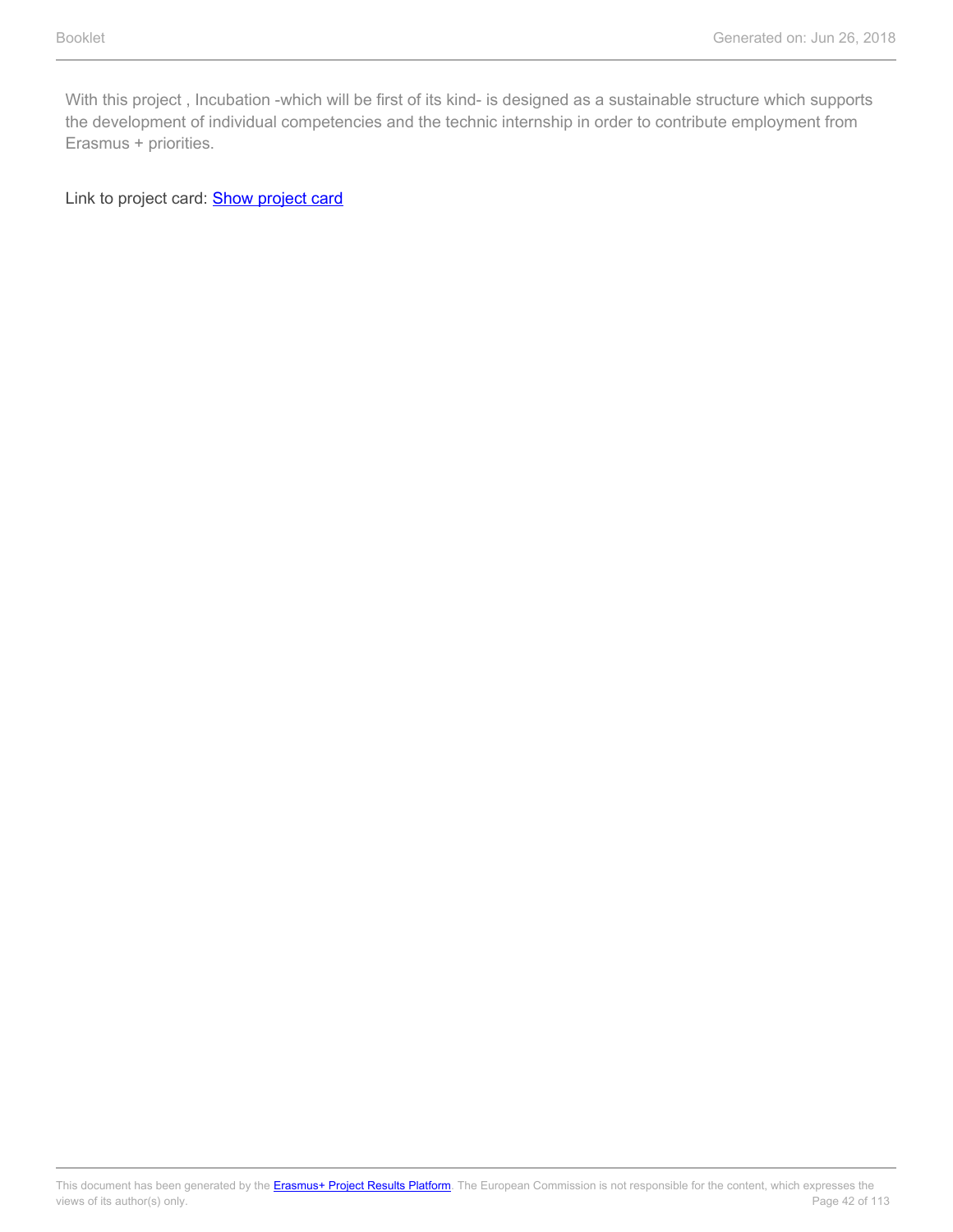With this project , Incubation -which will be first of its kind- is designed as a sustainable structure which supports the development of individual competencies and the technic internship in order to contribute employment from Erasmus + priorities.

Link to project card: Show project card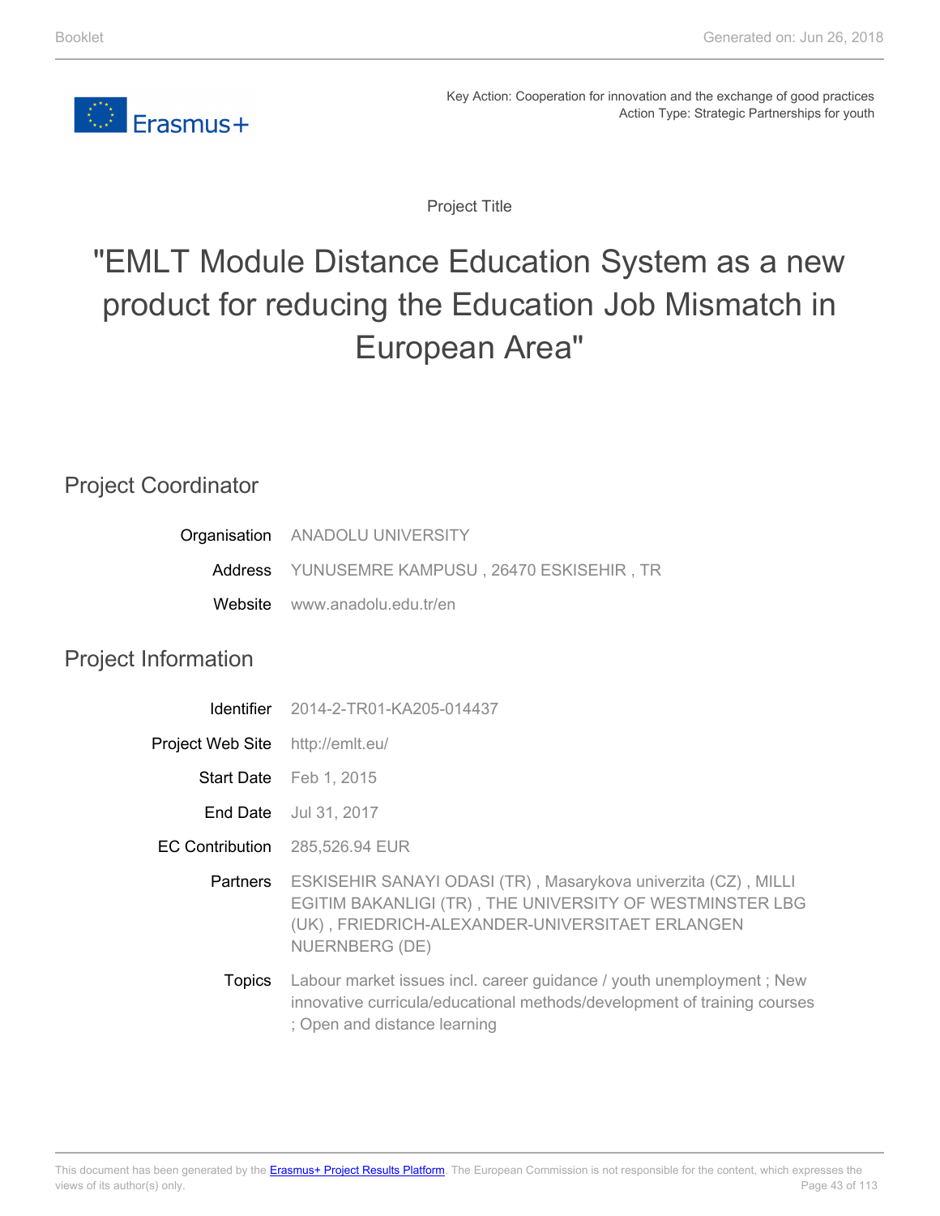Key Action: Cooperation for innovation and the exchange of good practices
Action Type: Strategic Partnerships for youth

Project Title

# "EMLT Module Distance Education System as a new product for reducing the Education Job Mismatch in European Area"

## Project Coordinator

| | |
|---|---|
| Organisation | ANADOLU UNIVERSITY |
| Address | YUNUSEMRE KAMPUSU , 26470 ESKISEHIR , TR |
| Website | www.anadolu.edu.tr/en |

## Project Information

| | |
|---|---|
| Identifier | 2014-2-TR01-KA205-014437 |
| Project Web Site | http://emlt.eu/ |
| Start Date | Feb 1, 2015 |
| End Date | Jul 31, 2017 |
| EC Contribution | 285,526.94 EUR |
| Partners | ESKISEHIR SANAYI ODASI (TR) , Masarykova univerzita (CZ) , MILLI EGITIM BAKANLIGI (TR) , THE UNIVERSITY OF WESTMINSTER LBG (UK) , FRIEDRICH-ALEXANDER-UNIVERSITAET ERLANGEN NUERNBERG (DE) |
| Topics | Labour market issues incl. career guidance / youth unemployment ; New innovative curricula/educational methods/development of training courses ; Open and distance learning |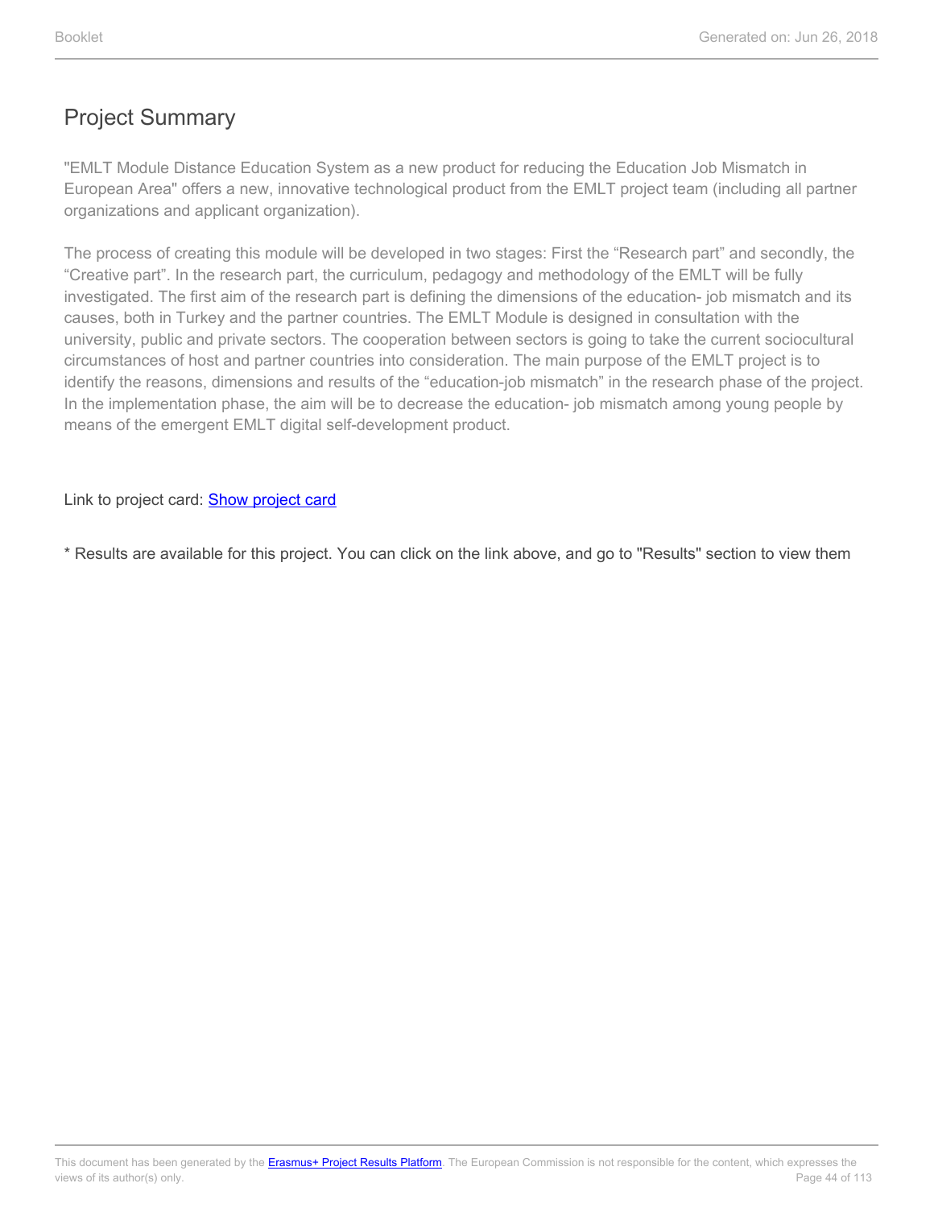## Project Summary

"EMLT Module Distance Education System as a new product for reducing the Education Job Mismatch in European Area" offers a new, innovative technological product from the EMLT project team (including all partner organizations and applicant organization).

The process of creating this module will be developed in two stages: First the “Research part” and secondly, the “Creative part”. In the research part, the curriculum, pedagogy and methodology of the EMLT will be fully investigated. The first aim of the research part is defining the dimensions of the education- job mismatch and its causes, both in Turkey and the partner countries. The EMLT Module is designed in consultation with the university, public and private sectors. The cooperation between sectors is going to take the current sociocultural circumstances of host and partner countries into consideration. The main purpose of the EMLT project is to identify the reasons, dimensions and results of the “education-job mismatch” in the research phase of the project. In the implementation phase, the aim will be to decrease the education- job mismatch among young people by means of the emergent EMLT digital self-development product.

Link to project card: [Show project card]()

* Results are available for this project. You can click on the link above, and go to "Results" section to view them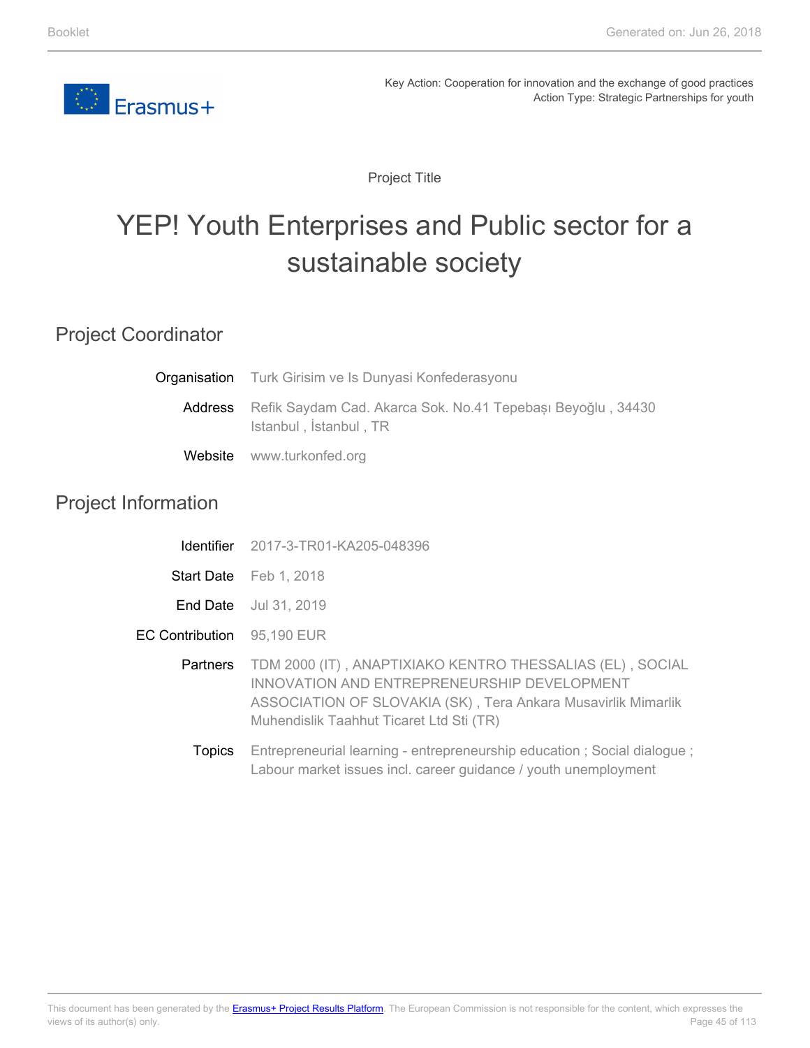Key Action: Cooperation for innovation and the exchange of good practices
Action Type: Strategic Partnerships for youth

Project Title

# YEP! Youth Enterprises and Public sector for a sustainable society

## Project Coordinator

| | |
|---|---|
| **Organisation** | Turk Girisim ve Is Dunyasi Konfederasyonu |
| **Address** | Refik Saydam Cad. Akarca Sok. No.41 Tepebaşı Beyoğlu , 34430 Istanbul , İstanbul , TR |
| **Website** | www.turkonfed.org |

## Project Information

| | |
|---|---|
| **Identifier** | 2017-3-TR01-KA205-048396 |
| **Start Date** | Feb 1, 2018 |
| **End Date** | Jul 31, 2019 |
| **EC Contribution** | 95,190 EUR |
| **Partners** | TDM 2000 (IT) , ANAPTIXIAKO KENTRO THESSALIAS (EL) , SOCIAL INNOVATION AND ENTREPRENEURSHIP DEVELOPMENT ASSOCIATION OF SLOVAKIA (SK) , Tera Ankara Musavirlik Mimarlik Muhendislik Taahhut Ticaret Ltd Sti (TR) |
| **Topics** | Entrepreneurial learning - entrepreneurship education ; Social dialogue ; Labour market issues incl. career guidance / youth unemployment |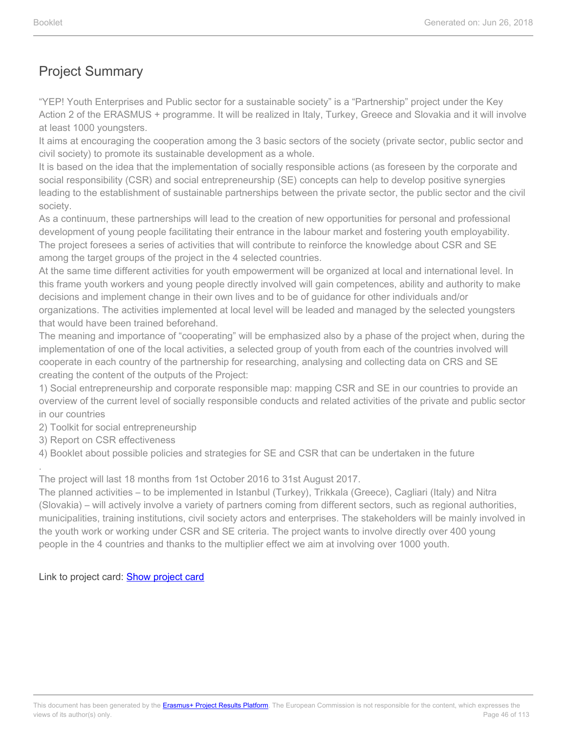## Project Summary

“YEP! Youth Enterprises and Public sector for a sustainable society” is a “Partnership” project under the Key Action 2 of the ERASMUS + programme. It will be realized in Italy, Turkey, Greece and Slovakia and it will involve at least 1000 youngsters.
It aims at encouraging the cooperation among the 3 basic sectors of the society (private sector, public sector and civil society) to promote its sustainable development as a whole.
It is based on the idea that the implementation of socially responsible actions (as foreseen by the corporate and social responsibility (CSR) and social entrepreneurship (SE) concepts can help to develop positive synergies leading to the establishment of sustainable partnerships between the private sector, the public sector and the civil society.
As a continuum, these partnerships will lead to the creation of new opportunities for personal and professional development of young people facilitating their entrance in the labour market and fostering youth employability.
The project foresees a series of activities that will contribute to reinforce the knowledge about CSR and SE among the target groups of the project in the 4 selected countries.
At the same time different activities for youth empowerment will be organized at local and international level. In this frame youth workers and young people directly involved will gain competences, ability and authority to make decisions and implement change in their own lives and to be of guidance for other individuals and/or organizations. The activities implemented at local level will be leaded and managed by the selected youngsters that would have been trained beforehand.
The meaning and importance of “cooperating” will be emphasized also by a phase of the project when, during the implementation of one of the local activities, a selected group of youth from each of the countries involved will cooperate in each country of the partnership for researching, analysing and collecting data on CRS and SE creating the content of the outputs of the Project:
1) Social entrepreneurship and corporate responsible map: mapping CSR and SE in our countries to provide an overview of the current level of socially responsible conducts and related activities of the private and public sector in our countries
2) Toolkit for social entrepreneurship
3) Report on CSR effectiveness
4) Booklet about possible policies and strategies for SE and CSR that can be undertaken in the future
.
The project will last 18 months from 1st October 2016 to 31st August 2017.
The planned activities – to be implemented in Istanbul (Turkey), Trikkala (Greece), Cagliari (Italy) and Nitra (Slovakia) – will actively involve a variety of partners coming from different sectors, such as regional authorities, municipalities, training institutions, civil society actors and enterprises. The stakeholders will be mainly involved in the youth work or working under CSR and SE criteria. The project wants to involve directly over 400 young people in the 4 countries and thanks to the multiplier effect we aim at involving over 1000 youth.

Link to project card: Show project card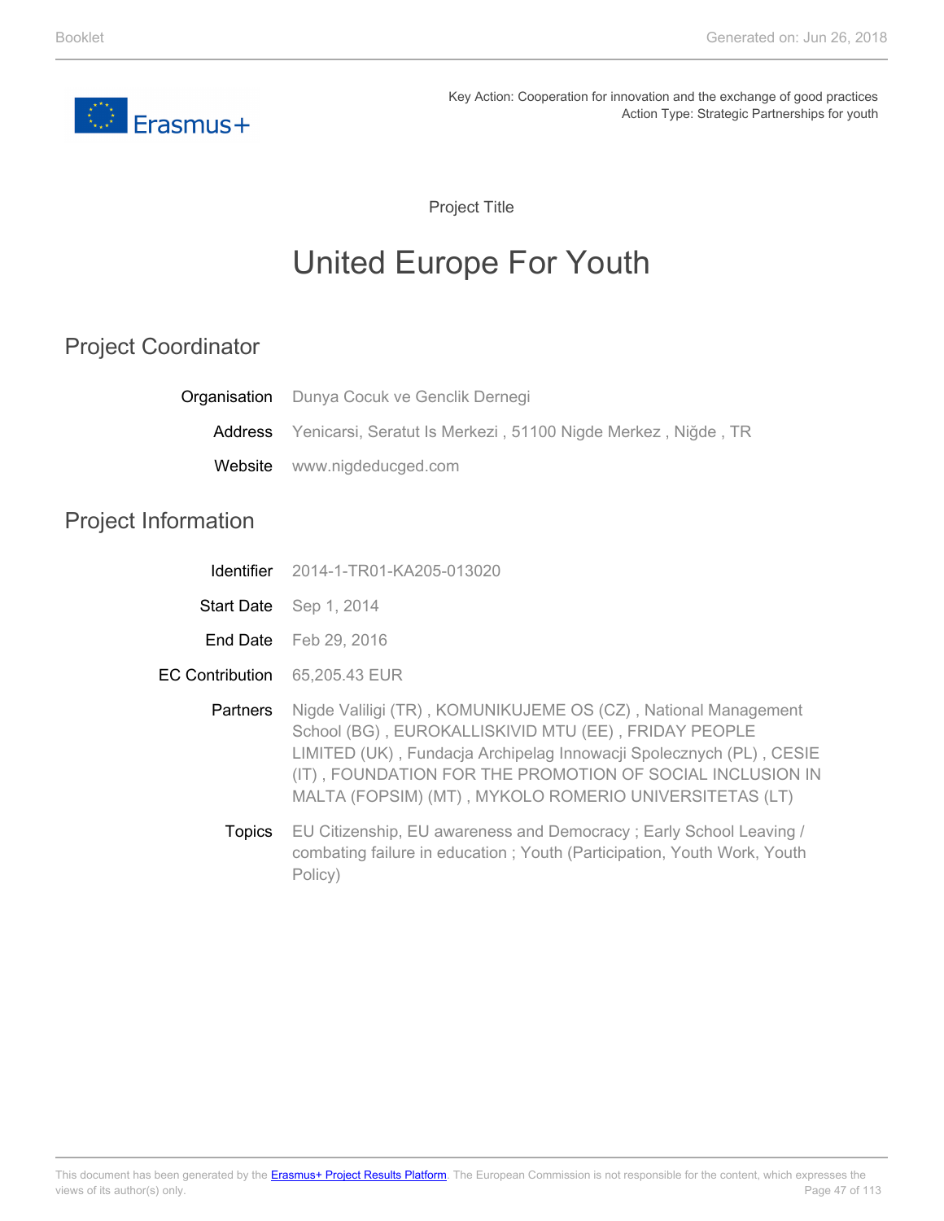Key Action: Cooperation for innovation and the exchange of good practices
Action Type: Strategic Partnerships for youth

Project Title

# United Europe For Youth

## Project Coordinator

**Organisation** Dunya Cocuk ve Genclik Dernegi

**Address** Yenicarsi, Seratut Is Merkezi , 51100 Nigde Merkez , Niğde , TR

**Website** www.nigdeducged.com

## Project Information

**Identifier** 2014-1-TR01-KA205-013020

**Start Date** Sep 1, 2014

**End Date** Feb 29, 2016

**EC Contribution** 65,205.43 EUR

**Partners** Nigde Valiligi (TR) , KOMUNIKUJEME OS (CZ) , National Management School (BG) , EUROKALLISKIVID MTU (EE) , FRIDAY PEOPLE LIMITED (UK) , Fundacja Archipelag Innowacji Spolecznych (PL) , CESIE (IT) , FOUNDATION FOR THE PROMOTION OF SOCIAL INCLUSION IN MALTA (FOPSIM) (MT) , MYKOLO ROMERIO UNIVERSITETAS (LT)

**Topics** EU Citizenship, EU awareness and Democracy ; Early School Leaving / combating failure in education ; Youth (Participation, Youth Work, Youth Policy)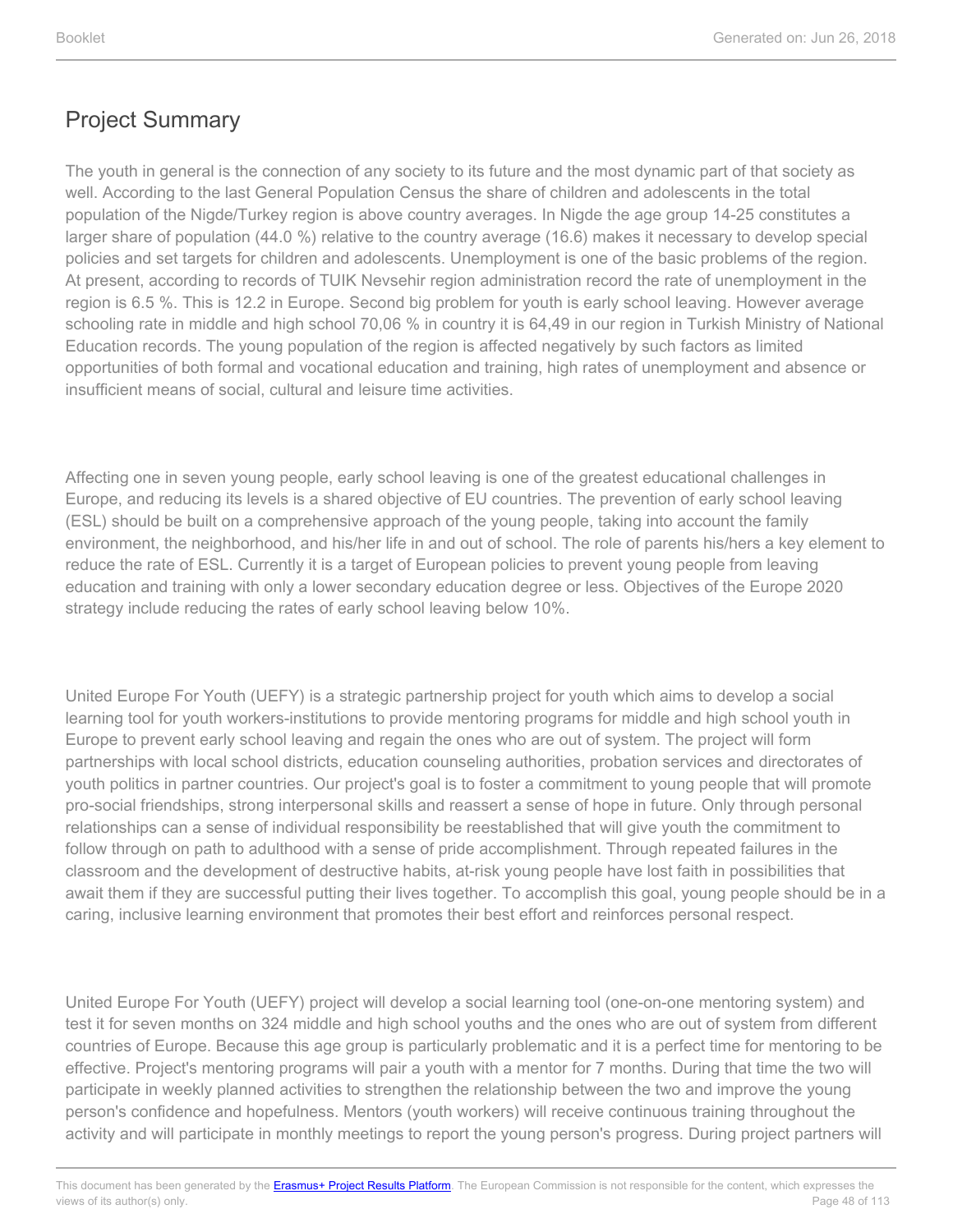## Project Summary

The youth in general is the connection of any society to its future and the most dynamic part of that society as well. According to the last General Population Census the share of children and adolescents in the total population of the Nigde/Turkey region is above country averages. In Nigde the age group 14-25 constitutes a larger share of population (44.0 %) relative to the country average (16.6) makes it necessary to develop special policies and set targets for children and adolescents. Unemployment is one of the basic problems of the region. At present, according to records of TUIK Nevsehir region administration record the rate of unemployment in the region is 6.5 %. This is 12.2 in Europe. Second big problem for youth is early school leaving. However average schooling rate in middle and high school 70,06 % in country it is 64,49 in our region in Turkish Ministry of National Education records. The young population of the region is affected negatively by such factors as limited opportunities of both formal and vocational education and training, high rates of unemployment and absence or insufficient means of social, cultural and leisure time activities.

Affecting one in seven young people, early school leaving is one of the greatest educational challenges in Europe, and reducing its levels is a shared objective of EU countries. The prevention of early school leaving (ESL) should be built on a comprehensive approach of the young people, taking into account the family environment, the neighborhood, and his/her life in and out of school. The role of parents his/hers a key element to reduce the rate of ESL. Currently it is a target of European policies to prevent young people from leaving education and training with only a lower secondary education degree or less. Objectives of the Europe 2020 strategy include reducing the rates of early school leaving below 10%.

United Europe For Youth (UEFY) is a strategic partnership project for youth which aims to develop a social learning tool for youth workers-institutions to provide mentoring programs for middle and high school youth in Europe to prevent early school leaving and regain the ones who are out of system. The project will form partnerships with local school districts, education counseling authorities, probation services and directorates of youth politics in partner countries. Our project's goal is to foster a commitment to young people that will promote pro-social friendships, strong interpersonal skills and reassert a sense of hope in future. Only through personal relationships can a sense of individual responsibility be reestablished that will give youth the commitment to follow through on path to adulthood with a sense of pride accomplishment. Through repeated failures in the classroom and the development of destructive habits, at-risk young people have lost faith in possibilities that await them if they are successful putting their lives together. To accomplish this goal, young people should be in a caring, inclusive learning environment that promotes their best effort and reinforces personal respect.

United Europe For Youth (UEFY) project will develop a social learning tool (one-on-one mentoring system) and test it for seven months on 324 middle and high school youths and the ones who are out of system from different countries of Europe. Because this age group is particularly problematic and it is a perfect time for mentoring to be effective. Project's mentoring programs will pair a youth with a mentor for 7 months. During that time the two will participate in weekly planned activities to strengthen the relationship between the two and improve the young person's confidence and hopefulness. Mentors (youth workers) will receive continuous training throughout the activity and will participate in monthly meetings to report the young person's progress. During project partners will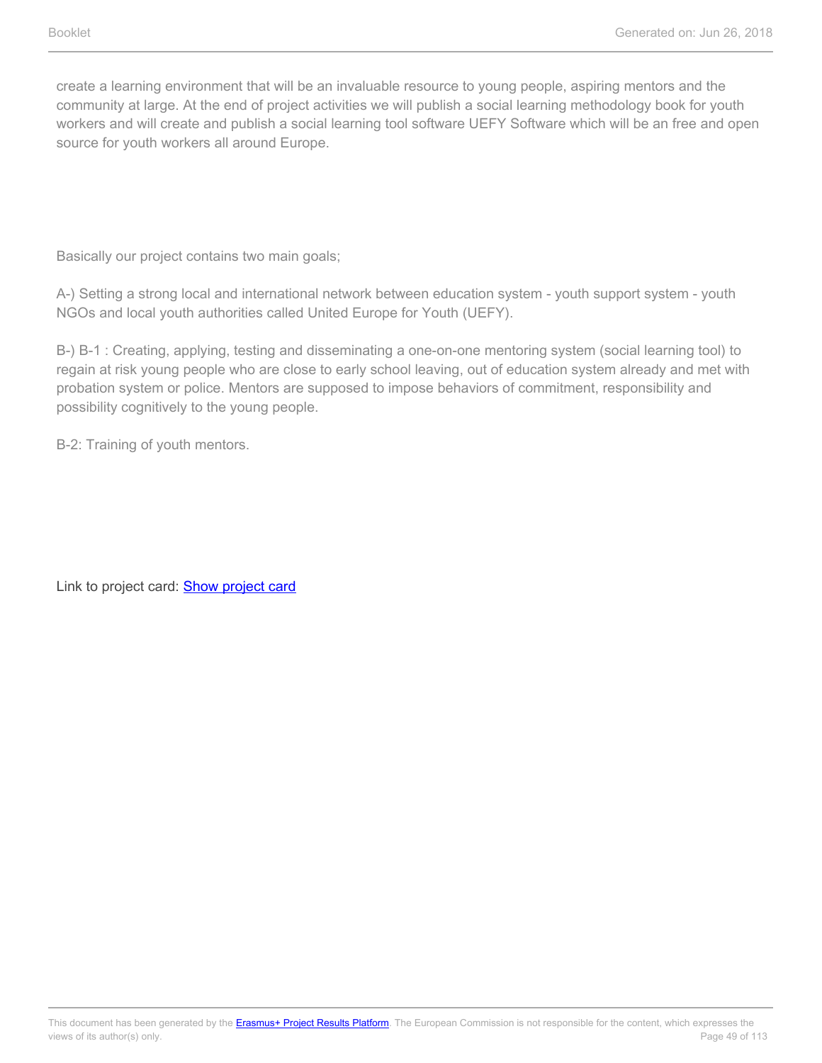create a learning environment that will be an invaluable resource to young people, aspiring mentors and the community at large. At the end of project activities we will publish a social learning methodology book for youth workers and will create and publish a social learning tool software UEFY Software which will be an free and open source for youth workers all around Europe.

Basically our project contains two main goals;

A-) Setting a strong local and international network between education system - youth support system - youth NGOs and local youth authorities called United Europe for Youth (UEFY).

B-) B-1 : Creating, applying, testing and disseminating a one-on-one mentoring system (social learning tool) to regain at risk young people who are close to early school leaving, out of education system already and met with probation system or police. Mentors are supposed to impose behaviors of commitment, responsibility and possibility cognitively to the young people.

B-2: Training of youth mentors.

Link to project card: [Show project card]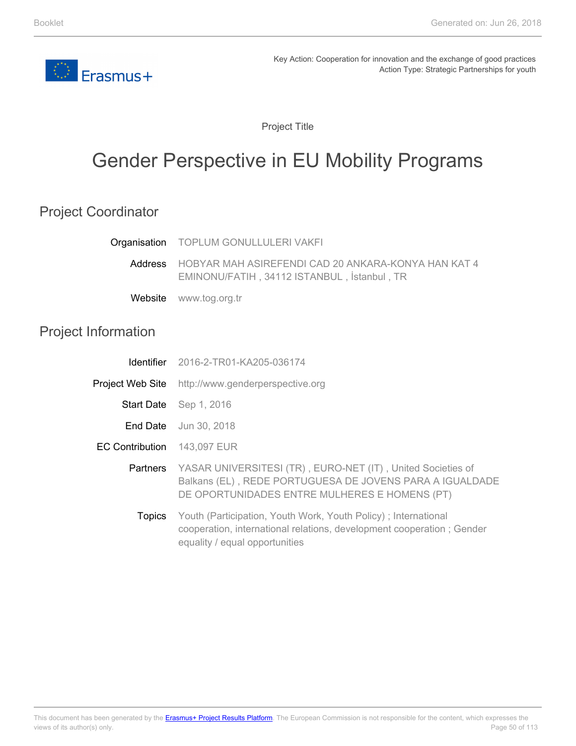Key Action: Cooperation for innovation and the exchange of good practices
Action Type: Strategic Partnerships for youth

Project Title

# Gender Perspective in EU Mobility Programs

## Project Coordinator

| | |
|---|---|
| Organisation | TOPLUM GONULLULERI VAKFI |
| Address | HOBYAR MAH ASIREFENDI CAD 20 ANKARA-KONYA HAN KAT 4 EMINONU/FATIH , 34112 ISTANBUL , İstanbul , TR |
| Website | www.tog.org.tr |

## Project Information

| | |
|---|---|
| Identifier | 2016-2-TR01-KA205-036174 |
| Project Web Site | http://www.genderperspective.org |
| Start Date | Sep 1, 2016 |
| End Date | Jun 30, 2018 |
| EC Contribution | 143,097 EUR |
| Partners | YASAR UNIVERSITESI (TR) , EURO-NET (IT) , United Societies of Balkans (EL) , REDE PORTUGUESA DE JOVENS PARA A IGUALDADE DE OPORTUNIDADES ENTRE MULHERES E HOMENS (PT) |
| Topics | Youth (Participation, Youth Work, Youth Policy) ; International cooperation, international relations, development cooperation ; Gender equality / equal opportunities |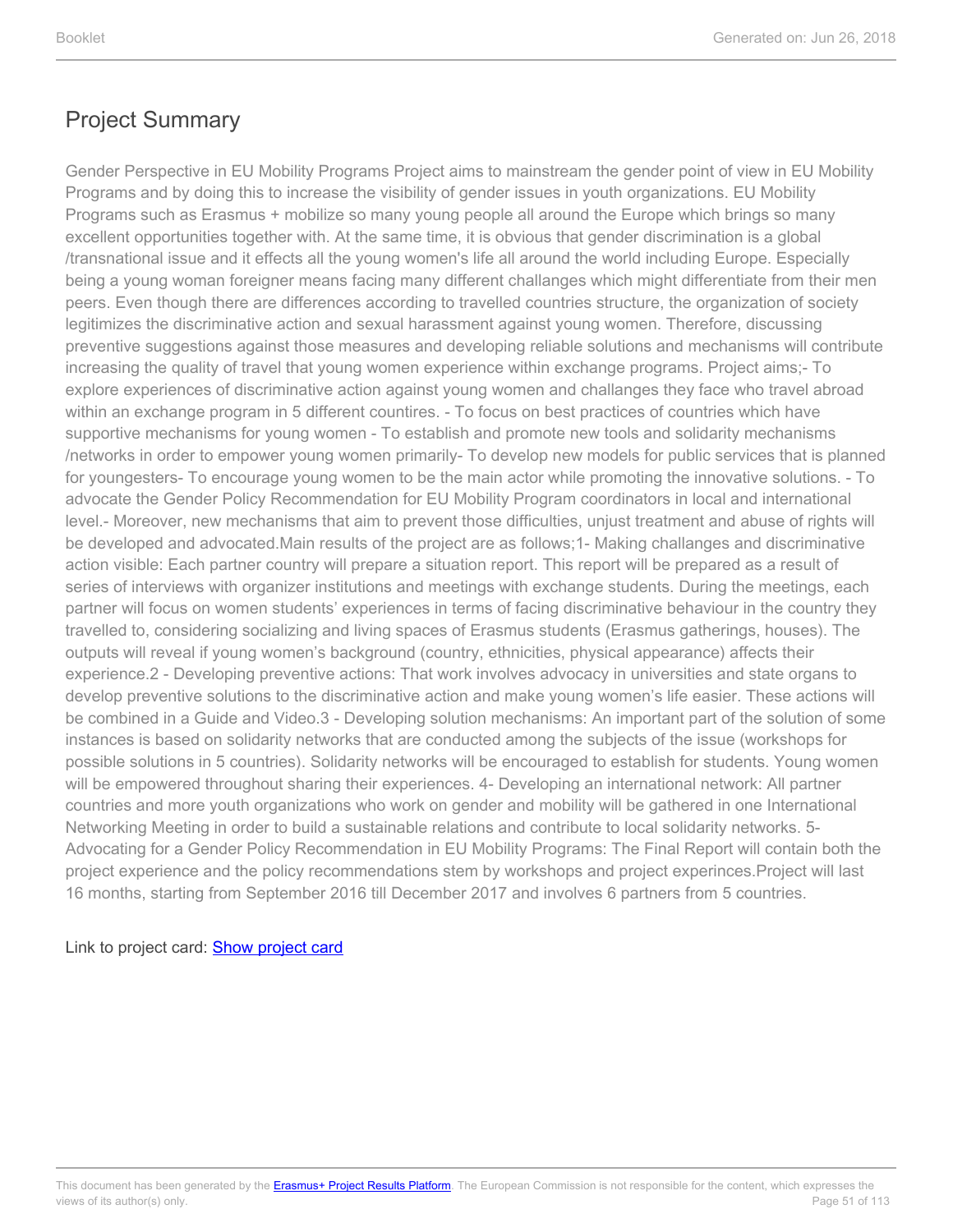## Project Summary

Gender Perspective in EU Mobility Programs Project aims to mainstream the gender point of view in EU Mobility Programs and by doing this to increase the visibility of gender issues in youth organizations. EU Mobility Programs such as Erasmus + mobilize so many young people all around the Europe which brings so many excellent opportunities together with. At the same time, it is obvious that gender discrimination is a global /transnational issue and it effects all the young women's life all around the world including Europe. Especially being a young woman foreigner means facing many different challanges which might differentiate from their men peers. Even though there are differences according to travelled countries structure, the organization of society legitimizes the discriminative action and sexual harassment against young women. Therefore, discussing preventive suggestions against those measures and developing reliable solutions and mechanisms will contribute increasing the quality of travel that young women experience within exchange programs. Project aims;- To explore experiences of discriminative action against young women and challanges they face who travel abroad within an exchange program in 5 different countires. - To focus on best practices of countries which have supportive mechanisms for young women - To establish and promote new tools and solidarity mechanisms /networks in order to empower young women primarily- To develop new models for public services that is planned for youngesters- To encourage young women to be the main actor while promoting the innovative solutions. - To advocate the Gender Policy Recommendation for EU Mobility Program coordinators in local and international level.- Moreover, new mechanisms that aim to prevent those difficulties, unjust treatment and abuse of rights will be developed and advocated.Main results of the project are as follows;1- Making challanges and discriminative action visible: Each partner country will prepare a situation report. This report will be prepared as a result of series of interviews with organizer institutions and meetings with exchange students. During the meetings, each partner will focus on women students' experiences in terms of facing discriminative behaviour in the country they travelled to, considering socializing and living spaces of Erasmus students (Erasmus gatherings, houses). The outputs will reveal if young women's background (country, ethnicities, physical appearance) affects their experience.2 - Developing preventive actions: That work involves advocacy in universities and state organs to develop preventive solutions to the discriminative action and make young women's life easier. These actions will be combined in a Guide and Video.3 - Developing solution mechanisms: An important part of the solution of some instances is based on solidarity networks that are conducted among the subjects of the issue (workshops for possible solutions in 5 countries). Solidarity networks will be encouraged to establish for students. Young women will be empowered throughout sharing their experiences. 4- Developing an international network: All partner countries and more youth organizations who work on gender and mobility will be gathered in one International Networking Meeting in order to build a sustainable relations and contribute to local solidarity networks. 5- Advocating for a Gender Policy Recommendation in EU Mobility Programs: The Final Report will contain both the project experience and the policy recommendations stem by workshops and project experinces.Project will last 16 months, starting from September 2016 till December 2017 and involves 6 partners from 5 countries.

Link to project card: [Show project card]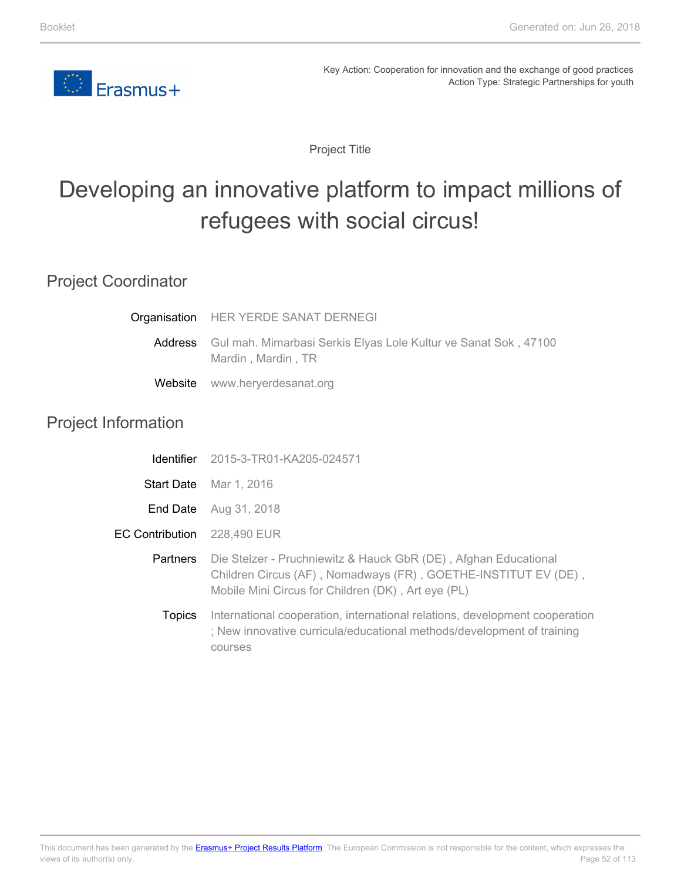Key Action: Cooperation for innovation and the exchange of good practices
Action Type: Strategic Partnerships for youth

Project Title

# Developing an innovative platform to impact millions of refugees with social circus!

## Project Coordinator

| | |
|---|---|
| Organisation | HER YERDE SANAT DERNEGI |
| Address | Gul mah. Mimarbasi Serkis Elyas Lole Kultur ve Sanat Sok , 47100 Mardin , Mardin , TR |
| Website | www.heryerdesanat.org |

## Project Information

| | |
|---|---|
| Identifier | 2015-3-TR01-KA205-024571 |
| Start Date | Mar 1, 2016 |
| End Date | Aug 31, 2018 |
| EC Contribution | 228,490 EUR |
| Partners | Die Stelzer - Pruchniewitz & Hauck GbR (DE) , Afghan Educational Children Circus (AF) , Nomadways (FR) , GOETHE-INSTITUT EV (DE) , Mobile Mini Circus for Children (DK) , Art eye (PL) |
| Topics | International cooperation, international relations, development cooperation ; New innovative curricula/educational methods/development of training courses |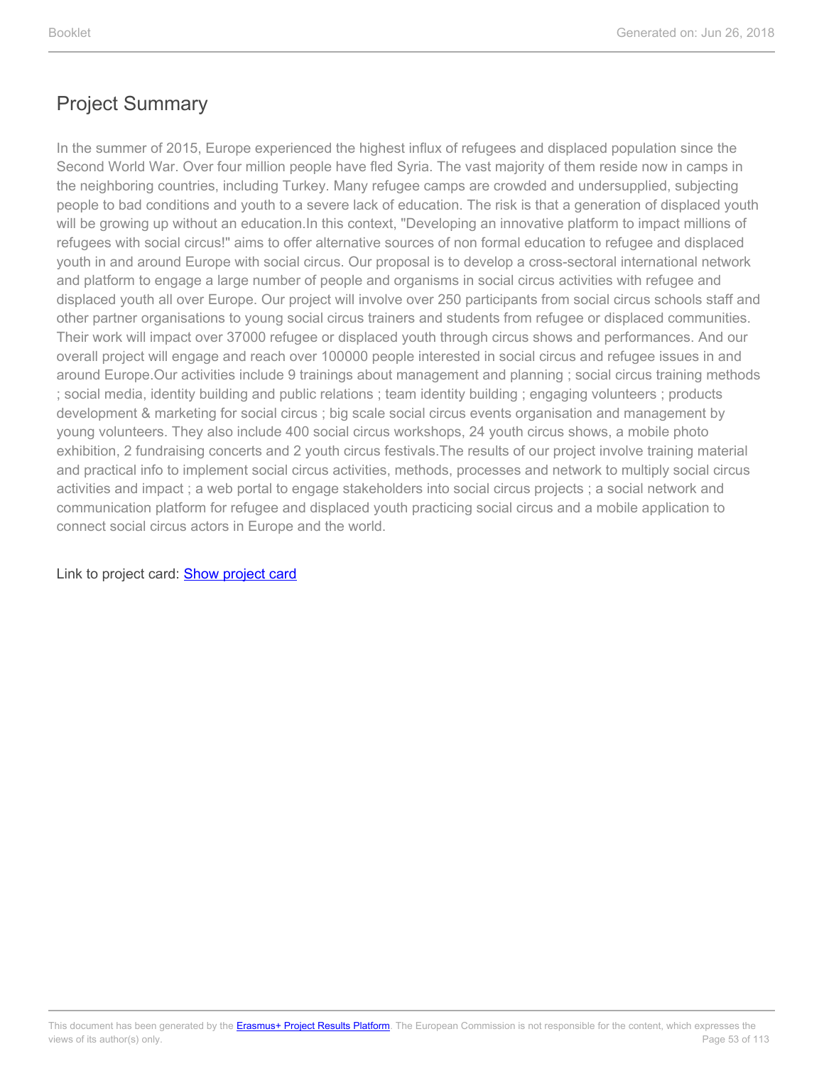## Project Summary

In the summer of 2015, Europe experienced the highest influx of refugees and displaced population since the Second World War. Over four million people have fled Syria. The vast majority of them reside now in camps in the neighboring countries, including Turkey. Many refugee camps are crowded and undersupplied, subjecting people to bad conditions and youth to a severe lack of education. The risk is that a generation of displaced youth will be growing up without an education.In this context, "Developing an innovative platform to impact millions of refugees with social circus!" aims to offer alternative sources of non formal education to refugee and displaced youth in and around Europe with social circus. Our proposal is to develop a cross-sectoral international network and platform to engage a large number of people and organisms in social circus activities with refugee and displaced youth all over Europe. Our project will involve over 250 participants from social circus schools staff and other partner organisations to young social circus trainers and students from refugee or displaced communities. Their work will impact over 37000 refugee or displaced youth through circus shows and performances. And our overall project will engage and reach over 100000 people interested in social circus and refugee issues in and around Europe.Our activities include 9 trainings about management and planning ; social circus training methods ; social media, identity building and public relations ; team identity building ; engaging volunteers ; products development & marketing for social circus ; big scale social circus events organisation and management by young volunteers. They also include 400 social circus workshops, 24 youth circus shows, a mobile photo exhibition, 2 fundraising concerts and 2 youth circus festivals.The results of our project involve training material and practical info to implement social circus activities, methods, processes and network to multiply social circus activities and impact ; a web portal to engage stakeholders into social circus projects ; a social network and communication platform for refugee and displaced youth practicing social circus and a mobile application to connect social circus actors in Europe and the world.

Link to project card: [Show project card]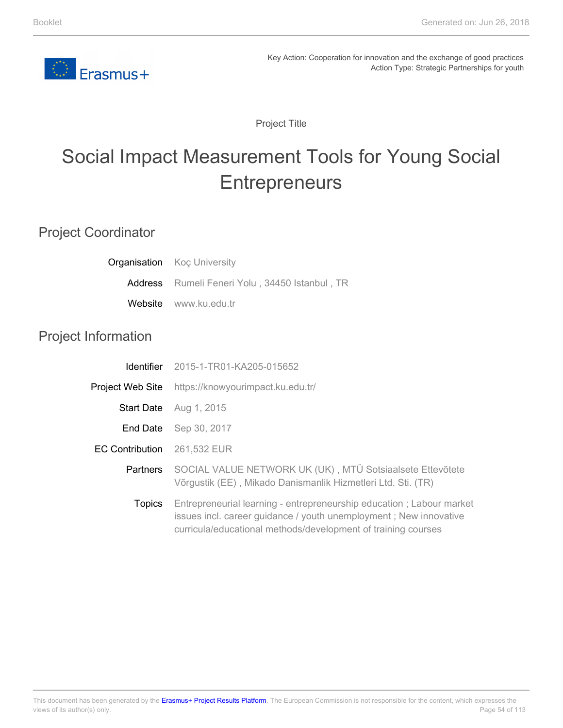Key Action: Cooperation for innovation and the exchange of good practices
Action Type: Strategic Partnerships for youth

Project Title

# Social Impact Measurement Tools for Young Social Entrepreneurs

## Project Coordinator

| | |
|---|---|
| Organisation | Koç University |
| Address | Rumeli Feneri Yolu , 34450 Istanbul , TR |
| Website | www.ku.edu.tr |

## Project Information

| | |
|---|---|
| Identifier | 2015-1-TR01-KA205-015652 |
| Project Web Site | https://knowyourimpact.ku.edu.tr/ |
| Start Date | Aug 1, 2015 |
| End Date | Sep 30, 2017 |
| EC Contribution | 261,532 EUR |
| Partners | SOCIAL VALUE NETWORK UK (UK) , MTÜ Sotsiaalsete Ettevõtete Võrgustik (EE) , Mikado Danismanlik Hizmetleri Ltd. Sti. (TR) |
| Topics | Entrepreneurial learning - entrepreneurship education ; Labour market issues incl. career guidance / youth unemployment ; New innovative curricula/educational methods/development of training courses |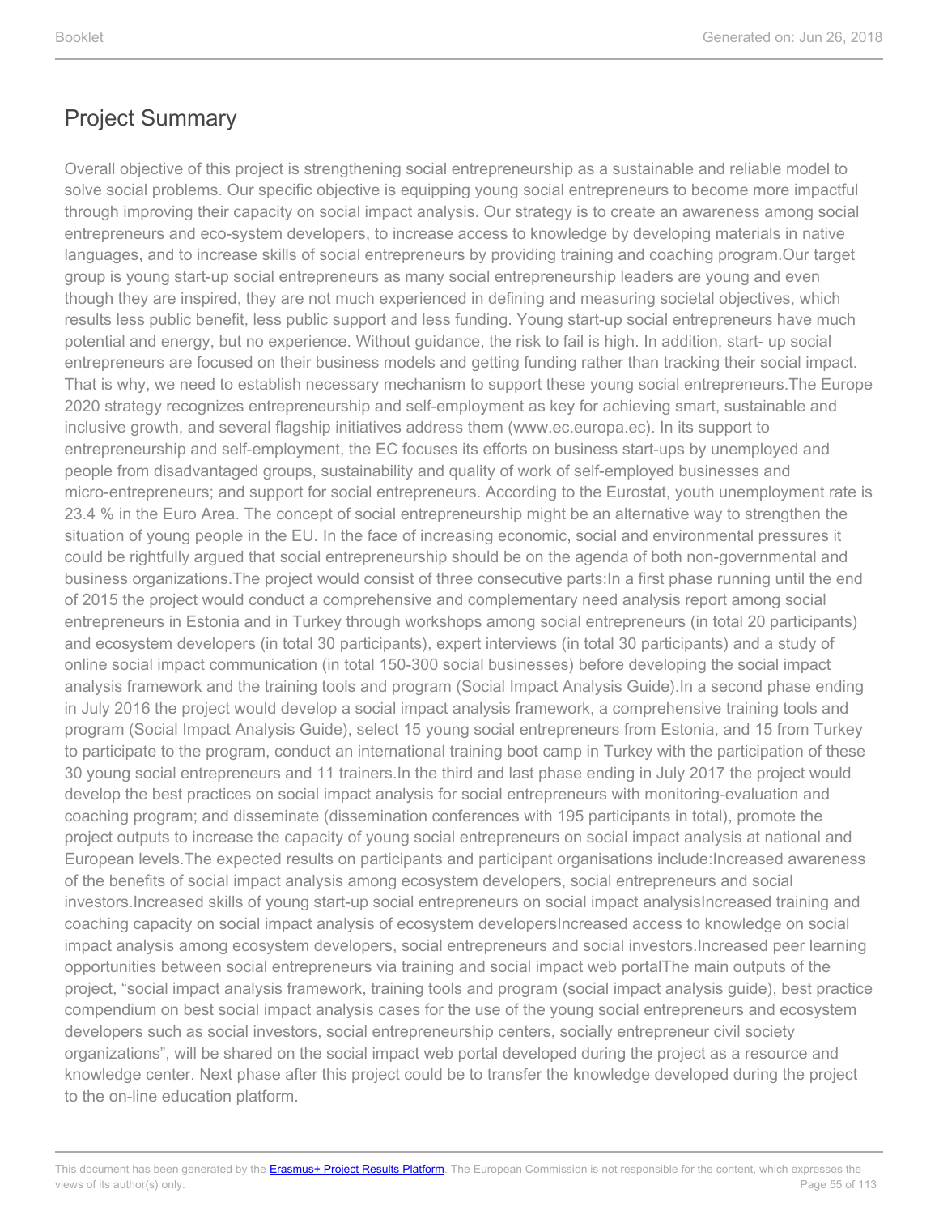## Project Summary

Overall objective of this project is strengthening social entrepreneurship as a sustainable and reliable model to solve social problems. Our specific objective is equipping young social entrepreneurs to become more impactful through improving their capacity on social impact analysis. Our strategy is to create an awareness among social entrepreneurs and eco-system developers, to increase access to knowledge by developing materials in native languages, and to increase skills of social entrepreneurs by providing training and coaching program.Our target group is young start-up social entrepreneurs as many social entrepreneurship leaders are young and even though they are inspired, they are not much experienced in defining and measuring societal objectives, which results less public benefit, less public support and less funding. Young start-up social entrepreneurs have much potential and energy, but no experience. Without guidance, the risk to fail is high. In addition, start- up social entrepreneurs are focused on their business models and getting funding rather than tracking their social impact. That is why, we need to establish necessary mechanism to support these young social entrepreneurs.The Europe 2020 strategy recognizes entrepreneurship and self-employment as key for achieving smart, sustainable and inclusive growth, and several flagship initiatives address them (www.ec.europa.ec). In its support to entrepreneurship and self-employment, the EC focuses its efforts on business start-ups by unemployed and people from disadvantaged groups, sustainability and quality of work of self-employed businesses and micro-entrepreneurs; and support for social entrepreneurs. According to the Eurostat, youth unemployment rate is 23.4 % in the Euro Area. The concept of social entrepreneurship might be an alternative way to strengthen the situation of young people in the EU. In the face of increasing economic, social and environmental pressures it could be rightfully argued that social entrepreneurship should be on the agenda of both non-governmental and business organizations.The project would consist of three consecutive parts:In a first phase running until the end of 2015 the project would conduct a comprehensive and complementary need analysis report among social entrepreneurs in Estonia and in Turkey through workshops among social entrepreneurs (in total 20 participants) and ecosystem developers (in total 30 participants), expert interviews (in total 30 participants) and a study of online social impact communication (in total 150-300 social businesses) before developing the social impact analysis framework and the training tools and program (Social Impact Analysis Guide).In a second phase ending in July 2016 the project would develop a social impact analysis framework, a comprehensive training tools and program (Social Impact Analysis Guide), select 15 young social entrepreneurs from Estonia, and 15 from Turkey to participate to the program, conduct an international training boot camp in Turkey with the participation of these 30 young social entrepreneurs and 11 trainers.In the third and last phase ending in July 2017 the project would develop the best practices on social impact analysis for social entrepreneurs with monitoring-evaluation and coaching program; and disseminate (dissemination conferences with 195 participants in total), promote the project outputs to increase the capacity of young social entrepreneurs on social impact analysis at national and European levels.The expected results on participants and participant organisations include:Increased awareness of the benefits of social impact analysis among ecosystem developers, social entrepreneurs and social investors.Increased skills of young start-up social entrepreneurs on social impact analysisIncreased training and coaching capacity on social impact analysis of ecosystem developersIncreased access to knowledge on social impact analysis among ecosystem developers, social entrepreneurs and social investors.Increased peer learning opportunities between social entrepreneurs via training and social impact web portalThe main outputs of the project, "social impact analysis framework, training tools and program (social impact analysis guide), best practice compendium on best social impact analysis cases for the use of the young social entrepreneurs and ecosystem developers such as social investors, social entrepreneurship centers, socially entrepreneur civil society organizations", will be shared on the social impact web portal developed during the project as a resource and knowledge center. Next phase after this project could be to transfer the knowledge developed during the project to the on-line education platform.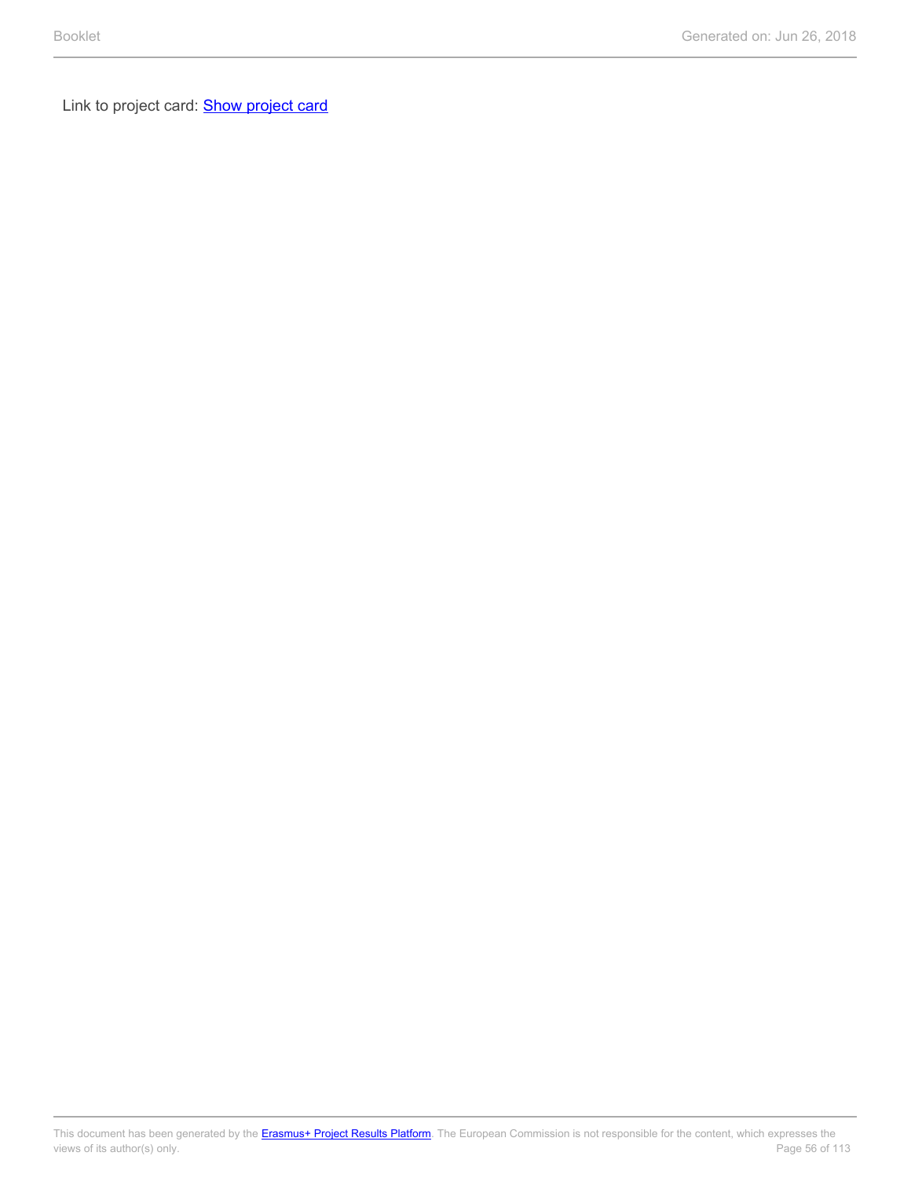Link to project card: Show project card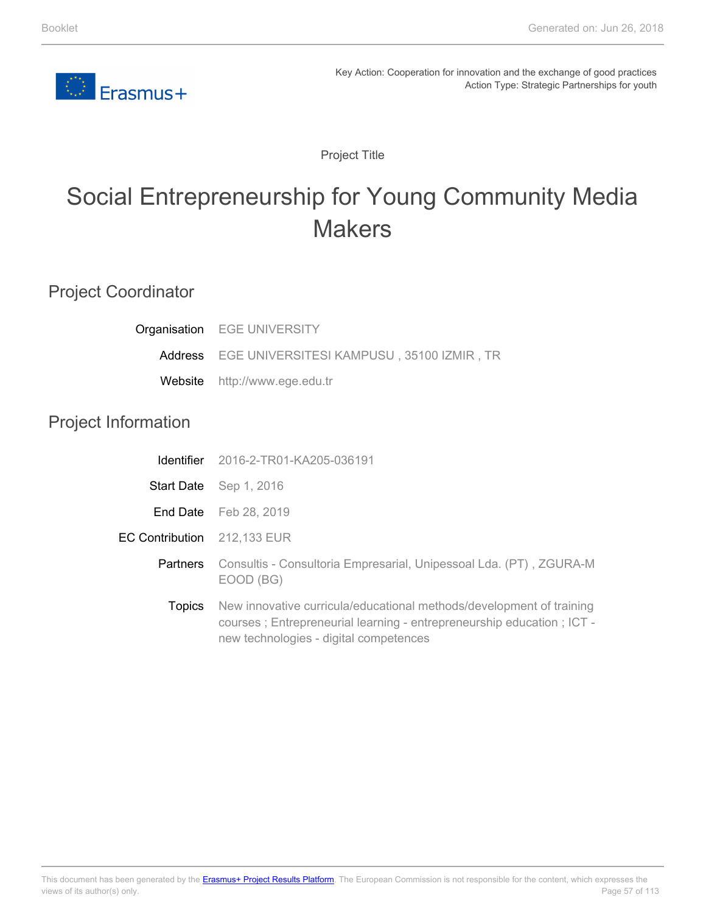Key Action: Cooperation for innovation and the exchange of good practices
Action Type: Strategic Partnerships for youth

Project Title

# Social Entrepreneurship for Young Community Media Makers

## Project Coordinator

| | |
|---|---|
| Organisation | EGE UNIVERSITY |
| Address | EGE UNIVERSITESI KAMPUSU , 35100 IZMIR , TR |
| Website | http://www.ege.edu.tr |

## Project Information

| | |
|---|---|
| Identifier | 2016-2-TR01-KA205-036191 |
| Start Date | Sep 1, 2016 |
| End Date | Feb 28, 2019 |
| EC Contribution | 212,133 EUR |
| Partners | Consultis - Consultoria Empresarial, Unipessoal Lda. (PT) , ZGURA-M EOOD (BG) |
| Topics | New innovative curricula/educational methods/development of training courses ; Entrepreneurial learning - entrepreneurship education ; ICT - new technologies - digital competences |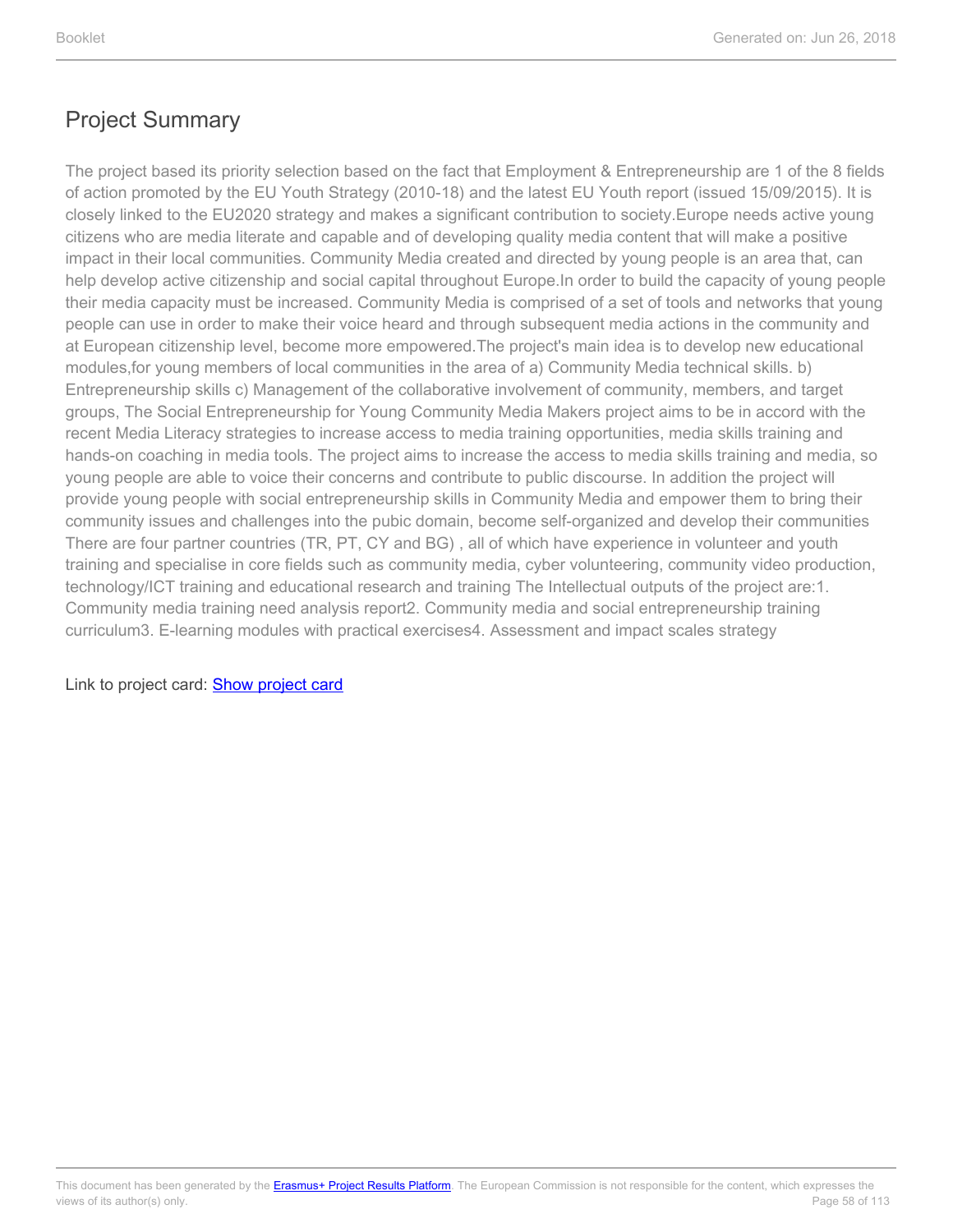## Project Summary

The project based its priority selection based on the fact that Employment & Entrepreneurship are 1 of the 8 fields of action promoted by the EU Youth Strategy (2010-18) and the latest EU Youth report (issued 15/09/2015). It is closely linked to the EU2020 strategy and makes a significant contribution to society.Europe needs active young citizens who are media literate and capable and of developing quality media content that will make a positive impact in their local communities. Community Media created and directed by young people is an area that, can help develop active citizenship and social capital throughout Europe.In order to build the capacity of young people their media capacity must be increased. Community Media is comprised of a set of tools and networks that young people can use in order to make their voice heard and through subsequent media actions in the community and at European citizenship level, become more empowered.The project's main idea is to develop new educational modules,for young members of local communities in the area of a) Community Media technical skills. b) Entrepreneurship skills c) Management of the collaborative involvement of community, members, and target groups, The Social Entrepreneurship for Young Community Media Makers project aims to be in accord with the recent Media Literacy strategies to increase access to media training opportunities, media skills training and hands-on coaching in media tools. The project aims to increase the access to media skills training and media, so young people are able to voice their concerns and contribute to public discourse. In addition the project will provide young people with social entrepreneurship skills in Community Media and empower them to bring their community issues and challenges into the pubic domain, become self-organized and develop their communities There are four partner countries (TR, PT, CY and BG) , all of which have experience in volunteer and youth training and specialise in core fields such as community media, cyber volunteering, community video production, technology/ICT training and educational research and training The Intellectual outputs of the project are:1. Community media training need analysis report2. Community media and social entrepreneurship training curriculum3. E-learning modules with practical exercises4. Assessment and impact scales strategy

Link to project card: Show project card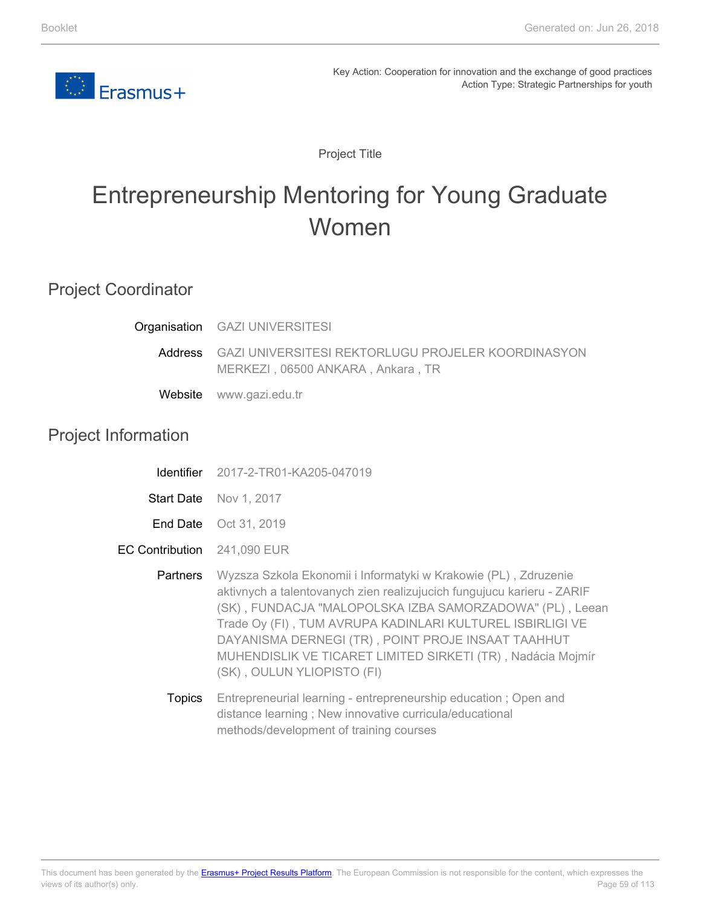Key Action: Cooperation for innovation and the exchange of good practices
Action Type: Strategic Partnerships for youth

Project Title

# Entrepreneurship Mentoring for Young Graduate Women

## Project Coordinator

**Organisation** GAZI UNIVERSITESI

**Address** GAZI UNIVERSITESI REKTORLUGU PROJELER KOORDINASYON MERKEZI , 06500 ANKARA , Ankara , TR

**Website** www.gazi.edu.tr

## Project Information

**Identifier** 2017-2-TR01-KA205-047019

**Start Date** Nov 1, 2017

**End Date** Oct 31, 2019

**EC Contribution** 241,090 EUR

**Partners** Wyzsza Szkola Ekonomii i Informatyki w Krakowie (PL) , Zdruzenie aktivnych a talentovanych zien realizujucich fungujucu karieru - ZARIF (SK) , FUNDACJA "MALOPOLSKA IZBA SAMORZADOWA" (PL) , Leean Trade Oy (FI) , TUM AVRUPA KADINLARI KULTUREL ISBIRLIGI VE DAYANISMA DERNEGI (TR) , POINT PROJE INSAAT TAAHHUT MUHENDISLIK VE TICARET LIMITED SIRKETI (TR) , Nadácia Mojmír (SK) , OULUN YLIOPISTO (FI)

**Topics** Entrepreneurial learning - entrepreneurship education ; Open and distance learning ; New innovative curricula/educational methods/development of training courses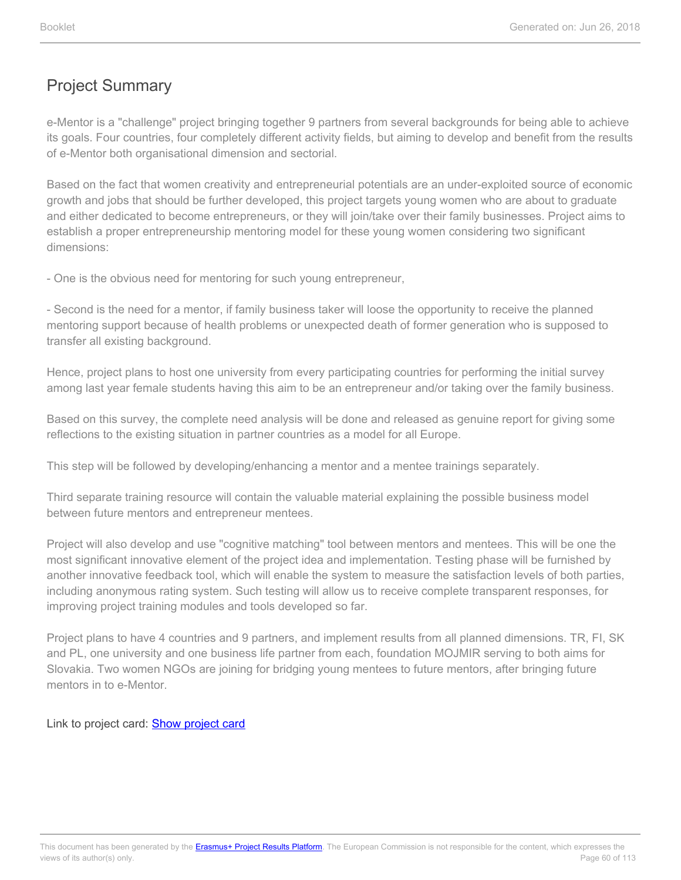## Project Summary

e-Mentor is a "challenge" project bringing together 9 partners from several backgrounds for being able to achieve its goals. Four countries, four completely different activity fields, but aiming to develop and benefit from the results of e-Mentor both organisational dimension and sectorial.

Based on the fact that women creativity and entrepreneurial potentials are an under-exploited source of economic growth and jobs that should be further developed, this project targets young women who are about to graduate and either dedicated to become entrepreneurs, or they will join/take over their family businesses. Project aims to establish a proper entrepreneurship mentoring model for these young women considering two significant dimensions:

- One is the obvious need for mentoring for such young entrepreneur,

- Second is the need for a mentor, if family business taker will loose the opportunity to receive the planned mentoring support because of health problems or unexpected death of former generation who is supposed to transfer all existing background.

Hence, project plans to host one university from every participating countries for performing the initial survey among last year female students having this aim to be an entrepreneur and/or taking over the family business.

Based on this survey, the complete need analysis will be done and released as genuine report for giving some reflections to the existing situation in partner countries as a model for all Europe.

This step will be followed by developing/enhancing a mentor and a mentee trainings separately.

Third separate training resource will contain the valuable material explaining the possible business model between future mentors and entrepreneur mentees.

Project will also develop and use "cognitive matching" tool between mentors and mentees. This will be one the most significant innovative element of the project idea and implementation. Testing phase will be furnished by another innovative feedback tool, which will enable the system to measure the satisfaction levels of both parties, including anonymous rating system. Such testing will allow us to receive complete transparent responses, for improving project training modules and tools developed so far.

Project plans to have 4 countries and 9 partners, and implement results from all planned dimensions. TR, FI, SK and PL, one university and one business life partner from each, foundation MOJMIR serving to both aims for Slovakia. Two women NGOs are joining for bridging young mentees to future mentors, after bringing future mentors in to e-Mentor.

Link to project card: Show project card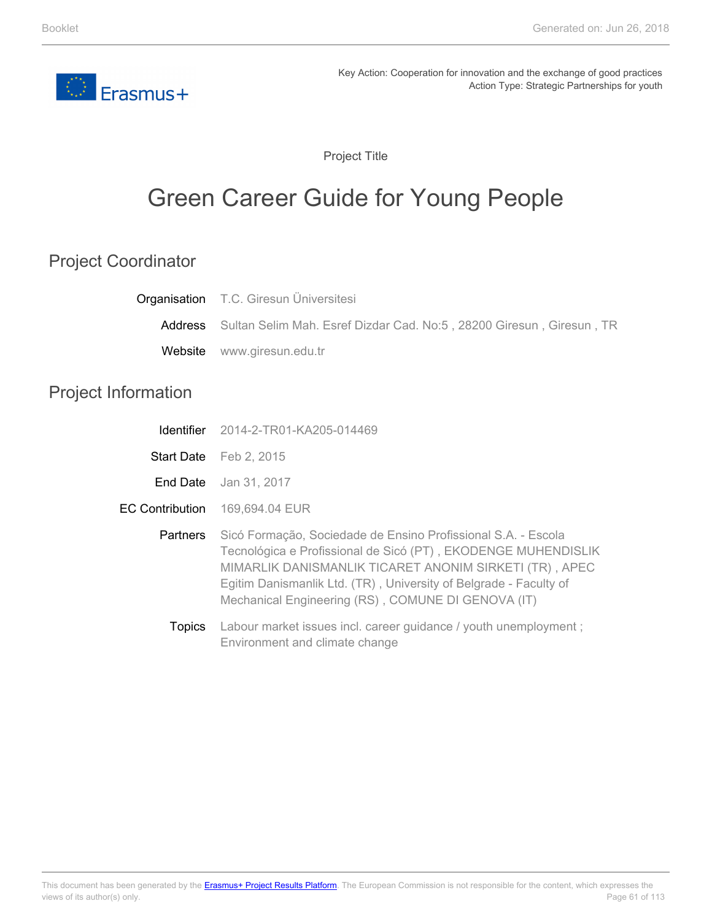Key Action: Cooperation for innovation and the exchange of good practices
Action Type: Strategic Partnerships for youth

Project Title

# Green Career Guide for Young People

## Project Coordinator

| | |
|---|---|
| Organisation | T.C. Giresun Üniversitesi |
| Address | Sultan Selim Mah. Esref Dizdar Cad. No:5 , 28200 Giresun , Giresun , TR |
| Website | www.giresun.edu.tr |

## Project Information

| | |
|---|---|
| Identifier | 2014-2-TR01-KA205-014469 |
| Start Date | Feb 2, 2015 |
| End Date | Jan 31, 2017 |
| EC Contribution | 169,694.04 EUR |
| Partners | Sicó Formação, Sociedade de Ensino Profissional S.A. - Escola Tecnológica e Profissional de Sicó (PT) , EKODENGE MUHENDISLIK MIMARLIK DANISMANLIK TICARET ANONIM SIRKETI (TR) , APEC Egitim Danismanlik Ltd. (TR) , University of Belgrade - Faculty of Mechanical Engineering (RS) , COMUNE DI GENOVA (IT) |
| Topics | Labour market issues incl. career guidance / youth unemployment ; Environment and climate change |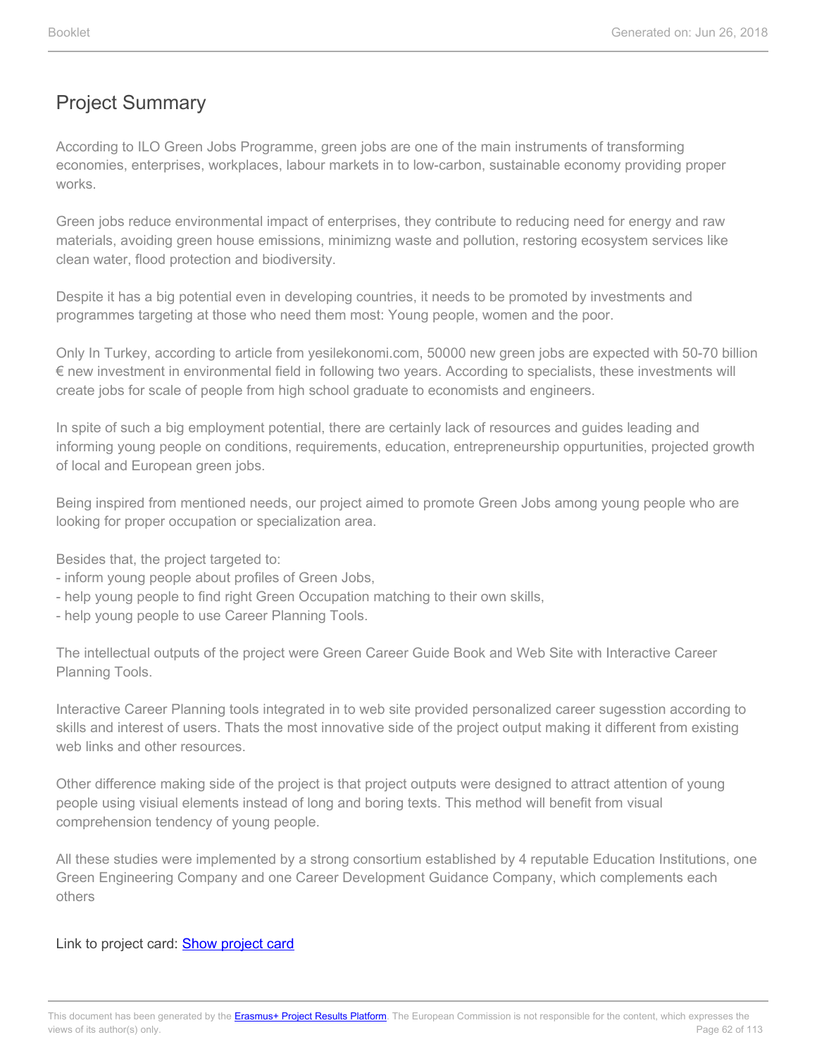## Project Summary

According to ILO Green Jobs Programme, green jobs are one of the main instruments of transforming economies, enterprises, workplaces, labour markets in to low-carbon, sustainable economy providing proper works.

Green jobs reduce environmental impact of enterprises, they contribute to reducing need for energy and raw materials, avoiding green house emissions, minimizng waste and pollution, restoring ecosystem services like clean water, flood protection and biodiversity.

Despite it has a big potential even in developing countries, it needs to be promoted by investments and programmes targeting at those who need them most: Young people, women and the poor.

Only In Turkey, according to article from yesilekonomi.com, 50000 new green jobs are expected with 50-70 billion € new investment in environmental field in following two years. According to specialists, these investments will create jobs for scale of people from high school graduate to economists and engineers.

In spite of such a big employment potential, there are certainly lack of resources and guides leading and informing young people on conditions, requirements, education, entrepreneurship oppurtunities, projected growth of local and European green jobs.

Being inspired from mentioned needs, our project aimed to promote Green Jobs among young people who are looking for proper occupation or specialization area.

Besides that, the project targeted to:
- inform young people about profiles of Green Jobs,
- help young people to find right Green Occupation matching to their own skills,
- help young people to use Career Planning Tools.

The intellectual outputs of the project were Green Career Guide Book and Web Site with Interactive Career Planning Tools.

Interactive Career Planning tools integrated in to web site provided personalized career sugesstion according to skills and interest of users. Thats the most innovative side of the project output making it different from existing web links and other resources.

Other difference making side of the project is that project outputs were designed to attract attention of young people using visiual elements instead of long and boring texts. This method will benefit from visual comprehension tendency of young people.

All these studies were implemented by a strong consortium established by 4 reputable Education Institutions, one Green Engineering Company and one Career Development Guidance Company, which complements each others

Link to project card: Show project card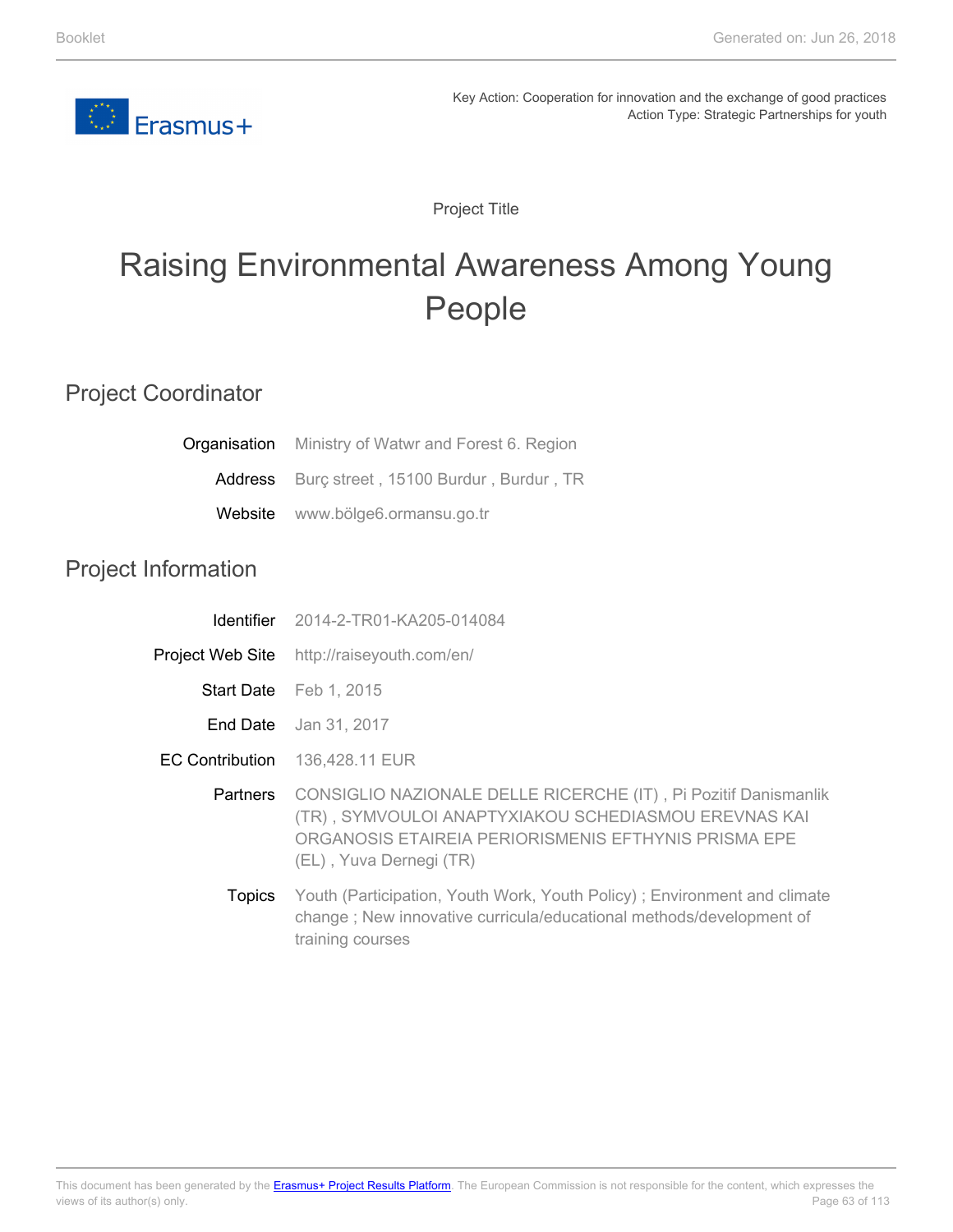Key Action: Cooperation for innovation and the exchange of good practices
Action Type: Strategic Partnerships for youth

Project Title

# Raising Environmental Awareness Among Young People

## Project Coordinator

| | |
|---|---|
| Organisation | Ministry of Watwr and Forest 6. Region |
| Address | Burç street , 15100 Burdur , Burdur , TR |
| Website | www.bölge6.ormansu.go.tr |

## Project Information

| | |
|---|---|
| Identifier | 2014-2-TR01-KA205-014084 |
| Project Web Site | http://raiseyouth.com/en/ |
| Start Date | Feb 1, 2015 |
| End Date | Jan 31, 2017 |
| EC Contribution | 136,428.11 EUR |
| Partners | CONSIGLIO NAZIONALE DELLE RICERCHE (IT) , Pi Pozitif Danismanlik (TR) , SYMVOULOI ANAPTYXIAKOU SCHEDIASMOU EREVNAS KAI ORGANOSIS ETAIREIA PERIORISMENIS EFTHYNIS PRISMA EPE (EL) , Yuva Dernegi (TR) |
| Topics | Youth (Participation, Youth Work, Youth Policy) ; Environment and climate change ; New innovative curricula/educational methods/development of training courses |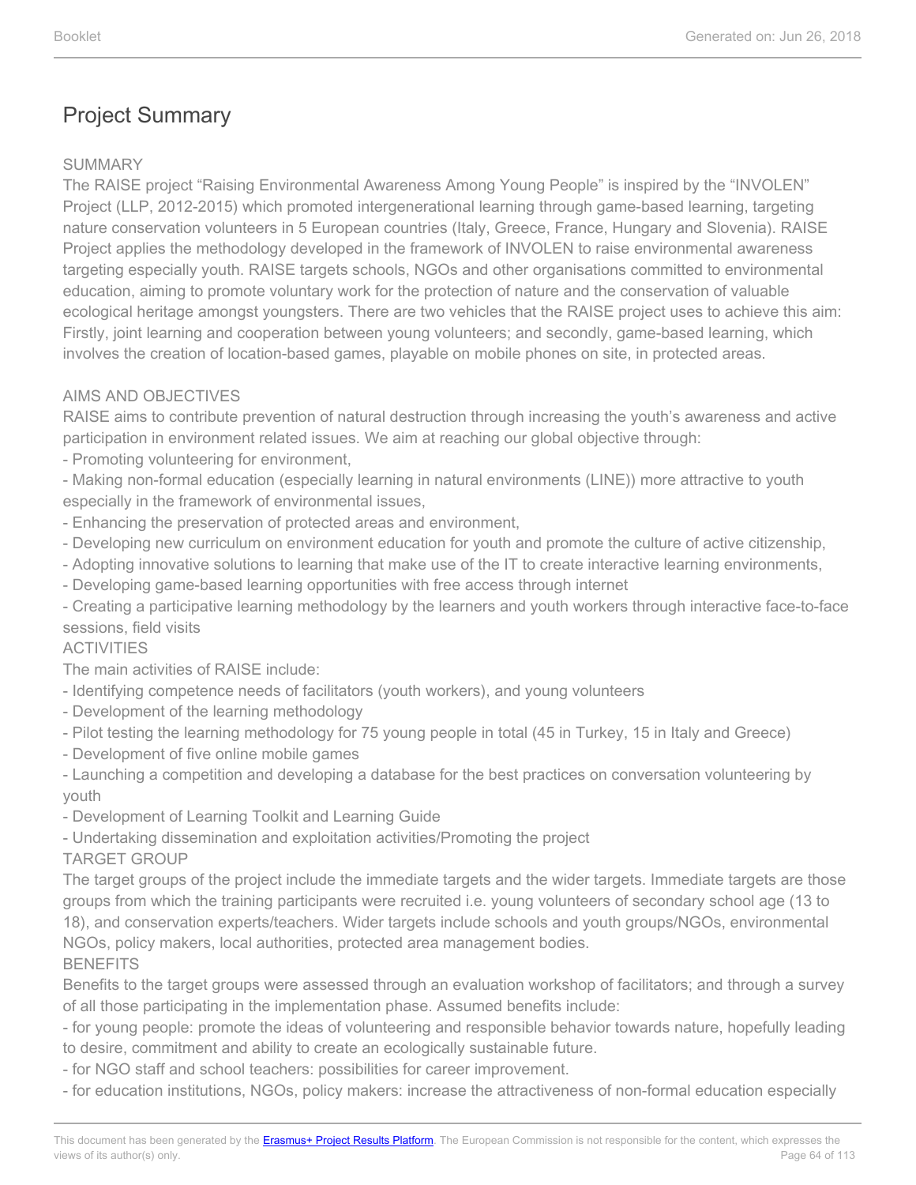# Project Summary

SUMMARY

The RAISE project "Raising Environmental Awareness Among Young People" is inspired by the "INVOLEN" Project (LLP, 2012-2015) which promoted intergenerational learning through game-based learning, targeting nature conservation volunteers in 5 European countries (Italy, Greece, France, Hungary and Slovenia). RAISE Project applies the methodology developed in the framework of INVOLEN to raise environmental awareness targeting especially youth. RAISE targets schools, NGOs and other organisations committed to environmental education, aiming to promote voluntary work for the protection of nature and the conservation of valuable ecological heritage amongst youngsters. There are two vehicles that the RAISE project uses to achieve this aim: Firstly, joint learning and cooperation between young volunteers; and secondly, game-based learning, which involves the creation of location-based games, playable on mobile phones on site, in protected areas.

AIMS AND OBJECTIVES

RAISE aims to contribute prevention of natural destruction through increasing the youth's awareness and active participation in environment related issues. We aim at reaching our global objective through:

- Promoting volunteering for environment,
- Making non-formal education (especially learning in natural environments (LINE)) more attractive to youth especially in the framework of environmental issues,
- Enhancing the preservation of protected areas and environment,
- Developing new curriculum on environment education for youth and promote the culture of active citizenship,
- Adopting innovative solutions to learning that make use of the IT to create interactive learning environments,
- Developing game-based learning opportunities with free access through internet
- Creating a participative learning methodology by the learners and youth workers through interactive face-to-face sessions, field visits

ACTIVITIES

The main activities of RAISE include:

- Identifying competence needs of facilitators (youth workers), and young volunteers
- Development of the learning methodology
- Pilot testing the learning methodology for 75 young people in total (45 in Turkey, 15 in Italy and Greece)
- Development of five online mobile games
- Launching a competition and developing a database for the best practices on conversation volunteering by youth
- Development of Learning Toolkit and Learning Guide
- Undertaking dissemination and exploitation activities/Promoting the project

TARGET GROUP

The target groups of the project include the immediate targets and the wider targets. Immediate targets are those groups from which the training participants were recruited i.e. young volunteers of secondary school age (13 to 18), and conservation experts/teachers. Wider targets include schools and youth groups/NGOs, environmental NGOs, policy makers, local authorities, protected area management bodies.

BENEFITS

Benefits to the target groups were assessed through an evaluation workshop of facilitators; and through a survey of all those participating in the implementation phase. Assumed benefits include:

- for young people: promote the ideas of volunteering and responsible behavior towards nature, hopefully leading to desire, commitment and ability to create an ecologically sustainable future.
- for NGO staff and school teachers: possibilities for career improvement.
- for education institutions, NGOs, policy makers: increase the attractiveness of non-formal education especially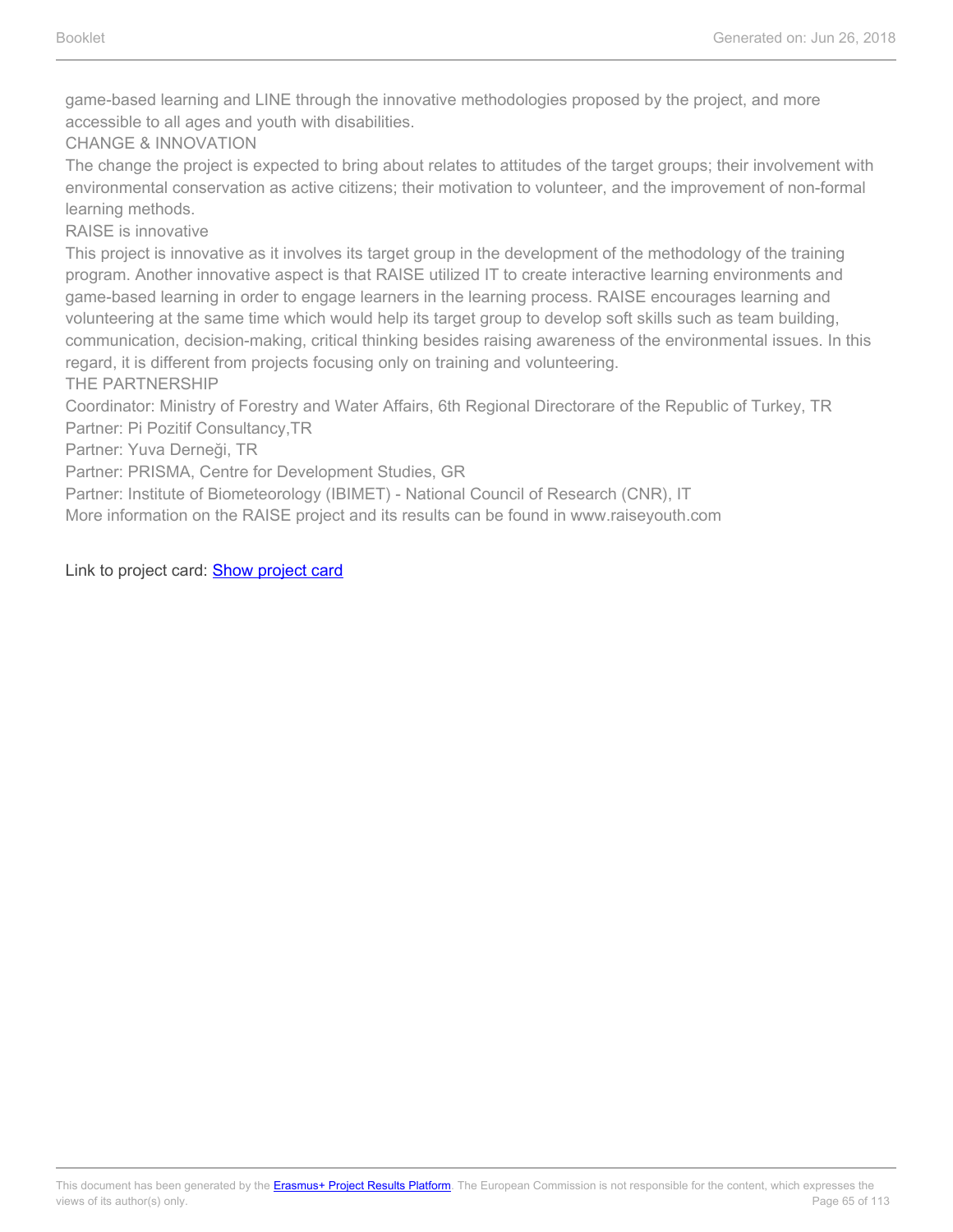game-based learning and LINE through the innovative methodologies proposed by the project, and more accessible to all ages and youth with disabilities.

CHANGE & INNOVATION

The change the project is expected to bring about relates to attitudes of the target groups; their involvement with environmental conservation as active citizens; their motivation to volunteer, and the improvement of non-formal learning methods.

RAISE is innovative

This project is innovative as it involves its target group in the development of the methodology of the training program. Another innovative aspect is that RAISE utilized IT to create interactive learning environments and game-based learning in order to engage learners in the learning process. RAISE encourages learning and volunteering at the same time which would help its target group to develop soft skills such as team building, communication, decision-making, critical thinking besides raising awareness of the environmental issues. In this regard, it is different from projects focusing only on training and volunteering.

THE PARTNERSHIP

Coordinator: Ministry of Forestry and Water Affairs, 6th Regional Directorare of the Republic of Turkey, TR
Partner: Pi Pozitif Consultancy,TR
Partner: Yuva Derneği, TR
Partner: PRISMA, Centre for Development Studies, GR
Partner: Institute of Biometeorology (IBIMET) - National Council of Research (CNR), IT
More information on the RAISE project and its results can be found in www.raiseyouth.com

Link to project card: [Show project card]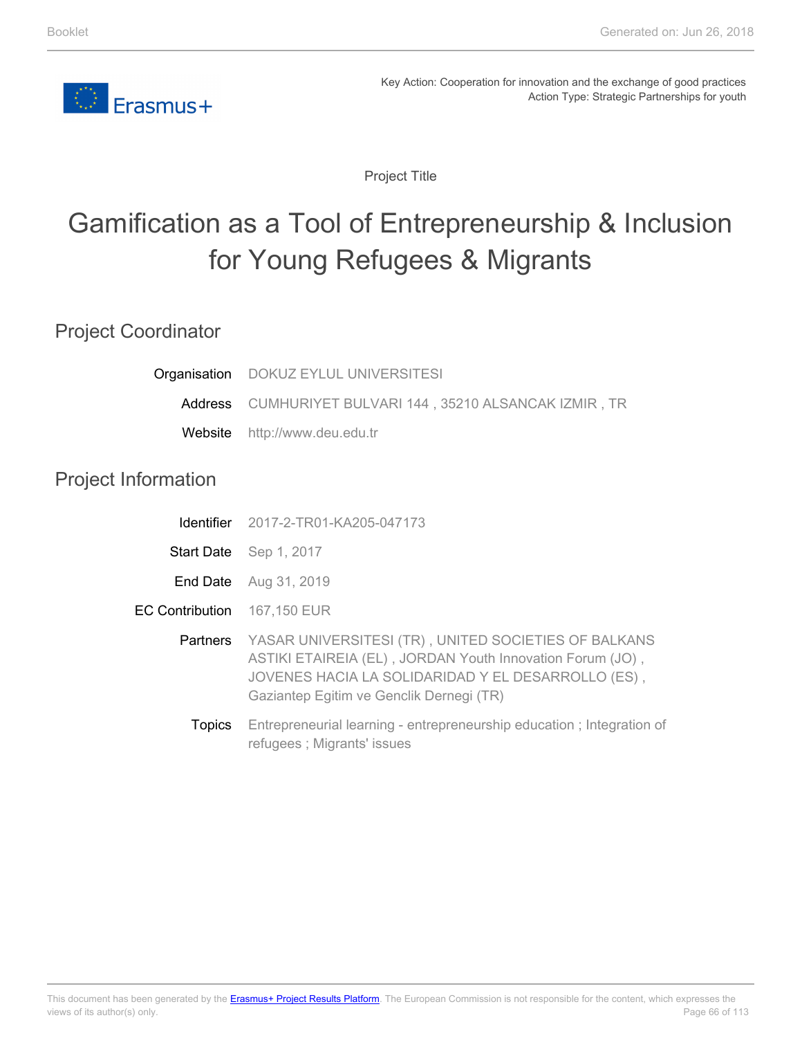Key Action: Cooperation for innovation and the exchange of good practices
Action Type: Strategic Partnerships for youth

Project Title

# Gamification as a Tool of Entrepreneurship & Inclusion for Young Refugees & Migrants

## Project Coordinator

| | |
|---|---|
| Organisation | DOKUZ EYLUL UNIVERSITESI |
| Address | CUMHURIYET BULVARI 144 , 35210 ALSANCAK IZMIR , TR |
| Website | http://www.deu.edu.tr |

## Project Information

| | |
|---|---|
| Identifier | 2017-2-TR01-KA205-047173 |
| Start Date | Sep 1, 2017 |
| End Date | Aug 31, 2019 |
| EC Contribution | 167,150 EUR |
| Partners | YASAR UNIVERSITESI (TR) , UNITED SOCIETIES OF BALKANS ASTIKI ETAIREIA (EL) , JORDAN Youth Innovation Forum (JO) , JOVENES HACIA LA SOLIDARIDAD Y EL DESARROLLO (ES) , Gaziantep Egitim ve Genclik Dernegi (TR) |
| Topics | Entrepreneurial learning - entrepreneurship education ; Integration of refugees ; Migrants' issues |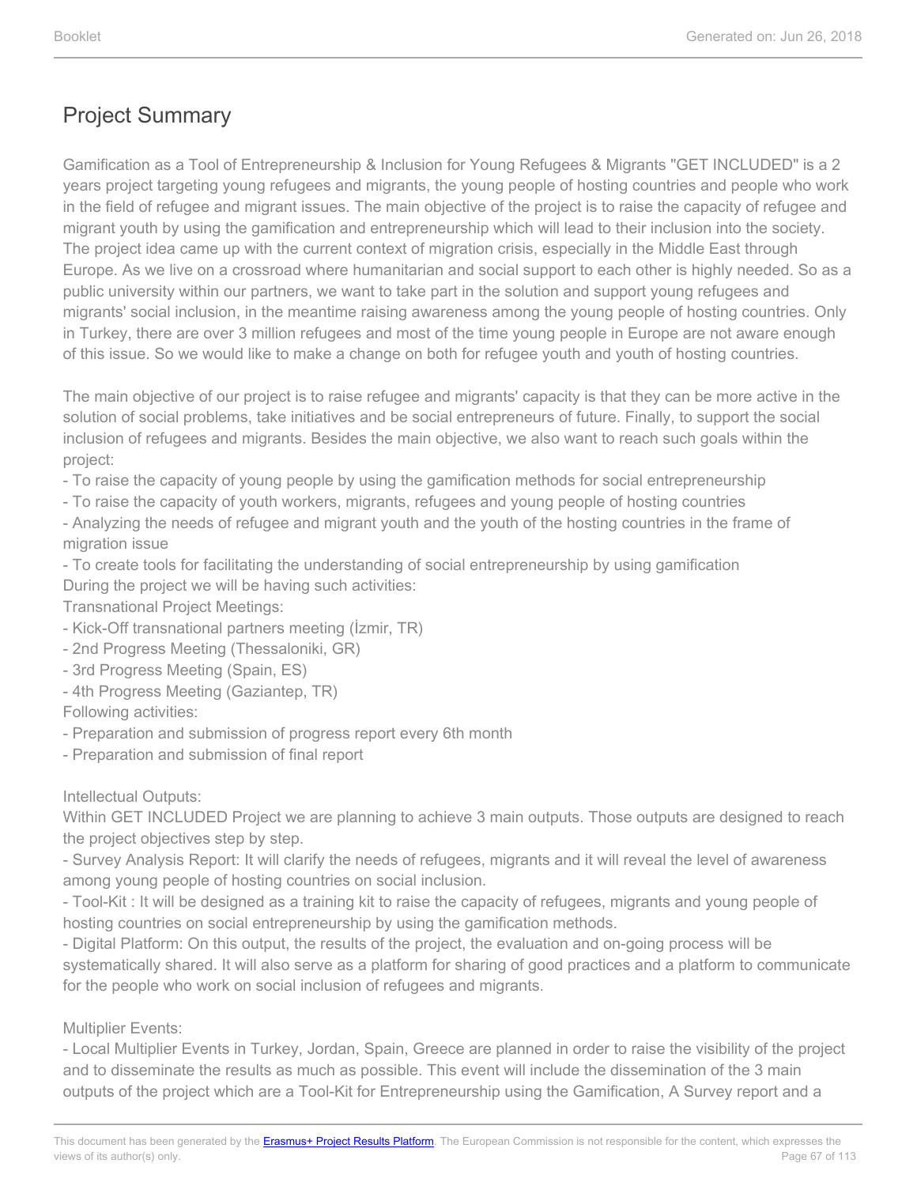## Project Summary

Gamification as a Tool of Entrepreneurship & Inclusion for Young Refugees & Migrants "GET INCLUDED" is a 2 years project targeting young refugees and migrants, the young people of hosting countries and people who work in the field of refugee and migrant issues. The main objective of the project is to raise the capacity of refugee and migrant youth by using the gamification and entrepreneurship which will lead to their inclusion into the society. The project idea came up with the current context of migration crisis, especially in the Middle East through Europe. As we live on a crossroad where humanitarian and social support to each other is highly needed. So as a public university within our partners, we want to take part in the solution and support young refugees and migrants' social inclusion, in the meantime raising awareness among the young people of hosting countries. Only in Turkey, there are over 3 million refugees and most of the time young people in Europe are not aware enough of this issue. So we would like to make a change on both for refugee youth and youth of hosting countries.

The main objective of our project is to raise refugee and migrants' capacity is that they can be more active in the solution of social problems, take initiatives and be social entrepreneurs of future. Finally, to support the social inclusion of refugees and migrants. Besides the main objective, we also want to reach such goals within the project:

- To raise the capacity of young people by using the gamification methods for social entrepreneurship
- To raise the capacity of youth workers, migrants, refugees and young people of hosting countries
- Analyzing the needs of refugee and migrant youth and the youth of the hosting countries in the frame of migration issue
- To create tools for facilitating the understanding of social entrepreneurship by using gamification

During the project we will be having such activities:

Transnational Project Meetings:

- Kick-Off transnational partners meeting (İzmir, TR)
- 2nd Progress Meeting (Thessaloniki, GR)
- 3rd Progress Meeting (Spain, ES)
- 4th Progress Meeting (Gaziantep, TR)

Following activities:

- Preparation and submission of progress report every 6th month
- Preparation and submission of final report

Intellectual Outputs:

Within GET INCLUDED Project we are planning to achieve 3 main outputs. Those outputs are designed to reach the project objectives step by step.

- Survey Analysis Report: It will clarify the needs of refugees, migrants and it will reveal the level of awareness among young people of hosting countries on social inclusion.
- Tool-Kit : It will be designed as a training kit to raise the capacity of refugees, migrants and young people of hosting countries on social entrepreneurship by using the gamification methods.
- Digital Platform: On this output, the results of the project, the evaluation and on-going process will be systematically shared. It will also serve as a platform for sharing of good practices and a platform to communicate for the people who work on social inclusion of refugees and migrants.

Multiplier Events:

- Local Multiplier Events in Turkey, Jordan, Spain, Greece are planned in order to raise the visibility of the project and to disseminate the results as much as possible. This event will include the dissemination of the 3 main outputs of the project which are a Tool-Kit for Entrepreneurship using the Gamification, A Survey report and a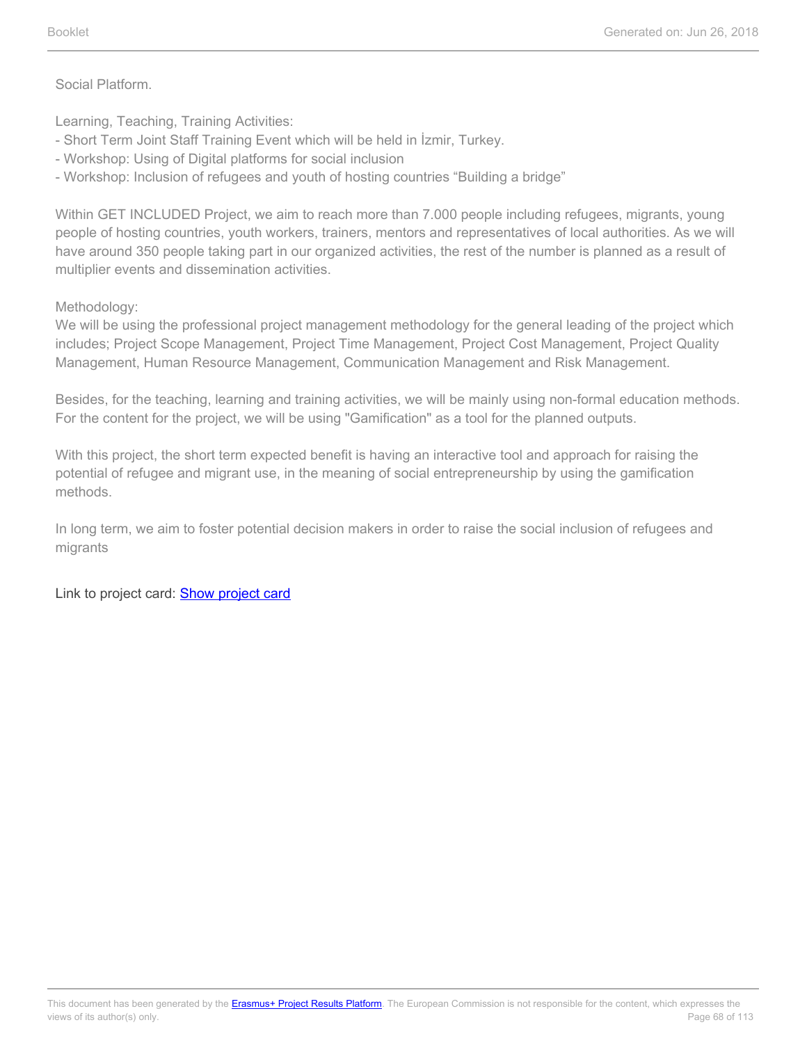Social Platform.

Learning, Teaching, Training Activities:
- Short Term Joint Staff Training Event which will be held in İzmir, Turkey.
- Workshop: Using of Digital platforms for social inclusion
- Workshop: Inclusion of refugees and youth of hosting countries “Building a bridge”

Within GET INCLUDED Project, we aim to reach more than 7.000 people including refugees, migrants, young people of hosting countries, youth workers, trainers, mentors and representatives of local authorities. As we will have around 350 people taking part in our organized activities, the rest of the number is planned as a result of multiplier events and dissemination activities.

Methodology:
We will be using the professional project management methodology for the general leading of the project which includes; Project Scope Management, Project Time Management, Project Cost Management, Project Quality Management, Human Resource Management, Communication Management and Risk Management.

Besides, for the teaching, learning and training activities, we will be mainly using non-formal education methods. For the content for the project, we will be using "Gamification" as a tool for the planned outputs.

With this project, the short term expected benefit is having an interactive tool and approach for raising the potential of refugee and migrant use, in the meaning of social entrepreneurship by using the gamification methods.

In long term, we aim to foster potential decision makers in order to raise the social inclusion of refugees and migrants

Link to project card: Show project card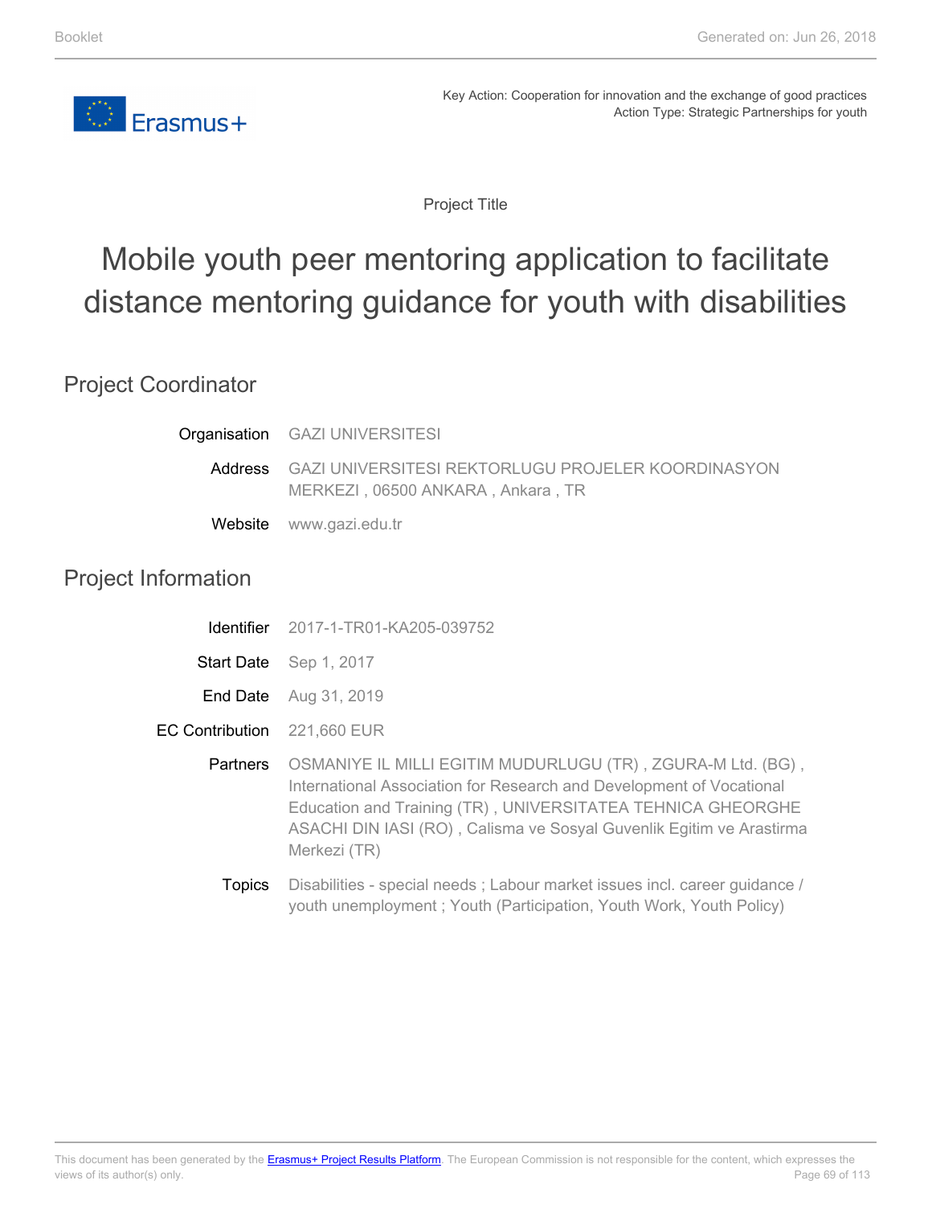Key Action: Cooperation for innovation and the exchange of good practices
Action Type: Strategic Partnerships for youth

Project Title

# Mobile youth peer mentoring application to facilitate distance mentoring guidance for youth with disabilities

## Project Coordinator

| | |
|---|---|
| Organisation | GAZI UNIVERSITESI |
| Address | GAZI UNIVERSITESI REKTORLUGU PROJELER KOORDINASYON MERKEZI , 06500 ANKARA , Ankara , TR |
| Website | www.gazi.edu.tr |

## Project Information

| | |
|---|---|
| Identifier | 2017-1-TR01-KA205-039752 |
| Start Date | Sep 1, 2017 |
| End Date | Aug 31, 2019 |
| EC Contribution | 221,660 EUR |
| Partners | OSMANIYE IL MILLI EGITIM MUDURLUGU (TR) , ZGURA-M Ltd. (BG) , International Association for Research and Development of Vocational Education and Training (TR) , UNIVERSITATEA TEHNICA GHEORGHE ASACHI DIN IASI (RO) , Calisma ve Sosyal Guvenlik Egitim ve Arastirma Merkezi (TR) |
| Topics | Disabilities - special needs ; Labour market issues incl. career guidance / youth unemployment ; Youth (Participation, Youth Work, Youth Policy) |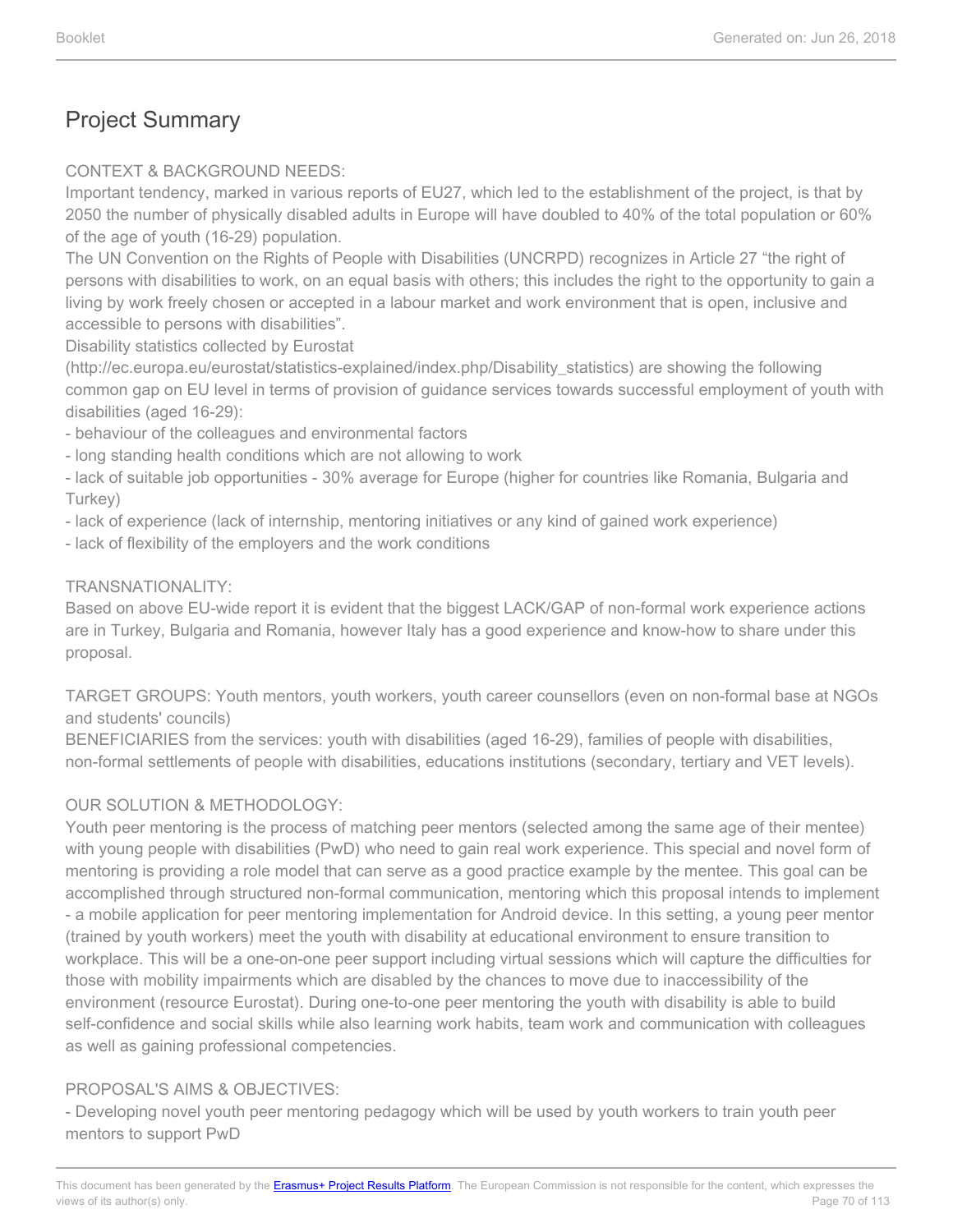## Project Summary

CONTEXT & BACKGROUND NEEDS:
Important tendency, marked in various reports of EU27, which led to the establishment of the project, is that by 2050 the number of physically disabled adults in Europe will have doubled to 40% of the total population or 60% of the age of youth (16-29) population.
The UN Convention on the Rights of People with Disabilities (UNCRPD) recognizes in Article 27 "the right of persons with disabilities to work, on an equal basis with others; this includes the right to the opportunity to gain a living by work freely chosen or accepted in a labour market and work environment that is open, inclusive and accessible to persons with disabilities".
Disability statistics collected by Eurostat (http://ec.europa.eu/eurostat/statistics-explained/index.php/Disability_statistics) are showing the following common gap on EU level in terms of provision of guidance services towards successful employment of youth with disabilities (aged 16-29):
- behaviour of the colleagues and environmental factors
- long standing health conditions which are not allowing to work
- lack of suitable job opportunities - 30% average for Europe (higher for countries like Romania, Bulgaria and Turkey)
- lack of experience (lack of internship, mentoring initiatives or any kind of gained work experience)
- lack of flexibility of the employers and the work conditions

TRANSNATIONALITY:
Based on above EU-wide report it is evident that the biggest LACK/GAP of non-formal work experience actions are in Turkey, Bulgaria and Romania, however Italy has a good experience and know-how to share under this proposal.

TARGET GROUPS: Youth mentors, youth workers, youth career counsellors (even on non-formal base at NGOs and students' councils)
BENEFICIARIES from the services: youth with disabilities (aged 16-29), families of people with disabilities, non-formal settlements of people with disabilities, educations institutions (secondary, tertiary and VET levels).

OUR SOLUTION & METHODOLOGY:
Youth peer mentoring is the process of matching peer mentors (selected among the same age of their mentee) with young people with disabilities (PwD) who need to gain real work experience. This special and novel form of mentoring is providing a role model that can serve as a good practice example by the mentee. This goal can be accomplished through structured non-formal communication, mentoring which this proposal intends to implement - a mobile application for peer mentoring implementation for Android device. In this setting, a young peer mentor (trained by youth workers) meet the youth with disability at educational environment to ensure transition to workplace. This will be a one-on-one peer support including virtual sessions which will capture the difficulties for those with mobility impairments which are disabled by the chances to move due to inaccessibility of the environment (resource Eurostat). During one-to-one peer mentoring the youth with disability is able to build self-confidence and social skills while also learning work habits, team work and communication with colleagues as well as gaining professional competencies.

PROPOSAL'S AIMS & OBJECTIVES:
- Developing novel youth peer mentoring pedagogy which will be used by youth workers to train youth peer mentors to support PwD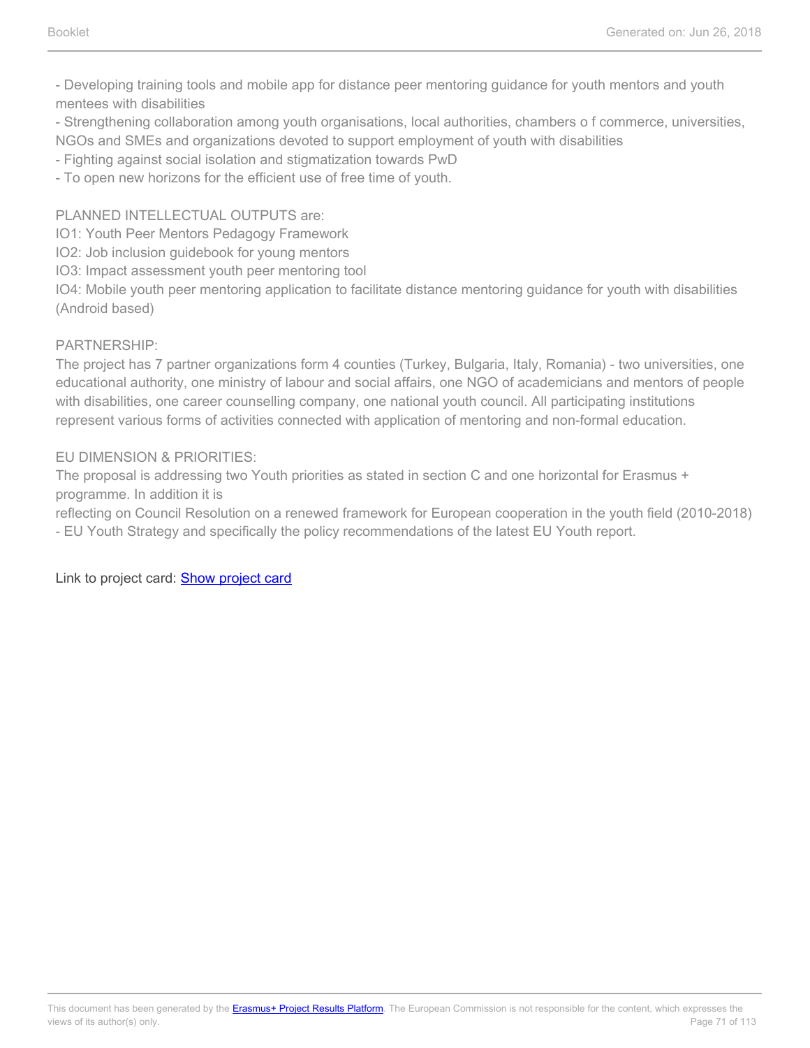- Developing training tools and mobile app for distance peer mentoring guidance for youth mentors and youth mentees with disabilities
- Strengthening collaboration among youth organisations, local authorities, chambers o f commerce, universities, NGOs and SMEs and organizations devoted to support employment of youth with disabilities
- Fighting against social isolation and stigmatization towards PwD
- To open new horizons for the efficient use of free time of youth.

PLANNED INTELLECTUAL OUTPUTS are:
IO1: Youth Peer Mentors Pedagogy Framework
IO2: Job inclusion guidebook for young mentors
IO3: Impact assessment youth peer mentoring tool
IO4: Mobile youth peer mentoring application to facilitate distance mentoring guidance for youth with disabilities (Android based)

PARTNERSHIP:
The project has 7 partner organizations form 4 counties (Turkey, Bulgaria, Italy, Romania) - two universities, one educational authority, one ministry of labour and social affairs, one NGO of academicians and mentors of people with disabilities, one career counselling company, one national youth council. All participating institutions represent various forms of activities connected with application of mentoring and non-formal education.

EU DIMENSION & PRIORITIES:
The proposal is addressing two Youth priorities as stated in section C and one horizontal for Erasmus + programme. In addition it is
reflecting on Council Resolution on a renewed framework for European cooperation in the youth field (2010-2018) - EU Youth Strategy and specifically the policy recommendations of the latest EU Youth report.

Link to project card: [Show project card]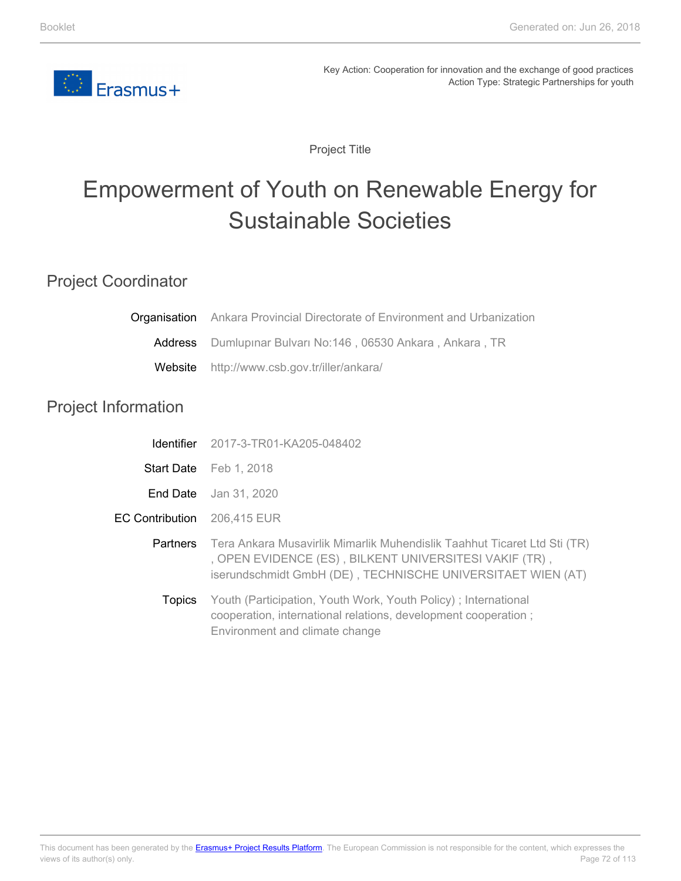Key Action: Cooperation for innovation and the exchange of good practices
Action Type: Strategic Partnerships for youth

Project Title

# Empowerment of Youth on Renewable Energy for Sustainable Societies

## Project Coordinator

| | |
|---|---|
| Organisation | Ankara Provincial Directorate of Environment and Urbanization |
| Address | Dumlupınar Bulvarı No:146 , 06530 Ankara , Ankara , TR |
| Website | http://www.csb.gov.tr/iller/ankara/ |

## Project Information

| | |
|---|---|
| Identifier | 2017-3-TR01-KA205-048402 |
| Start Date | Feb 1, 2018 |
| End Date | Jan 31, 2020 |
| EC Contribution | 206,415 EUR |
| Partners | Tera Ankara Musavirlik Mimarlik Muhendislik Taahhut Ticaret Ltd Sti (TR) , OPEN EVIDENCE (ES) , BILKENT UNIVERSITESI VAKIF (TR) , iserundschmidt GmbH (DE) , TECHNISCHE UNIVERSITAET WIEN (AT) |
| Topics | Youth (Participation, Youth Work, Youth Policy) ; International cooperation, international relations, development cooperation ; Environment and climate change |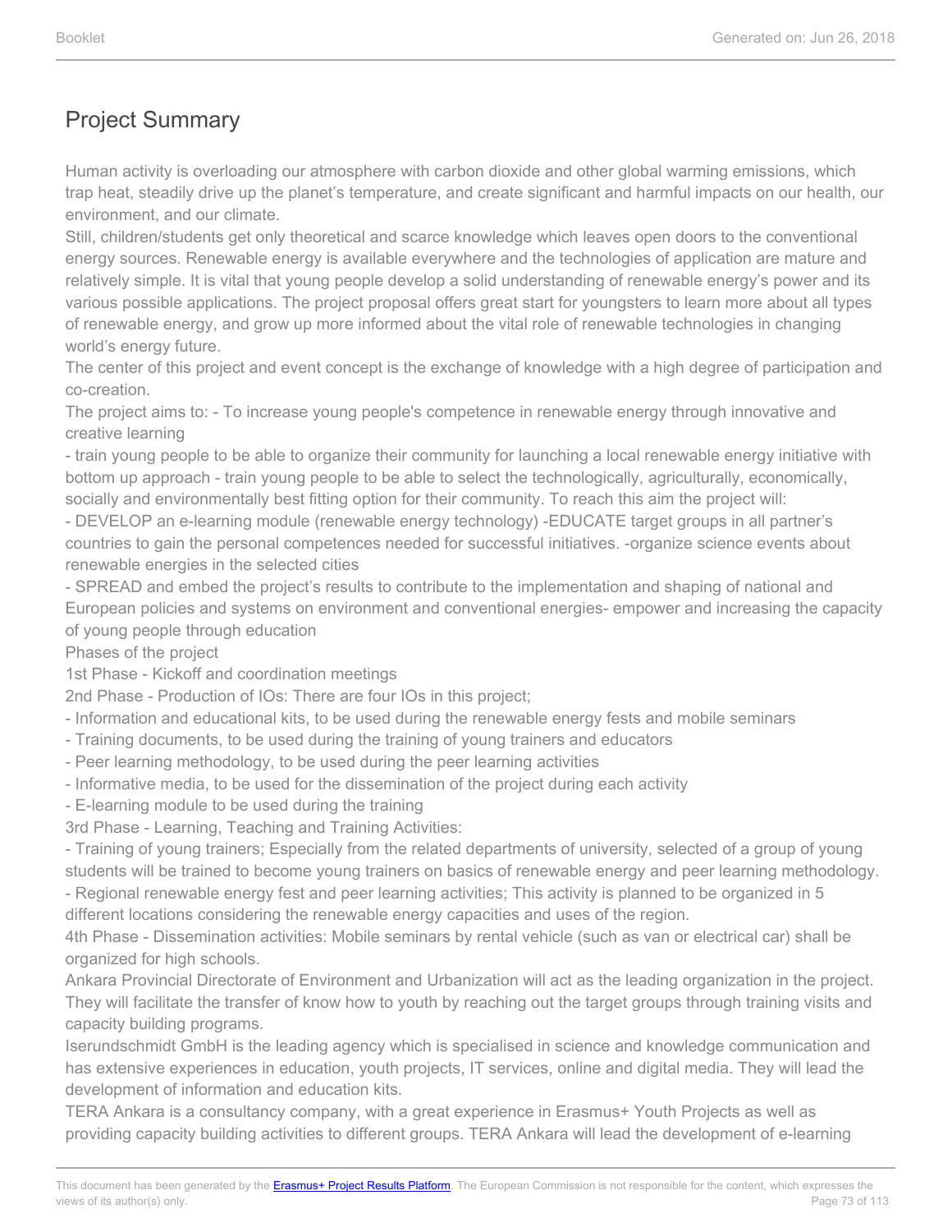## Project Summary

Human activity is overloading our atmosphere with carbon dioxide and other global warming emissions, which trap heat, steadily drive up the planet's temperature, and create significant and harmful impacts on our health, our environment, and our climate.

Still, children/students get only theoretical and scarce knowledge which leaves open doors to the conventional energy sources. Renewable energy is available everywhere and the technologies of application are mature and relatively simple. It is vital that young people develop a solid understanding of renewable energy's power and its various possible applications. The project proposal offers great start for youngsters to learn more about all types of renewable energy, and grow up more informed about the vital role of renewable technologies in changing world's energy future.

The center of this project and event concept is the exchange of knowledge with a high degree of participation and co-creation.

The project aims to: - To increase young people's competence in renewable energy through innovative and creative learning

- train young people to be able to organize their community for launching a local renewable energy initiative with bottom up approach - train young people to be able to select the technologically, agriculturally, economically, socially and environmentally best fitting option for their community. To reach this aim the project will:

- DEVELOP an e-learning module (renewable energy technology) -EDUCATE target groups in all partner's countries to gain the personal competences needed for successful initiatives. -organize science events about renewable energies in the selected cities

- SPREAD and embed the project's results to contribute to the implementation and shaping of national and European policies and systems on environment and conventional energies- empower and increasing the capacity of young people through education

Phases of the project

1st Phase - Kickoff and coordination meetings

2nd Phase - Production of IOs: There are four IOs in this project;

- Information and educational kits, to be used during the renewable energy fests and mobile seminars
- Training documents, to be used during the training of young trainers and educators
- Peer learning methodology, to be used during the peer learning activities
- Informative media, to be used for the dissemination of the project during each activity
- E-learning module to be used during the training

3rd Phase - Learning, Teaching and Training Activities:

- Training of young trainers; Especially from the related departments of university, selected of a group of young students will be trained to become young trainers on basics of renewable energy and peer learning methodology.
- Regional renewable energy fest and peer learning activities; This activity is planned to be organized in 5 different locations considering the renewable energy capacities and uses of the region.

4th Phase - Dissemination activities: Mobile seminars by rental vehicle (such as van or electrical car) shall be organized for high schools.

Ankara Provincial Directorate of Environment and Urbanization will act as the leading organization in the project. They will facilitate the transfer of know how to youth by reaching out the target groups through training visits and capacity building programs.

Iserundschmidt GmbH is the leading agency which is specialised in science and knowledge communication and has extensive experiences in education, youth projects, IT services, online and digital media. They will lead the development of information and education kits.

TERA Ankara is a consultancy company, with a great experience in Erasmus+ Youth Projects as well as providing capacity building activities to different groups. TERA Ankara will lead the development of e-learning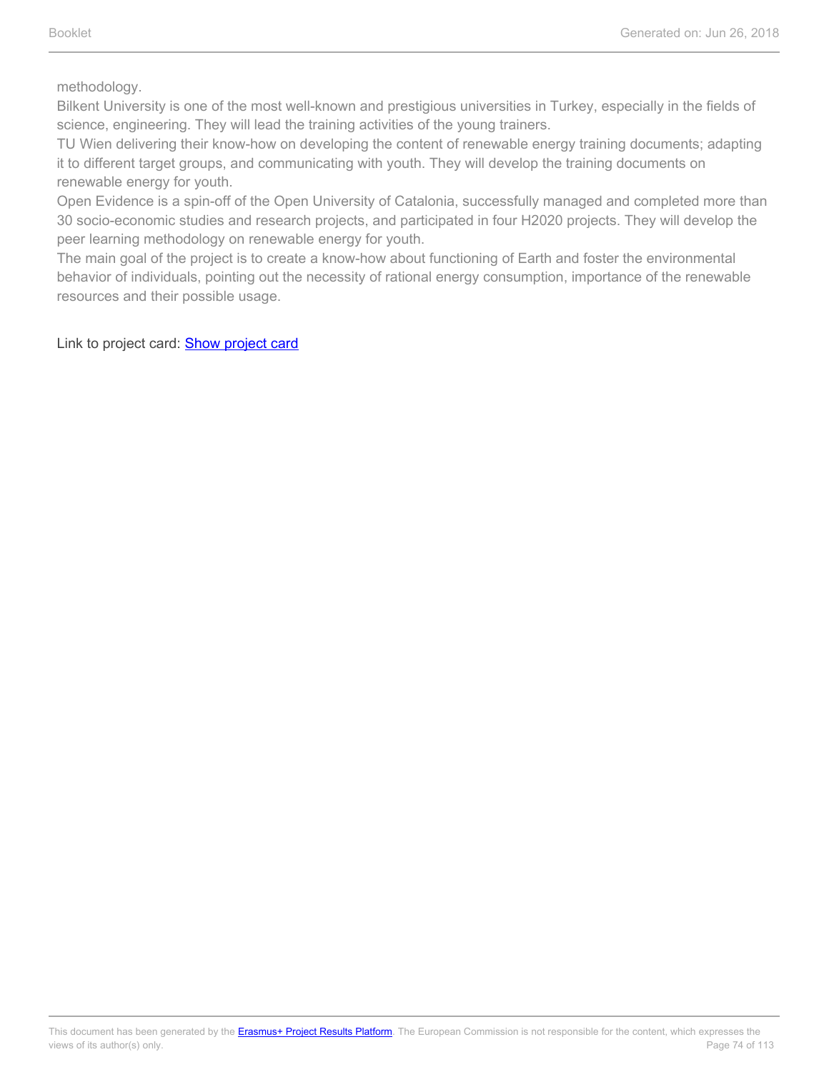methodology.
Bilkent University is one of the most well-known and prestigious universities in Turkey, especially in the fields of science, engineering. They will lead the training activities of the young trainers.
TU Wien delivering their know-how on developing the content of renewable energy training documents; adapting it to different target groups, and communicating with youth. They will develop the training documents on renewable energy for youth.
Open Evidence is a spin-off of the Open University of Catalonia, successfully managed and completed more than 30 socio-economic studies and research projects, and participated in four H2020 projects. They will develop the peer learning methodology on renewable energy for youth.
The main goal of the project is to create a know-how about functioning of Earth and foster the environmental behavior of individuals, pointing out the necessity of rational energy consumption, importance of the renewable resources and their possible usage.

Link to project card: Show project card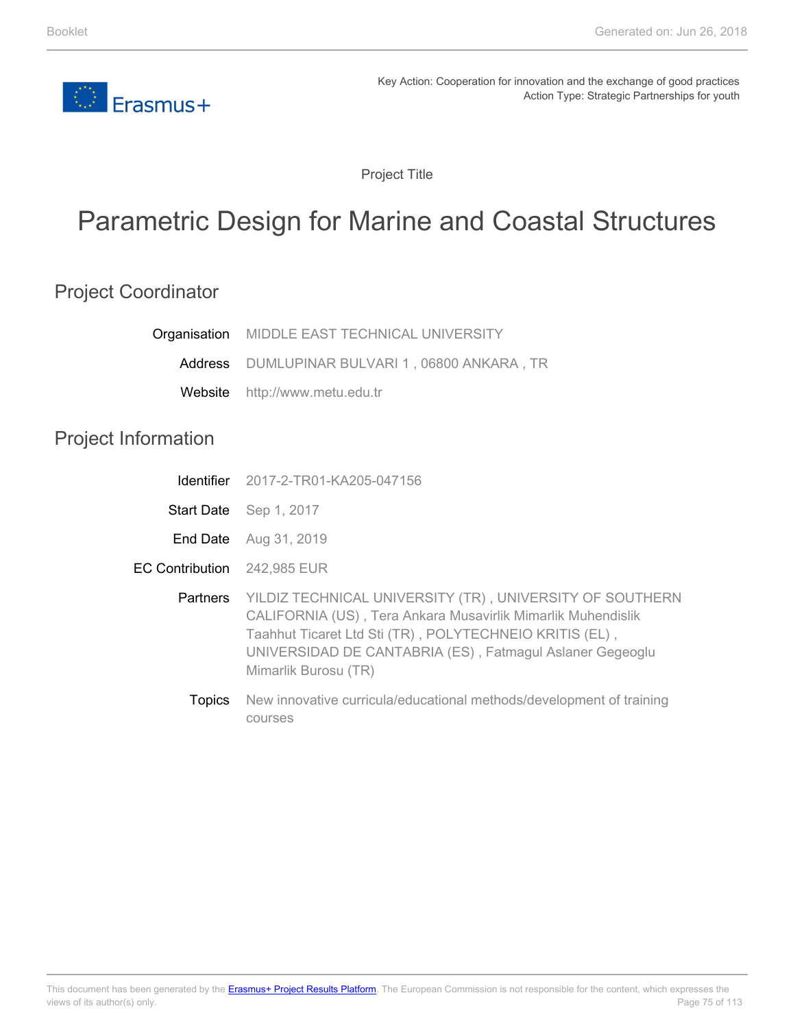Key Action: Cooperation for innovation and the exchange of good practices
Action Type: Strategic Partnerships for youth

Project Title

# Parametric Design for Marine and Coastal Structures

## Project Coordinator

| | |
|---|---|
| Organisation | MIDDLE EAST TECHNICAL UNIVERSITY |
| Address | DUMLUPINAR BULVARI 1 , 06800 ANKARA , TR |
| Website | http://www.metu.edu.tr |

## Project Information

| | |
|---|---|
| Identifier | 2017-2-TR01-KA205-047156 |
| Start Date | Sep 1, 2017 |
| End Date | Aug 31, 2019 |
| EC Contribution | 242,985 EUR |
| Partners | YILDIZ TECHNICAL UNIVERSITY (TR) , UNIVERSITY OF SOUTHERN CALIFORNIA (US) , Tera Ankara Musavirlik Mimarlik Muhendislik Taahhut Ticaret Ltd Sti (TR) , POLYTECHNEIO KRITIS (EL) , UNIVERSIDAD DE CANTABRIA (ES) , Fatmagul Aslaner Gegeoglu Mimarlik Burosu (TR) |
| Topics | New innovative curricula/educational methods/development of training courses |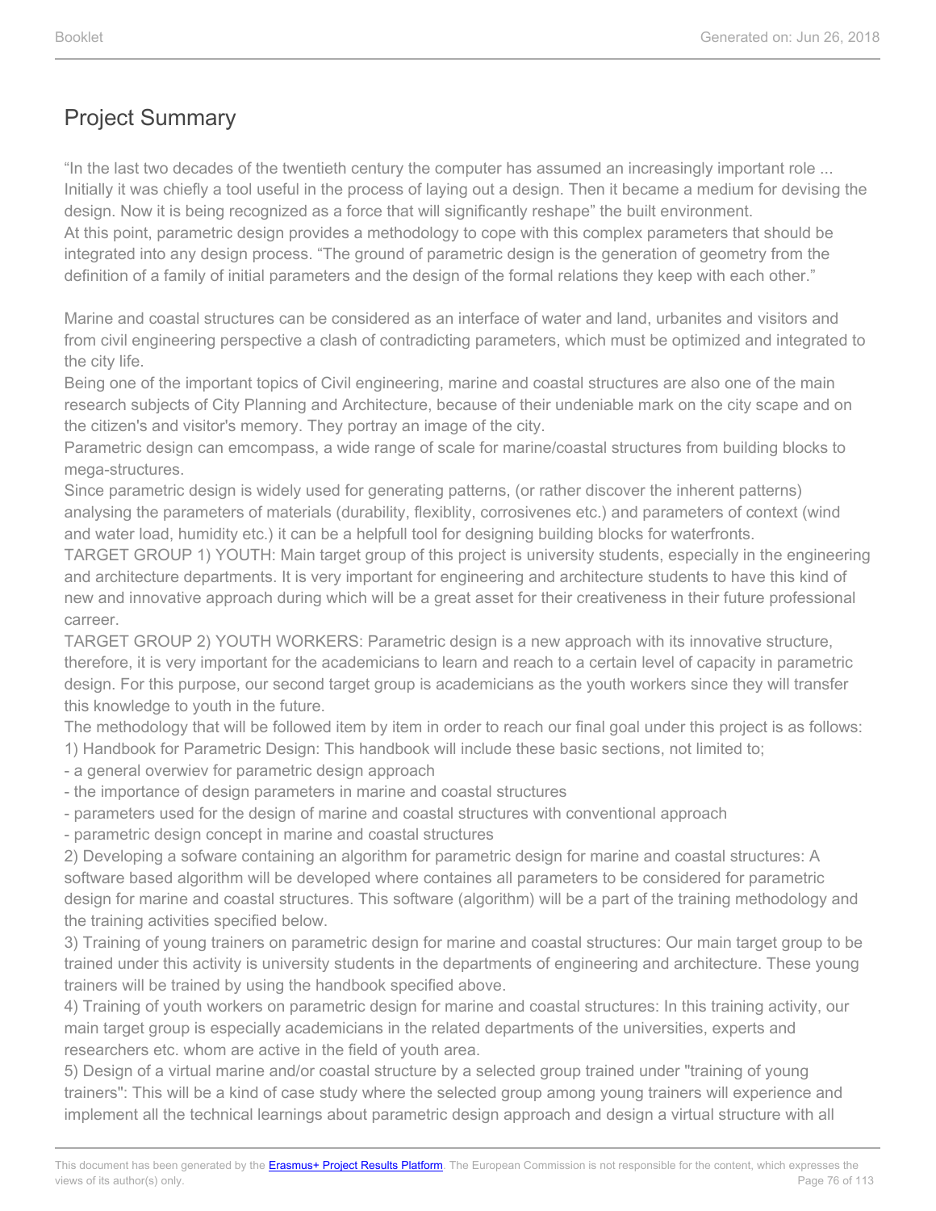## Project Summary

"In the last two decades of the twentieth century the computer has assumed an increasingly important role ... Initially it was chiefly a tool useful in the process of laying out a design. Then it became a medium for devising the design. Now it is being recognized as a force that will significantly reshape" the built environment.
At this point, parametric design provides a methodology to cope with this complex parameters that should be integrated into any design process. "The ground of parametric design is the generation of geometry from the definition of a family of initial parameters and the design of the formal relations they keep with each other."

Marine and coastal structures can be considered as an interface of water and land, urbanites and visitors and from civil engineering perspective a clash of contradicting parameters, which must be optimized and integrated to the city life.
Being one of the important topics of Civil engineering, marine and coastal structures are also one of the main research subjects of City Planning and Architecture, because of their undeniable mark on the city scape and on the citizen's and visitor's memory. They portray an image of the city.
Parametric design can emcompass, a wide range of scale for marine/coastal structures from building blocks to mega-structures.
Since parametric design is widely used for generating patterns, (or rather discover the inherent patterns) analysing the parameters of materials (durability, flexiblity, corrosivenes etc.) and parameters of context (wind and water load, humidity etc.) it can be a helpfull tool for designing building blocks for waterfronts.
TARGET GROUP 1) YOUTH: Main target group of this project is university students, especially in the engineering and architecture departments. It is very important for engineering and architecture students to have this kind of new and innovative approach during which will be a great asset for their creativeness in their future professional carreer.
TARGET GROUP 2) YOUTH WORKERS: Parametric design is a new approach with its innovative structure, therefore, it is very important for the academicians to learn and reach to a certain level of capacity in parametric design. For this purpose, our second target group is academicians as the youth workers since they will transfer this knowledge to youth in the future.
The methodology that will be followed item by item in order to reach our final goal under this project is as follows:
1) Handbook for Parametric Design: This handbook will include these basic sections, not limited to;
- a general overwiev for parametric design approach
- the importance of design parameters in marine and coastal structures
- parameters used for the design of marine and coastal structures with conventional approach
- parametric design concept in marine and coastal structures
2) Developing a sofware containing an algorithm for parametric design for marine and coastal structures: A software based algorithm will be developed where containes all parameters to be considered for parametric design for marine and coastal structures. This software (algorithm) will be a part of the training methodology and the training activities specified below.
3) Training of young trainers on parametric design for marine and coastal structures: Our main target group to be trained under this activity is university students in the departments of engineering and architecture. These young trainers will be trained by using the handbook specified above.
4) Training of youth workers on parametric design for marine and coastal structures: In this training activity, our main target group is especially academicians in the related departments of the universities, experts and researchers etc. whom are active in the field of youth area.
5) Design of a virtual marine and/or coastal structure by a selected group trained under "training of young trainers": This will be a kind of case study where the selected group among young trainers will experience and implement all the technical learnings about parametric design approach and design a virtual structure with all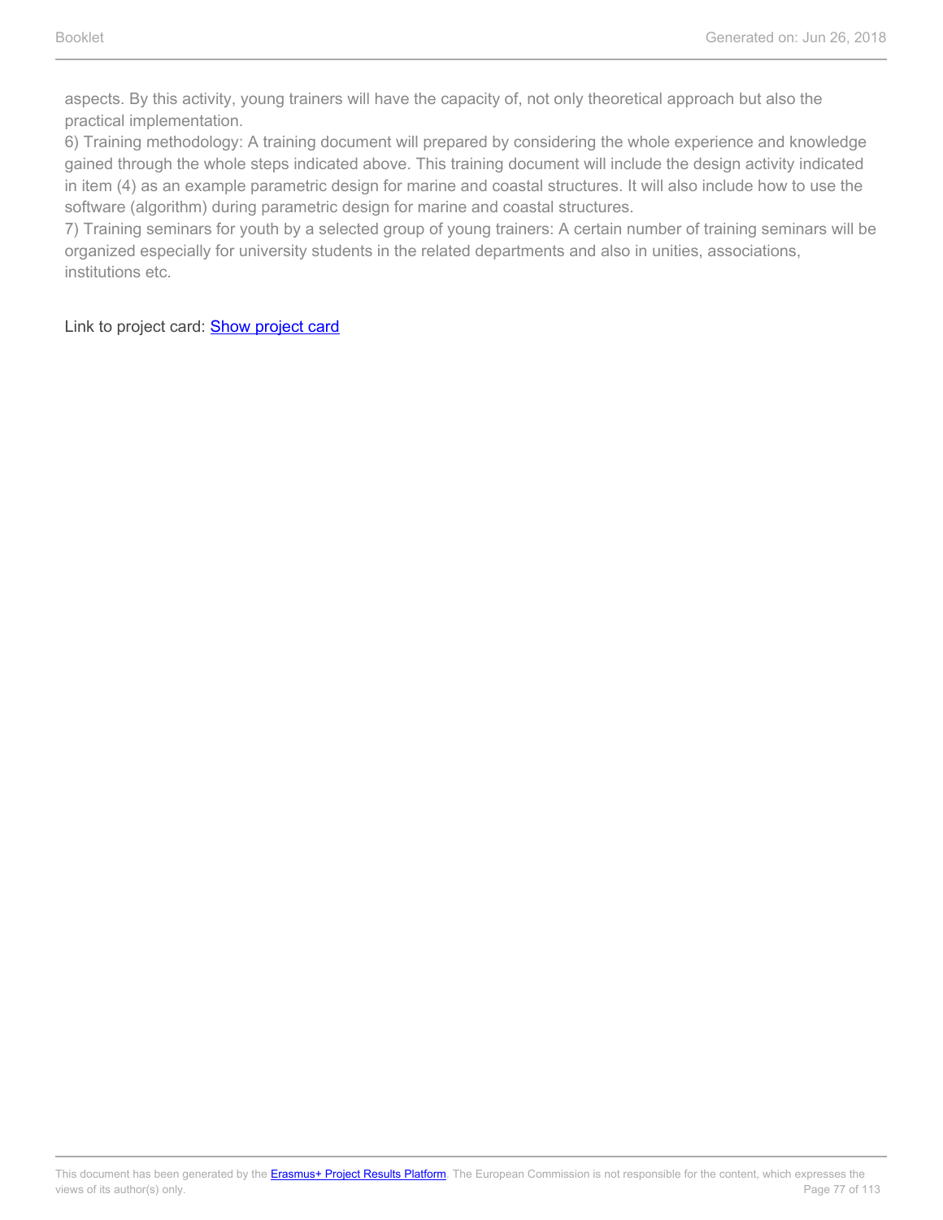aspects. By this activity, young trainers will have the capacity of, not only theoretical approach but also the practical implementation.

6) Training methodology: A training document will prepared by considering the whole experience and knowledge gained through the whole steps indicated above. This training document will include the design activity indicated in item (4) as an example parametric design for marine and coastal structures. It will also include how to use the software (algorithm) during parametric design for marine and coastal structures.

7) Training seminars for youth by a selected group of young trainers: A certain number of training seminars will be organized especially for university students in the related departments and also in unities, associations, institutions etc.

Link to project card: Show project card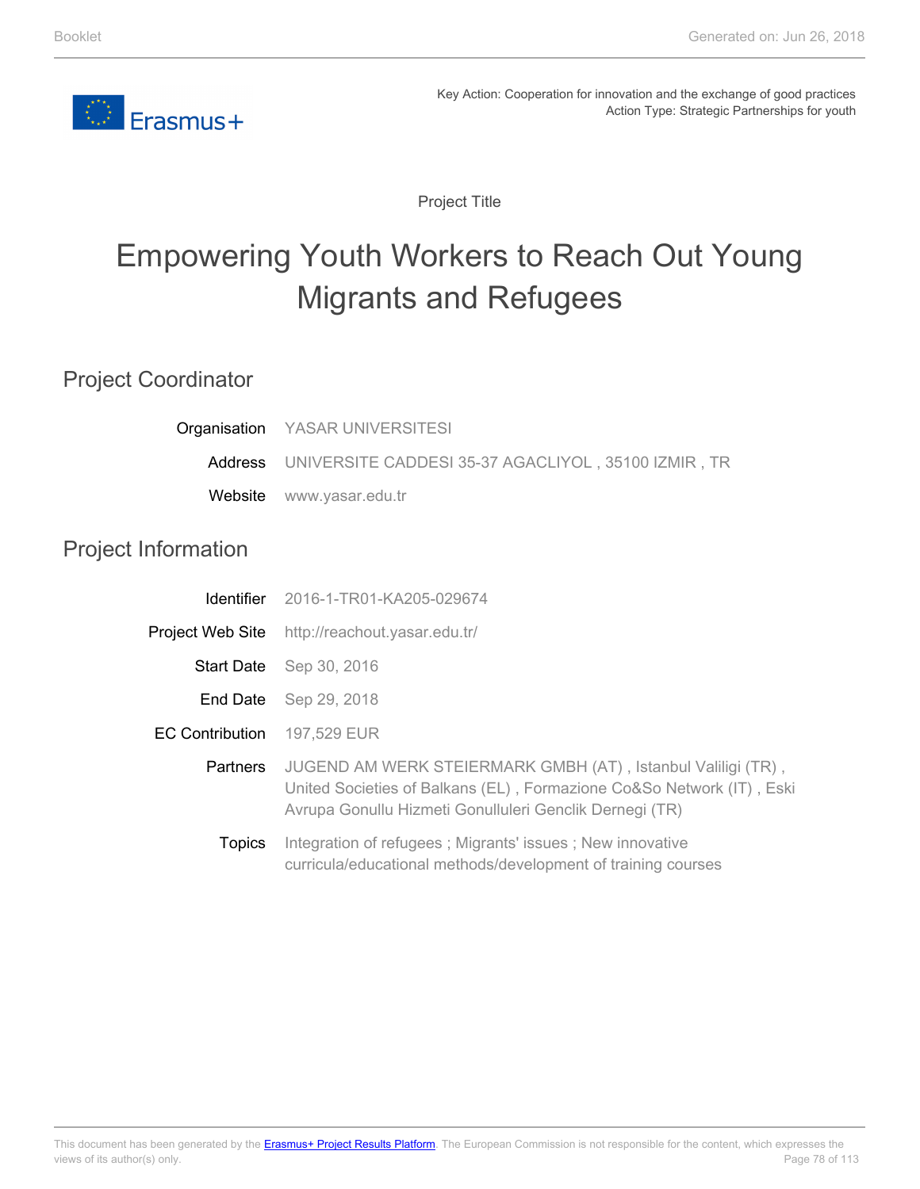Key Action: Cooperation for innovation and the exchange of good practices
Action Type: Strategic Partnerships for youth

Project Title

# Empowering Youth Workers to Reach Out Young Migrants and Refugees

## Project Coordinator

| | |
|---|---|
| Organisation | YASAR UNIVERSITESI |
| Address | UNIVERSITE CADDESI 35-37 AGACLIYOL , 35100 IZMIR , TR |
| Website | www.yasar.edu.tr |

## Project Information

| | |
|---|---|
| Identifier | 2016-1-TR01-KA205-029674 |
| Project Web Site | http://reachout.yasar.edu.tr/ |
| Start Date | Sep 30, 2016 |
| End Date | Sep 29, 2018 |
| EC Contribution | 197,529 EUR |
| Partners | JUGEND AM WERK STEIERMARK GMBH (AT) , Istanbul Valiligi (TR) , United Societies of Balkans (EL) , Formazione Co&So Network (IT) , Eski Avrupa Gonullu Hizmeti Gonulluleri Genclik Dernegi (TR) |
| Topics | Integration of refugees ; Migrants' issues ; New innovative curricula/educational methods/development of training courses |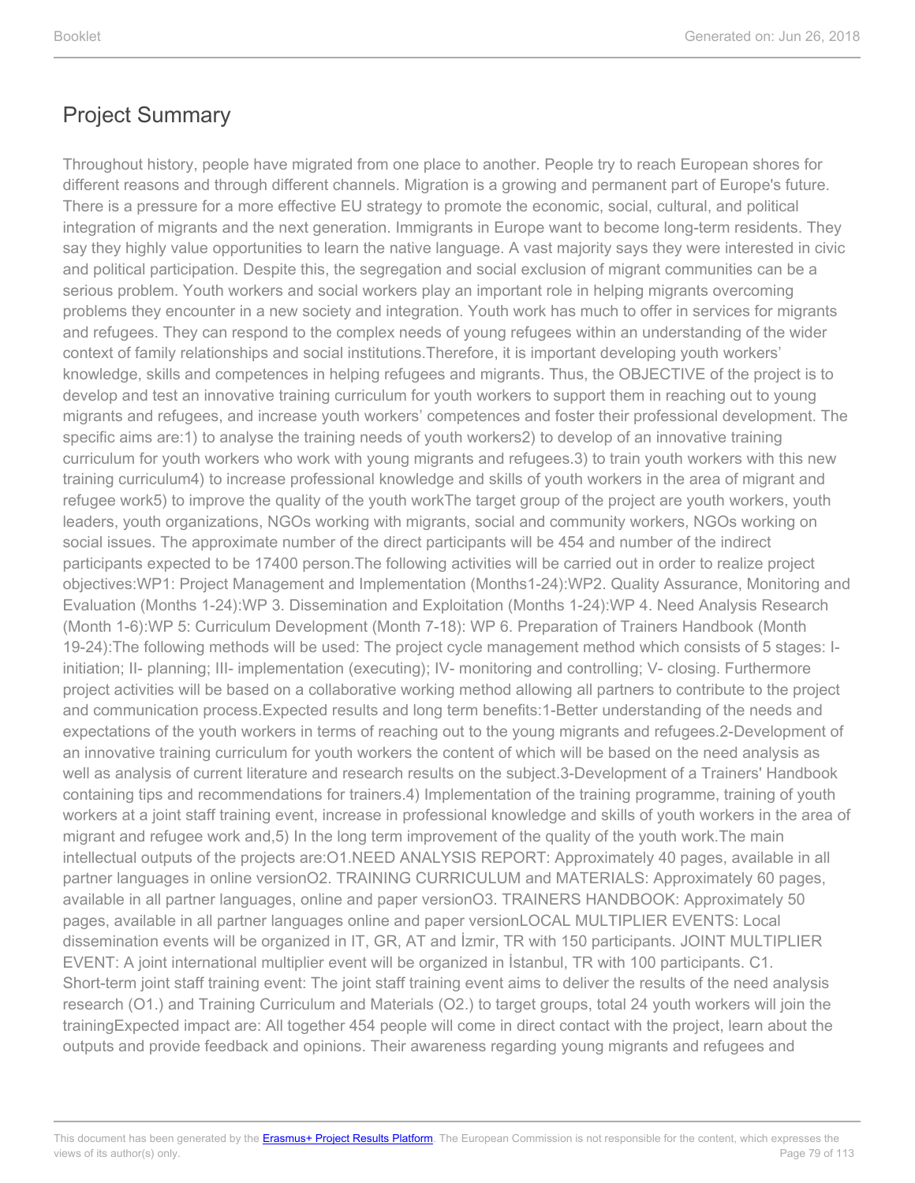## Project Summary

Throughout history, people have migrated from one place to another. People try to reach European shores for different reasons and through different channels. Migration is a growing and permanent part of Europe's future. There is a pressure for a more effective EU strategy to promote the economic, social, cultural, and political integration of migrants and the next generation. Immigrants in Europe want to become long-term residents. They say they highly value opportunities to learn the native language. A vast majority says they were interested in civic and political participation. Despite this, the segregation and social exclusion of migrant communities can be a serious problem. Youth workers and social workers play an important role in helping migrants overcoming problems they encounter in a new society and integration. Youth work has much to offer in services for migrants and refugees. They can respond to the complex needs of young refugees within an understanding of the wider context of family relationships and social institutions.Therefore, it is important developing youth workers' knowledge, skills and competences in helping refugees and migrants. Thus, the OBJECTIVE of the project is to develop and test an innovative training curriculum for youth workers to support them in reaching out to young migrants and refugees, and increase youth workers' competences and foster their professional development. The specific aims are:1) to analyse the training needs of youth workers2) to develop of an innovative training curriculum for youth workers who work with young migrants and refugees.3) to train youth workers with this new training curriculum4) to increase professional knowledge and skills of youth workers in the area of migrant and refugee work5) to improve the quality of the youth workThe target group of the project are youth workers, youth leaders, youth organizations, NGOs working with migrants, social and community workers, NGOs working on social issues. The approximate number of the direct participants will be 454 and number of the indirect participants expected to be 17400 person.The following activities will be carried out in order to realize project objectives:WP1: Project Management and Implementation (Months1-24):WP2. Quality Assurance, Monitoring and Evaluation (Months 1-24):WP 3. Dissemination and Exploitation (Months 1-24):WP 4. Need Analysis Research (Month 1-6):WP 5: Curriculum Development (Month 7-18): WP 6. Preparation of Trainers Handbook (Month 19-24):The following methods will be used: The project cycle management method which consists of 5 stages: I-initiation; II- planning; III- implementation (executing); IV- monitoring and controlling; V- closing. Furthermore project activities will be based on a collaborative working method allowing all partners to contribute to the project and communication process.Expected results and long term benefits:1-Better understanding of the needs and expectations of the youth workers in terms of reaching out to the young migrants and refugees.2-Development of an innovative training curriculum for youth workers the content of which will be based on the need analysis as well as analysis of current literature and research results on the subject.3-Development of a Trainers' Handbook containing tips and recommendations for trainers.4) Implementation of the training programme, training of youth workers at a joint staff training event, increase in professional knowledge and skills of youth workers in the area of migrant and refugee work and,5) In the long term improvement of the quality of the youth work.The main intellectual outputs of the projects are:O1.NEED ANALYSIS REPORT: Approximately 40 pages, available in all partner languages in online versionO2. TRAINING CURRICULUM and MATERIALS: Approximately 60 pages, available in all partner languages, online and paper versionO3. TRAINERS HANDBOOK: Approximately 50 pages, available in all partner languages online and paper versionLOCAL MULTIPLIER EVENTS: Local dissemination events will be organized in IT, GR, AT and İzmir, TR with 150 participants. JOINT MULTIPLIER EVENT: A joint international multiplier event will be organized in İstanbul, TR with 100 participants. C1. Short-term joint staff training event: The joint staff training event aims to deliver the results of the need analysis research (O1.) and Training Curriculum and Materials (O2.) to target groups, total 24 youth workers will join the trainingExpected impact are: All together 454 people will come in direct contact with the project, learn about the outputs and provide feedback and opinions. Their awareness regarding young migrants and refugees and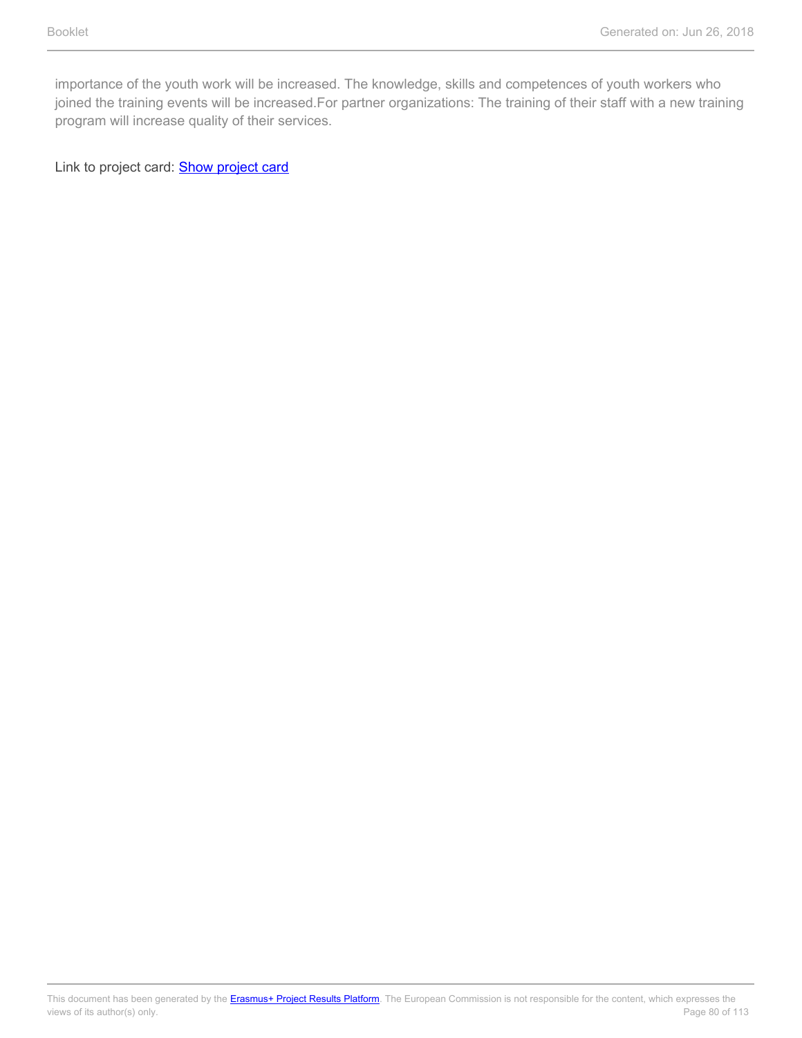importance of the youth work will be increased. The knowledge, skills and competences of youth workers who joined the training events will be increased.For partner organizations: The training of their staff with a new training program will increase quality of their services.

Link to project card: Show project card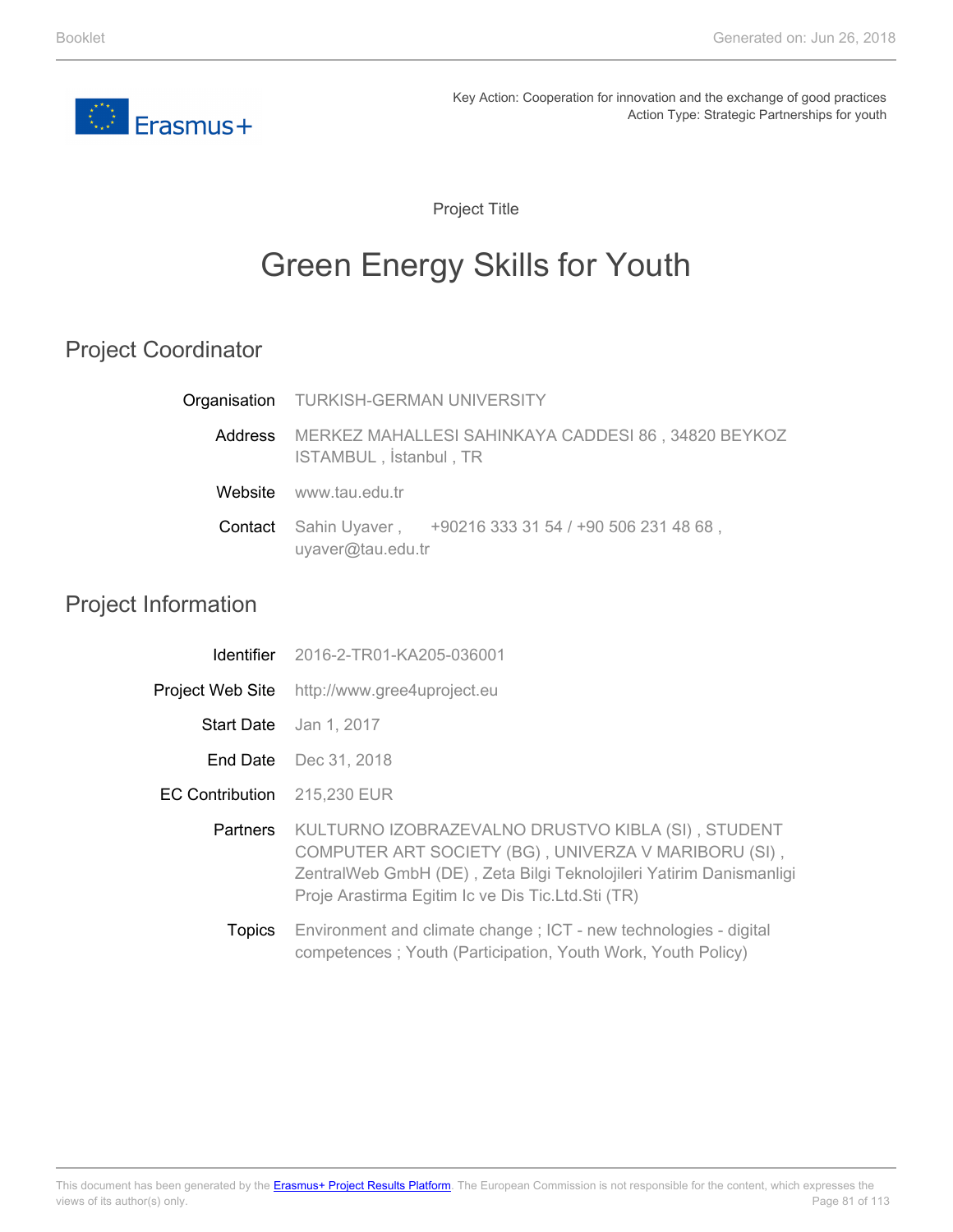Key Action: Cooperation for innovation and the exchange of good practices
Action Type: Strategic Partnerships for youth

Project Title

# Green Energy Skills for Youth

## Project Coordinator

| | |
|---|---|
| Organisation | TURKISH-GERMAN UNIVERSITY |
| Address | MERKEZ MAHALLESI SAHINKAYA CADDESI 86 , 34820 BEYKOZ ISTAMBUL , İstanbul , TR |
| Website | www.tau.edu.tr |
| Contact | Sahin Uyaver , +90216 333 31 54 / +90 506 231 48 68 , uyaver@tau.edu.tr |

## Project Information

| | |
|---|---|
| Identifier | 2016-2-TR01-KA205-036001 |
| Project Web Site | http://www.gree4uproject.eu |
| Start Date | Jan 1, 2017 |
| End Date | Dec 31, 2018 |
| EC Contribution | 215,230 EUR |
| Partners | KULTURNO IZOBRAZEVALNO DRUSTVO KIBLA (SI) , STUDENT COMPUTER ART SOCIETY (BG) , UNIVERZA V MARIBORU (SI) , ZentralWeb GmbH (DE) , Zeta Bilgi Teknolojileri Yatirim Danismanligi Proje Arastirma Egitim Ic ve Dis Tic.Ltd.Sti (TR) |
| Topics | Environment and climate change ; ICT - new technologies - digital competences ; Youth (Participation, Youth Work, Youth Policy) |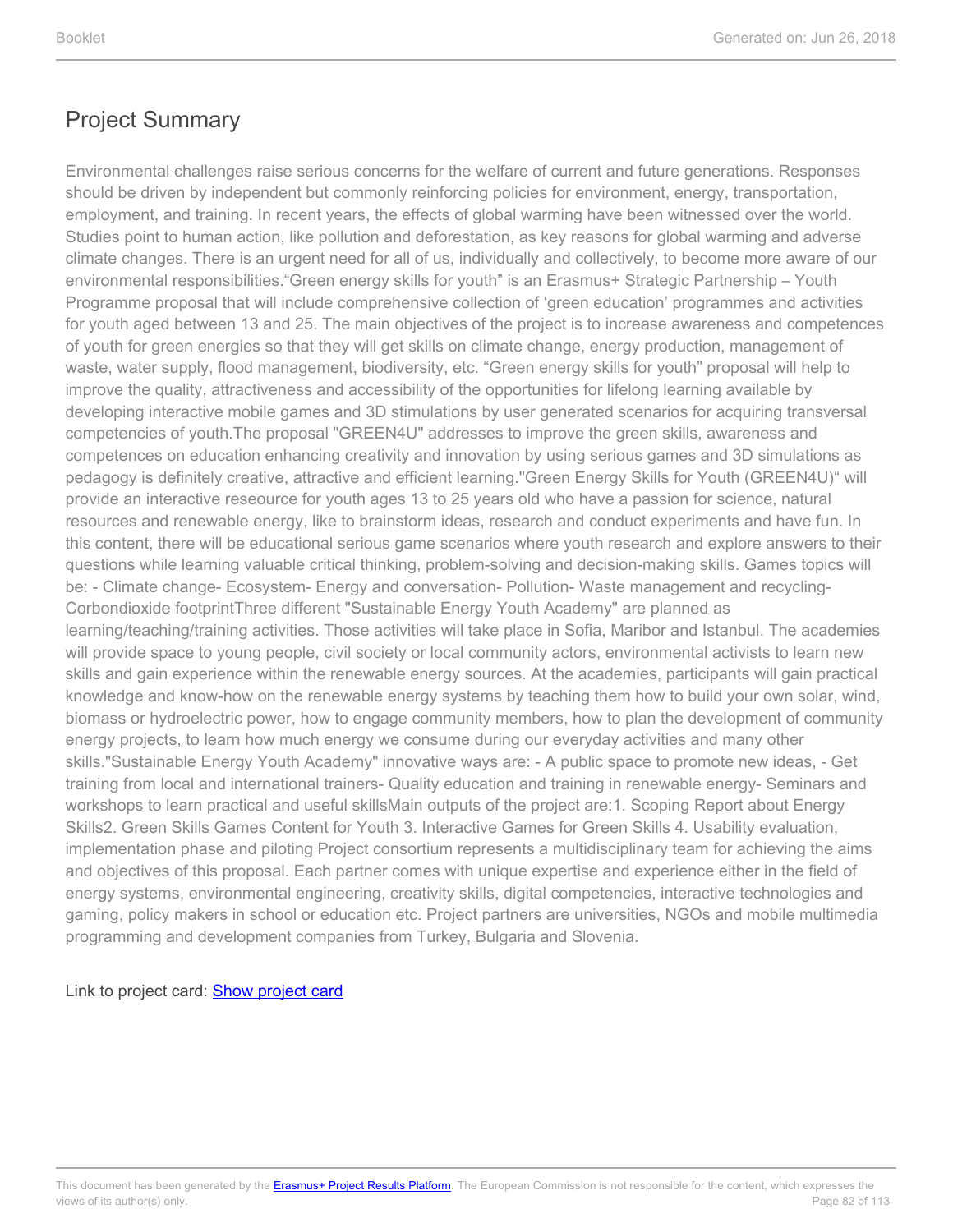# Project Summary

Environmental challenges raise serious concerns for the welfare of current and future generations. Responses should be driven by independent but commonly reinforcing policies for environment, energy, transportation, employment, and training. In recent years, the effects of global warming have been witnessed over the world. Studies point to human action, like pollution and deforestation, as key reasons for global warming and adverse climate changes. There is an urgent need for all of us, individually and collectively, to become more aware of our environmental responsibilities."Green energy skills for youth" is an Erasmus+ Strategic Partnership – Youth Programme proposal that will include comprehensive collection of 'green education' programmes and activities for youth aged between 13 and 25. The main objectives of the project is to increase awareness and competences of youth for green energies so that they will get skills on climate change, energy production, management of waste, water supply, flood management, biodiversity, etc. "Green energy skills for youth" proposal will help to improve the quality, attractiveness and accessibility of the opportunities for lifelong learning available by developing interactive mobile games and 3D stimulations by user generated scenarios for acquiring transversal competencies of youth.The proposal "GREEN4U" addresses to improve the green skills, awareness and competences on education enhancing creativity and innovation by using serious games and 3D simulations as pedagogy is definitely creative, attractive and efficient learning."Green Energy Skills for Youth (GREEN4U)" will provide an interactive reseource for youth ages 13 to 25 years old who have a passion for science, natural resources and renewable energy, like to brainstorm ideas, research and conduct experiments and have fun. In this content, there will be educational serious game scenarios where youth research and explore answers to their questions while learning valuable critical thinking, problem-solving and decision-making skills. Games topics will be: - Climate change- Ecosystem- Energy and conversation- Pollution- Waste management and recycling- Corbondioxide footprintThree different "Sustainable Energy Youth Academy" are planned as learning/teaching/training activities. Those activities will take place in Sofia, Maribor and Istanbul. The academies will provide space to young people, civil society or local community actors, environmental activists to learn new skills and gain experience within the renewable energy sources. At the academies, participants will gain practical knowledge and know-how on the renewable energy systems by teaching them how to build your own solar, wind, biomass or hydroelectric power, how to engage community members, how to plan the development of community energy projects, to learn how much energy we consume during our everyday activities and many other skills."Sustainable Energy Youth Academy" innovative ways are: - A public space to promote new ideas, - Get training from local and international trainers- Quality education and training in renewable energy- Seminars and workshops to learn practical and useful skillsMain outputs of the project are:1. Scoping Report about Energy Skills2. Green Skills Games Content for Youth 3. Interactive Games for Green Skills 4. Usability evaluation, implementation phase and piloting Project consortium represents a multidisciplinary team for achieving the aims and objectives of this proposal. Each partner comes with unique expertise and experience either in the field of energy systems, environmental engineering, creativity skills, digital competencies, interactive technologies and gaming, policy makers in school or education etc. Project partners are universities, NGOs and mobile multimedia programming and development companies from Turkey, Bulgaria and Slovenia.

Link to project card: Show project card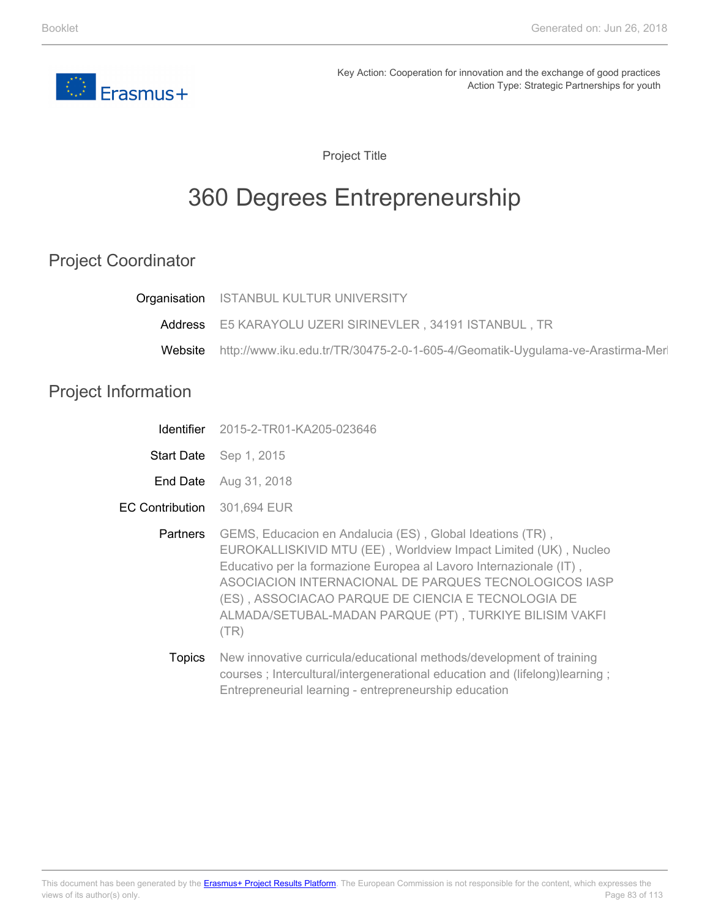Key Action: Cooperation for innovation and the exchange of good practices
Action Type: Strategic Partnerships for youth

Project Title

# 360 Degrees Entrepreneurship

## Project Coordinator

**Organisation** ISTANBUL KULTUR UNIVERSITY

**Address** E5 KARAYOLU UZERI SIRINEVLER , 34191 ISTANBUL , TR

**Website** http://www.iku.edu.tr/TR/30475-2-0-1-605-4/Geomatik-Uygulama-ve-Arastirma-Merl

## Project Information

**Identifier** 2015-2-TR01-KA205-023646

**Start Date** Sep 1, 2015

**End Date** Aug 31, 2018

**EC Contribution** 301,694 EUR

**Partners** GEMS, Educacion en Andalucia (ES) , Global Ideations (TR) , EUROKALLISKIVID MTU (EE) , Worldview Impact Limited (UK) , Nucleo Educativo per la formazione Europea al Lavoro Internazionale (IT) , ASOCIACION INTERNACIONAL DE PARQUES TECNOLOGICOS IASP (ES) , ASSOCIACAO PARQUE DE CIENCIA E TECNOLOGIA DE ALMADA/SETUBAL-MADAN PARQUE (PT) , TURKIYE BILISIM VAKFI (TR)

**Topics** New innovative curricula/educational methods/development of training courses ; Intercultural/intergenerational education and (lifelong)learning ; Entrepreneurial learning - entrepreneurship education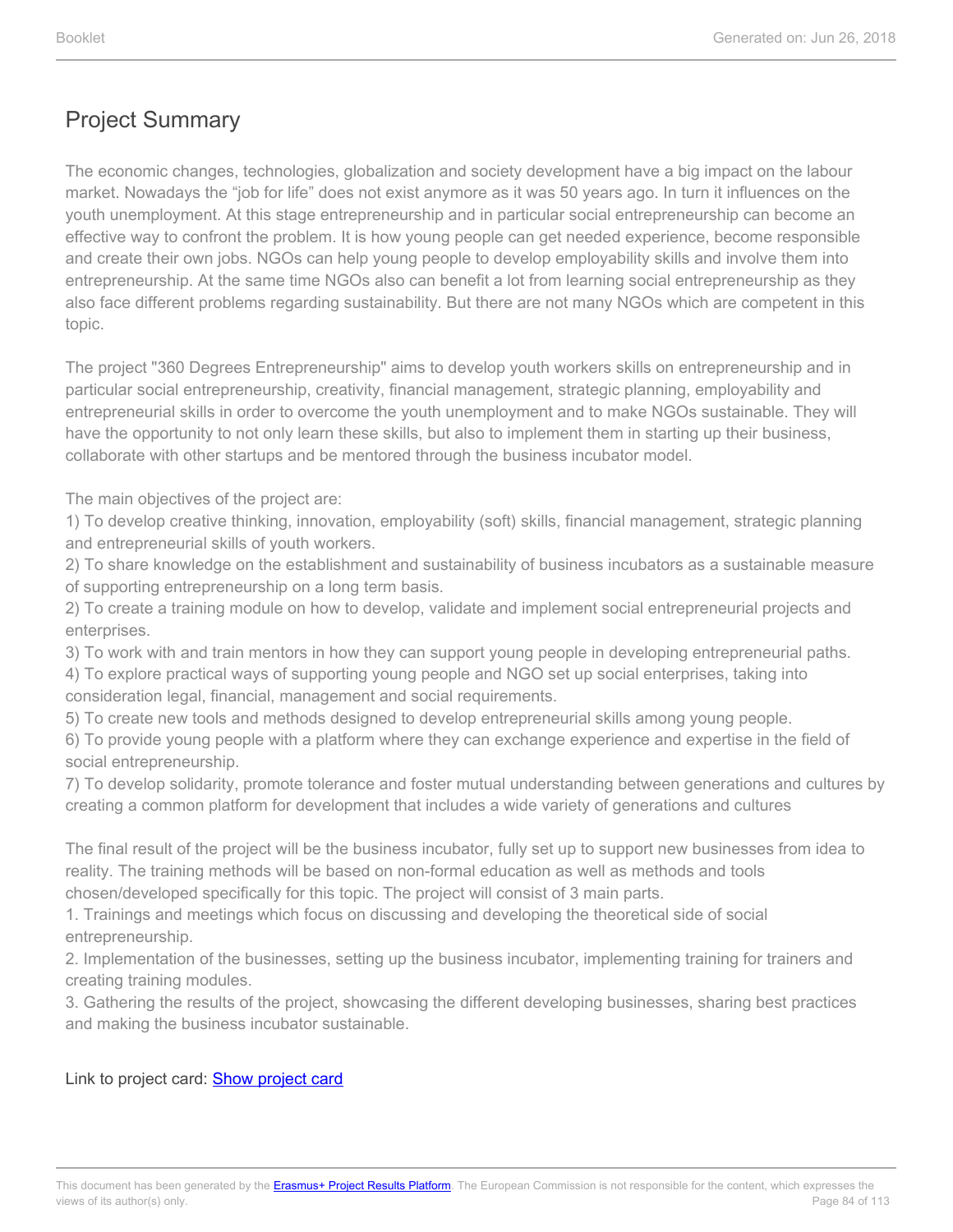## Project Summary

The economic changes, technologies, globalization and society development have a big impact on the labour market. Nowadays the "job for life" does not exist anymore as it was 50 years ago. In turn it influences on the youth unemployment. At this stage entrepreneurship and in particular social entrepreneurship can become an effective way to confront the problem. It is how young people can get needed experience, become responsible and create their own jobs. NGOs can help young people to develop employability skills and involve them into entrepreneurship. At the same time NGOs also can benefit a lot from learning social entrepreneurship as they also face different problems regarding sustainability. But there are not many NGOs which are competent in this topic.

The project "360 Degrees Entrepreneurship" aims to develop youth workers skills on entrepreneurship and in particular social entrepreneurship, creativity, financial management, strategic planning, employability and entrepreneurial skills in order to overcome the youth unemployment and to make NGOs sustainable. They will have the opportunity to not only learn these skills, but also to implement them in starting up their business, collaborate with other startups and be mentored through the business incubator model.

The main objectives of the project are:
1) To develop creative thinking, innovation, employability (soft) skills, financial management, strategic planning and entrepreneurial skills of youth workers.
2) To share knowledge on the establishment and sustainability of business incubators as a sustainable measure of supporting entrepreneurship on a long term basis.
2) To create a training module on how to develop, validate and implement social entrepreneurial projects and enterprises.
3) To work with and train mentors in how they can support young people in developing entrepreneurial paths.
4) To explore practical ways of supporting young people and NGO set up social enterprises, taking into consideration legal, financial, management and social requirements.
5) To create new tools and methods designed to develop entrepreneurial skills among young people.
6) To provide young people with a platform where they can exchange experience and expertise in the field of social entrepreneurship.
7) To develop solidarity, promote tolerance and foster mutual understanding between generations and cultures by creating a common platform for development that includes a wide variety of generations and cultures

The final result of the project will be the business incubator, fully set up to support new businesses from idea to reality. The training methods will be based on non-formal education as well as methods and tools chosen/developed specifically for this topic. The project will consist of 3 main parts.
1. Trainings and meetings which focus on discussing and developing the theoretical side of social entrepreneurship.
2. Implementation of the businesses, setting up the business incubator, implementing training for trainers and creating training modules.
3. Gathering the results of the project, showcasing the different developing businesses, sharing best practices and making the business incubator sustainable.

Link to project card: Show project card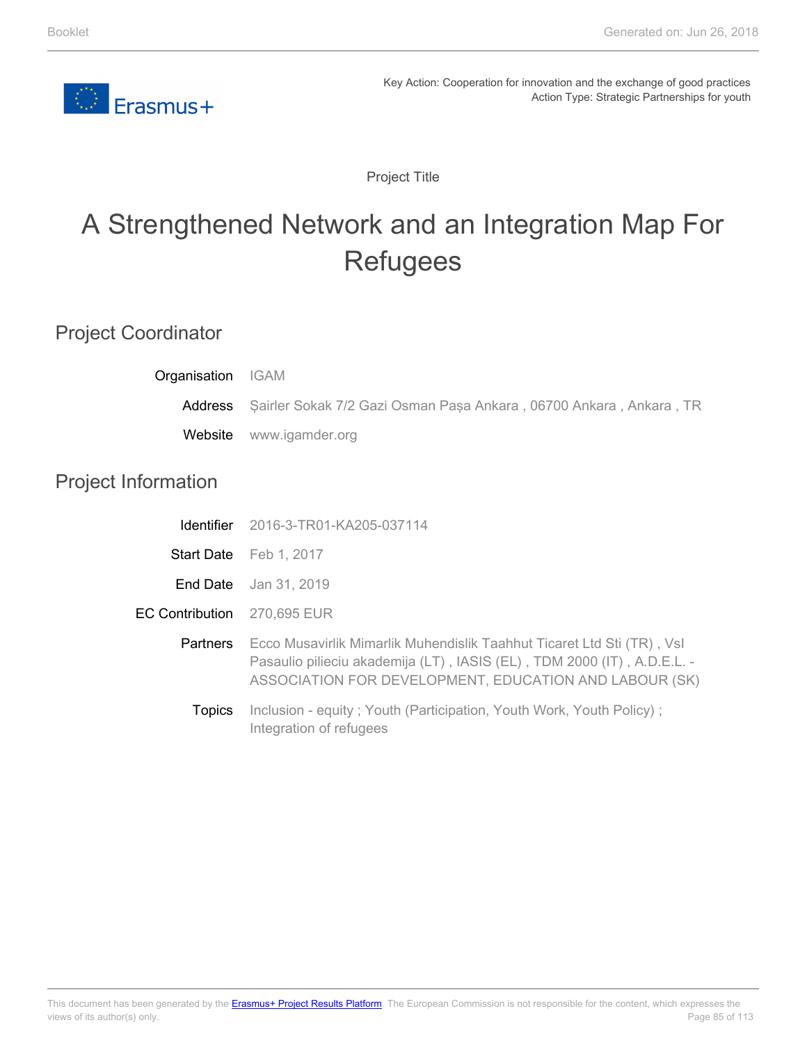Key Action: Cooperation for innovation and the exchange of good practices
Action Type: Strategic Partnerships for youth

Project Title

# A Strengthened Network and an Integration Map For Refugees

## Project Coordinator

| | |
|---|---|
| Organisation | IGAM |
| Address | Şairler Sokak 7/2 Gazi Osman Paşa Ankara , 06700 Ankara , Ankara , TR |
| Website | www.igamder.org |

## Project Information

| | |
|---|---|
| Identifier | 2016-3-TR01-KA205-037114 |
| Start Date | Feb 1, 2017 |
| End Date | Jan 31, 2019 |
| EC Contribution | 270,695 EUR |
| Partners | Ecco Musavirlik Mimarlik Muhendislik Taahhut Ticaret Ltd Sti (TR) , VsI Pasaulio pilieciu akademija (LT) , IASIS (EL) , TDM 2000 (IT) , A.D.E.L. - ASSOCIATION FOR DEVELOPMENT, EDUCATION AND LABOUR (SK) |
| Topics | Inclusion - equity ; Youth (Participation, Youth Work, Youth Policy) ; Integration of refugees |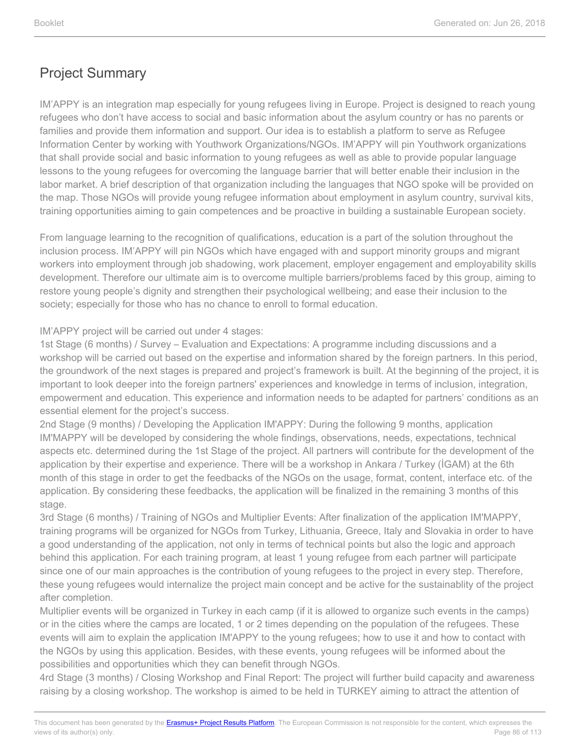## Project Summary

IM'APPY is an integration map especially for young refugees living in Europe. Project is designed to reach young refugees who don't have access to social and basic information about the asylum country or has no parents or families and provide them information and support. Our idea is to establish a platform to serve as Refugee Information Center by working with Youthwork Organizations/NGOs. IM'APPY will pin Youthwork organizations that shall provide social and basic information to young refugees as well as able to provide popular language lessons to the young refugees for overcoming the language barrier that will better enable their inclusion in the labor market. A brief description of that organization including the languages that NGO spoke will be provided on the map. Those NGOs will provide young refugee information about employment in asylum country, survival kits, training opportunities aiming to gain competences and be proactive in building a sustainable European society.

From language learning to the recognition of qualifications, education is a part of the solution throughout the inclusion process. IM'APPY will pin NGOs which have engaged with and support minority groups and migrant workers into employment through job shadowing, work placement, employer engagement and employability skills development. Therefore our ultimate aim is to overcome multiple barriers/problems faced by this group, aiming to restore young people's dignity and strengthen their psychological wellbeing; and ease their inclusion to the society; especially for those who has no chance to enroll to formal education.

IM'APPY project will be carried out under 4 stages:
1st Stage (6 months) / Survey – Evaluation and Expectations: A programme including discussions and a workshop will be carried out based on the expertise and information shared by the foreign partners. In this period, the groundwork of the next stages is prepared and project's framework is built. At the beginning of the project, it is important to look deeper into the foreign partners' experiences and knowledge in terms of inclusion, integration, empowerment and education. This experience and information needs to be adapted for partners' conditions as an essential element for the project's success.
2nd Stage (9 months) / Developing the Application IM'APPY: During the following 9 months, application IM'MAPPY will be developed by considering the whole findings, observations, needs, expectations, technical aspects etc. determined during the 1st Stage of the project. All partners will contribute for the development of the application by their expertise and experience. There will be a workshop in Ankara / Turkey (İGAM) at the 6th month of this stage in order to get the feedbacks of the NGOs on the usage, format, content, interface etc. of the application. By considering these feedbacks, the application will be finalized in the remaining 3 months of this stage.
3rd Stage (6 months) / Training of NGOs and Multiplier Events: After finalization of the application IM'MAPPY, training programs will be organized for NGOs from Turkey, Lithuania, Greece, Italy and Slovakia in order to have a good understanding of the application, not only in terms of technical points but also the logic and approach behind this application. For each training program, at least 1 young refugee from each partner will participate since one of our main approaches is the contribution of young refugees to the project in every step. Therefore, these young refugees would internalize the project main concept and be active for the sustainablity of the project after completion.
Multiplier events will be organized in Turkey in each camp (if it is allowed to organize such events in the camps) or in the cities where the camps are located, 1 or 2 times depending on the population of the refugees. These events will aim to explain the application IM'APPY to the young refugees; how to use it and how to contact with the NGOs by using this application. Besides, with these events, young refugees will be informed about the possibilities and opportunities which they can benefit through NGOs.
4rd Stage (3 months) / Closing Workshop and Final Report: The project will further build capacity and awareness raising by a closing workshop. The workshop is aimed to be held in TURKEY aiming to attract the attention of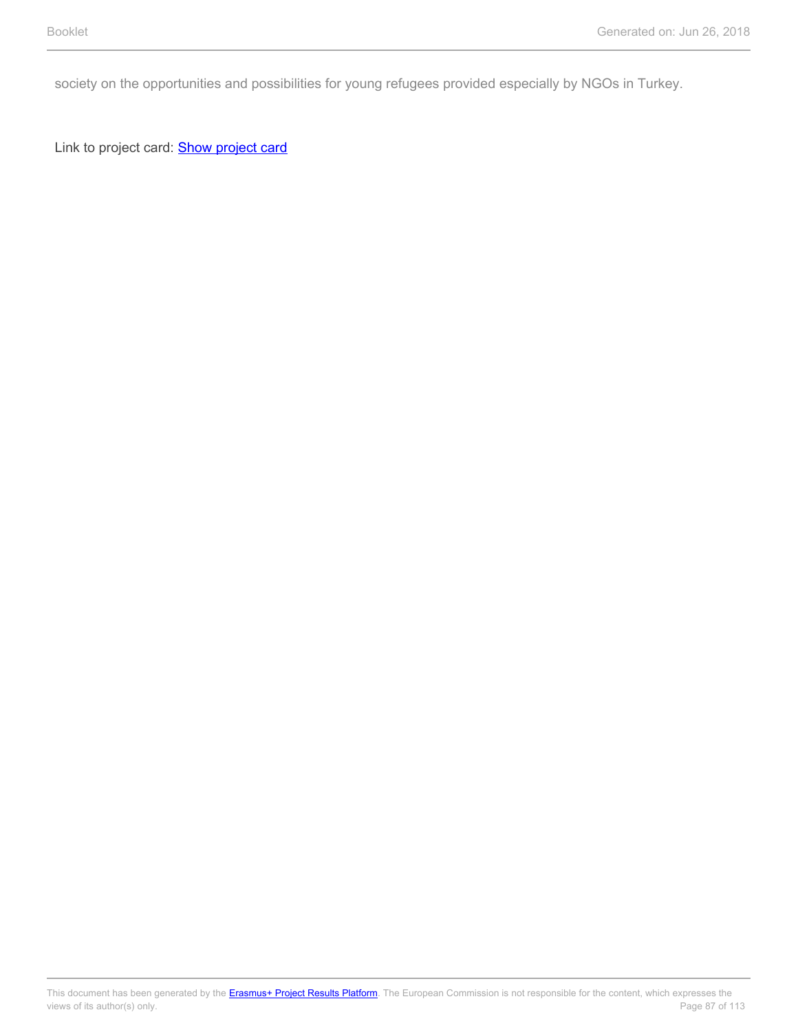society on the opportunities and possibilities for young refugees provided especially by NGOs in Turkey.

Link to project card: Show project card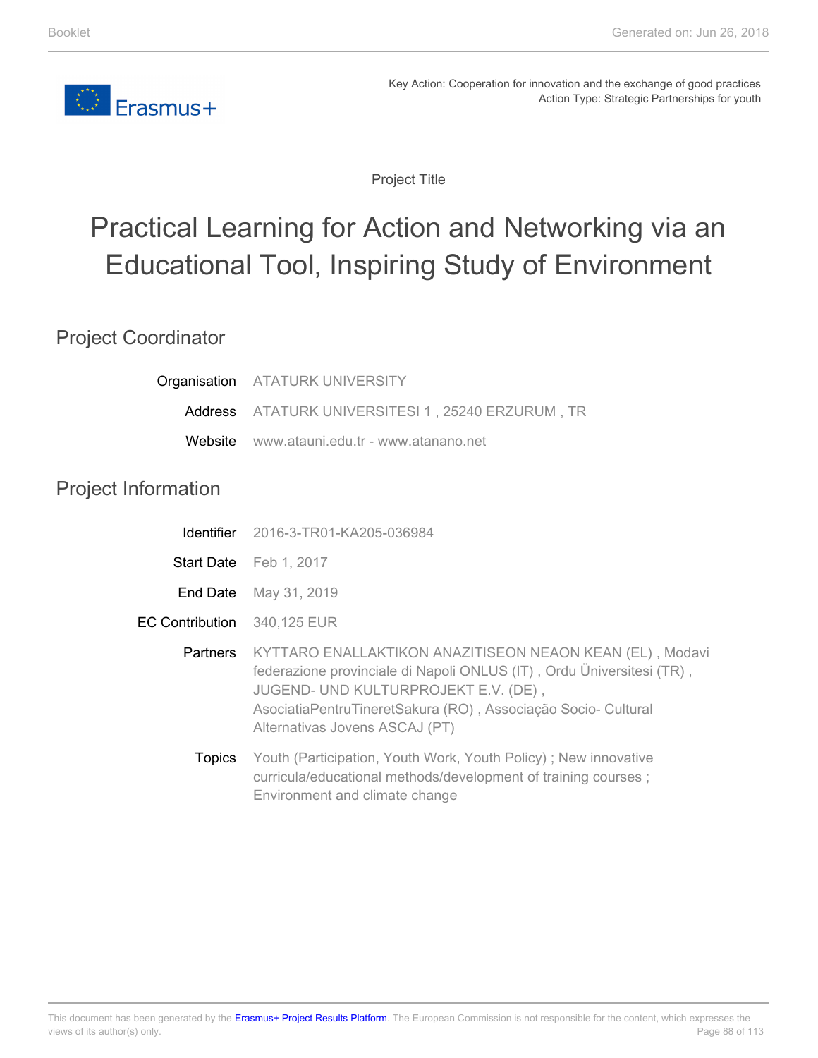Key Action: Cooperation for innovation and the exchange of good practices
Action Type: Strategic Partnerships for youth

Project Title

# Practical Learning for Action and Networking via an Educational Tool, Inspiring Study of Environment

## Project Coordinator

| | |
|---|---|
| Organisation | ATATURK UNIVERSITY |
| Address | ATATURK UNIVERSITESI 1 , 25240 ERZURUM , TR |
| Website | www.atauni.edu.tr - www.atanano.net |

## Project Information

| | |
|---|---|
| Identifier | 2016-3-TR01-KA205-036984 |
| Start Date | Feb 1, 2017 |
| End Date | May 31, 2019 |
| EC Contribution | 340,125 EUR |
| Partners | KYTTARO ENALLAKTIKON ANAZITISEON NEAON KEAN (EL) , Modavi federazione provinciale di Napoli ONLUS (IT) , Ordu Üniversitesi (TR) , JUGEND- UND KULTURPROJEKT E.V. (DE) , AsociatiaPentruTineretSakura (RO) , Associação Socio- Cultural Alternativas Jovens ASCAJ (PT) |
| Topics | Youth (Participation, Youth Work, Youth Policy) ; New innovative curricula/educational methods/development of training courses ; Environment and climate change |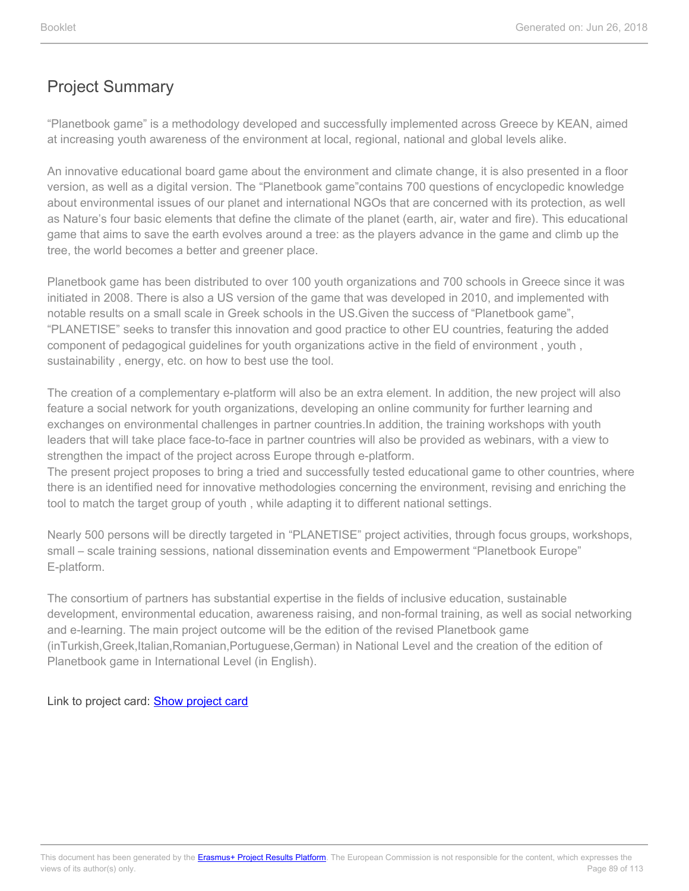## Project Summary

“Planetbook game” is a methodology developed and successfully implemented across Greece by KEAN, aimed at increasing youth awareness of the environment at local, regional, national and global levels alike.

An innovative educational board game about the environment and climate change, it is also presented in a floor version, as well as a digital version. The “Planetbook game”contains 700 questions of encyclopedic knowledge about environmental issues of our planet and international NGOs that are concerned with its protection, as well as Nature’s four basic elements that define the climate of the planet (earth, air, water and fire). This educational game that aims to save the earth evolves around a tree: as the players advance in the game and climb up the tree, the world becomes a better and greener place.

Planetbook game has been distributed to over 100 youth organizations and 700 schools in Greece since it was initiated in 2008. There is also a US version of the game that was developed in 2010, and implemented with notable results on a small scale in Greek schools in the US.Given the success of “Planetbook game”, “PLANETISE” seeks to transfer this innovation and good practice to other EU countries, featuring the added component of pedagogical guidelines for youth organizations active in the field of environment , youth , sustainability , energy, etc. on how to best use the tool.

The creation of a complementary e-platform will also be an extra element. In addition, the new project will also feature a social network for youth organizations, developing an online community for further learning and exchanges on environmental challenges in partner countries.In addition, the training workshops with youth leaders that will take place face-to-face in partner countries will also be provided as webinars, with a view to strengthen the impact of the project across Europe through e-platform.
The present project proposes to bring a tried and successfully tested educational game to other countries, where there is an identified need for innovative methodologies concerning the environment, revising and enriching the tool to match the target group of youth , while adapting it to different national settings.

Nearly 500 persons will be directly targeted in “PLANETISE” project activities, through focus groups, workshops, small – scale training sessions, national dissemination events and Empowerment “Planetbook Europe” E-platform.

The consortium of partners has substantial expertise in the fields of inclusive education, sustainable development, environmental education, awareness raising, and non-formal training, as well as social networking and e-learning. The main project outcome will be the edition of the revised Planetbook game (inTurkish,Greek,Italian,Romanian,Portuguese,German) in National Level and the creation of the edition of Planetbook game in International Level (in English).

Link to project card: [Show project card]()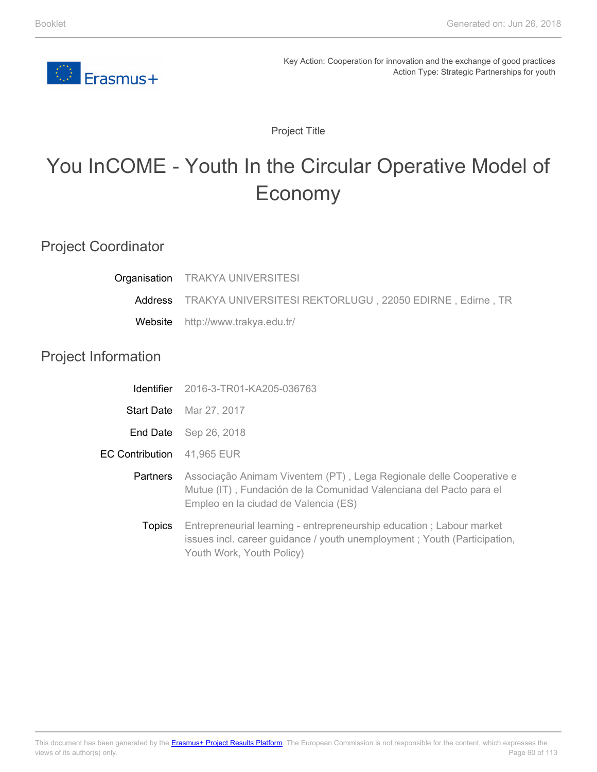Key Action: Cooperation for innovation and the exchange of good practices
Action Type: Strategic Partnerships for youth

Project Title

# You InCOME - Youth In the Circular Operative Model of Economy

## Project Coordinator

| | |
|---|---|
| Organisation | TRAKYA UNIVERSITESI |
| Address | TRAKYA UNIVERSITESI REKTORLUGU , 22050 EDIRNE , Edirne , TR |
| Website | http://www.trakya.edu.tr/ |

## Project Information

| | |
|---|---|
| Identifier | 2016-3-TR01-KA205-036763 |
| Start Date | Mar 27, 2017 |
| End Date | Sep 26, 2018 |
| EC Contribution | 41,965 EUR |
| Partners | Associação Animam Viventem (PT) , Lega Regionale delle Cooperative e Mutue (IT) , Fundación de la Comunidad Valenciana del Pacto para el Empleo en la ciudad de Valencia (ES) |
| Topics | Entrepreneurial learning - entrepreneurship education ; Labour market issues incl. career guidance / youth unemployment ; Youth (Participation, Youth Work, Youth Policy) |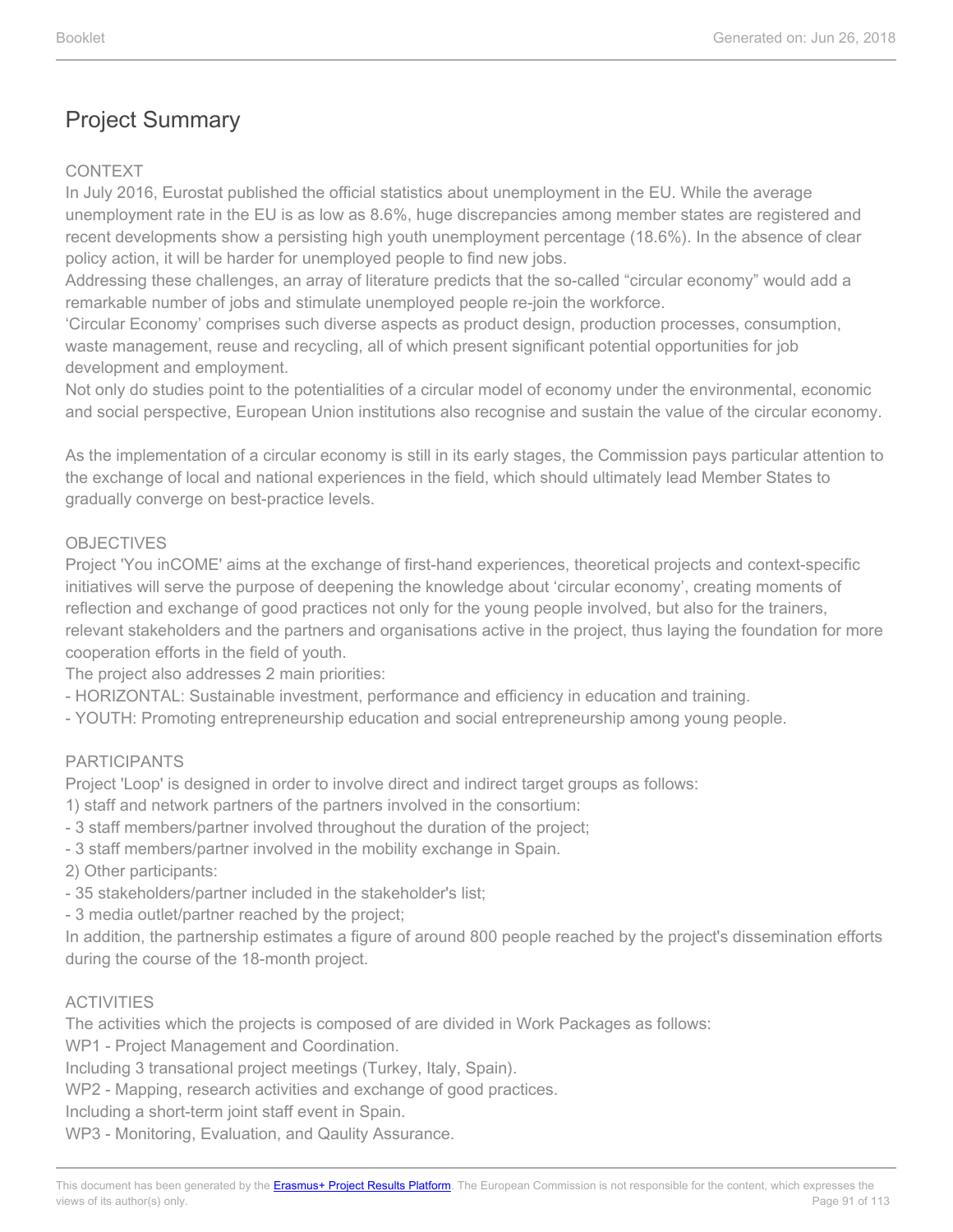# Project Summary

CONTEXT

In July 2016, Eurostat published the official statistics about unemployment in the EU. While the average unemployment rate in the EU is as low as 8.6%, huge discrepancies among member states are registered and recent developments show a persisting high youth unemployment percentage (18.6%). In the absence of clear policy action, it will be harder for unemployed people to find new jobs.

Addressing these challenges, an array of literature predicts that the so-called "circular economy" would add a remarkable number of jobs and stimulate unemployed people re-join the workforce.

'Circular Economy' comprises such diverse aspects as product design, production processes, consumption, waste management, reuse and recycling, all of which present significant potential opportunities for job development and employment.

Not only do studies point to the potentialities of a circular model of economy under the environmental, economic and social perspective, European Union institutions also recognise and sustain the value of the circular economy.

As the implementation of a circular economy is still in its early stages, the Commission pays particular attention to the exchange of local and national experiences in the field, which should ultimately lead Member States to gradually converge on best-practice levels.

OBJECTIVES

Project 'You inCOME' aims at the exchange of first-hand experiences, theoretical projects and context-specific initiatives will serve the purpose of deepening the knowledge about 'circular economy', creating moments of reflection and exchange of good practices not only for the young people involved, but also for the trainers, relevant stakeholders and the partners and organisations active in the project, thus laying the foundation for more cooperation efforts in the field of youth.

The project also addresses 2 main priorities:

- HORIZONTAL: Sustainable investment, performance and efficiency in education and training.
- YOUTH: Promoting entrepreneurship education and social entrepreneurship among young people.

PARTICIPANTS

Project 'Loop' is designed in order to involve direct and indirect target groups as follows:

1) staff and network partners of the partners involved in the consortium:
- 3 staff members/partner involved throughout the duration of the project;
- 3 staff members/partner involved in the mobility exchange in Spain.

2) Other participants:
- 35 stakeholders/partner included in the stakeholder's list;
- 3 media outlet/partner reached by the project;

In addition, the partnership estimates a figure of around 800 people reached by the project's dissemination efforts during the course of the 18-month project.

ACTIVITIES

The activities which the projects is composed of are divided in Work Packages as follows:

WP1 - Project Management and Coordination.

Including 3 transational project meetings (Turkey, Italy, Spain).

WP2 - Mapping, research activities and exchange of good practices.

Including a short-term joint staff event in Spain.

WP3 - Monitoring, Evaluation, and Qaulity Assurance.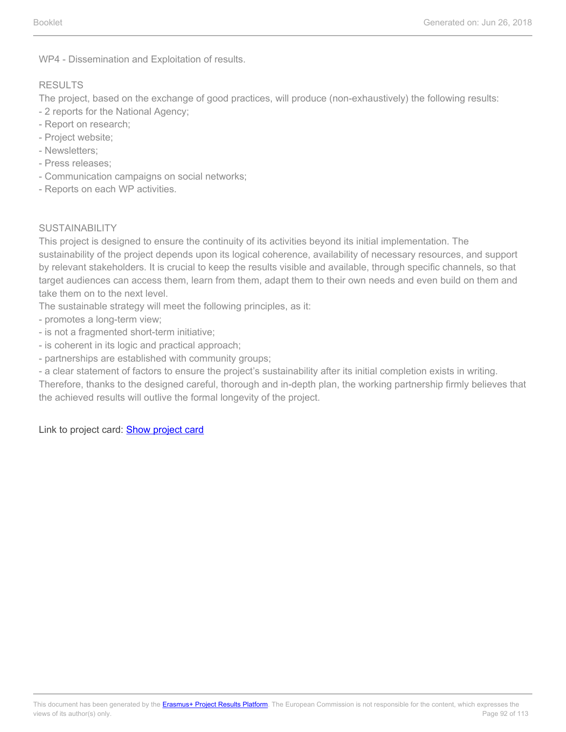WP4 - Dissemination and Exploitation of results.

RESULTS

The project, based on the exchange of good practices, will produce (non-exhaustively) the following results:

- 2 reports for the National Agency;
- Report on research;
- Project website;
- Newsletters;
- Press releases;
- Communication campaigns on social networks;
- Reports on each WP activities.

SUSTAINABILITY

This project is designed to ensure the continuity of its activities beyond its initial implementation. The sustainability of the project depends upon its logical coherence, availability of necessary resources, and support by relevant stakeholders. It is crucial to keep the results visible and available, through specific channels, so that target audiences can access them, learn from them, adapt them to their own needs and even build on them and take them on to the next level.

The sustainable strategy will meet the following principles, as it:

- promotes a long-term view;
- is not a fragmented short-term initiative;
- is coherent in its logic and practical approach;
- partnerships are established with community groups;
- a clear statement of factors to ensure the project's sustainability after its initial completion exists in writing.

Therefore, thanks to the designed careful, thorough and in-depth plan, the working partnership firmly believes that the achieved results will outlive the formal longevity of the project.

Link to project card: Show project card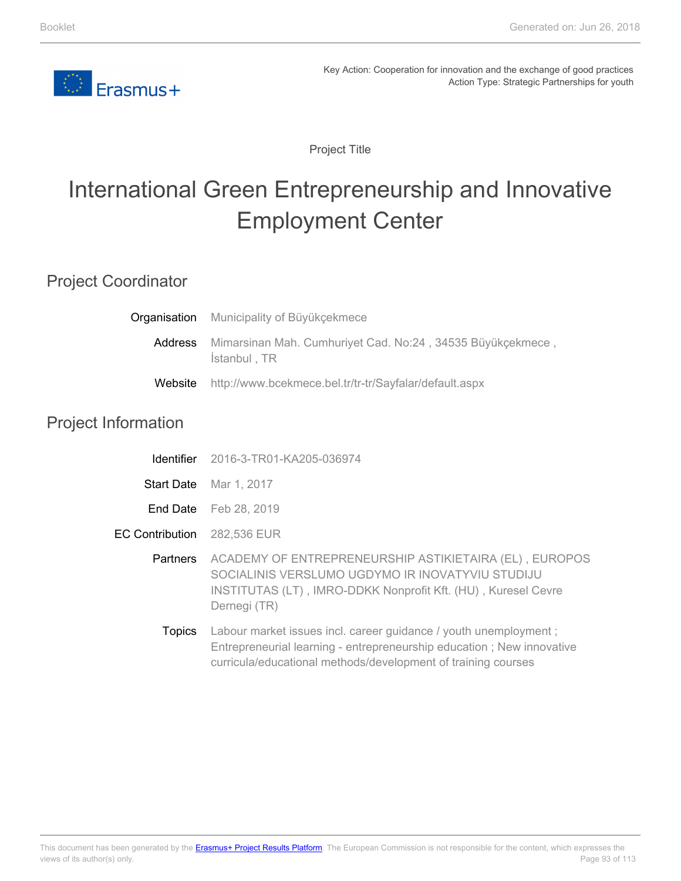Key Action: Cooperation for innovation and the exchange of good practices
Action Type: Strategic Partnerships for youth

Project Title

# International Green Entrepreneurship and Innovative Employment Center

## Project Coordinator

**Organisation** Municipality of Büyükçekmece

**Address** Mimarsinan Mah. Cumhuriyet Cad. No:24 , 34535 Büyükçekmece , İstanbul , TR

**Website** http://www.bcekmece.bel.tr/tr-tr/Sayfalar/default.aspx

## Project Information

**Identifier** 2016-3-TR01-KA205-036974

**Start Date** Mar 1, 2017

**End Date** Feb 28, 2019

**EC Contribution** 282,536 EUR

**Partners** ACADEMY OF ENTREPRENEURSHIP ASTIKIETAIRA (EL) , EUROPOS SOCIALINIS VERSLUMO UGDYMO IR INOVATYVIU STUDIJU INSTITUTAS (LT) , IMRO-DDKK Nonprofit Kft. (HU) , Kuresel Cevre Dernegi (TR)

**Topics** Labour market issues incl. career guidance / youth unemployment ; Entrepreneurial learning - entrepreneurship education ; New innovative curricula/educational methods/development of training courses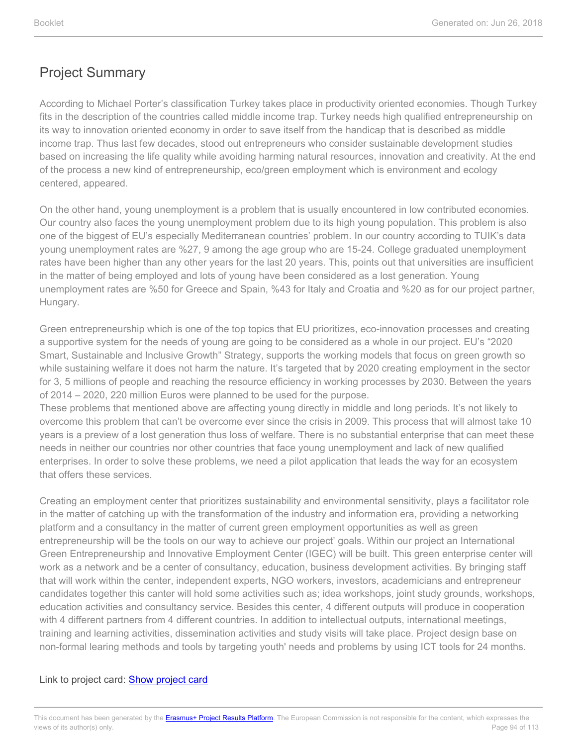## Project Summary

According to Michael Porter's classification Turkey takes place in productivity oriented economies. Though Turkey fits in the description of the countries called middle income trap. Turkey needs high qualified entrepreneurship on its way to innovation oriented economy in order to save itself from the handicap that is described as middle income trap. Thus last few decades, stood out entrepreneurs who consider sustainable development studies based on increasing the life quality while avoiding harming natural resources, innovation and creativity. At the end of the process a new kind of entrepreneurship, eco/green employment which is environment and ecology centered, appeared.

On the other hand, young unemployment is a problem that is usually encountered in low contributed economies. Our country also faces the young unemployment problem due to its high young population. This problem is also one of the biggest of EU's especially Mediterranean countries' problem. In our country according to TUIK's data young unemployment rates are %27, 9 among the age group who are 15-24. College graduated unemployment rates have been higher than any other years for the last 20 years. This, points out that universities are insufficient in the matter of being employed and lots of young have been considered as a lost generation. Young unemployment rates are %50 for Greece and Spain, %43 for Italy and Croatia and %20 as for our project partner, Hungary.

Green entrepreneurship which is one of the top topics that EU prioritizes, eco-innovation processes and creating a supportive system for the needs of young are going to be considered as a whole in our project. EU's "2020 Smart, Sustainable and Inclusive Growth" Strategy, supports the working models that focus on green growth so while sustaining welfare it does not harm the nature. It's targeted that by 2020 creating employment in the sector for 3, 5 millions of people and reaching the resource efficiency in working processes by 2030. Between the years of 2014 – 2020, 220 million Euros were planned to be used for the purpose.
These problems that mentioned above are affecting young directly in middle and long periods. It's not likely to overcome this problem that can't be overcome ever since the crisis in 2009. This process that will almost take 10 years is a preview of a lost generation thus loss of welfare. There is no substantial enterprise that can meet these needs in neither our countries nor other countries that face young unemployment and lack of new qualified enterprises. In order to solve these problems, we need a pilot application that leads the way for an ecosystem that offers these services.

Creating an employment center that prioritizes sustainability and environmental sensitivity, plays a facilitator role in the matter of catching up with the transformation of the industry and information era, providing a networking platform and a consultancy in the matter of current green employment opportunities as well as green entrepreneurship will be the tools on our way to achieve our project' goals. Within our project an International Green Entrepreneurship and Innovative Employment Center (IGEC) will be built. This green enterprise center will work as a network and be a center of consultancy, education, business development activities. By bringing staff that will work within the center, independent experts, NGO workers, investors, academicians and entrepreneur candidates together this canter will hold some activities such as; idea workshops, joint study grounds, workshops, education activities and consultancy service. Besides this center, 4 different outputs will produce in cooperation with 4 different partners from 4 different countries. In addition to intellectual outputs, international meetings, training and learning activities, dissemination activities and study visits will take place. Project design base on non-formal learing methods and tools by targeting youth' needs and problems by using ICT tools for 24 months.

Link to project card: [Show project card]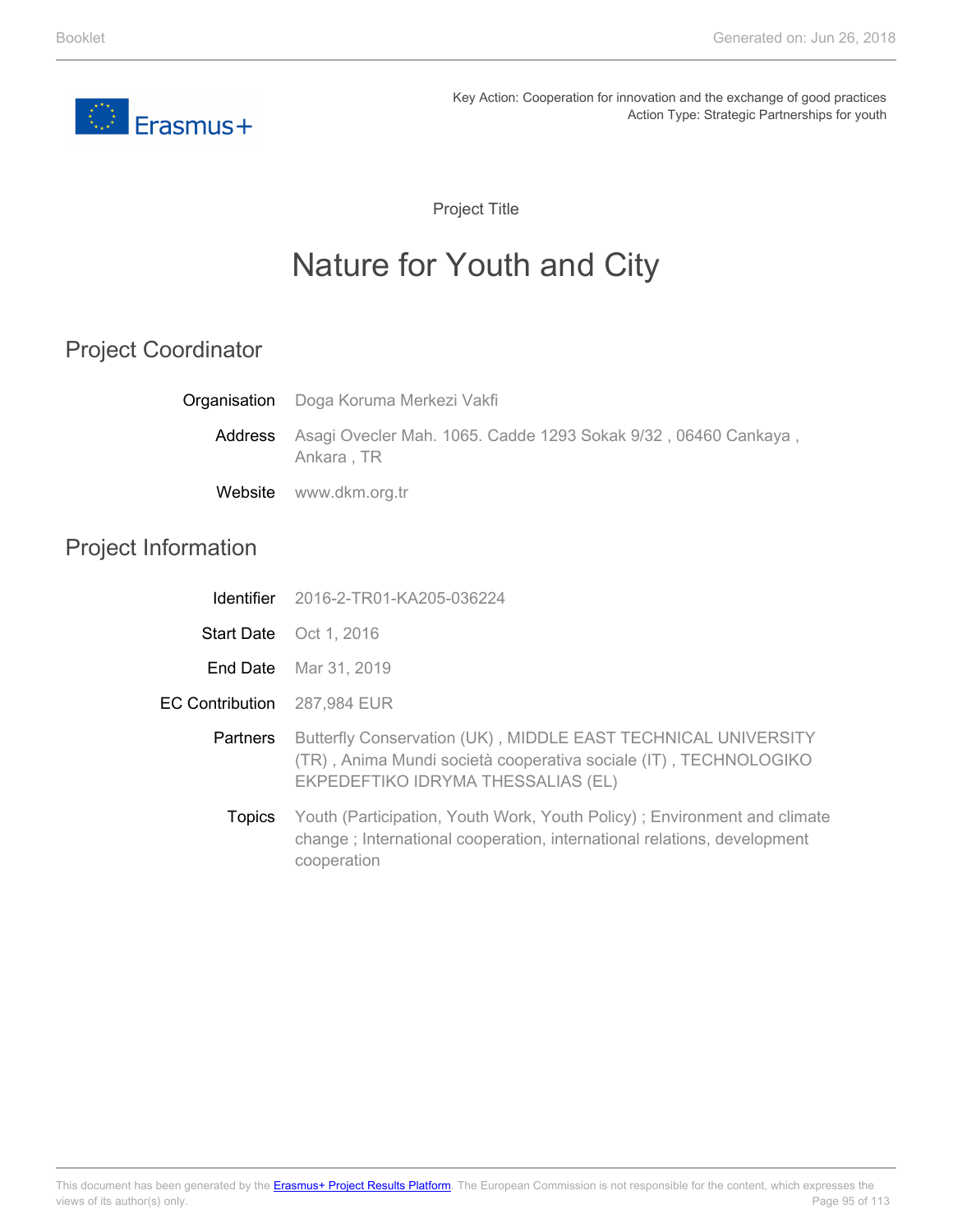Key Action: Cooperation for innovation and the exchange of good practices
Action Type: Strategic Partnerships for youth

Project Title

# Nature for Youth and City

## Project Coordinator

**Organisation** Doga Koruma Merkezi Vakfi

**Address** Asagi Ovecler Mah. 1065. Cadde 1293 Sokak 9/32 , 06460 Cankaya , Ankara , TR

**Website** www.dkm.org.tr

## Project Information

**Identifier** 2016-2-TR01-KA205-036224

**Start Date** Oct 1, 2016

**End Date** Mar 31, 2019

**EC Contribution** 287,984 EUR

**Partners** Butterfly Conservation (UK) , MIDDLE EAST TECHNICAL UNIVERSITY (TR) , Anima Mundi società cooperativa sociale (IT) , TECHNOLOGIKO EKPEDEFTIKO IDRYMA THESSALIAS (EL)

**Topics** Youth (Participation, Youth Work, Youth Policy) ; Environment and climate change ; International cooperation, international relations, development cooperation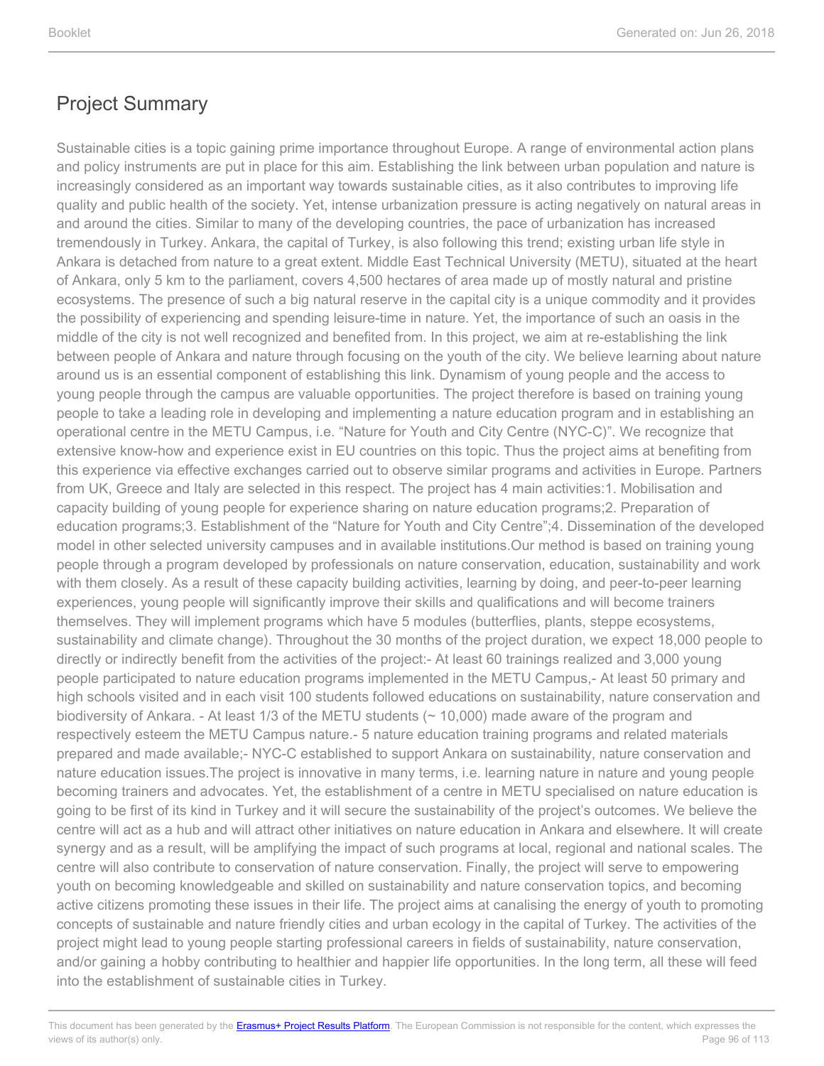## Project Summary

Sustainable cities is a topic gaining prime importance throughout Europe. A range of environmental action plans and policy instruments are put in place for this aim. Establishing the link between urban population and nature is increasingly considered as an important way towards sustainable cities, as it also contributes to improving life quality and public health of the society. Yet, intense urbanization pressure is acting negatively on natural areas in and around the cities. Similar to many of the developing countries, the pace of urbanization has increased tremendously in Turkey. Ankara, the capital of Turkey, is also following this trend; existing urban life style in Ankara is detached from nature to a great extent. Middle East Technical University (METU), situated at the heart of Ankara, only 5 km to the parliament, covers 4,500 hectares of area made up of mostly natural and pristine ecosystems. The presence of such a big natural reserve in the capital city is a unique commodity and it provides the possibility of experiencing and spending leisure-time in nature. Yet, the importance of such an oasis in the middle of the city is not well recognized and benefited from. In this project, we aim at re-establishing the link between people of Ankara and nature through focusing on the youth of the city. We believe learning about nature around us is an essential component of establishing this link. Dynamism of young people and the access to young people through the campus are valuable opportunities. The project therefore is based on training young people to take a leading role in developing and implementing a nature education program and in establishing an operational centre in the METU Campus, i.e. “Nature for Youth and City Centre (NYC-C)”. We recognize that extensive know-how and experience exist in EU countries on this topic. Thus the project aims at benefiting from this experience via effective exchanges carried out to observe similar programs and activities in Europe. Partners from UK, Greece and Italy are selected in this respect. The project has 4 main activities:1. Mobilisation and capacity building of young people for experience sharing on nature education programs;2. Preparation of education programs;3. Establishment of the “Nature for Youth and City Centre”;4. Dissemination of the developed model in other selected university campuses and in available institutions.Our method is based on training young people through a program developed by professionals on nature conservation, education, sustainability and work with them closely. As a result of these capacity building activities, learning by doing, and peer-to-peer learning experiences, young people will significantly improve their skills and qualifications and will become trainers themselves. They will implement programs which have 5 modules (butterflies, plants, steppe ecosystems, sustainability and climate change). Throughout the 30 months of the project duration, we expect 18,000 people to directly or indirectly benefit from the activities of the project:- At least 60 trainings realized and 3,000 young people participated to nature education programs implemented in the METU Campus,- At least 50 primary and high schools visited and in each visit 100 students followed educations on sustainability, nature conservation and biodiversity of Ankara. - At least 1/3 of the METU students (~ 10,000) made aware of the program and respectively esteem the METU Campus nature.- 5 nature education training programs and related materials prepared and made available;- NYC-C established to support Ankara on sustainability, nature conservation and nature education issues.The project is innovative in many terms, i.e. learning nature in nature and young people becoming trainers and advocates. Yet, the establishment of a centre in METU specialised on nature education is going to be first of its kind in Turkey and it will secure the sustainability of the project’s outcomes. We believe the centre will act as a hub and will attract other initiatives on nature education in Ankara and elsewhere. It will create synergy and as a result, will be amplifying the impact of such programs at local, regional and national scales. The centre will also contribute to conservation of nature conservation. Finally, the project will serve to empowering youth on becoming knowledgeable and skilled on sustainability and nature conservation topics, and becoming active citizens promoting these issues in their life. The project aims at canalising the energy of youth to promoting concepts of sustainable and nature friendly cities and urban ecology in the capital of Turkey. The activities of the project might lead to young people starting professional careers in fields of sustainability, nature conservation, and/or gaining a hobby contributing to healthier and happier life opportunities. In the long term, all these will feed into the establishment of sustainable cities in Turkey.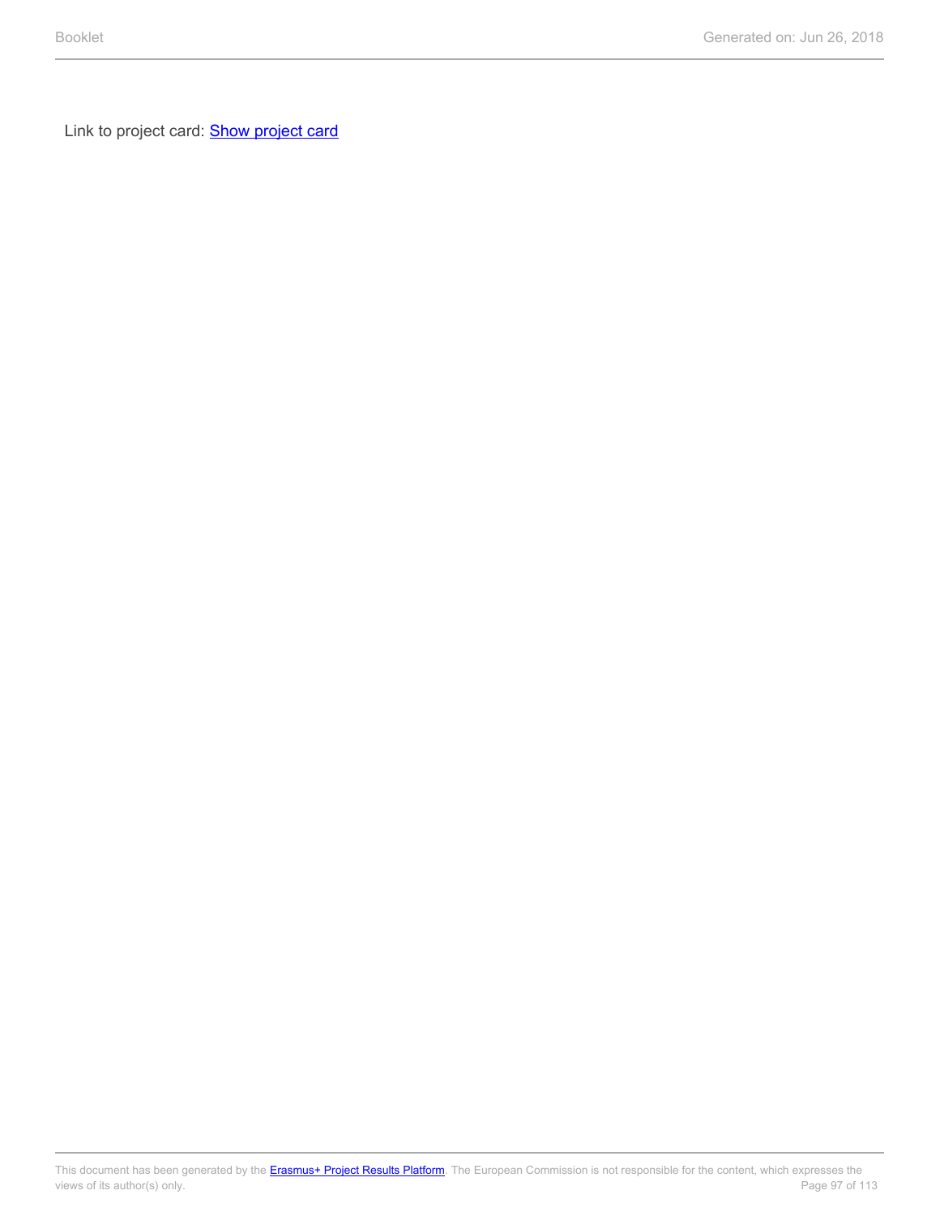Link to project card: Show project card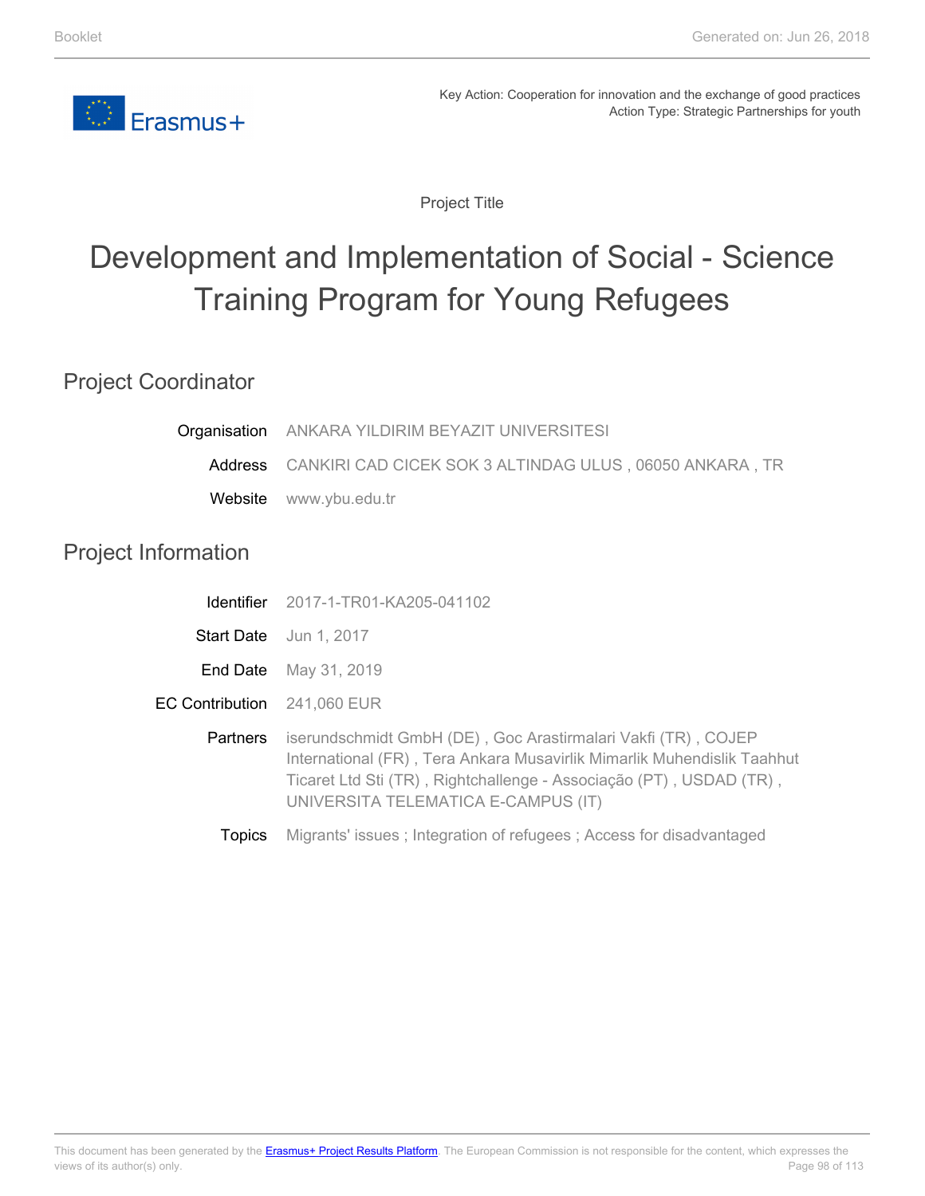Key Action: Cooperation for innovation and the exchange of good practices
Action Type: Strategic Partnerships for youth

Project Title

# Development and Implementation of Social - Science Training Program for Young Refugees

## Project Coordinator

| | |
|---|---|
| Organisation | ANKARA YILDIRIM BEYAZIT UNIVERSITESI |
| Address | CANKIRI CAD CICEK SOK 3 ALTINDAG ULUS , 06050 ANKARA , TR |
| Website | www.ybu.edu.tr |

## Project Information

| | |
|---|---|
| Identifier | 2017-1-TR01-KA205-041102 |
| Start Date | Jun 1, 2017 |
| End Date | May 31, 2019 |
| EC Contribution | 241,060 EUR |
| Partners | iserundschmidt GmbH (DE) , Goc Arastirmalari Vakfi (TR) , COJEP International (FR) , Tera Ankara Musavirlik Mimarlik Muhendislik Taahhut Ticaret Ltd Sti (TR) , Rightchallenge - Associação (PT) , USDAD (TR) , UNIVERSITA TELEMATICA E-CAMPUS (IT) |
| Topics | Migrants' issues ; Integration of refugees ; Access for disadvantaged |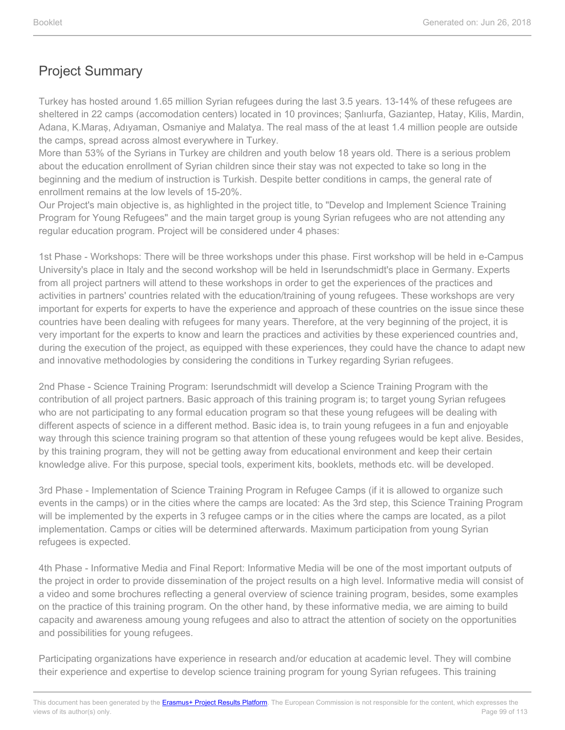## Project Summary

Turkey has hosted around 1.65 million Syrian refugees during the last 3.5 years. 13-14% of these refugees are sheltered in 22 camps (accomodation centers) located in 10 provinces; Şanlıurfa, Gaziantep, Hatay, Kilis, Mardin, Adana, K.Maraş, Adıyaman, Osmaniye and Malatya. The real mass of the at least 1.4 million people are outside the camps, spread across almost everywhere in Turkey.
More than 53% of the Syrians in Turkey are children and youth below 18 years old. There is a serious problem about the education enrollment of Syrian children since their stay was not expected to take so long in the beginning and the medium of instruction is Turkish. Despite better conditions in camps, the general rate of enrollment remains at the low levels of 15-20%.
Our Project's main objective is, as highlighted in the project title, to "Develop and Implement Science Training Program for Young Refugees" and the main target group is young Syrian refugees who are not attending any regular education program. Project will be considered under 4 phases:

1st Phase - Workshops: There will be three workshops under this phase. First workshop will be held in e-Campus University's place in Italy and the second workshop will be held in Iserundschmidt's place in Germany. Experts from all project partners will attend to these workshops in order to get the experiences of the practices and activities in partners' countries related with the education/training of young refugees. These workshops are very important for experts for experts to have the experience and approach of these countries on the issue since these countries have been dealing with refugees for many years. Therefore, at the very beginning of the project, it is very important for the experts to know and learn the practices and activities by these experienced countries and, during the execution of the project, as equipped with these experiences, they could have the chance to adapt new and innovative methodologies by considering the conditions in Turkey regarding Syrian refugees.

2nd Phase - Science Training Program: Iserundschmidt will develop a Science Training Program with the contribution of all project partners. Basic approach of this training program is; to target young Syrian refugees who are not participating to any formal education program so that these young refugees will be dealing with different aspects of science in a different method. Basic idea is, to train young refugees in a fun and enjoyable way through this science training program so that attention of these young refugees would be kept alive. Besides, by this training program, they will not be getting away from educational environment and keep their certain knowledge alive. For this purpose, special tools, experiment kits, booklets, methods etc. will be developed.

3rd Phase - Implementation of Science Training Program in Refugee Camps (if it is allowed to organize such events in the camps) or in the cities where the camps are located: As the 3rd step, this Science Training Program will be implemented by the experts in 3 refugee camps or in the cities where the camps are located, as a pilot implementation. Camps or cities will be determined afterwards. Maximum participation from young Syrian refugees is expected.

4th Phase - Informative Media and Final Report: Informative Media will be one of the most important outputs of the project in order to provide dissemination of the project results on a high level. Informative media will consist of a video and some brochures reflecting a general overview of science training program, besides, some examples on the practice of this training program. On the other hand, by these informative media, we are aiming to build capacity and awareness amoung young refugees and also to attract the attention of society on the opportunities and possibilities for young refugees.

Participating organizations have experience in research and/or education at academic level. They will combine their experience and expertise to develop science training program for young Syrian refugees. This training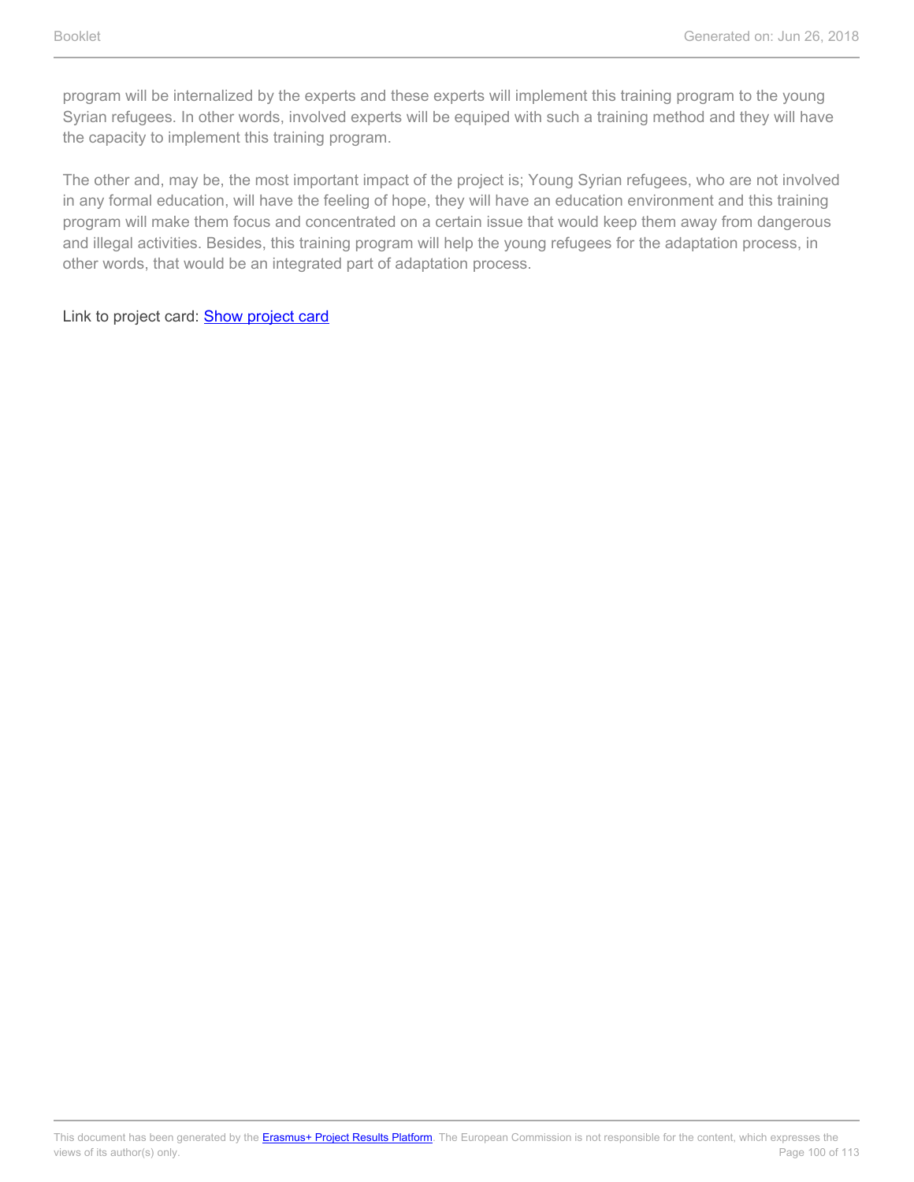program will be internalized by the experts and these experts will implement this training program to the young Syrian refugees. In other words, involved experts will be equiped with such a training method and they will have the capacity to implement this training program.

The other and, may be, the most important impact of the project is; Young Syrian refugees, who are not involved in any formal education, will have the feeling of hope, they will have an education environment and this training program will make them focus and concentrated on a certain issue that would keep them away from dangerous and illegal activities. Besides, this training program will help the young refugees for the adaptation process, in other words, that would be an integrated part of adaptation process.

Link to project card: Show project card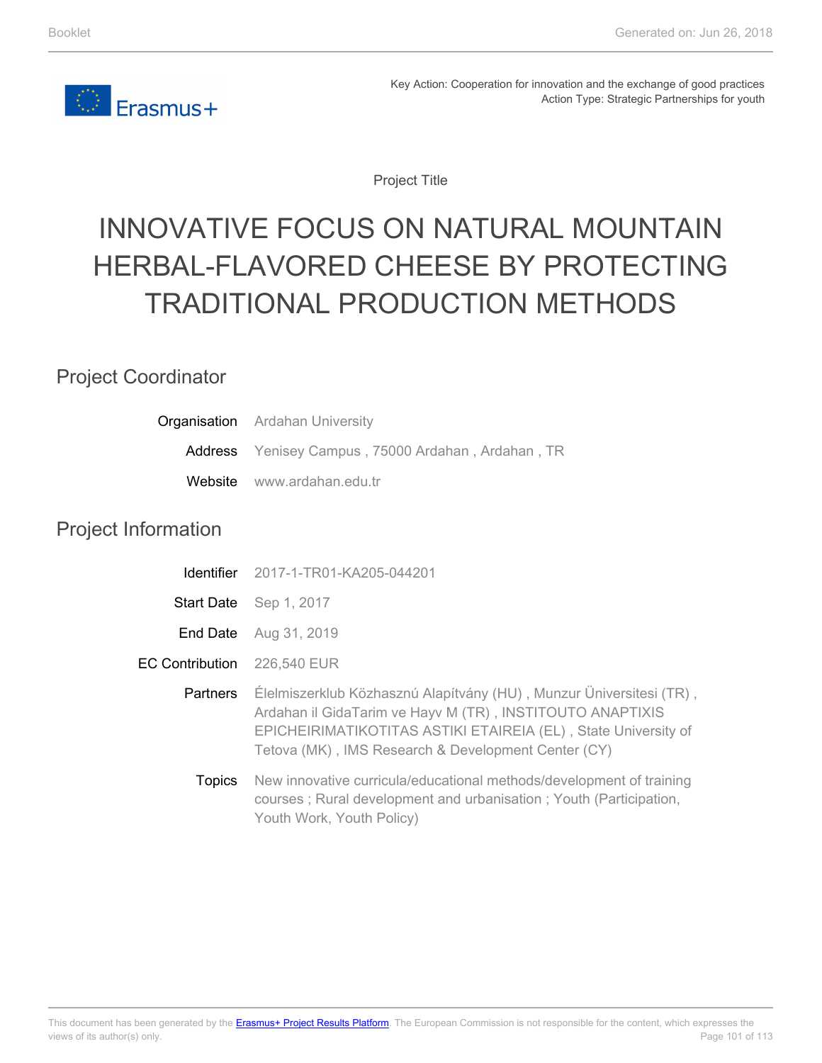Key Action: Cooperation for innovation and the exchange of good practices
Action Type: Strategic Partnerships for youth

Project Title

# INNOVATIVE FOCUS ON NATURAL MOUNTAIN HERBAL-FLAVORED CHEESE BY PROTECTING TRADITIONAL PRODUCTION METHODS

## Project Coordinator

**Organisation** Ardahan University

**Address** Yenisey Campus , 75000 Ardahan , Ardahan , TR

**Website** www.ardahan.edu.tr

## Project Information

**Identifier** 2017-1-TR01-KA205-044201

**Start Date** Sep 1, 2017

**End Date** Aug 31, 2019

**EC Contribution** 226,540 EUR

**Partners** Élelmiszerklub Közhasznú Alapítvány (HU) , Munzur Üniversitesi (TR) , Ardahan il GidaTarim ve Hayv M (TR) , INSTITOUTO ANAPTIXIS EPICHEIRIMATIKOTITAS ASTIKI ETAIREIA (EL) , State University of Tetova (MK) , IMS Research & Development Center (CY)

**Topics** New innovative curricula/educational methods/development of training courses ; Rural development and urbanisation ; Youth (Participation, Youth Work, Youth Policy)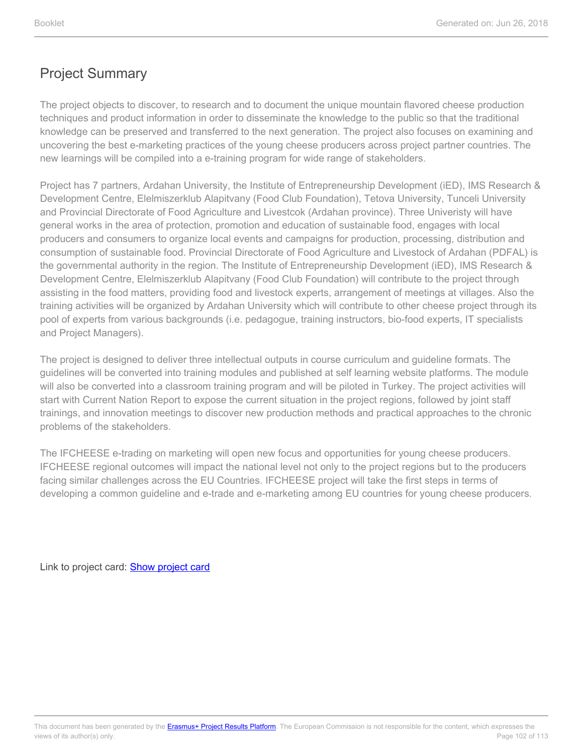# Project Summary

The project objects to discover, to research and to document the unique mountain flavored cheese production techniques and product information in order to disseminate the knowledge to the public so that the traditional knowledge can be preserved and transferred to the next generation. The project also focuses on examining and uncovering the best e-marketing practices of the young cheese producers across project partner countries. The new learnings will be compiled into a e-training program for wide range of stakeholders.

Project has 7 partners, Ardahan University, the Institute of Entrepreneurship Development (iED), IMS Research & Development Centre, Elelmiszerklub Alapitvany (Food Club Foundation), Tetova University, Tunceli University and Provincial Directorate of Food Agriculture and Livestcok (Ardahan province). Three Univeristy will have general works in the area of protection, promotion and education of sustainable food, engages with local producers and consumers to organize local events and campaigns for production, processing, distribution and consumption of sustainable food. Provincial Directorate of Food Agriculture and Livestock of Ardahan (PDFAL) is the governmental authority in the region. The Institute of Entrepreneurship Development (iED), IMS Research & Development Centre, Elelmiszerklub Alapitvany (Food Club Foundation) will contribute to the project through assisting in the food matters, providing food and livestock experts, arrangement of meetings at villages. Also the training activities will be organized by Ardahan University which will contribute to other cheese project through its pool of experts from various backgrounds (i.e. pedagogue, training instructors, bio-food experts, IT specialists and Project Managers).

The project is designed to deliver three intellectual outputs in course curriculum and guideline formats. The guidelines will be converted into training modules and published at self learning website platforms. The module will also be converted into a classroom training program and will be piloted in Turkey. The project activities will start with Current Nation Report to expose the current situation in the project regions, followed by joint staff trainings, and innovation meetings to discover new production methods and practical approaches to the chronic problems of the stakeholders.

The IFCHEESE e-trading on marketing will open new focus and opportunities for young cheese producers. IFCHEESE regional outcomes will impact the national level not only to the project regions but to the producers facing similar challenges across the EU Countries. IFCHEESE project will take the first steps in terms of developing a common guideline and e-trade and e-marketing among EU countries for young cheese producers.

Link to project card: [Show project card]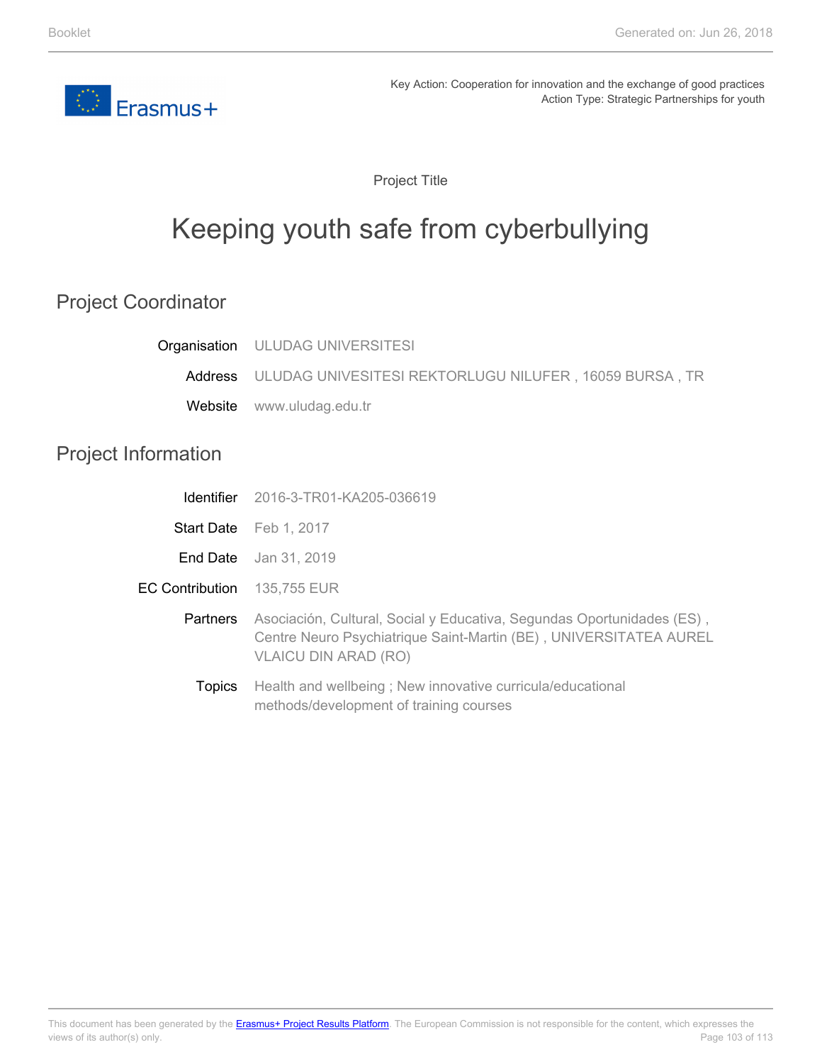Key Action: Cooperation for innovation and the exchange of good practices
Action Type: Strategic Partnerships for youth

Project Title

# Keeping youth safe from cyberbullying

## Project Coordinator

| | |
|---|---|
| Organisation | ULUDAG UNIVERSITESI |
| Address | ULUDAG UNIVESITESI REKTORLUGU NILUFER , 16059 BURSA , TR |
| Website | www.uludag.edu.tr |

## Project Information

| | |
|---|---|
| Identifier | 2016-3-TR01-KA205-036619 |
| Start Date | Feb 1, 2017 |
| End Date | Jan 31, 2019 |
| EC Contribution | 135,755 EUR |
| Partners | Asociación, Cultural, Social y Educativa, Segundas Oportunidades (ES) , Centre Neuro Psychiatrique Saint-Martin (BE) , UNIVERSITATEA AUREL VLAICU DIN ARAD (RO) |
| Topics | Health and wellbeing ; New innovative curricula/educational methods/development of training courses |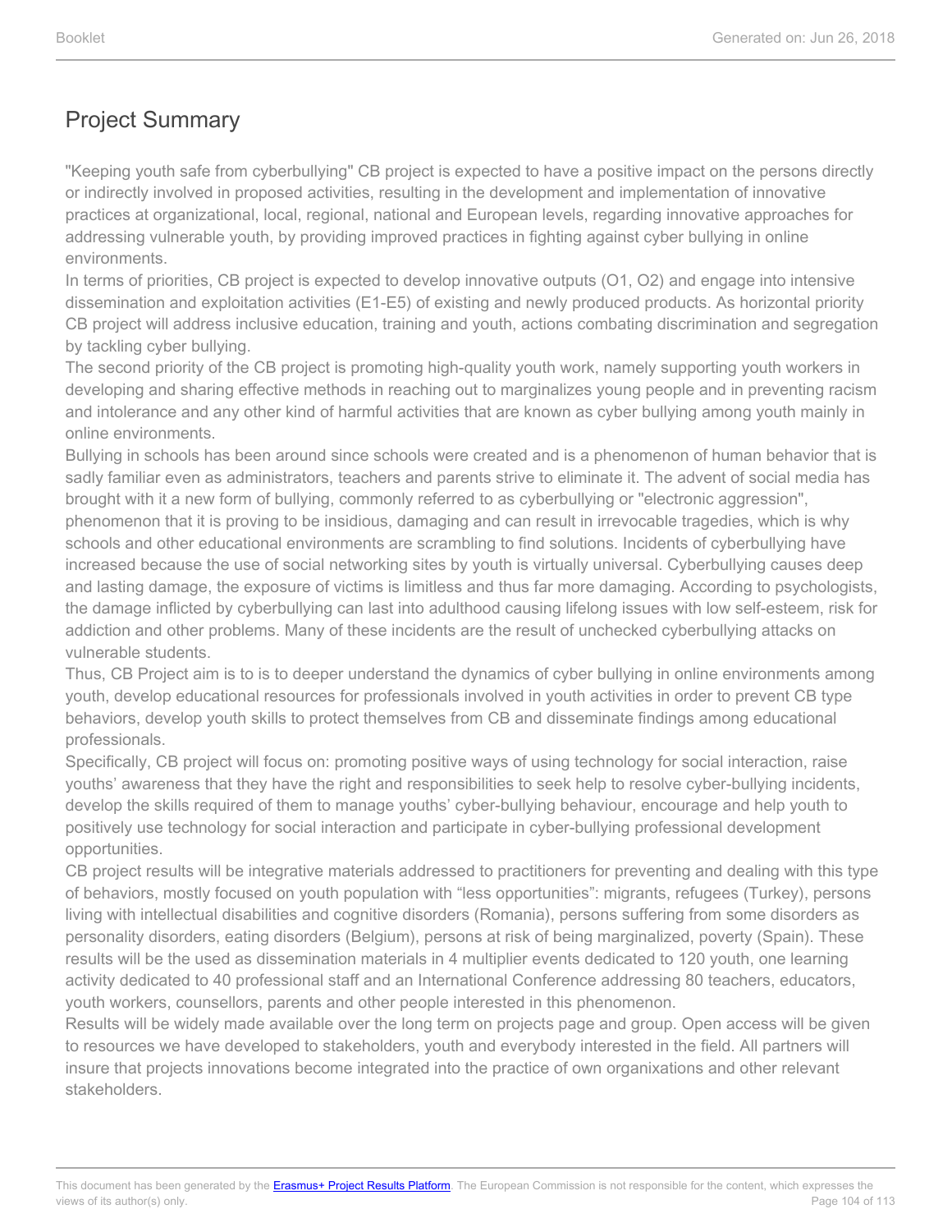## Project Summary

"Keeping youth safe from cyberbullying" CB project is expected to have a positive impact on the persons directly or indirectly involved in proposed activities, resulting in the development and implementation of innovative practices at organizational, local, regional, national and European levels, regarding innovative approaches for addressing vulnerable youth, by providing improved practices in fighting against cyber bullying in online environments.

In terms of priorities, CB project is expected to develop innovative outputs (O1, O2) and engage into intensive dissemination and exploitation activities (E1-E5) of existing and newly produced products. As horizontal priority CB project will address inclusive education, training and youth, actions combating discrimination and segregation by tackling cyber bullying.

The second priority of the CB project is promoting high-quality youth work, namely supporting youth workers in developing and sharing effective methods in reaching out to marginalizes young people and in preventing racism and intolerance and any other kind of harmful activities that are known as cyber bullying among youth mainly in online environments.

Bullying in schools has been around since schools were created and is a phenomenon of human behavior that is sadly familiar even as administrators, teachers and parents strive to eliminate it. The advent of social media has brought with it a new form of bullying, commonly referred to as cyberbullying or "electronic aggression", phenomenon that it is proving to be insidious, damaging and can result in irrevocable tragedies, which is why schools and other educational environments are scrambling to find solutions. Incidents of cyberbullying have increased because the use of social networking sites by youth is virtually universal. Cyberbullying causes deep and lasting damage, the exposure of victims is limitless and thus far more damaging. According to psychologists, the damage inflicted by cyberbullying can last into adulthood causing lifelong issues with low self-esteem, risk for addiction and other problems. Many of these incidents are the result of unchecked cyberbullying attacks on vulnerable students.

Thus, CB Project aim is to is to deeper understand the dynamics of cyber bullying in online environments among youth, develop educational resources for professionals involved in youth activities in order to prevent CB type behaviors, develop youth skills to protect themselves from CB and disseminate findings among educational professionals.

Specifically, CB project will focus on: promoting positive ways of using technology for social interaction, raise youths' awareness that they have the right and responsibilities to seek help to resolve cyber-bullying incidents, develop the skills required of them to manage youths' cyber-bullying behaviour, encourage and help youth to positively use technology for social interaction and participate in cyber-bullying professional development opportunities.

CB project results will be integrative materials addressed to practitioners for preventing and dealing with this type of behaviors, mostly focused on youth population with "less opportunities": migrants, refugees (Turkey), persons living with intellectual disabilities and cognitive disorders (Romania), persons suffering from some disorders as personality disorders, eating disorders (Belgium), persons at risk of being marginalized, poverty (Spain). These results will be the used as dissemination materials in 4 multiplier events dedicated to 120 youth, one learning activity dedicated to 40 professional staff and an International Conference addressing 80 teachers, educators, youth workers, counsellors, parents and other people interested in this phenomenon.

Results will be widely made available over the long term on projects page and group. Open access will be given to resources we have developed to stakeholders, youth and everybody interested in the field. All partners will insure that projects innovations become integrated into the practice of own organixations and other relevant stakeholders.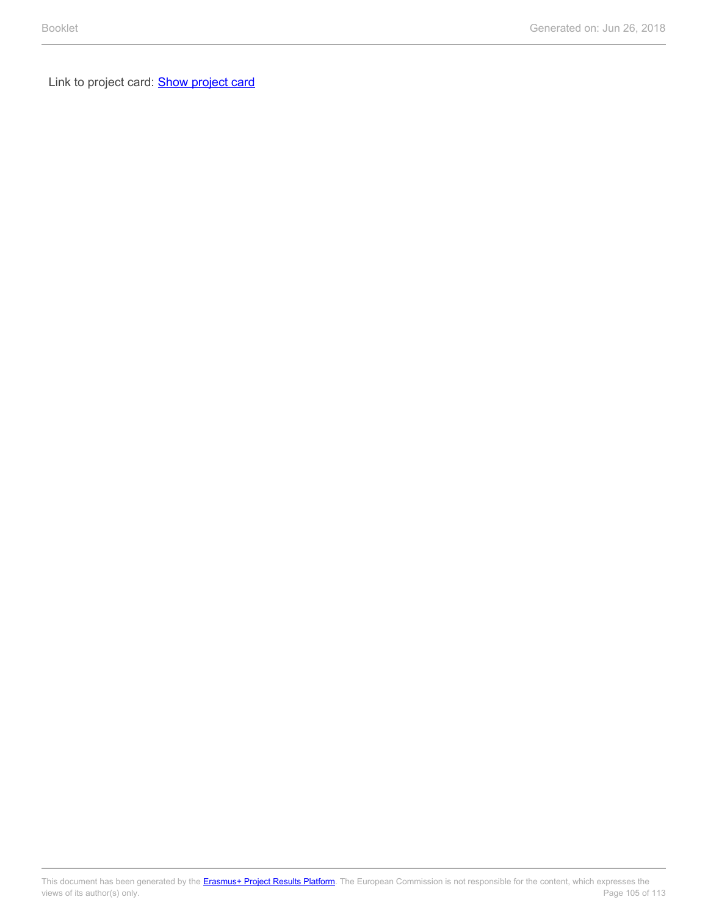Link to project card: Show project card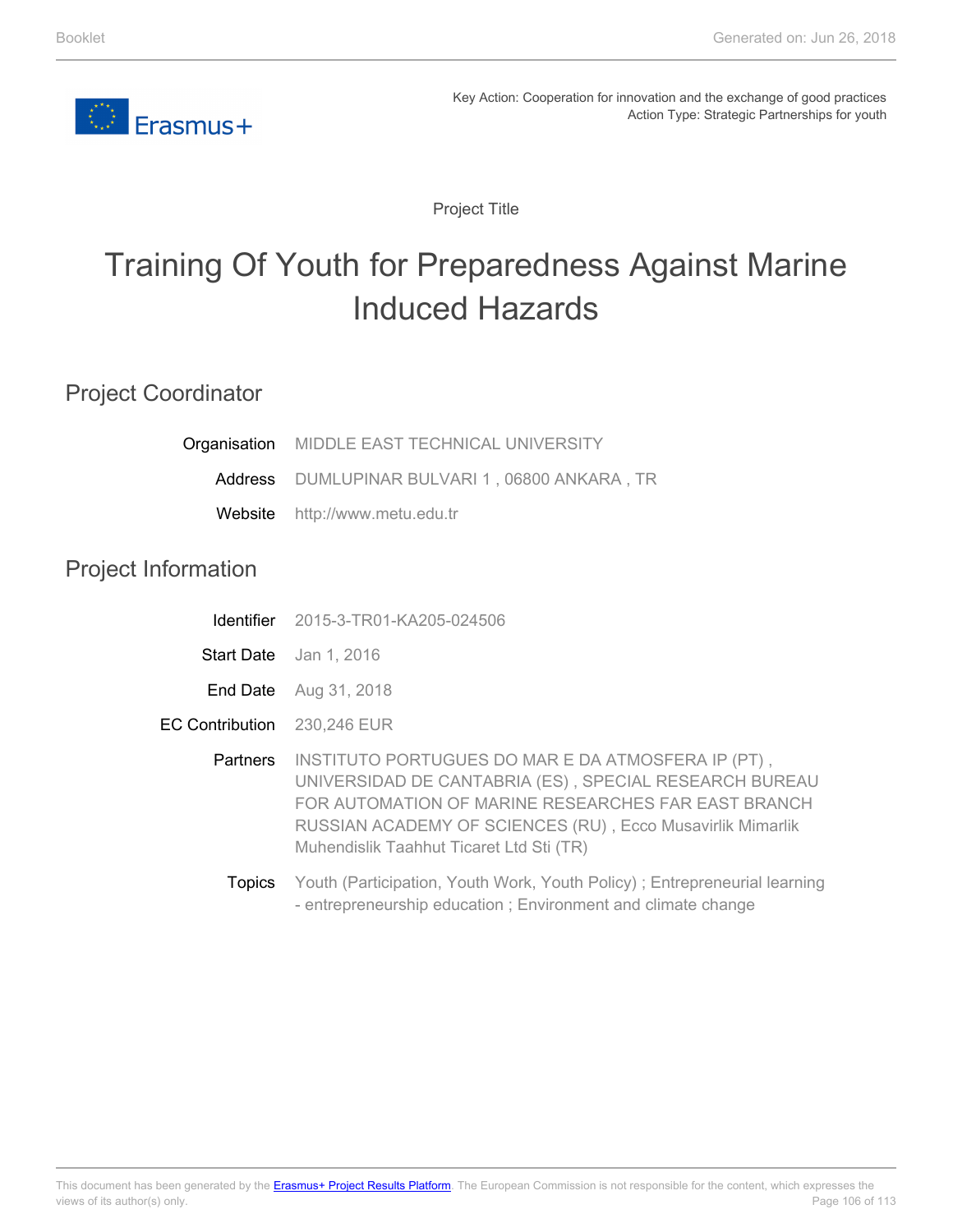Key Action: Cooperation for innovation and the exchange of good practices
Action Type: Strategic Partnerships for youth

Project Title

# Training Of Youth for Preparedness Against Marine Induced Hazards

## Project Coordinator

| | |
|---|---|
| Organisation | MIDDLE EAST TECHNICAL UNIVERSITY |
| Address | DUMLUPINAR BULVARI 1 , 06800 ANKARA , TR |
| Website | http://www.metu.edu.tr |

## Project Information

| | |
|---|---|
| Identifier | 2015-3-TR01-KA205-024506 |
| Start Date | Jan 1, 2016 |
| End Date | Aug 31, 2018 |
| EC Contribution | 230,246 EUR |
| Partners | INSTITUTO PORTUGUES DO MAR E DA ATMOSFERA IP (PT) , UNIVERSIDAD DE CANTABRIA (ES) , SPECIAL RESEARCH BUREAU FOR AUTOMATION OF MARINE RESEARCHES FAR EAST BRANCH RUSSIAN ACADEMY OF SCIENCES (RU) , Ecco Musavirlik Mimarlik Muhendislik Taahhut Ticaret Ltd Sti (TR) |
| Topics | Youth (Participation, Youth Work, Youth Policy) ; Entrepreneurial learning - entrepreneurship education ; Environment and climate change |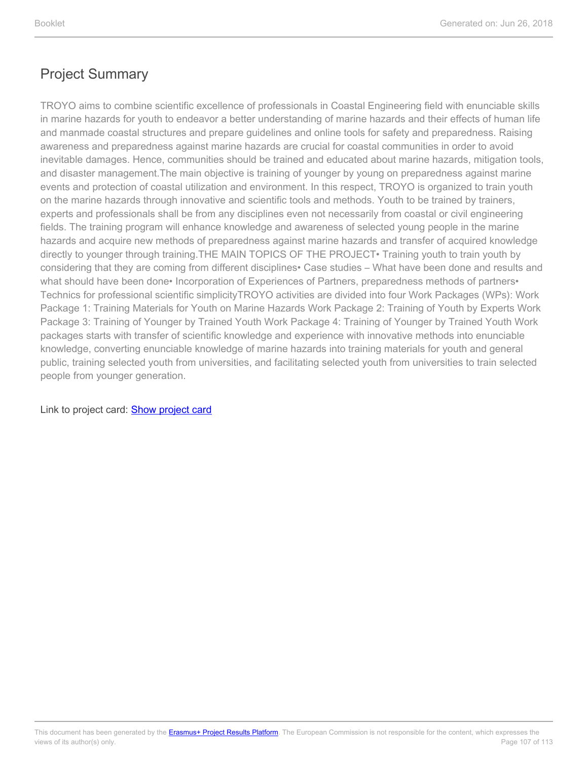## Project Summary

TROYO aims to combine scientific excellence of professionals in Coastal Engineering field with enunciable skills in marine hazards for youth to endeavor a better understanding of marine hazards and their effects of human life and manmade coastal structures and prepare guidelines and online tools for safety and preparedness. Raising awareness and preparedness against marine hazards are crucial for coastal communities in order to avoid inevitable damages. Hence, communities should be trained and educated about marine hazards, mitigation tools, and disaster management.The main objective is training of younger by young on preparedness against marine events and protection of coastal utilization and environment. In this respect, TROYO is organized to train youth on the marine hazards through innovative and scientific tools and methods. Youth to be trained by trainers, experts and professionals shall be from any disciplines even not necessarily from coastal or civil engineering fields. The training program will enhance knowledge and awareness of selected young people in the marine hazards and acquire new methods of preparedness against marine hazards and transfer of acquired knowledge directly to younger through training.THE MAIN TOPICS OF THE PROJECT• Training youth to train youth by considering that they are coming from different disciplines• Case studies – What have been done and results and what should have been done• Incorporation of Experiences of Partners, preparedness methods of partners• Technics for professional scientific simplicityTROYO activities are divided into four Work Packages (WPs): Work Package 1: Training Materials for Youth on Marine Hazards Work Package 2: Training of Youth by Experts Work Package 3: Training of Younger by Trained Youth Work Package 4: Training of Younger by Trained Youth Work packages starts with transfer of scientific knowledge and experience with innovative methods into enunciable knowledge, converting enunciable knowledge of marine hazards into training materials for youth and general public, training selected youth from universities, and facilitating selected youth from universities to train selected people from younger generation.

Link to project card: Show project card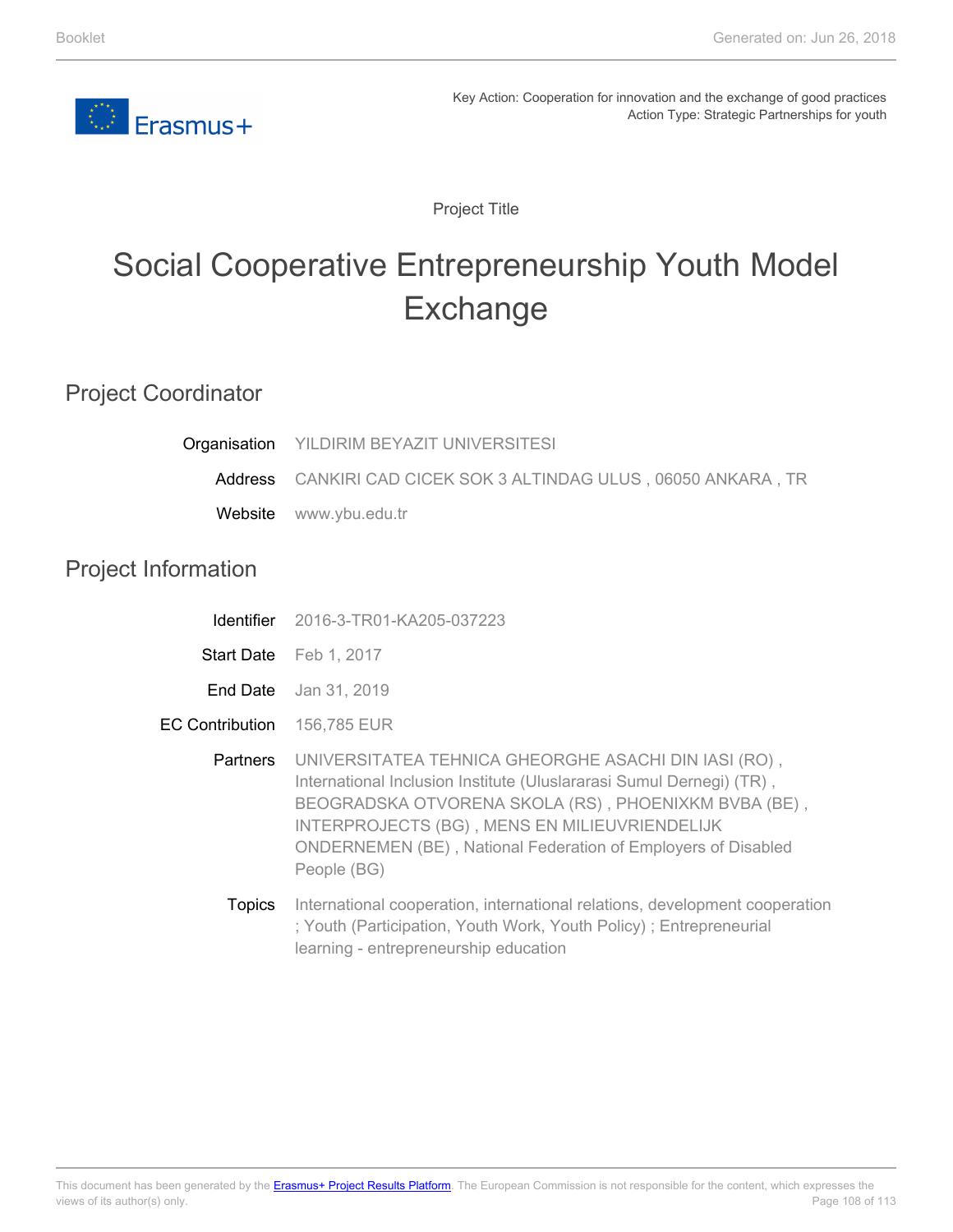Key Action: Cooperation for innovation and the exchange of good practices
Action Type: Strategic Partnerships for youth

Project Title

# Social Cooperative Entrepreneurship Youth Model Exchange

## Project Coordinator

**Organisation** YILDIRIM BEYAZIT UNIVERSITESI

**Address** CANKIRI CAD CICEK SOK 3 ALTINDAG ULUS , 06050 ANKARA , TR

**Website** www.ybu.edu.tr

## Project Information

**Identifier** 2016-3-TR01-KA205-037223

**Start Date** Feb 1, 2017

**End Date** Jan 31, 2019

**EC Contribution** 156,785 EUR

**Partners** UNIVERSITATEA TEHNICA GHEORGHE ASACHI DIN IASI (RO) , International Inclusion Institute (Uluslararasi Sumul Dernegi) (TR) , BEOGRADSKA OTVORENA SKOLA (RS) , PHOENIXKM BVBA (BE) , INTERPROJECTS (BG) , MENS EN MILIEUVRIENDELIJK ONDERNEMEN (BE) , National Federation of Employers of Disabled People (BG)

**Topics** International cooperation, international relations, development cooperation ; Youth (Participation, Youth Work, Youth Policy) ; Entrepreneurial learning - entrepreneurship education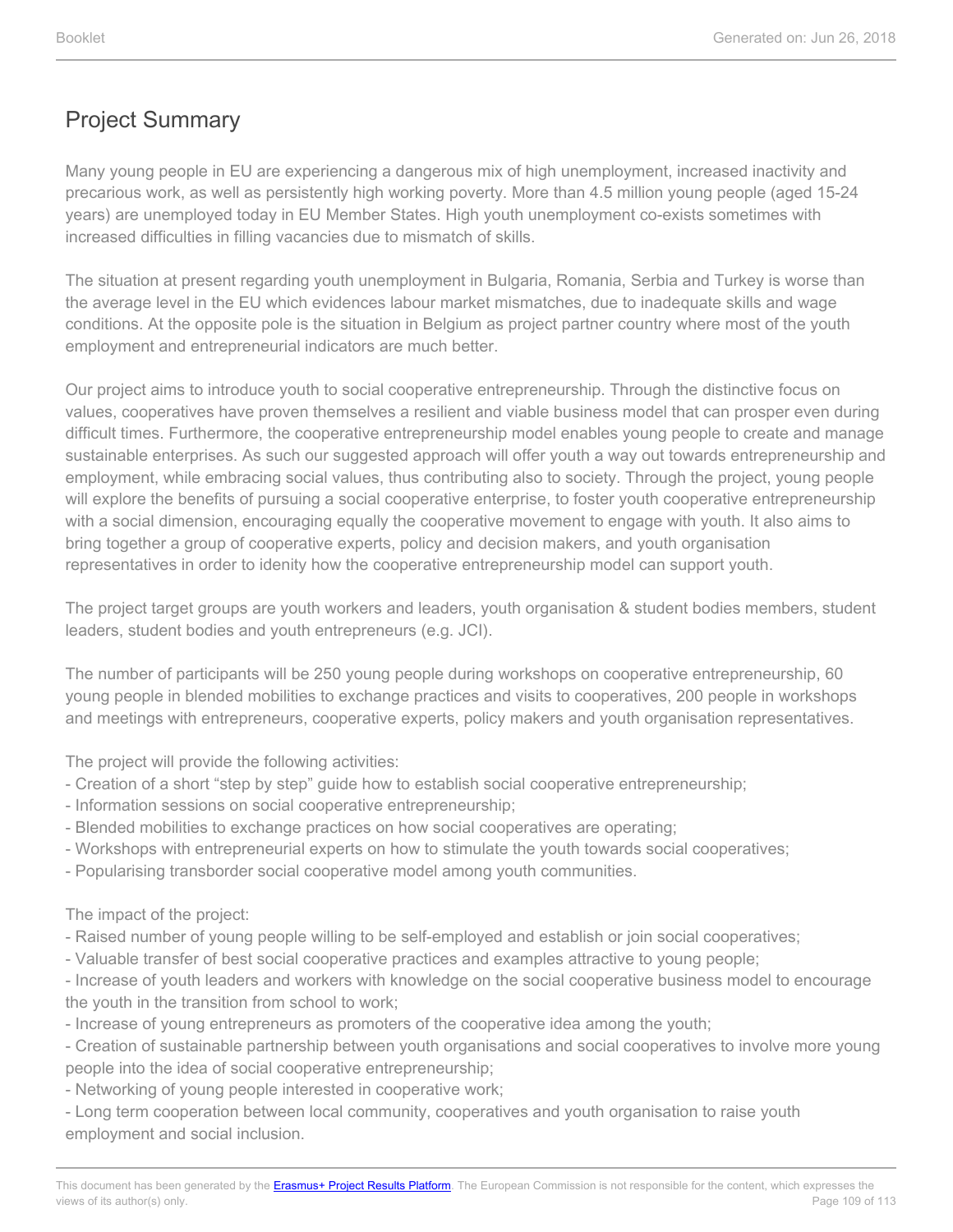# Project Summary

Many young people in EU are experiencing a dangerous mix of high unemployment, increased inactivity and precarious work, as well as persistently high working poverty. More than 4.5 million young people (aged 15-24 years) are unemployed today in EU Member States. High youth unemployment co-exists sometimes with increased difficulties in filling vacancies due to mismatch of skills.

The situation at present regarding youth unemployment in Bulgaria, Romania, Serbia and Turkey is worse than the average level in the EU which evidences labour market mismatches, due to inadequate skills and wage conditions. At the opposite pole is the situation in Belgium as project partner country where most of the youth employment and entrepreneurial indicators are much better.

Our project aims to introduce youth to social cooperative entrepreneurship. Through the distinctive focus on values, cooperatives have proven themselves a resilient and viable business model that can prosper even during difficult times. Furthermore, the cooperative entrepreneurship model enables young people to create and manage sustainable enterprises. As such our suggested approach will offer youth a way out towards entrepreneurship and employment, while embracing social values, thus contributing also to society. Through the project, young people will explore the benefits of pursuing a social cooperative enterprise, to foster youth cooperative entrepreneurship with a social dimension, encouraging equally the cooperative movement to engage with youth. It also aims to bring together a group of cooperative experts, policy and decision makers, and youth organisation representatives in order to idenity how the cooperative entrepreneurship model can support youth.

The project target groups are youth workers and leaders, youth organisation & student bodies members, student leaders, student bodies and youth entrepreneurs (e.g. JCI).

The number of participants will be 250 young people during workshops on cooperative entrepreneurship, 60 young people in blended mobilities to exchange practices and visits to cooperatives, 200 people in workshops and meetings with entrepreneurs, cooperative experts, policy makers and youth organisation representatives.

The project will provide the following activities:
- Creation of a short “step by step” guide how to establish social cooperative entrepreneurship;
- Information sessions on social cooperative entrepreneurship;
- Blended mobilities to exchange practices on how social cooperatives are operating;
- Workshops with entrepreneurial experts on how to stimulate the youth towards social cooperatives;
- Popularising transborder social cooperative model among youth communities.

The impact of the project:
- Raised number of young people willing to be self-employed and establish or join social cooperatives;
- Valuable transfer of best social cooperative practices and examples attractive to young people;
- Increase of youth leaders and workers with knowledge on the social cooperative business model to encourage the youth in the transition from school to work;
- Increase of young entrepreneurs as promoters of the cooperative idea among the youth;
- Creation of sustainable partnership between youth organisations and social cooperatives to involve more young people into the idea of social cooperative entrepreneurship;
- Networking of young people interested in cooperative work;
- Long term cooperation between local community, cooperatives and youth organisation to raise youth employment and social inclusion.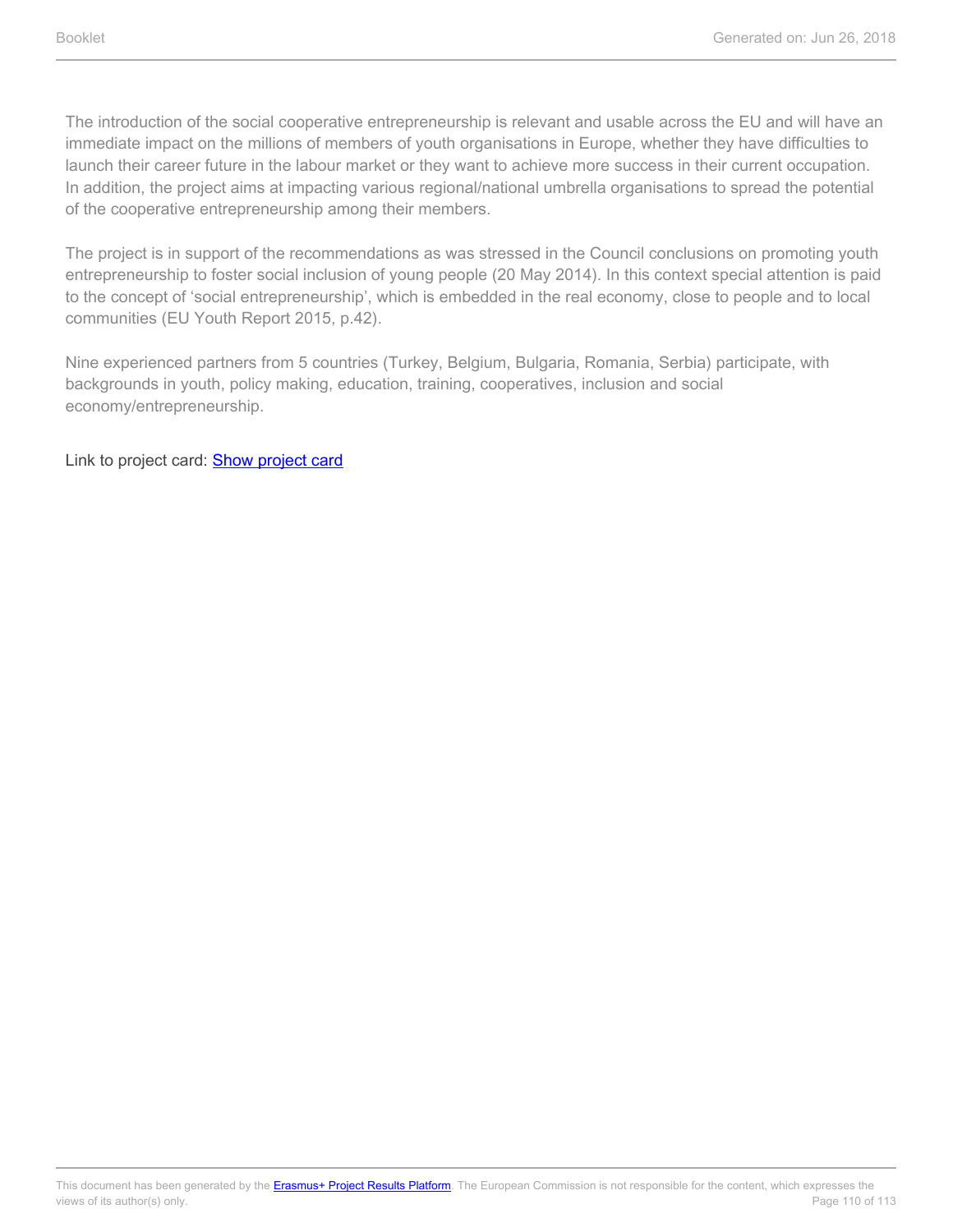The introduction of the social cooperative entrepreneurship is relevant and usable across the EU and will have an immediate impact on the millions of members of youth organisations in Europe, whether they have difficulties to launch their career future in the labour market or they want to achieve more success in their current occupation. In addition, the project aims at impacting various regional/national umbrella organisations to spread the potential of the cooperative entrepreneurship among their members.

The project is in support of the recommendations as was stressed in the Council conclusions on promoting youth entrepreneurship to foster social inclusion of young people (20 May 2014). In this context special attention is paid to the concept of 'social entrepreneurship', which is embedded in the real economy, close to people and to local communities (EU Youth Report 2015, p.42).

Nine experienced partners from 5 countries (Turkey, Belgium, Bulgaria, Romania, Serbia) participate, with backgrounds in youth, policy making, education, training, cooperatives, inclusion and social economy/entrepreneurship.

Link to project card: Show project card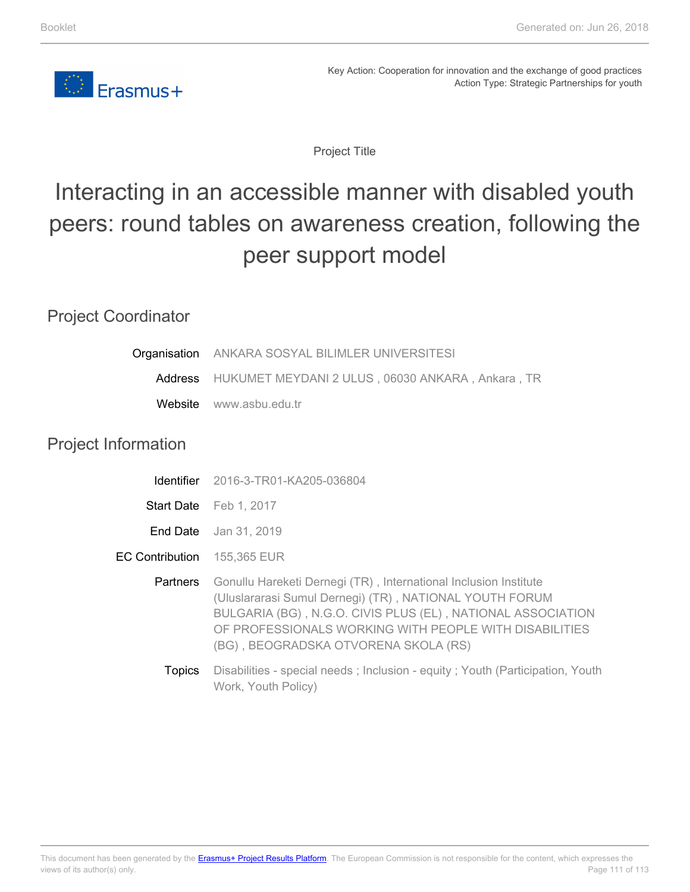Key Action: Cooperation for innovation and the exchange of good practices
Action Type: Strategic Partnerships for youth

Project Title

# Interacting in an accessible manner with disabled youth peers: round tables on awareness creation, following the peer support model

## Project Coordinator

| | |
|---|---|
| Organisation | ANKARA SOSYAL BILIMLER UNIVERSITESI |
| Address | HUKUMET MEYDANI 2 ULUS , 06030 ANKARA , Ankara , TR |
| Website | www.asbu.edu.tr |

## Project Information

| | |
|---|---|
| Identifier | 2016-3-TR01-KA205-036804 |
| Start Date | Feb 1, 2017 |
| End Date | Jan 31, 2019 |
| EC Contribution | 155,365 EUR |
| Partners | Gonullu Hareketi Dernegi (TR) , International Inclusion Institute (Uluslararasi Sumul Dernegi) (TR) , NATIONAL YOUTH FORUM BULGARIA (BG) , N.G.O. CIVIS PLUS (EL) , NATIONAL ASSOCIATION OF PROFESSIONALS WORKING WITH PEOPLE WITH DISABILITIES (BG) , BEOGRADSKA OTVORENA SKOLA (RS) |
| Topics | Disabilities - special needs ; Inclusion - equity ; Youth (Participation, Youth Work, Youth Policy) |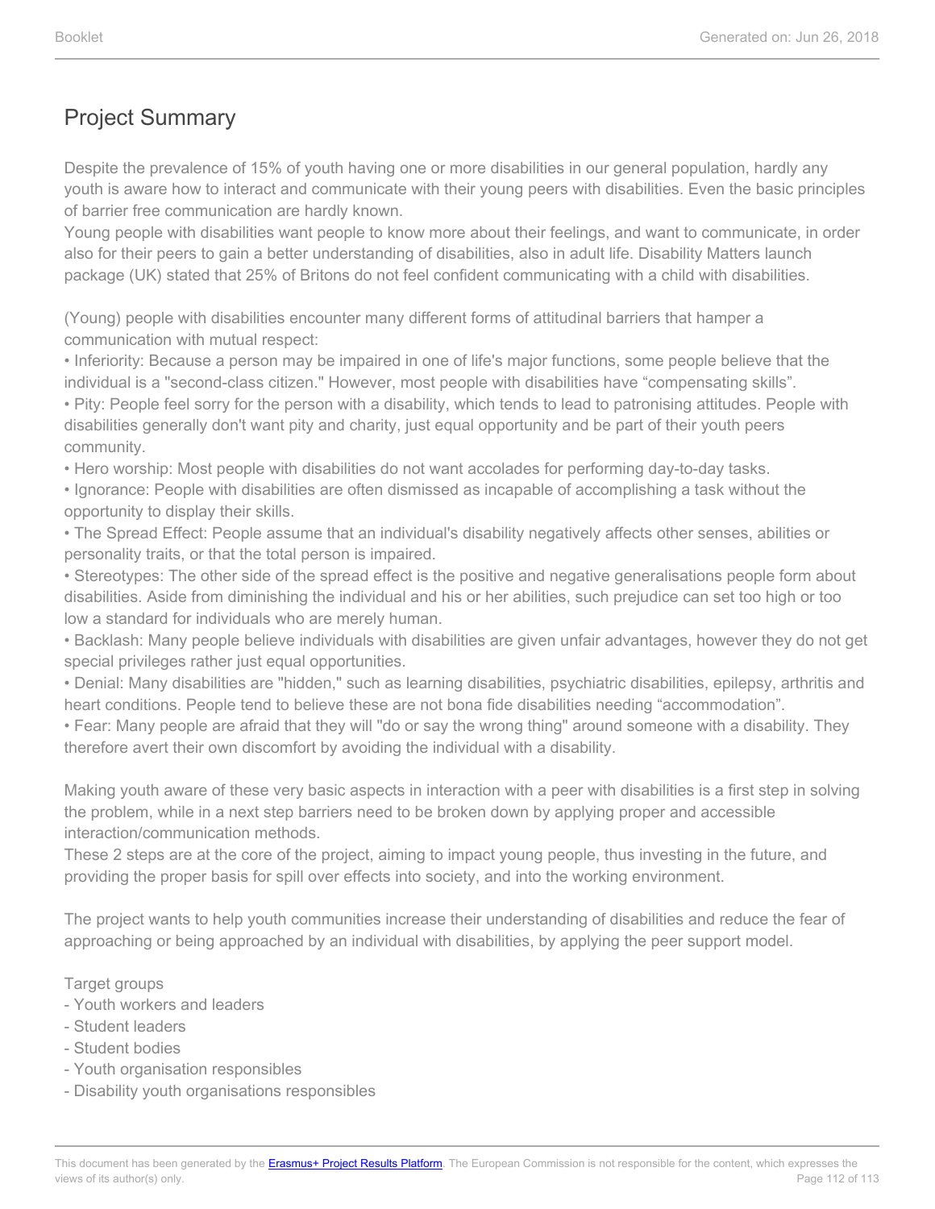## Project Summary

Despite the prevalence of 15% of youth having one or more disabilities in our general population, hardly any youth is aware how to interact and communicate with their young peers with disabilities. Even the basic principles of barrier free communication are hardly known.
Young people with disabilities want people to know more about their feelings, and want to communicate, in order also for their peers to gain a better understanding of disabilities, also in adult life. Disability Matters launch package (UK) stated that 25% of Britons do not feel confident communicating with a child with disabilities.

(Young) people with disabilities encounter many different forms of attitudinal barriers that hamper a communication with mutual respect:
• Inferiority: Because a person may be impaired in one of life's major functions, some people believe that the individual is a "second-class citizen." However, most people with disabilities have "compensating skills".
• Pity: People feel sorry for the person with a disability, which tends to lead to patronising attitudes. People with disabilities generally don't want pity and charity, just equal opportunity and be part of their youth peers community.
• Hero worship: Most people with disabilities do not want accolades for performing day-to-day tasks.
• Ignorance: People with disabilities are often dismissed as incapable of accomplishing a task without the opportunity to display their skills.
• The Spread Effect: People assume that an individual's disability negatively affects other senses, abilities or personality traits, or that the total person is impaired.
• Stereotypes: The other side of the spread effect is the positive and negative generalisations people form about disabilities. Aside from diminishing the individual and his or her abilities, such prejudice can set too high or too low a standard for individuals who are merely human.
• Backlash: Many people believe individuals with disabilities are given unfair advantages, however they do not get special privileges rather just equal opportunities.
• Denial: Many disabilities are "hidden," such as learning disabilities, psychiatric disabilities, epilepsy, arthritis and heart conditions. People tend to believe these are not bona fide disabilities needing "accommodation".
• Fear: Many people are afraid that they will "do or say the wrong thing" around someone with a disability. They therefore avert their own discomfort by avoiding the individual with a disability.

Making youth aware of these very basic aspects in interaction with a peer with disabilities is a first step in solving the problem, while in a next step barriers need to be broken down by applying proper and accessible interaction/communication methods.
These 2 steps are at the core of the project, aiming to impact young people, thus investing in the future, and providing the proper basis for spill over effects into society, and into the working environment.

The project wants to help youth communities increase their understanding of disabilities and reduce the fear of approaching or being approached by an individual with disabilities, by applying the peer support model.

Target groups
- Youth workers and leaders
- Student leaders
- Student bodies
- Youth organisation responsibles
- Disability youth organisations responsibles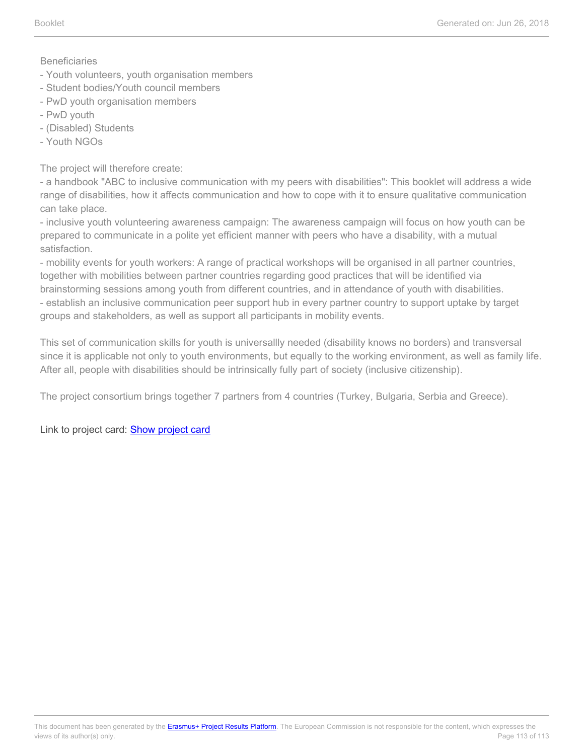Beneficiaries
- Youth volunteers, youth organisation members
- Student bodies/Youth council members
- PwD youth organisation members
- PwD youth
- (Disabled) Students
- Youth NGOs

The project will therefore create:
- a handbook "ABC to inclusive communication with my peers with disabilities": This booklet will address a wide range of disabilities, how it affects communication and how to cope with it to ensure qualitative communication can take place.
- inclusive youth volunteering awareness campaign: The awareness campaign will focus on how youth can be prepared to communicate in a polite yet efficient manner with peers who have a disability, with a mutual satisfaction.
- mobility events for youth workers: A range of practical workshops will be organised in all partner countries, together with mobilities between partner countries regarding good practices that will be identified via brainstorming sessions among youth from different countries, and in attendance of youth with disabilities.
- establish an inclusive communication peer support hub in every partner country to support uptake by target groups and stakeholders, as well as support all participants in mobility events.

This set of communication skills for youth is universallly needed (disability knows no borders) and transversal since it is applicable not only to youth environments, but equally to the working environment, as well as family life. After all, people with disabilities should be intrinsically fully part of society (inclusive citizenship).

The project consortium brings together 7 partners from 4 countries (Turkey, Bulgaria, Serbia and Greece).

Link to project card: Show project card